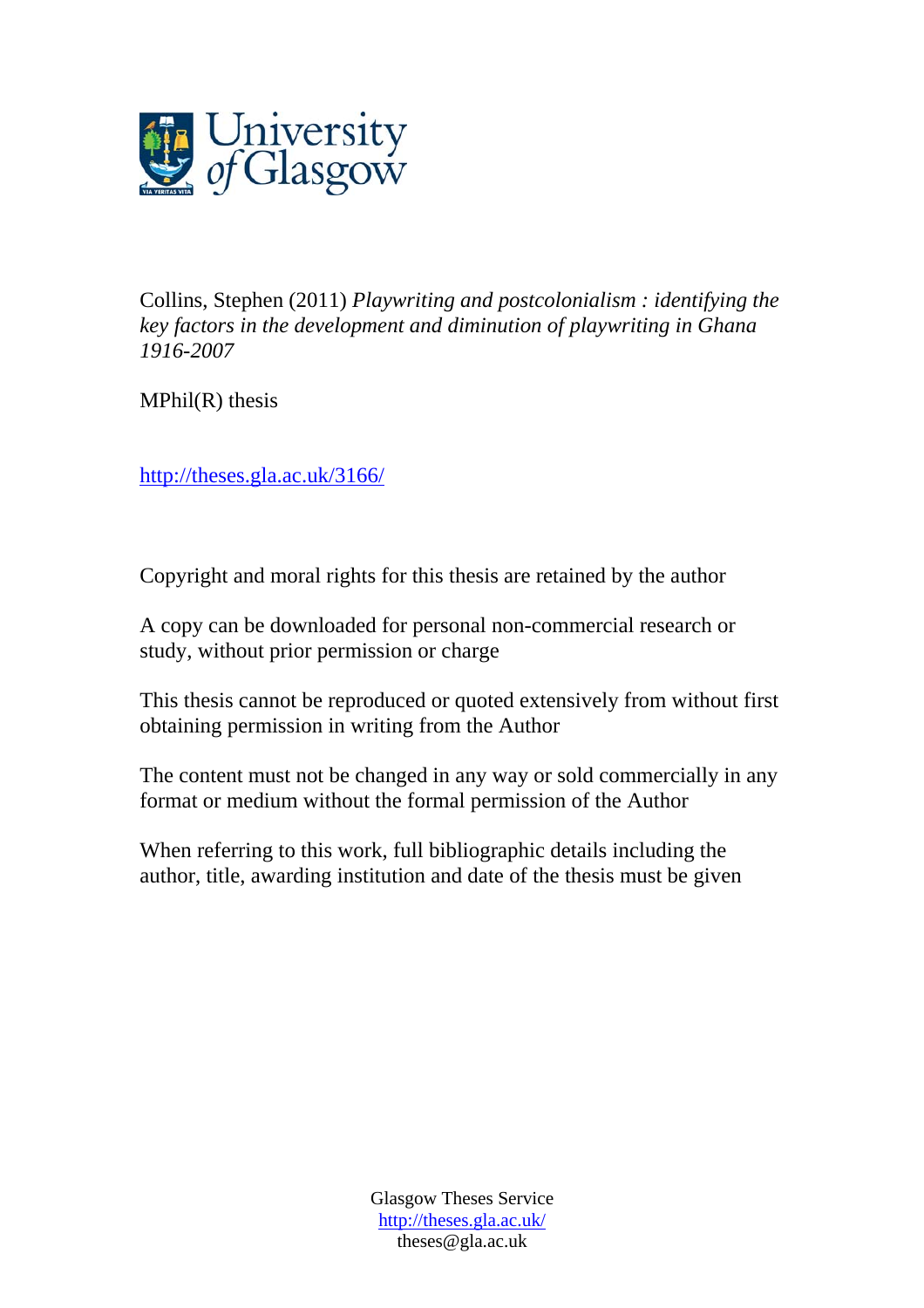Collins, Stephen (2011) *Playwriting and postcolonialism : identifying the key factors in the development and diminution of playwriting in Ghana 1916-2007*

MPhil(R) thesis

http://theses.gla.ac.uk/3166/

Copyright and moral rights for this thesis are retained by the author

A copy can be downloaded for personal non-commercial research or study, without prior permission or charge

This thesis cannot be reproduced or quoted extensively from without first obtaining permission in writing from the Author

The content must not be changed in any way or sold commercially in any format or medium without the formal permission of the Author

When referring to this work, full bibliographic details including the author, title, awarding institution and date of the thesis must be given

Glasgow Theses Service
http://theses.gla.ac.uk/
theses@gla.ac.uk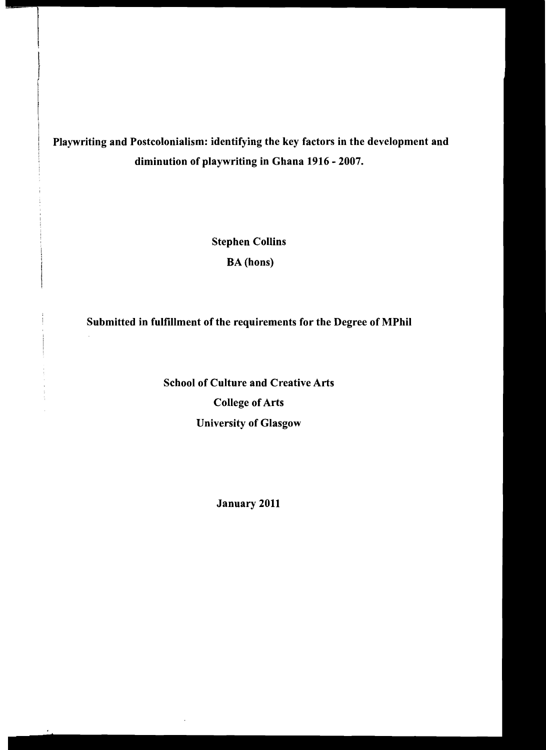# Playwriting and Postcolonialism: identifying the key factors in the development and diminution of playwriting in Ghana 1916 - 2007.

**Stephen Collins**

**BA (hons)**

**Submitted in fulfillment of the requirements for the Degree of MPhil**

**School of Culture and Creative Arts**

**College of Arts**

**University of Glasgow**

**January 2011**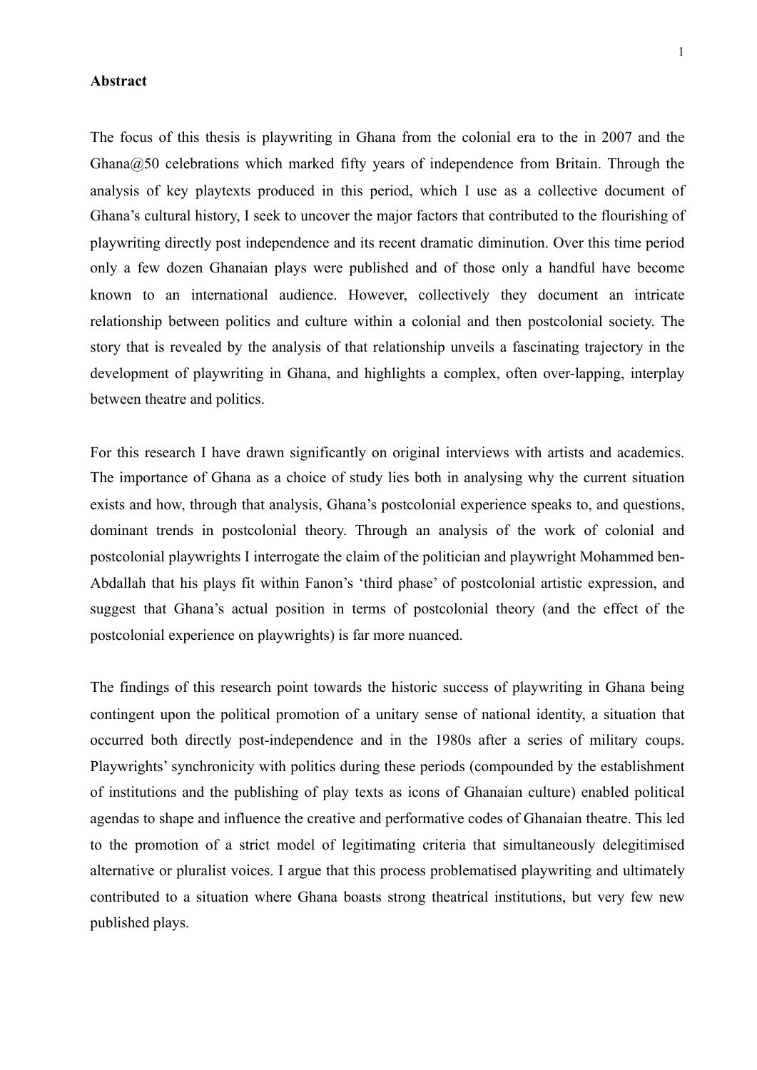**Abstract**

The focus of this thesis is playwriting in Ghana from the colonial era to the in 2007 and the Ghana@50 celebrations which marked fifty years of independence from Britain. Through the analysis of key playtexts produced in this period, which I use as a collective document of Ghana's cultural history, I seek to uncover the major factors that contributed to the flourishing of playwriting directly post independence and its recent dramatic diminution. Over this time period only a few dozen Ghanaian plays were published and of those only a handful have become known to an international audience. However, collectively they document an intricate relationship between politics and culture within a colonial and then postcolonial society. The story that is revealed by the analysis of that relationship unveils a fascinating trajectory in the development of playwriting in Ghana, and highlights a complex, often over-lapping, interplay between theatre and politics.

For this research I have drawn significantly on original interviews with artists and academics. The importance of Ghana as a choice of study lies both in analysing why the current situation exists and how, through that analysis, Ghana's postcolonial experience speaks to, and questions, dominant trends in postcolonial theory. Through an analysis of the work of colonial and postcolonial playwrights I interrogate the claim of the politician and playwright Mohammed ben-Abdallah that his plays fit within Fanon's 'third phase' of postcolonial artistic expression, and suggest that Ghana's actual position in terms of postcolonial theory (and the effect of the postcolonial experience on playwrights) is far more nuanced.

The findings of this research point towards the historic success of playwriting in Ghana being contingent upon the political promotion of a unitary sense of national identity, a situation that occurred both directly post-independence and in the 1980s after a series of military coups. Playwrights' synchronicity with politics during these periods (compounded by the establishment of institutions and the publishing of play texts as icons of Ghanaian culture) enabled political agendas to shape and influence the creative and performative codes of Ghanaian theatre. This led to the promotion of a strict model of legitimating criteria that simultaneously delegitimised alternative or pluralist voices. I argue that this process problematised playwriting and ultimately contributed to a situation where Ghana boasts strong theatrical institutions, but very few new published plays.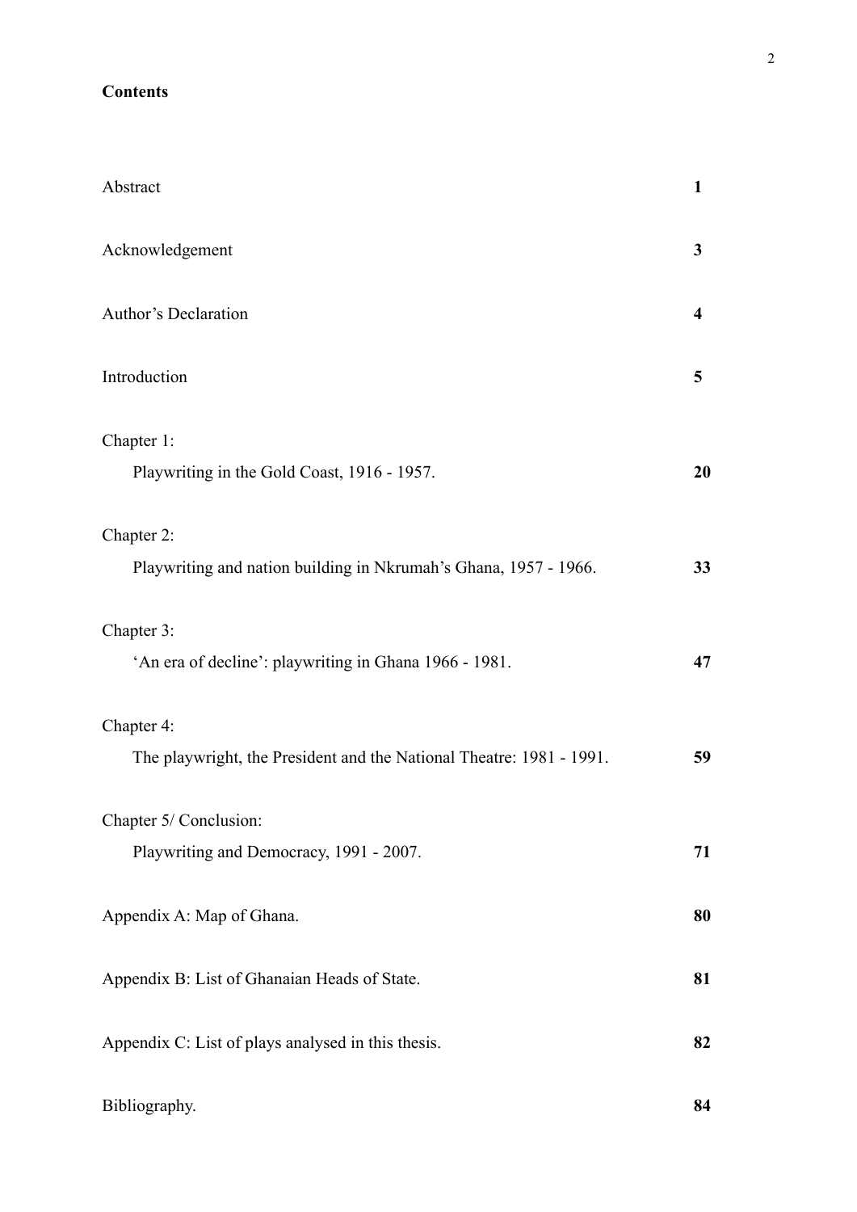**Contents**

| | |
|---|---|
| Abstract | **1** |
| Acknowledgement | **3** |
| Author's Declaration | **4** |
| Introduction | **5** |
| Chapter 1: Playwriting in the Gold Coast, 1916 - 1957. | **20** |
| Chapter 2: Playwriting and nation building in Nkrumah's Ghana, 1957 - 1966. | **33** |
| Chapter 3: 'An era of decline': playwriting in Ghana 1966 - 1981. | **47** |
| Chapter 4: The playwright, the President and the National Theatre: 1981 - 1991. | **59** |
| Chapter 5/ Conclusion: Playwriting and Democracy, 1991 - 2007. | **71** |
| Appendix A: Map of Ghana. | **80** |
| Appendix B: List of Ghanaian Heads of State. | **81** |
| Appendix C: List of plays analysed in this thesis. | **82** |
| Bibliography. | **84** |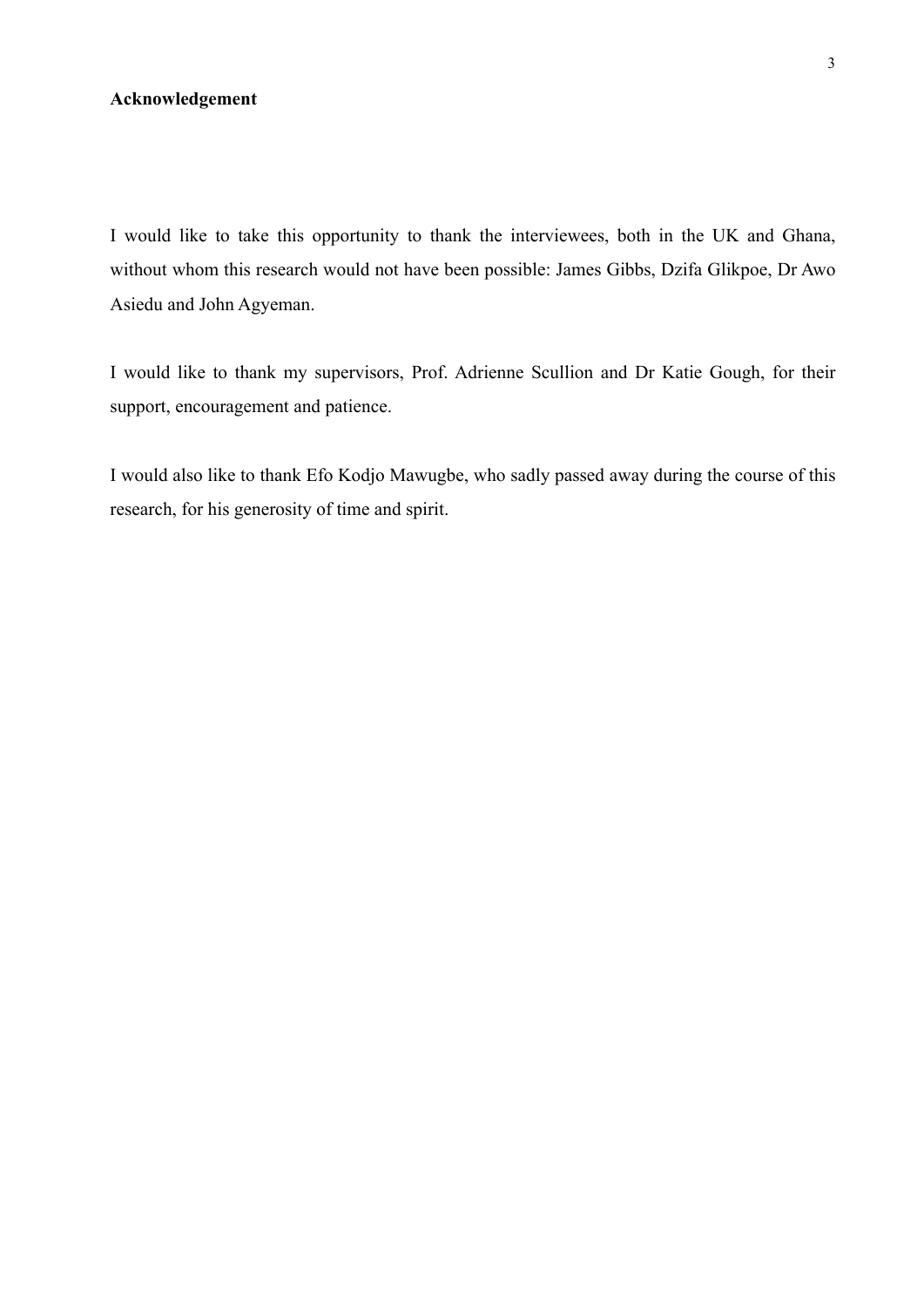## Acknowledgement

I would like to take this opportunity to thank the interviewees, both in the UK and Ghana, without whom this research would not have been possible: James Gibbs, Dzifa Glikpoe, Dr Awo Asiedu and John Agyeman.

I would like to thank my supervisors, Prof. Adrienne Scullion and Dr Katie Gough, for their support, encouragement and patience.

I would also like to thank Efo Kodjo Mawugbe, who sadly passed away during the course of this research, for his generosity of time and spirit.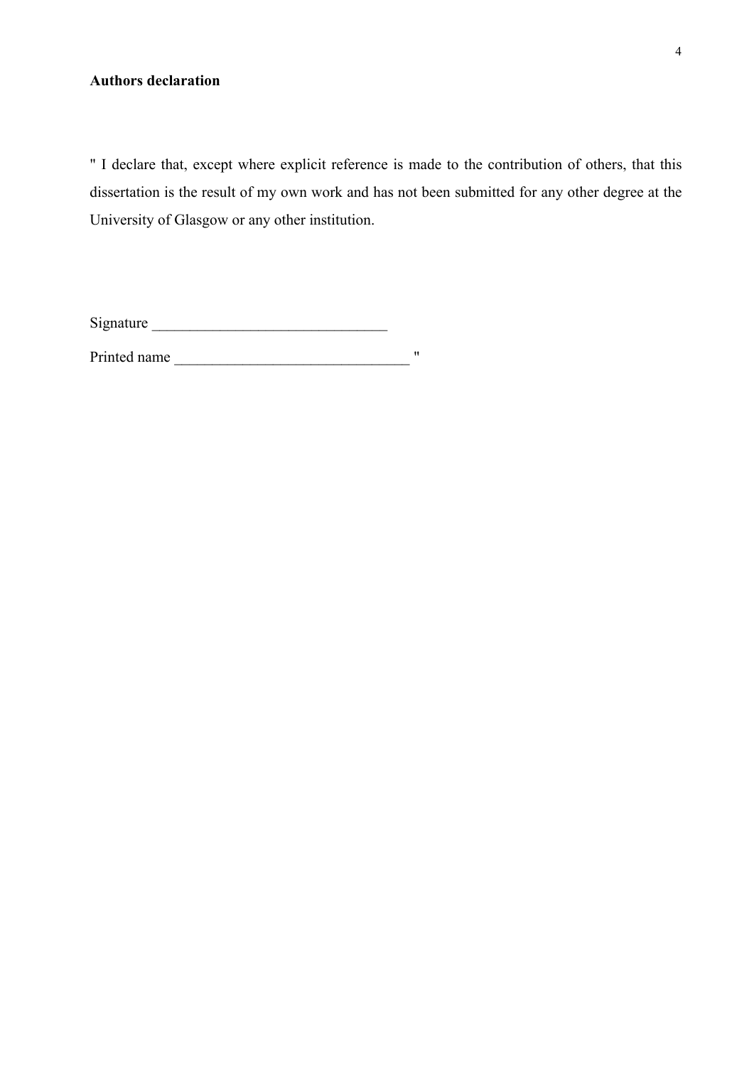**Authors declaration**

" I declare that, except where explicit reference is made to the contribution of others, that this dissertation is the result of my own work and has not been submitted for any other degree at the University of Glasgow or any other institution.

Signature _______________________________

Printed name _______________________________ "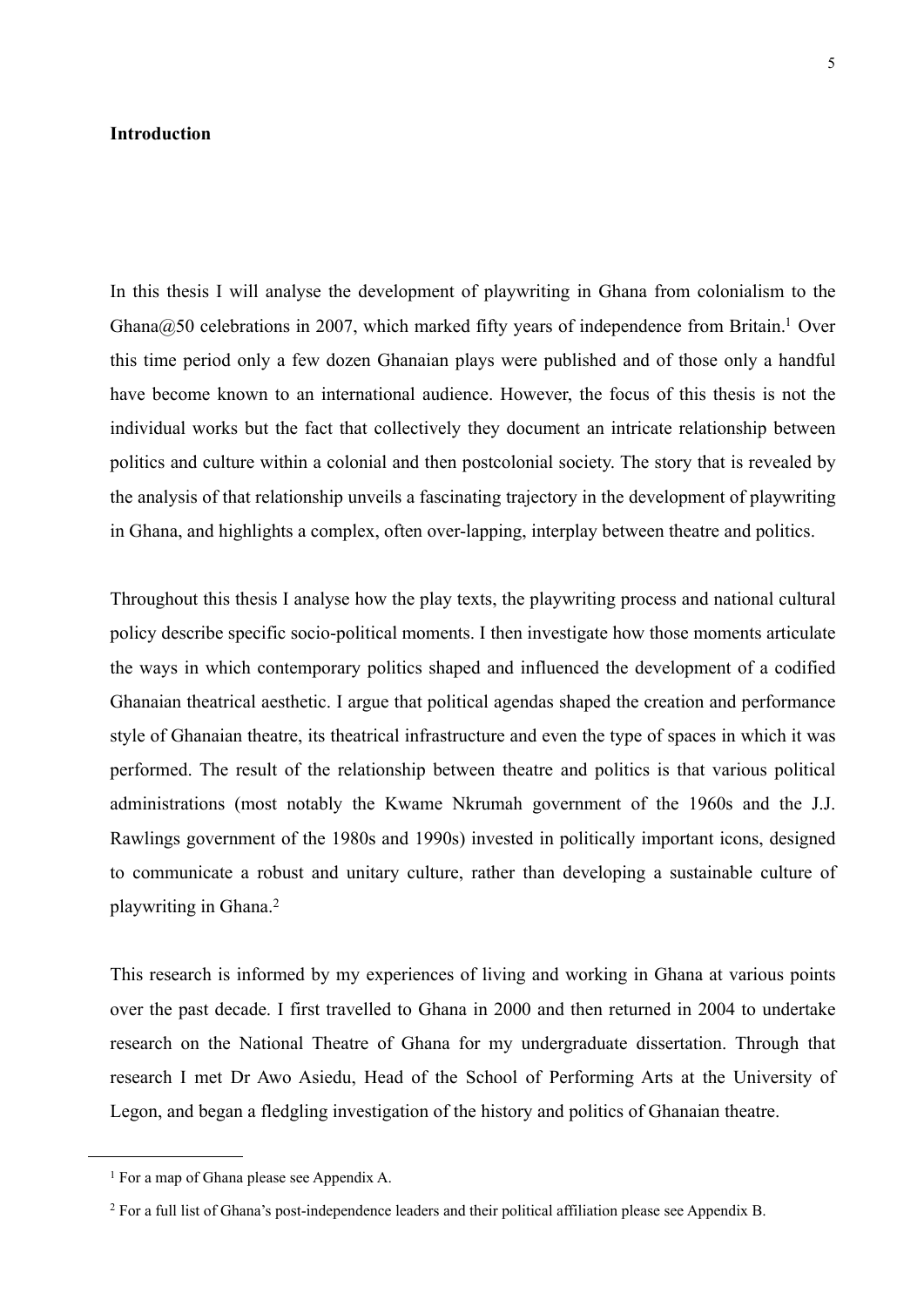**Introduction**

In this thesis I will analyse the development of playwriting in Ghana from colonialism to the Ghana@50 celebrations in 2007, which marked fifty years of independence from Britain.[1] Over this time period only a few dozen Ghanaian plays were published and of those only a handful have become known to an international audience. However, the focus of this thesis is not the individual works but the fact that collectively they document an intricate relationship between politics and culture within a colonial and then postcolonial society. The story that is revealed by the analysis of that relationship unveils a fascinating trajectory in the development of playwriting in Ghana, and highlights a complex, often over-lapping, interplay between theatre and politics.

Throughout this thesis I analyse how the play texts, the playwriting process and national cultural policy describe specific socio-political moments. I then investigate how those moments articulate the ways in which contemporary politics shaped and influenced the development of a codified Ghanaian theatrical aesthetic. I argue that political agendas shaped the creation and performance style of Ghanaian theatre, its theatrical infrastructure and even the type of spaces in which it was performed. The result of the relationship between theatre and politics is that various political administrations (most notably the Kwame Nkrumah government of the 1960s and the J.J. Rawlings government of the 1980s and 1990s) invested in politically important icons, designed to communicate a robust and unitary culture, rather than developing a sustainable culture of playwriting in Ghana.[2]

This research is informed by my experiences of living and working in Ghana at various points over the past decade. I first travelled to Ghana in 2000 and then returned in 2004 to undertake research on the National Theatre of Ghana for my undergraduate dissertation. Through that research I met Dr Awo Asiedu, Head of the School of Performing Arts at the University of Legon, and began a fledgling investigation of the history and politics of Ghanaian theatre.

[1] For a map of Ghana please see Appendix A.

[2] For a full list of Ghana's post-independence leaders and their political affiliation please see Appendix B.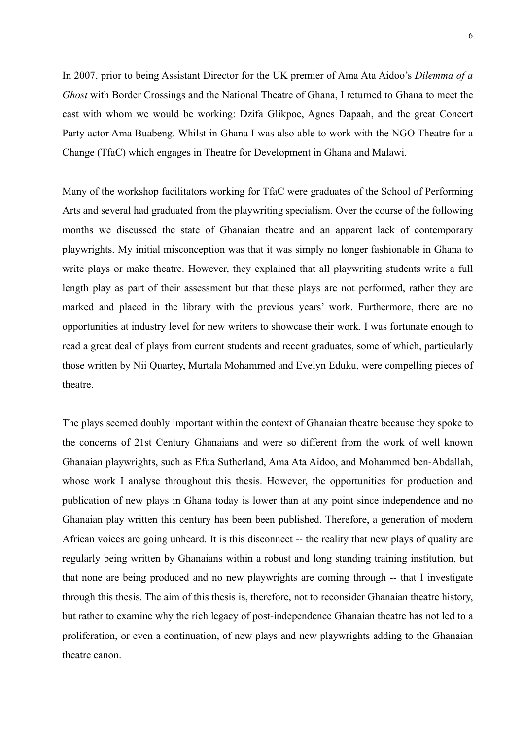In 2007, prior to being Assistant Director for the UK premier of Ama Ata Aidoo's *Dilemma of a Ghost* with Border Crossings and the National Theatre of Ghana, I returned to Ghana to meet the cast with whom we would be working: Dzifa Glikpoe, Agnes Dapaah, and the great Concert Party actor Ama Buabeng. Whilst in Ghana I was also able to work with the NGO Theatre for a Change (TfaC) which engages in Theatre for Development in Ghana and Malawi.

Many of the workshop facilitators working for TfaC were graduates of the School of Performing Arts and several had graduated from the playwriting specialism. Over the course of the following months we discussed the state of Ghanaian theatre and an apparent lack of contemporary playwrights. My initial misconception was that it was simply no longer fashionable in Ghana to write plays or make theatre. However, they explained that all playwriting students write a full length play as part of their assessment but that these plays are not performed, rather they are marked and placed in the library with the previous years' work. Furthermore, there are no opportunities at industry level for new writers to showcase their work. I was fortunate enough to read a great deal of plays from current students and recent graduates, some of which, particularly those written by Nii Quartey, Murtala Mohammed and Evelyn Eduku, were compelling pieces of theatre.

The plays seemed doubly important within the context of Ghanaian theatre because they spoke to the concerns of 21st Century Ghanaians and were so different from the work of well known Ghanaian playwrights, such as Efua Sutherland, Ama Ata Aidoo, and Mohammed ben-Abdallah, whose work I analyse throughout this thesis. However, the opportunities for production and publication of new plays in Ghana today is lower than at any point since independence and no Ghanaian play written this century has been been published. Therefore, a generation of modern African voices are going unheard. It is this disconnect -- the reality that new plays of quality are regularly being written by Ghanaians within a robust and long standing training institution, but that none are being produced and no new playwrights are coming through -- that I investigate through this thesis. The aim of this thesis is, therefore, not to reconsider Ghanaian theatre history, but rather to examine why the rich legacy of post-independence Ghanaian theatre has not led to a proliferation, or even a continuation, of new plays and new playwrights adding to the Ghanaian theatre canon.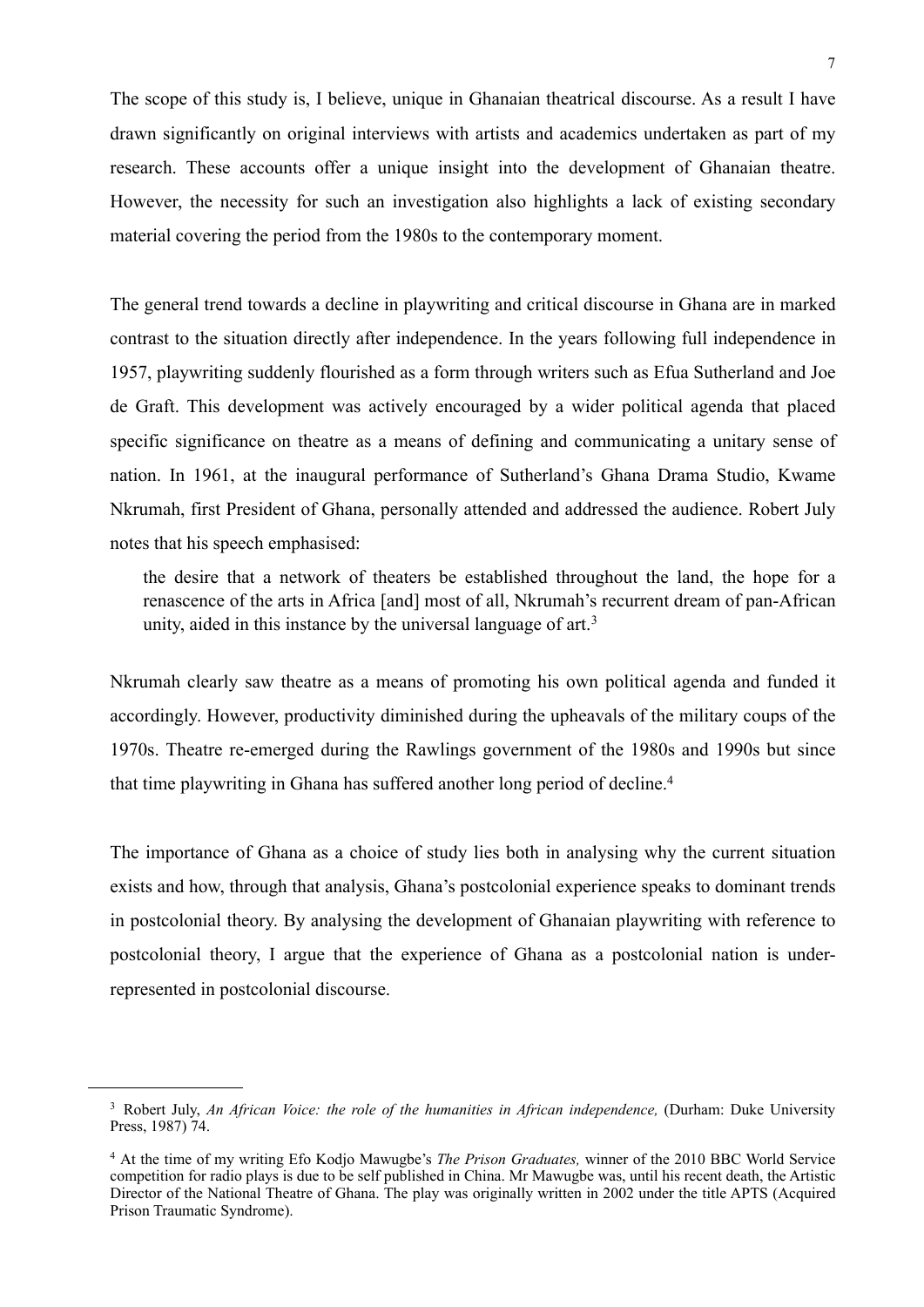The scope of this study is, I believe, unique in Ghanaian theatrical discourse. As a result I have drawn significantly on original interviews with artists and academics undertaken as part of my research. These accounts offer a unique insight into the development of Ghanaian theatre. However, the necessity for such an investigation also highlights a lack of existing secondary material covering the period from the 1980s to the contemporary moment.

The general trend towards a decline in playwriting and critical discourse in Ghana are in marked contrast to the situation directly after independence. In the years following full independence in 1957, playwriting suddenly flourished as a form through writers such as Efua Sutherland and Joe de Graft. This development was actively encouraged by a wider political agenda that placed specific significance on theatre as a means of defining and communicating a unitary sense of nation. In 1961, at the inaugural performance of Sutherland's Ghana Drama Studio, Kwame Nkrumah, first President of Ghana, personally attended and addressed the audience. Robert July notes that his speech emphasised:

> the desire that a network of theaters be established throughout the land, the hope for a renascence of the arts in Africa [and] most of all, Nkrumah's recurrent dream of pan-African unity, aided in this instance by the universal language of art.[3]

Nkrumah clearly saw theatre as a means of promoting his own political agenda and funded it accordingly. However, productivity diminished during the upheavals of the military coups of the 1970s. Theatre re-emerged during the Rawlings government of the 1980s and 1990s but since that time playwriting in Ghana has suffered another long period of decline.[4]

The importance of Ghana as a choice of study lies both in analysing why the current situation exists and how, through that analysis, Ghana's postcolonial experience speaks to dominant trends in postcolonial theory. By analysing the development of Ghanaian playwriting with reference to postcolonial theory, I argue that the experience of Ghana as a postcolonial nation is under-represented in postcolonial discourse.

---

[3] Robert July, *An African Voice: the role of the humanities in African independence,* (Durham: Duke University Press, 1987) 74.

[4] At the time of my writing Efo Kodjo Mawugbe's *The Prison Graduates,* winner of the 2010 BBC World Service competition for radio plays is due to be self published in China. Mr Mawugbe was, until his recent death, the Artistic Director of the National Theatre of Ghana. The play was originally written in 2002 under the title APTS (Acquired Prison Traumatic Syndrome).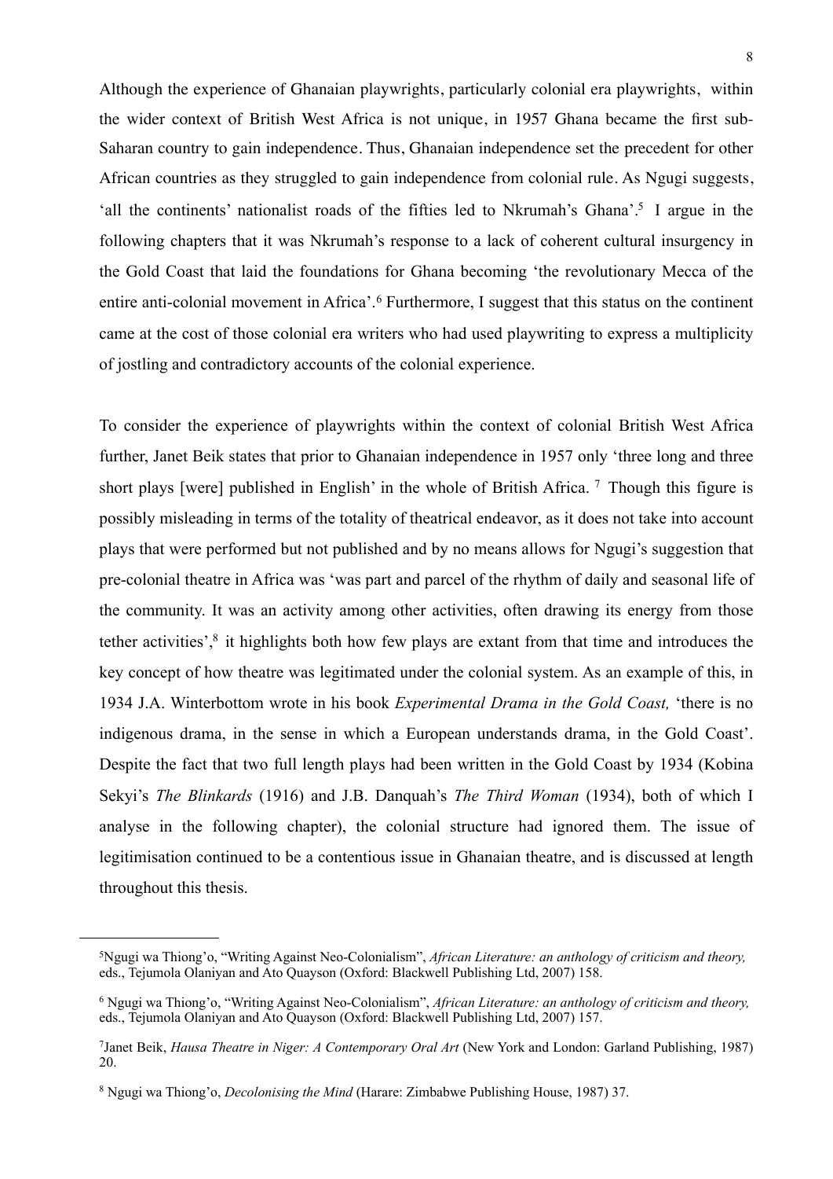Although the experience of Ghanaian playwrights, particularly colonial era playwrights, within the wider context of British West Africa is not unique, in 1957 Ghana became the first sub-Saharan country to gain independence. Thus, Ghanaian independence set the precedent for other African countries as they struggled to gain independence from colonial rule. As Ngugi suggests, 'all the continents' nationalist roads of the fifties led to Nkrumah's Ghana'.[5] I argue in the following chapters that it was Nkrumah's response to a lack of coherent cultural insurgency in the Gold Coast that laid the foundations for Ghana becoming 'the revolutionary Mecca of the entire anti-colonial movement in Africa'.[6] Furthermore, I suggest that this status on the continent came at the cost of those colonial era writers who had used playwriting to express a multiplicity of jostling and contradictory accounts of the colonial experience.

To consider the experience of playwrights within the context of colonial British West Africa further, Janet Beik states that prior to Ghanaian independence in 1957 only 'three long and three short plays [were] published in English' in the whole of British Africa. [7] Though this figure is possibly misleading in terms of the totality of theatrical endeavor, as it does not take into account plays that were performed but not published and by no means allows for Ngugi's suggestion that pre-colonial theatre in Africa was 'was part and parcel of the rhythm of daily and seasonal life of the community. It was an activity among other activities, often drawing its energy from those tether activities',[8] it highlights both how few plays are extant from that time and introduces the key concept of how theatre was legitimated under the colonial system. As an example of this, in 1934 J.A. Winterbottom wrote in his book *Experimental Drama in the Gold Coast,* 'there is no indigenous drama, in the sense in which a European understands drama, in the Gold Coast'. Despite the fact that two full length plays had been written in the Gold Coast by 1934 (Kobina Sekyi's *The Blinkards* (1916) and J.B. Danquah's *The Third Woman* (1934), both of which I analyse in the following chapter), the colonial structure had ignored them. The issue of legitimisation continued to be a contentious issue in Ghanaian theatre, and is discussed at length throughout this thesis.

---

[5]Ngugi wa Thiong'o, "Writing Against Neo-Colonialism", *African Literature: an anthology of criticism and theory,* eds., Tejumola Olaniyan and Ato Quayson (Oxford: Blackwell Publishing Ltd, 2007) 158.

[6] Ngugi wa Thiong'o, "Writing Against Neo-Colonialism", *African Literature: an anthology of criticism and theory,* eds., Tejumola Olaniyan and Ato Quayson (Oxford: Blackwell Publishing Ltd, 2007) 157.

[7]Janet Beik, *Hausa Theatre in Niger: A Contemporary Oral Art* (New York and London: Garland Publishing, 1987) 20.

[8] Ngugi wa Thiong'o, *Decolonising the Mind* (Harare: Zimbabwe Publishing House, 1987) 37.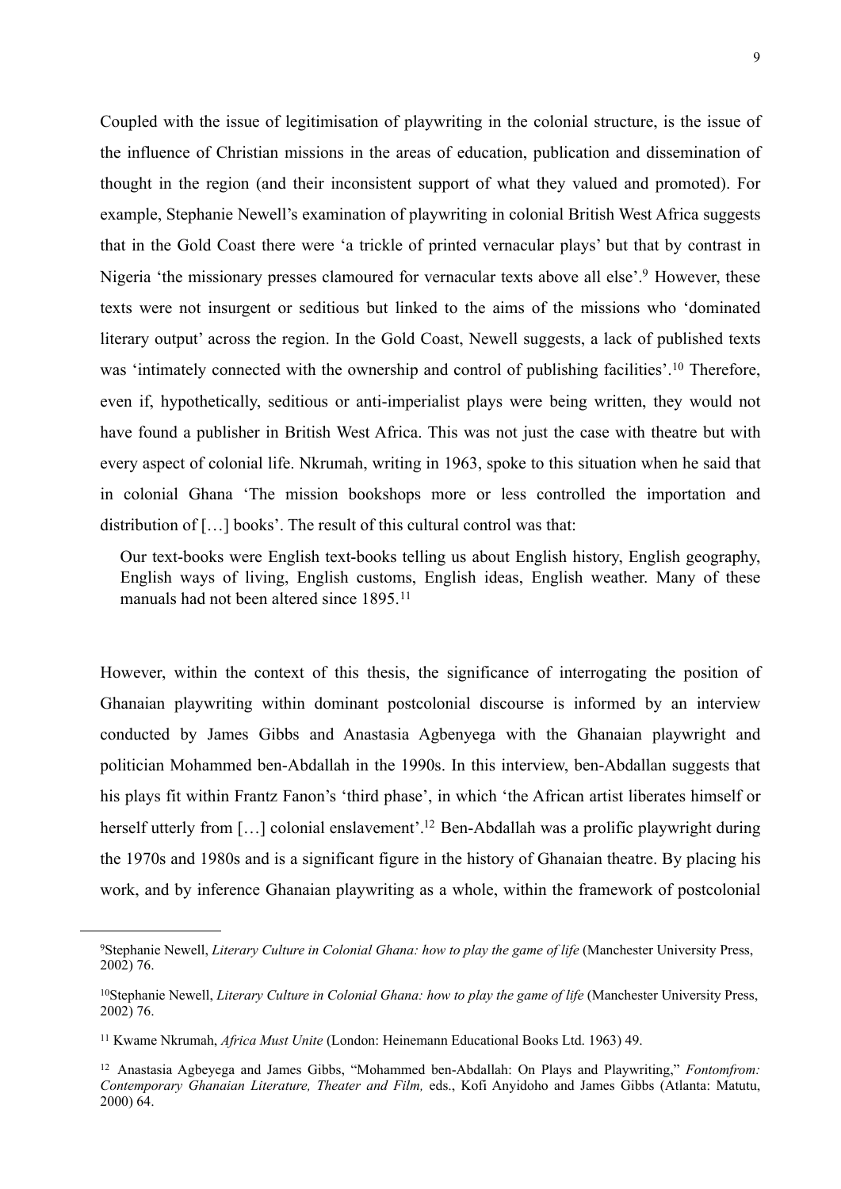Coupled with the issue of legitimisation of playwriting in the colonial structure, is the issue of the influence of Christian missions in the areas of education, publication and dissemination of thought in the region (and their inconsistent support of what they valued and promoted). For example, Stephanie Newell's examination of playwriting in colonial British West Africa suggests that in the Gold Coast there were 'a trickle of printed vernacular plays' but that by contrast in Nigeria 'the missionary presses clamoured for vernacular texts above all else'.[9] However, these texts were not insurgent or seditious but linked to the aims of the missions who 'dominated literary output' across the region. In the Gold Coast, Newell suggests, a lack of published texts was 'intimately connected with the ownership and control of publishing facilities'.[10] Therefore, even if, hypothetically, seditious or anti-imperialist plays were being written, they would not have found a publisher in British West Africa. This was not just the case with theatre but with every aspect of colonial life. Nkrumah, writing in 1963, spoke to this situation when he said that in colonial Ghana 'The mission bookshops more or less controlled the importation and distribution of […] books'. The result of this cultural control was that:

> Our text-books were English text-books telling us about English history, English geography, English ways of living, English customs, English ideas, English weather. Many of these manuals had not been altered since 1895.[11]

However, within the context of this thesis, the significance of interrogating the position of Ghanaian playwriting within dominant postcolonial discourse is informed by an interview conducted by James Gibbs and Anastasia Agbenyega with the Ghanaian playwright and politician Mohammed ben-Abdallah in the 1990s. In this interview, ben-Abdallan suggests that his plays fit within Frantz Fanon's 'third phase', in which 'the African artist liberates himself or herself utterly from […] colonial enslavement'.[12] Ben-Abdallah was a prolific playwright during the 1970s and 1980s and is a significant figure in the history of Ghanaian theatre. By placing his work, and by inference Ghanaian playwriting as a whole, within the framework of postcolonial

---

[9]Stephanie Newell, *Literary Culture in Colonial Ghana: how to play the game of life* (Manchester University Press, 2002) 76.

[10]Stephanie Newell, *Literary Culture in Colonial Ghana: how to play the game of life* (Manchester University Press, 2002) 76.

[11] Kwame Nkrumah, *Africa Must Unite* (London: Heinemann Educational Books Ltd. 1963) 49.

[12] Anastasia Agbeyega and James Gibbs, "Mohammed ben-Abdallah: On Plays and Playwriting," *Fontomfrom: Contemporary Ghanaian Literature, Theater and Film,* eds., Kofi Anyidoho and James Gibbs (Atlanta: Matutu, 2000) 64.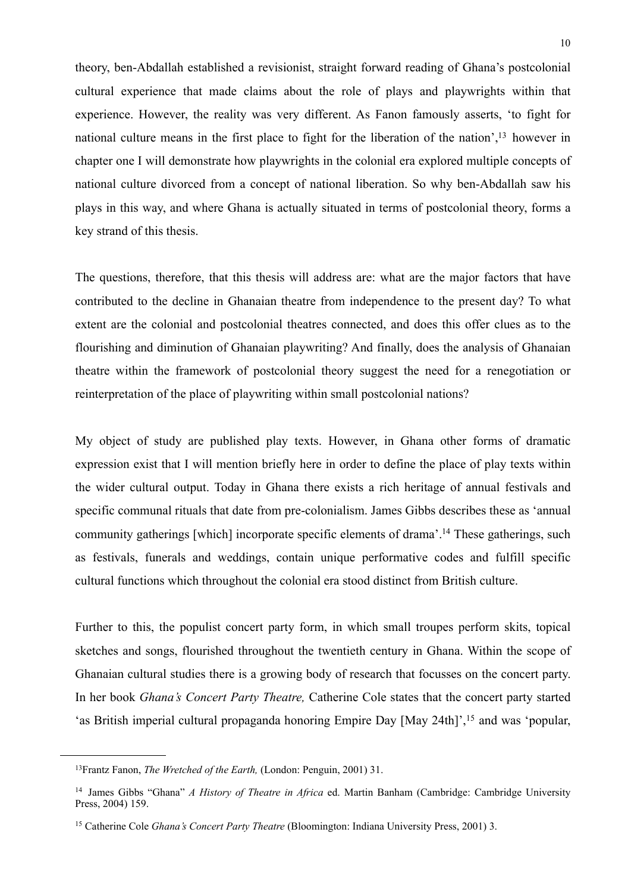theory, ben-Abdallah established a revisionist, straight forward reading of Ghana's postcolonial cultural experience that made claims about the role of plays and playwrights within that experience. However, the reality was very different. As Fanon famously asserts, 'to fight for national culture means in the first place to fight for the liberation of the nation',[13] however in chapter one I will demonstrate how playwrights in the colonial era explored multiple concepts of national culture divorced from a concept of national liberation. So why ben-Abdallah saw his plays in this way, and where Ghana is actually situated in terms of postcolonial theory, forms a key strand of this thesis.

The questions, therefore, that this thesis will address are: what are the major factors that have contributed to the decline in Ghanaian theatre from independence to the present day? To what extent are the colonial and postcolonial theatres connected, and does this offer clues as to the flourishing and diminution of Ghanaian playwriting? And finally, does the analysis of Ghanaian theatre within the framework of postcolonial theory suggest the need for a renegotiation or reinterpretation of the place of playwriting within small postcolonial nations?

My object of study are published play texts. However, in Ghana other forms of dramatic expression exist that I will mention briefly here in order to define the place of play texts within the wider cultural output. Today in Ghana there exists a rich heritage of annual festivals and specific communal rituals that date from pre-colonialism. James Gibbs describes these as 'annual community gatherings [which] incorporate specific elements of drama'.[14] These gatherings, such as festivals, funerals and weddings, contain unique performative codes and fulfill specific cultural functions which throughout the colonial era stood distinct from British culture.

Further to this, the populist concert party form, in which small troupes perform skits, topical sketches and songs, flourished throughout the twentieth century in Ghana. Within the scope of Ghanaian cultural studies there is a growing body of research that focusses on the concert party. In her book *Ghana's Concert Party Theatre,* Catherine Cole states that the concert party started 'as British imperial cultural propaganda honoring Empire Day [May 24th]',[15] and was 'popular,

---

[13] Frantz Fanon, *The Wretched of the Earth,* (London: Penguin, 2001) 31.

[14] James Gibbs "Ghana" *A History of Theatre in Africa* ed. Martin Banham (Cambridge: Cambridge University Press, 2004) 159.

[15] Catherine Cole *Ghana's Concert Party Theatre* (Bloomington: Indiana University Press, 2001) 3.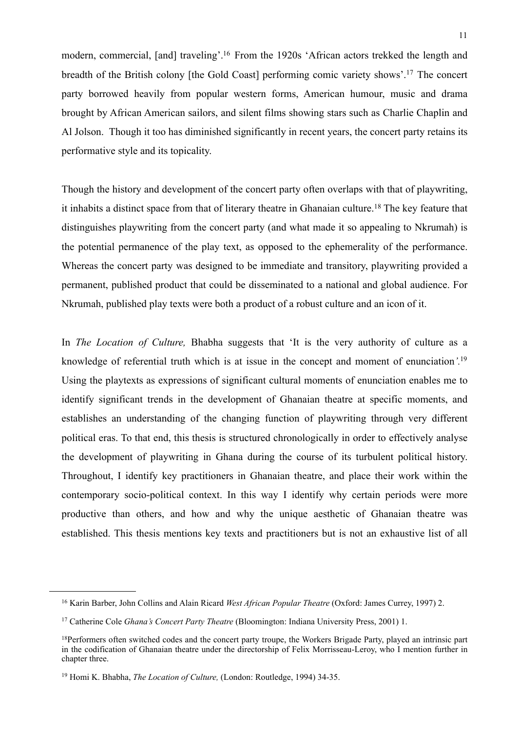modern, commercial, [and] traveling'.[16] From the 1920s 'African actors trekked the length and breadth of the British colony [the Gold Coast] performing comic variety shows'.[17] The concert party borrowed heavily from popular western forms, American humour, music and drama brought by African American sailors, and silent films showing stars such as Charlie Chaplin and Al Jolson. Though it too has diminished significantly in recent years, the concert party retains its performative style and its topicality.

Though the history and development of the concert party often overlaps with that of playwriting, it inhabits a distinct space from that of literary theatre in Ghanaian culture.[18] The key feature that distinguishes playwriting from the concert party (and what made it so appealing to Nkrumah) is the potential permanence of the play text, as opposed to the ephemerality of the performance. Whereas the concert party was designed to be immediate and transitory, playwriting provided a permanent, published product that could be disseminated to a national and global audience. For Nkrumah, published play texts were both a product of a robust culture and an icon of it.

In *The Location of Culture,* Bhabha suggests that 'It is the very authority of culture as a knowledge of referential truth which is at issue in the concept and moment of enunciation'.[19] Using the playtexts as expressions of significant cultural moments of enunciation enables me to identify significant trends in the development of Ghanaian theatre at specific moments, and establishes an understanding of the changing function of playwriting through very different political eras. To that end, this thesis is structured chronologically in order to effectively analyse the development of playwriting in Ghana during the course of its turbulent political history. Throughout, I identify key practitioners in Ghanaian theatre, and place their work within the contemporary socio-political context. In this way I identify why certain periods were more productive than others, and how and why the unique aesthetic of Ghanaian theatre was established. This thesis mentions key texts and practitioners but is not an exhaustive list of all

---

[16] Karin Barber, John Collins and Alain Ricard *West African Popular Theatre* (Oxford: James Currey, 1997) 2.

[17] Catherine Cole *Ghana's Concert Party Theatre* (Bloomington: Indiana University Press, 2001) 1.

[18]Performers often switched codes and the concert party troupe, the Workers Brigade Party, played an intrinsic part in the codification of Ghanaian theatre under the directorship of Felix Morrisseau-Leroy, who I mention further in chapter three.

[19] Homi K. Bhabha, *The Location of Culture,* (London: Routledge, 1994) 34-35.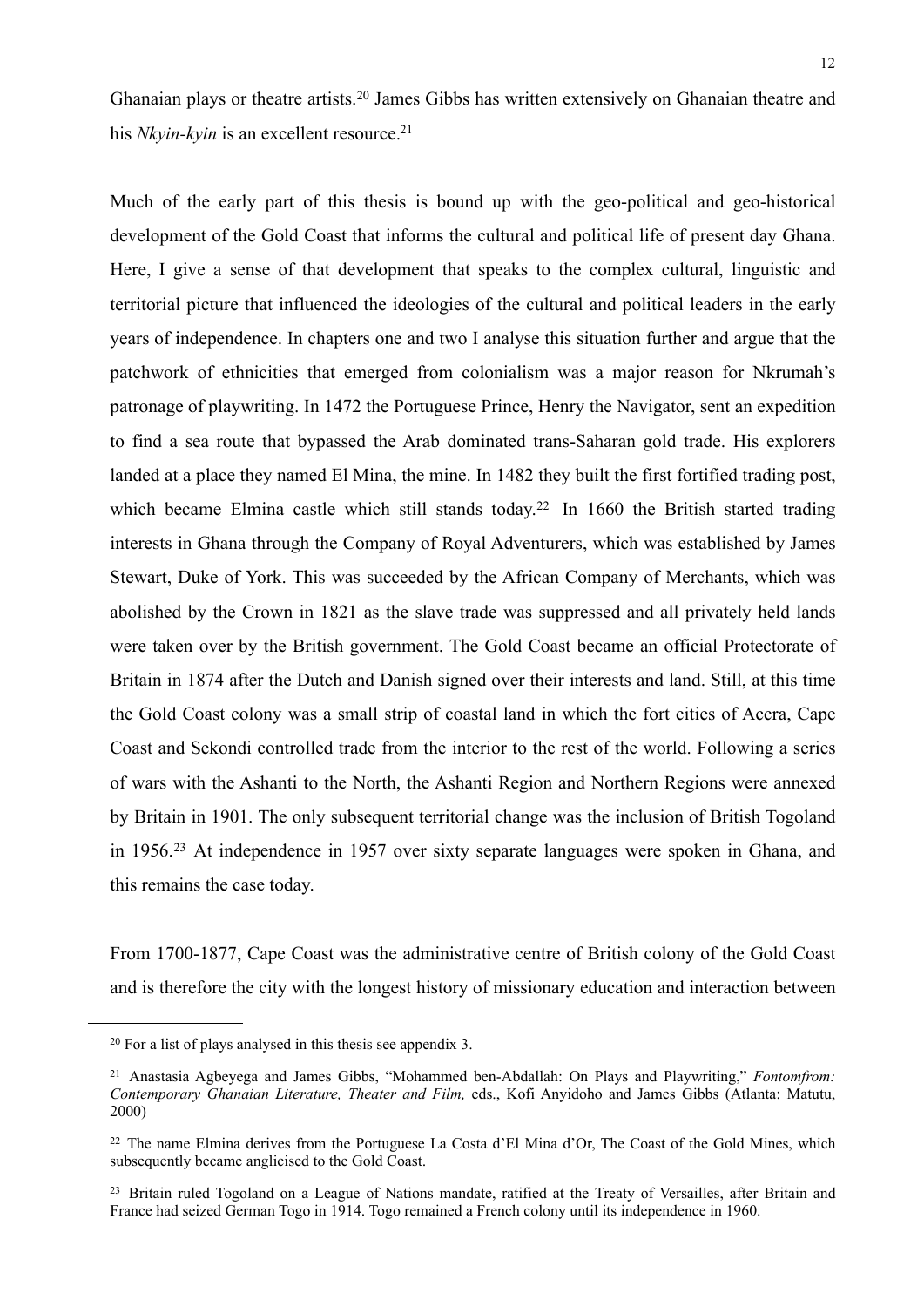Ghanaian plays or theatre artists.[20] James Gibbs has written extensively on Ghanaian theatre and his *Nkyin-kyin* is an excellent resource.[21]

Much of the early part of this thesis is bound up with the geo-political and geo-historical development of the Gold Coast that informs the cultural and political life of present day Ghana. Here, I give a sense of that development that speaks to the complex cultural, linguistic and territorial picture that influenced the ideologies of the cultural and political leaders in the early years of independence. In chapters one and two I analyse this situation further and argue that the patchwork of ethnicities that emerged from colonialism was a major reason for Nkrumah's patronage of playwriting. In 1472 the Portuguese Prince, Henry the Navigator, sent an expedition to find a sea route that bypassed the Arab dominated trans-Saharan gold trade. His explorers landed at a place they named El Mina, the mine. In 1482 they built the first fortified trading post, which became Elmina castle which still stands today.[22] In 1660 the British started trading interests in Ghana through the Company of Royal Adventurers, which was established by James Stewart, Duke of York. This was succeeded by the African Company of Merchants, which was abolished by the Crown in 1821 as the slave trade was suppressed and all privately held lands were taken over by the British government. The Gold Coast became an official Protectorate of Britain in 1874 after the Dutch and Danish signed over their interests and land. Still, at this time the Gold Coast colony was a small strip of coastal land in which the fort cities of Accra, Cape Coast and Sekondi controlled trade from the interior to the rest of the world. Following a series of wars with the Ashanti to the North, the Ashanti Region and Northern Regions were annexed by Britain in 1901. The only subsequent territorial change was the inclusion of British Togoland in 1956.[23] At independence in 1957 over sixty separate languages were spoken in Ghana, and this remains the case today.

From 1700-1877, Cape Coast was the administrative centre of British colony of the Gold Coast and is therefore the city with the longest history of missionary education and interaction between

---

[20] For a list of plays analysed in this thesis see appendix 3.

[21] Anastasia Agbeyega and James Gibbs, "Mohammed ben-Abdallah: On Plays and Playwriting," *Fontomfrom: Contemporary Ghanaian Literature, Theater and Film,* eds., Kofi Anyidoho and James Gibbs (Atlanta: Matutu, 2000)

[22] The name Elmina derives from the Portuguese La Costa d'El Mina d'Or, The Coast of the Gold Mines, which subsequently became anglicised to the Gold Coast.

[23] Britain ruled Togoland on a League of Nations mandate, ratified at the Treaty of Versailles, after Britain and France had seized German Togo in 1914. Togo remained a French colony until its independence in 1960.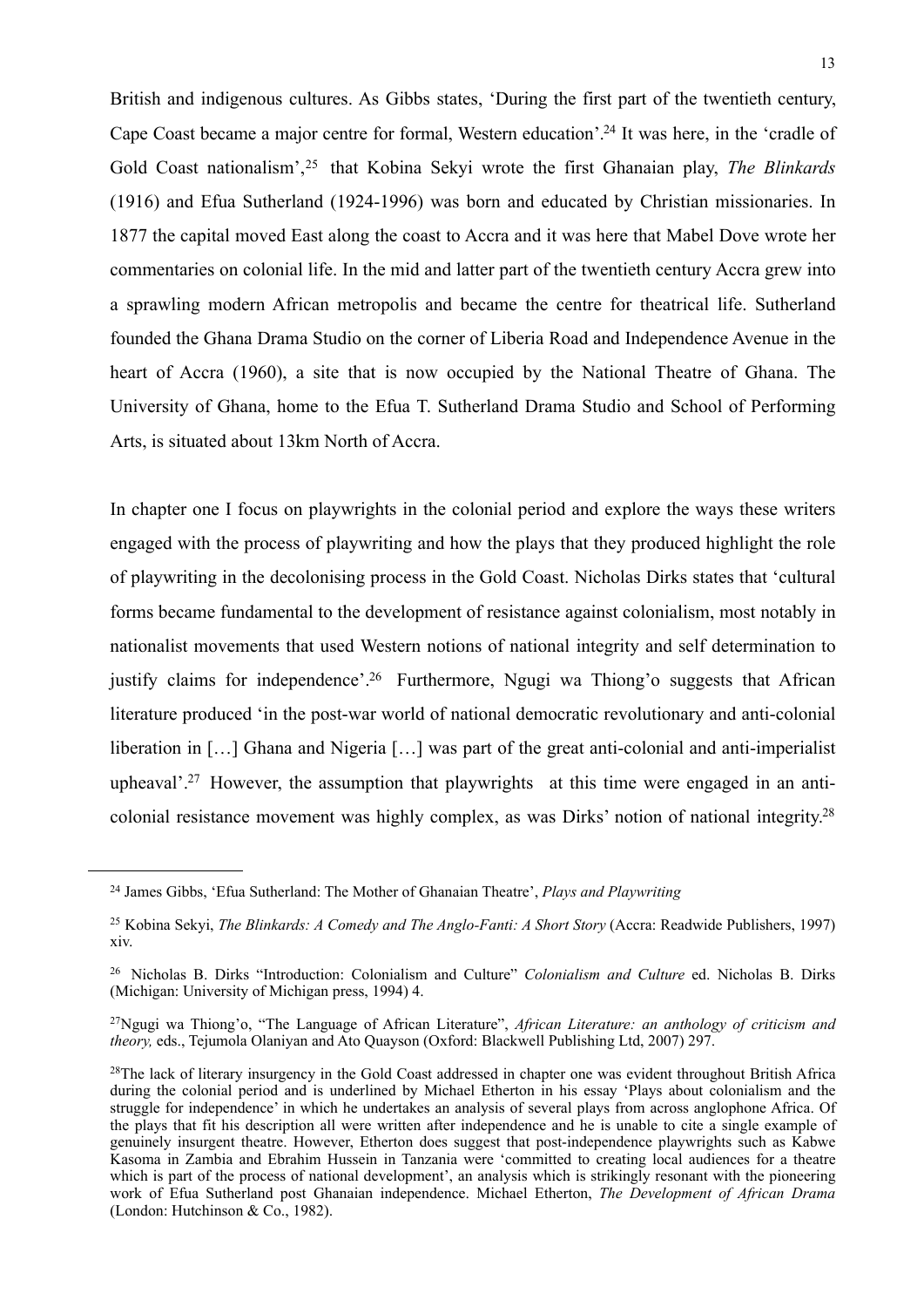British and indigenous cultures. As Gibbs states, 'During the first part of the twentieth century, Cape Coast became a major centre for formal, Western education'.[24] It was here, in the 'cradle of Gold Coast nationalism',[25] that Kobina Sekyi wrote the first Ghanaian play, *The Blinkards* (1916) and Efua Sutherland (1924-1996) was born and educated by Christian missionaries. In 1877 the capital moved East along the coast to Accra and it was here that Mabel Dove wrote her commentaries on colonial life. In the mid and latter part of the twentieth century Accra grew into a sprawling modern African metropolis and became the centre for theatrical life. Sutherland founded the Ghana Drama Studio on the corner of Liberia Road and Independence Avenue in the heart of Accra (1960), a site that is now occupied by the National Theatre of Ghana. The University of Ghana, home to the Efua T. Sutherland Drama Studio and School of Performing Arts, is situated about 13km North of Accra.

In chapter one I focus on playwrights in the colonial period and explore the ways these writers engaged with the process of playwriting and how the plays that they produced highlight the role of playwriting in the decolonising process in the Gold Coast. Nicholas Dirks states that 'cultural forms became fundamental to the development of resistance against colonialism, most notably in nationalist movements that used Western notions of national integrity and self determination to justify claims for independence'.[26] Furthermore, Ngugi wa Thiong'o suggests that African literature produced 'in the post-war world of national democratic revolutionary and anti-colonial liberation in […] Ghana and Nigeria […] was part of the great anti-colonial and anti-imperialist upheaval'.[27] However, the assumption that playwrights at this time were engaged in an anti-colonial resistance movement was highly complex, as was Dirks' notion of national integrity.[28]

---

[24] James Gibbs, 'Efua Sutherland: The Mother of Ghanaian Theatre', *Plays and Playwriting*

[25] Kobina Sekyi, *The Blinkards: A Comedy and The Anglo-Fanti: A Short Story* (Accra: Readwide Publishers, 1997) xiv.

[26] Nicholas B. Dirks "Introduction: Colonialism and Culture" *Colonialism and Culture* ed. Nicholas B. Dirks (Michigan: University of Michigan press, 1994) 4.

[27] Ngugi wa Thiong'o, "The Language of African Literature", *African Literature: an anthology of criticism and theory,* eds., Tejumola Olaniyan and Ato Quayson (Oxford: Blackwell Publishing Ltd, 2007) 297.

[28] The lack of literary insurgency in the Gold Coast addressed in chapter one was evident throughout British Africa during the colonial period and is underlined by Michael Etherton in his essay 'Plays about colonialism and the struggle for independence' in which he undertakes an analysis of several plays from across anglophone Africa. Of the plays that fit his description all were written after independence and he is unable to cite a single example of genuinely insurgent theatre. However, Etherton does suggest that post-independence playwrights such as Kabwe Kasoma in Zambia and Ebrahim Hussein in Tanzania were 'committed to creating local audiences for a theatre which is part of the process of national development', an analysis which is strikingly resonant with the pioneering work of Efua Sutherland post Ghanaian independence. Michael Etherton, *The Development of African Drama* (London: Hutchinson & Co., 1982).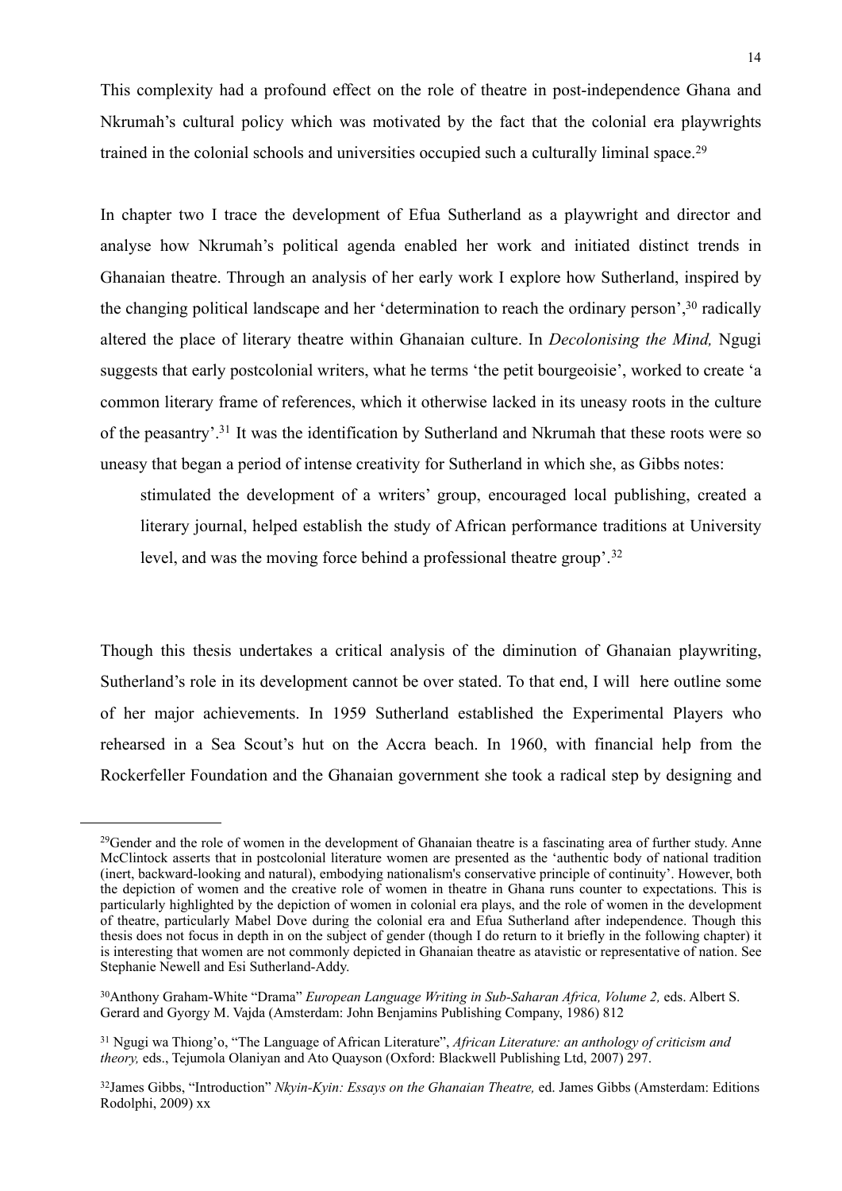This complexity had a profound effect on the role of theatre in post-independence Ghana and Nkrumah's cultural policy which was motivated by the fact that the colonial era playwrights trained in the colonial schools and universities occupied such a culturally liminal space.[29]

In chapter two I trace the development of Efua Sutherland as a playwright and director and analyse how Nkrumah's political agenda enabled her work and initiated distinct trends in Ghanaian theatre. Through an analysis of her early work I explore how Sutherland, inspired by the changing political landscape and her 'determination to reach the ordinary person',[30] radically altered the place of literary theatre within Ghanaian culture. In *Decolonising the Mind,* Ngugi suggests that early postcolonial writers, what he terms 'the petit bourgeoisie', worked to create 'a common literary frame of references, which it otherwise lacked in its uneasy roots in the culture of the peasantry'.[31] It was the identification by Sutherland and Nkrumah that these roots were so uneasy that began a period of intense creativity for Sutherland in which she, as Gibbs notes:

> stimulated the development of a writers' group, encouraged local publishing, created a literary journal, helped establish the study of African performance traditions at University level, and was the moving force behind a professional theatre group'.[32]

Though this thesis undertakes a critical analysis of the diminution of Ghanaian playwriting, Sutherland's role in its development cannot be over stated. To that end, I will here outline some of her major achievements. In 1959 Sutherland established the Experimental Players who rehearsed in a Sea Scout's hut on the Accra beach. In 1960, with financial help from the Rockerfeller Foundation and the Ghanaian government she took a radical step by designing and

---

[29]Gender and the role of women in the development of Ghanaian theatre is a fascinating area of further study. Anne McClintock asserts that in postcolonial literature women are presented as the 'authentic body of national tradition (inert, backward-looking and natural), embodying nationalism's conservative principle of continuity'. However, both the depiction of women and the creative role of women in theatre in Ghana runs counter to expectations. This is particularly highlighted by the depiction of women in colonial era plays, and the role of women in the development of theatre, particularly Mabel Dove during the colonial era and Efua Sutherland after independence. Though this thesis does not focus in depth in on the subject of gender (though I do return to it briefly in the following chapter) it is interesting that women are not commonly depicted in Ghanaian theatre as atavistic or representative of nation. See Stephanie Newell and Esi Sutherland-Addy.

[30]Anthony Graham-White "Drama" *European Language Writing in Sub-Saharan Africa, Volume 2,* eds. Albert S. Gerard and Gyorgy M. Vajda (Amsterdam: John Benjamins Publishing Company, 1986) 812

[31] Ngugi wa Thiong'o, "The Language of African Literature", *African Literature: an anthology of criticism and theory,* eds., Tejumola Olaniyan and Ato Quayson (Oxford: Blackwell Publishing Ltd, 2007) 297.

[32]James Gibbs, "Introduction" *Nkyin-Kyin: Essays on the Ghanaian Theatre,* ed. James Gibbs (Amsterdam: Editions Rodolphi, 2009) xx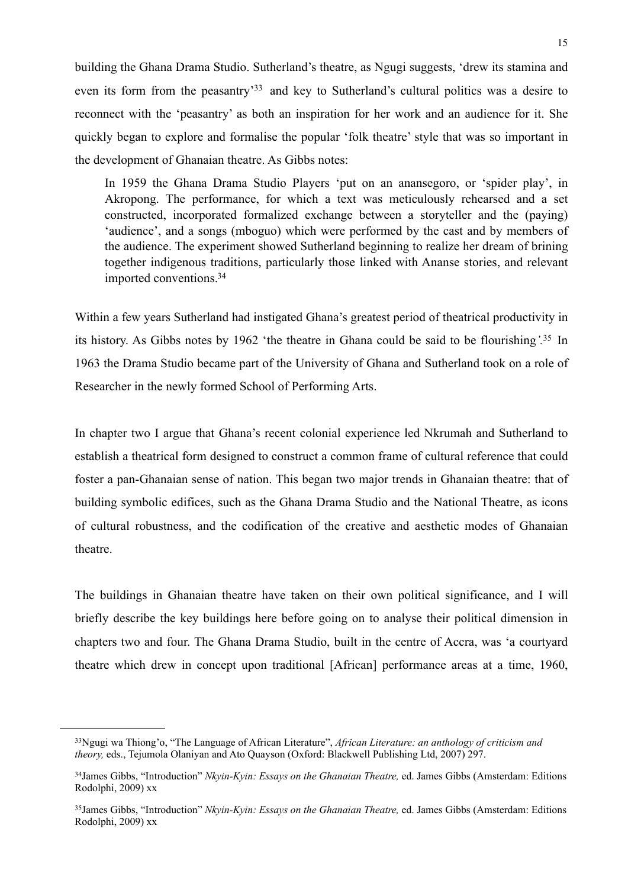building the Ghana Drama Studio. Sutherland's theatre, as Ngugi suggests, 'drew its stamina and even its form from the peasantry'[33] and key to Sutherland's cultural politics was a desire to reconnect with the 'peasantry' as both an inspiration for her work and an audience for it. She quickly began to explore and formalise the popular 'folk theatre' style that was so important in the development of Ghanaian theatre. As Gibbs notes:

> In 1959 the Ghana Drama Studio Players 'put on an anansegoro, or 'spider play', in Akropong. The performance, for which a text was meticulously rehearsed and a set constructed, incorporated formalized exchange between a storyteller and the (paying) 'audience', and a songs (mboguo) which were performed by the cast and by members of the audience. The experiment showed Sutherland beginning to realize her dream of brining together indigenous traditions, particularly those linked with Ananse stories, and relevant imported conventions.[34]

Within a few years Sutherland had instigated Ghana's greatest period of theatrical productivity in its history. As Gibbs notes by 1962 'the theatre in Ghana could be said to be flourishing'.[35] In 1963 the Drama Studio became part of the University of Ghana and Sutherland took on a role of Researcher in the newly formed School of Performing Arts.

In chapter two I argue that Ghana's recent colonial experience led Nkrumah and Sutherland to establish a theatrical form designed to construct a common frame of cultural reference that could foster a pan-Ghanaian sense of nation. This began two major trends in Ghanaian theatre: that of building symbolic edifices, such as the Ghana Drama Studio and the National Theatre, as icons of cultural robustness, and the codification of the creative and aesthetic modes of Ghanaian theatre.

The buildings in Ghanaian theatre have taken on their own political significance, and I will briefly describe the key buildings here before going on to analyse their political dimension in chapters two and four. The Ghana Drama Studio, built in the centre of Accra, was 'a courtyard theatre which drew in concept upon traditional [African] performance areas at a time, 1960,

---

[33]Ngugi wa Thiong'o, "The Language of African Literature", *African Literature: an anthology of criticism and theory,* eds., Tejumola Olaniyan and Ato Quayson (Oxford: Blackwell Publishing Ltd, 2007) 297.

[34]James Gibbs, "Introduction" *Nkyin-Kyin: Essays on the Ghanaian Theatre,* ed. James Gibbs (Amsterdam: Editions Rodolphi, 2009) xx

[35]James Gibbs, "Introduction" *Nkyin-Kyin: Essays on the Ghanaian Theatre,* ed. James Gibbs (Amsterdam: Editions Rodolphi, 2009) xx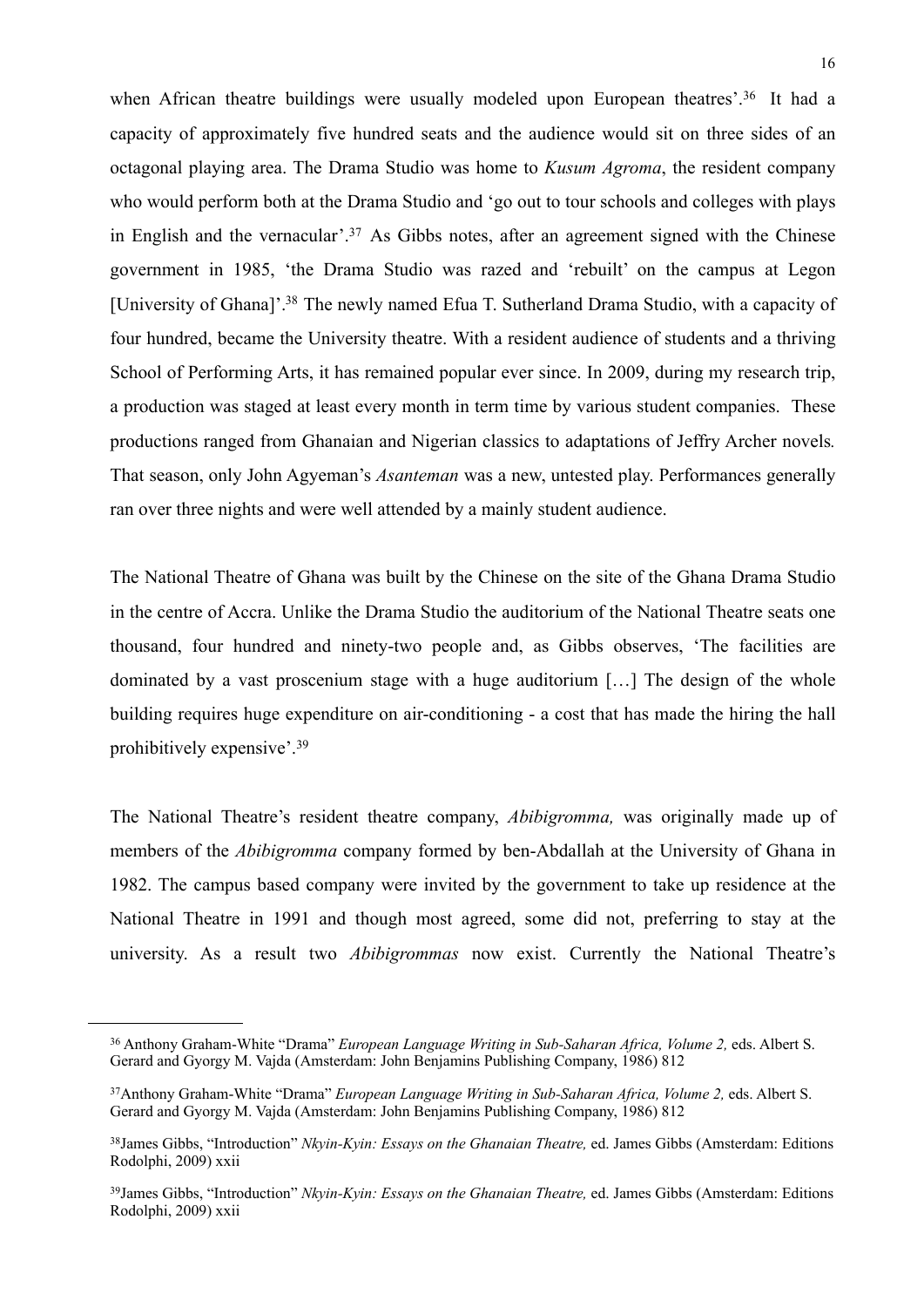when African theatre buildings were usually modeled upon European theatres'.[36] It had a capacity of approximately five hundred seats and the audience would sit on three sides of an octagonal playing area. The Drama Studio was home to *Kusum Agroma*, the resident company who would perform both at the Drama Studio and 'go out to tour schools and colleges with plays in English and the vernacular'.[37] As Gibbs notes, after an agreement signed with the Chinese government in 1985, 'the Drama Studio was razed and 'rebuilt' on the campus at Legon [University of Ghana]'.[38] The newly named Efua T. Sutherland Drama Studio, with a capacity of four hundred, became the University theatre. With a resident audience of students and a thriving School of Performing Arts, it has remained popular ever since. In 2009, during my research trip, a production was staged at least every month in term time by various student companies. These productions ranged from Ghanaian and Nigerian classics to adaptations of Jeffry Archer novels. That season, only John Agyeman's *Asanteman* was a new, untested play. Performances generally ran over three nights and were well attended by a mainly student audience.

The National Theatre of Ghana was built by the Chinese on the site of the Ghana Drama Studio in the centre of Accra. Unlike the Drama Studio the auditorium of the National Theatre seats one thousand, four hundred and ninety-two people and, as Gibbs observes, 'The facilities are dominated by a vast proscenium stage with a huge auditorium […] The design of the whole building requires huge expenditure on air-conditioning - a cost that has made the hiring the hall prohibitively expensive'.[39]

The National Theatre's resident theatre company, *Abibigromma,* was originally made up of members of the *Abibigromma* company formed by ben-Abdallah at the University of Ghana in 1982. The campus based company were invited by the government to take up residence at the National Theatre in 1991 and though most agreed, some did not, preferring to stay at the university. As a result two *Abibigrommas* now exist. Currently the National Theatre's

---

[36] Anthony Graham-White "Drama" *European Language Writing in Sub-Saharan Africa, Volume 2,* eds. Albert S. Gerard and Gyorgy M. Vajda (Amsterdam: John Benjamins Publishing Company, 1986) 812

[37] Anthony Graham-White "Drama" *European Language Writing in Sub-Saharan Africa, Volume 2,* eds. Albert S. Gerard and Gyorgy M. Vajda (Amsterdam: John Benjamins Publishing Company, 1986) 812

[38] James Gibbs, "Introduction" *Nkyin-Kyin: Essays on the Ghanaian Theatre,* ed. James Gibbs (Amsterdam: Editions Rodolphi, 2009) xxii

[39] James Gibbs, "Introduction" *Nkyin-Kyin: Essays on the Ghanaian Theatre,* ed. James Gibbs (Amsterdam: Editions Rodolphi, 2009) xxii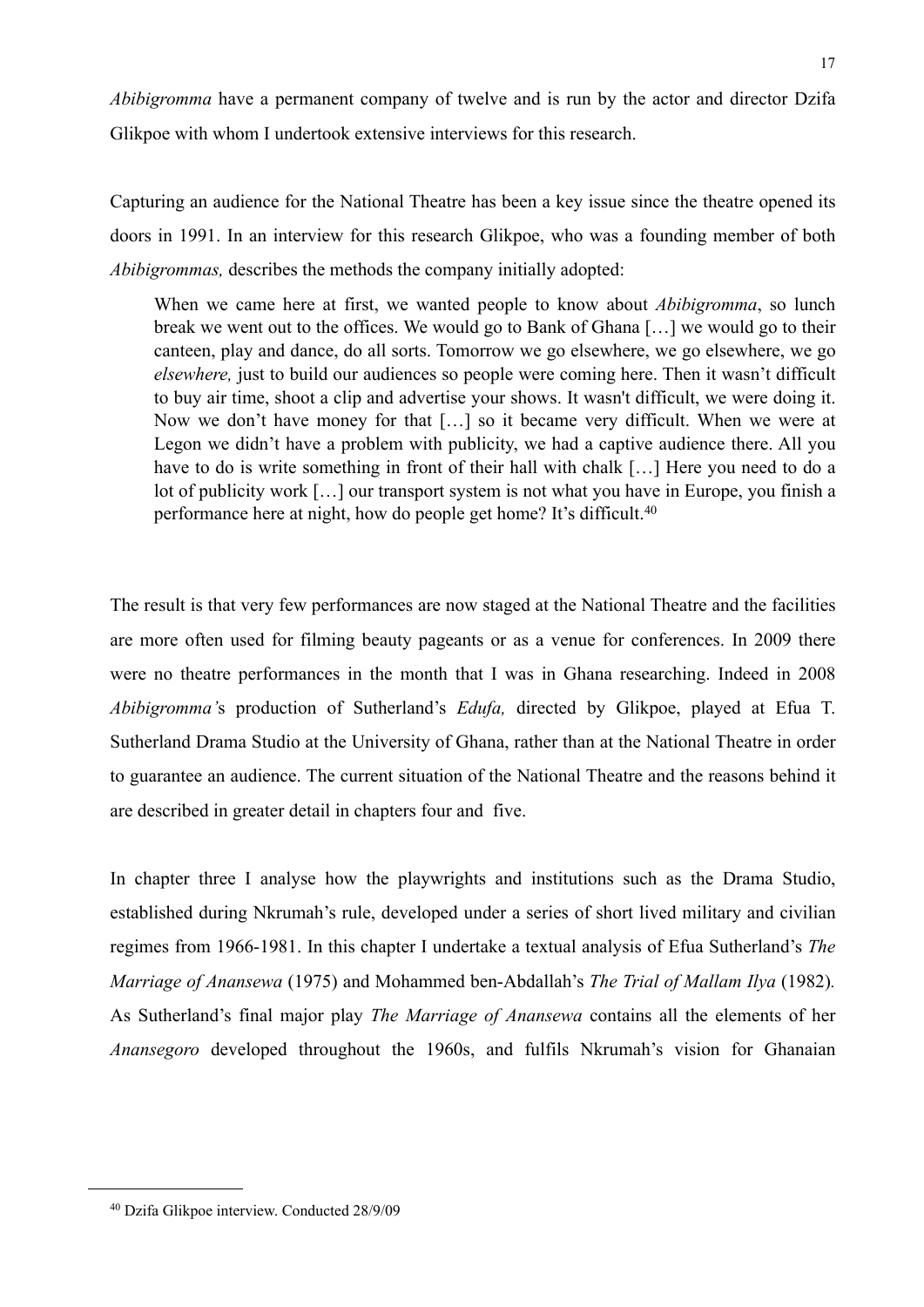*Abibigromma* have a permanent company of twelve and is run by the actor and director Dzifa Glikpoe with whom I undertook extensive interviews for this research.

Capturing an audience for the National Theatre has been a key issue since the theatre opened its doors in 1991. In an interview for this research Glikpoe, who was a founding member of both *Abibigrommas,* describes the methods the company initially adopted:

> When we came here at first, we wanted people to know about *Abibigromma*, so lunch break we went out to the offices. We would go to Bank of Ghana […] we would go to their canteen, play and dance, do all sorts. Tomorrow we go elsewhere, we go elsewhere, we go *elsewhere,* just to build our audiences so people were coming here. Then it wasn't difficult to buy air time, shoot a clip and advertise your shows. It wasn't difficult, we were doing it. Now we don't have money for that […] so it became very difficult. When we were at Legon we didn't have a problem with publicity, we had a captive audience there. All you have to do is write something in front of their hall with chalk […] Here you need to do a lot of publicity work […] our transport system is not what you have in Europe, you finish a performance here at night, how do people get home? It's difficult.[40]

The result is that very few performances are now staged at the National Theatre and the facilities are more often used for filming beauty pageants or as a venue for conferences. In 2009 there were no theatre performances in the month that I was in Ghana researching. Indeed in 2008 *Abibigromma'*s production of Sutherland's *Edufa,* directed by Glikpoe, played at Efua T. Sutherland Drama Studio at the University of Ghana, rather than at the National Theatre in order to guarantee an audience. The current situation of the National Theatre and the reasons behind it are described in greater detail in chapters four and five.

In chapter three I analyse how the playwrights and institutions such as the Drama Studio, established during Nkrumah's rule, developed under a series of short lived military and civilian regimes from 1966-1981. In this chapter I undertake a textual analysis of Efua Sutherland's *The Marriage of Anansewa* (1975) and Mohammed ben-Abdallah's *The Trial of Mallam Ilya* (1982). As Sutherland's final major play *The Marriage of Anansewa* contains all the elements of her *Anansegoro* developed throughout the 1960s, and fulfils Nkrumah's vision for Ghanaian

---

[40] Dzifa Glikpoe interview. Conducted 28/9/09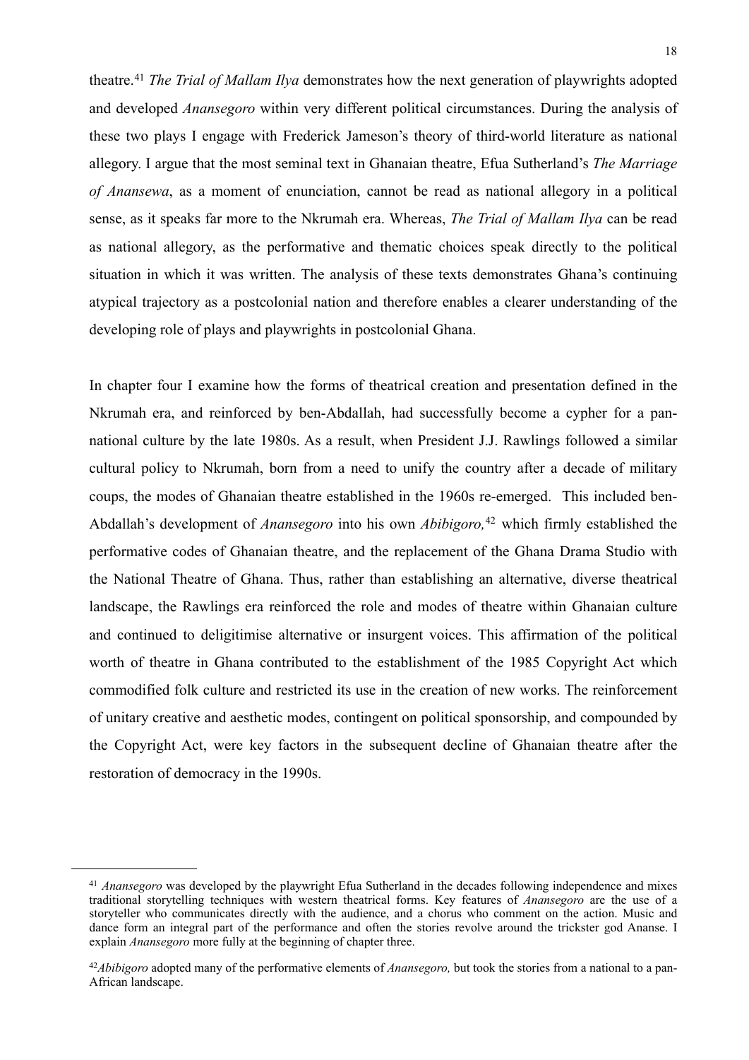theatre.[41] *The Trial of Mallam Ilya* demonstrates how the next generation of playwrights adopted and developed *Anansegoro* within very different political circumstances. During the analysis of these two plays I engage with Frederick Jameson's theory of third-world literature as national allegory. I argue that the most seminal text in Ghanaian theatre, Efua Sutherland's *The Marriage of Anansewa*, as a moment of enunciation, cannot be read as national allegory in a political sense, as it speaks far more to the Nkrumah era. Whereas, *The Trial of Mallam Ilya* can be read as national allegory, as the performative and thematic choices speak directly to the political situation in which it was written. The analysis of these texts demonstrates Ghana's continuing atypical trajectory as a postcolonial nation and therefore enables a clearer understanding of the developing role of plays and playwrights in postcolonial Ghana.

In chapter four I examine how the forms of theatrical creation and presentation defined in the Nkrumah era, and reinforced by ben-Abdallah, had successfully become a cypher for a pan-national culture by the late 1980s. As a result, when President J.J. Rawlings followed a similar cultural policy to Nkrumah, born from a need to unify the country after a decade of military coups, the modes of Ghanaian theatre established in the 1960s re-emerged. This included ben-Abdallah's development of *Anansegoro* into his own *Abibigoro,*[42] which firmly established the performative codes of Ghanaian theatre, and the replacement of the Ghana Drama Studio with the National Theatre of Ghana. Thus, rather than establishing an alternative, diverse theatrical landscape, the Rawlings era reinforced the role and modes of theatre within Ghanaian culture and continued to deligitimise alternative or insurgent voices. This affirmation of the political worth of theatre in Ghana contributed to the establishment of the 1985 Copyright Act which commodified folk culture and restricted its use in the creation of new works. The reinforcement of unitary creative and aesthetic modes, contingent on political sponsorship, and compounded by the Copyright Act, were key factors in the subsequent decline of Ghanaian theatre after the restoration of democracy in the 1990s.

---

[41] *Anansegoro* was developed by the playwright Efua Sutherland in the decades following independence and mixes traditional storytelling techniques with western theatrical forms. Key features of *Anansegoro* are the use of a storyteller who communicates directly with the audience, and a chorus who comment on the action. Music and dance form an integral part of the performance and often the stories revolve around the trickster god Ananse. I explain *Anansegoro* more fully at the beginning of chapter three.

[42] *Abibigoro* adopted many of the performative elements of *Anansegoro,* but took the stories from a national to a pan-African landscape.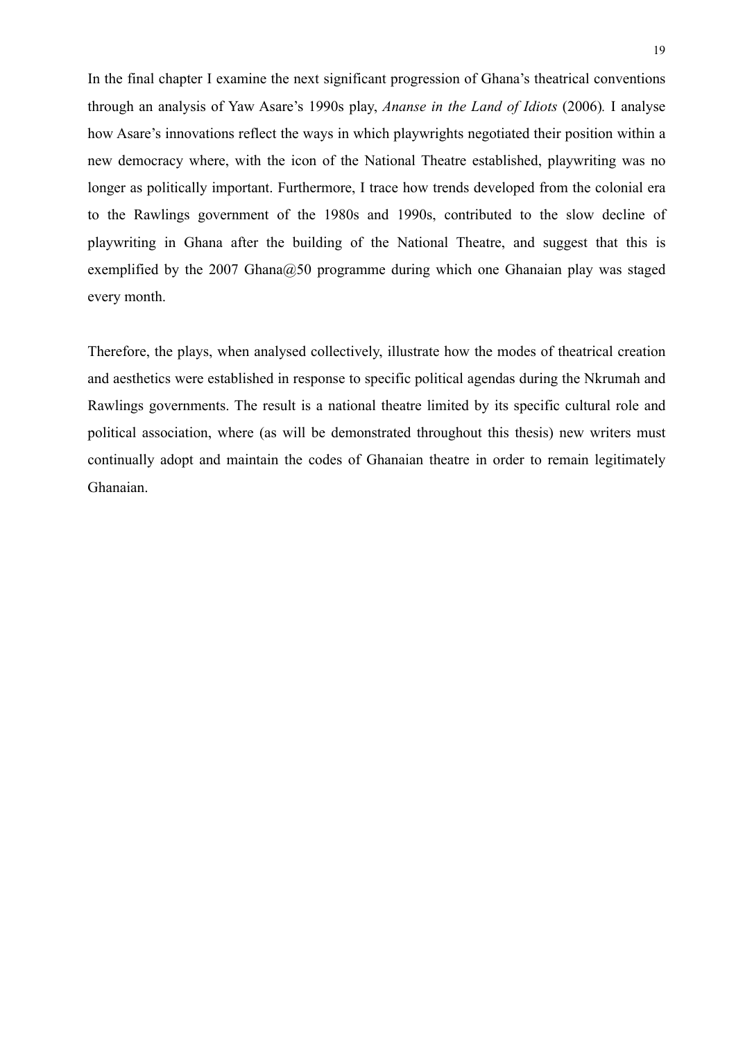In the final chapter I examine the next significant progression of Ghana's theatrical conventions through an analysis of Yaw Asare's 1990s play, *Ananse in the Land of Idiots* (2006). I analyse how Asare's innovations reflect the ways in which playwrights negotiated their position within a new democracy where, with the icon of the National Theatre established, playwriting was no longer as politically important. Furthermore, I trace how trends developed from the colonial era to the Rawlings government of the 1980s and 1990s, contributed to the slow decline of playwriting in Ghana after the building of the National Theatre, and suggest that this is exemplified by the 2007 Ghana@50 programme during which one Ghanaian play was staged every month.

Therefore, the plays, when analysed collectively, illustrate how the modes of theatrical creation and aesthetics were established in response to specific political agendas during the Nkrumah and Rawlings governments. The result is a national theatre limited by its specific cultural role and political association, where (as will be demonstrated throughout this thesis) new writers must continually adopt and maintain the codes of Ghanaian theatre in order to remain legitimately Ghanaian.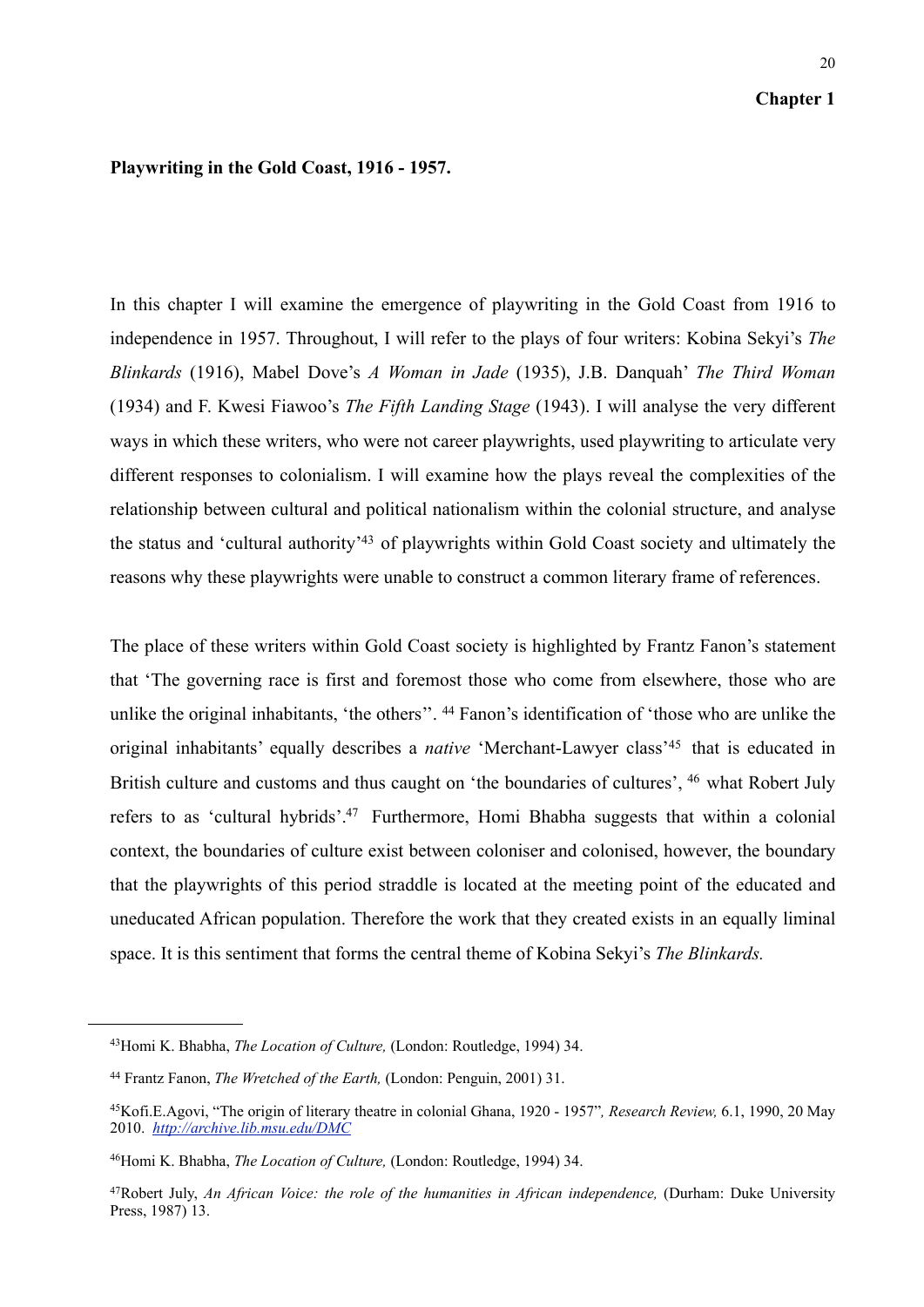# Chapter 1

## Playwriting in the Gold Coast, 1916 - 1957.

In this chapter I will examine the emergence of playwriting in the Gold Coast from 1916 to independence in 1957. Throughout, I will refer to the plays of four writers: Kobina Sekyi's *The Blinkards* (1916), Mabel Dove's *A Woman in Jade* (1935), J.B. Danquah' *The Third Woman* (1934) and F. Kwesi Fiawoo's *The Fifth Landing Stage* (1943). I will analyse the very different ways in which these writers, who were not career playwrights, used playwriting to articulate very different responses to colonialism. I will examine how the plays reveal the complexities of the relationship between cultural and political nationalism within the colonial structure, and analyse the status and 'cultural authority'[43] of playwrights within Gold Coast society and ultimately the reasons why these playwrights were unable to construct a common literary frame of references.

The place of these writers within Gold Coast society is highlighted by Frantz Fanon's statement that 'The governing race is first and foremost those who come from elsewhere, those who are unlike the original inhabitants, 'the others''. [44] Fanon's identification of 'those who are unlike the original inhabitants' equally describes a *native* 'Merchant-Lawyer class'[45] that is educated in British culture and customs and thus caught on 'the boundaries of cultures', [46] what Robert July refers to as 'cultural hybrids'.[47] Furthermore, Homi Bhabha suggests that within a colonial context, the boundaries of culture exist between coloniser and colonised, however, the boundary that the playwrights of this period straddle is located at the meeting point of the educated and uneducated African population. Therefore the work that they created exists in an equally liminal space. It is this sentiment that forms the central theme of Kobina Sekyi's *The Blinkards.*

---

[43] Homi K. Bhabha, *The Location of Culture,* (London: Routledge, 1994) 34.

[44] Frantz Fanon, *The Wretched of the Earth,* (London: Penguin, 2001) 31.

[45] Kofi.E.Agovi, "The origin of literary theatre in colonial Ghana, 1920 - 1957"*, Research Review,* 6.1, 1990, 20 May 2010. *http://archive.lib.msu.edu/DMC*

[46] Homi K. Bhabha, *The Location of Culture,* (London: Routledge, 1994) 34.

[47] Robert July, *An African Voice: the role of the humanities in African independence,* (Durham: Duke University Press, 1987) 13.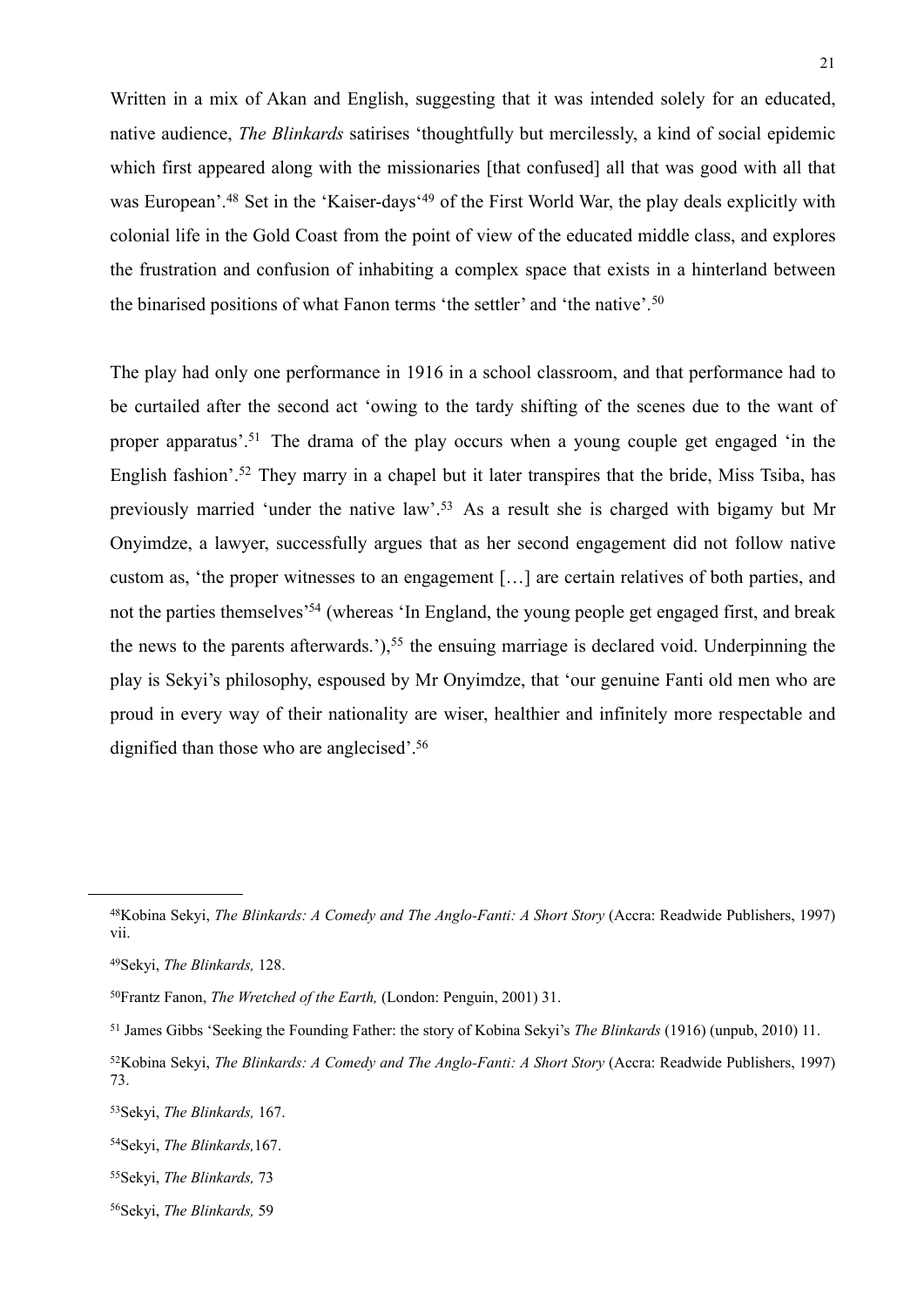Written in a mix of Akan and English, suggesting that it was intended solely for an educated, native audience, *The Blinkards* satirises 'thoughtfully but mercilessly, a kind of social epidemic which first appeared along with the missionaries [that confused] all that was good with all that was European'.[48] Set in the 'Kaiser-days'[49] of the First World War, the play deals explicitly with colonial life in the Gold Coast from the point of view of the educated middle class, and explores the frustration and confusion of inhabiting a complex space that exists in a hinterland between the binarised positions of what Fanon terms 'the settler' and 'the native'.[50]

The play had only one performance in 1916 in a school classroom, and that performance had to be curtailed after the second act 'owing to the tardy shifting of the scenes due to the want of proper apparatus'.[51] The drama of the play occurs when a young couple get engaged 'in the English fashion'.[52] They marry in a chapel but it later transpires that the bride, Miss Tsiba, has previously married 'under the native law'.[53] As a result she is charged with bigamy but Mr Onyimdze, a lawyer, successfully argues that as her second engagement did not follow native custom as, 'the proper witnesses to an engagement […] are certain relatives of both parties, and not the parties themselves'[54] (whereas 'In England, the young people get engaged first, and break the news to the parents afterwards.'),[55] the ensuing marriage is declared void. Underpinning the play is Sekyi's philosophy, espoused by Mr Onyimdze, that 'our genuine Fanti old men who are proud in every way of their nationality are wiser, healthier and infinitely more respectable and dignified than those who are anglecised'.[56]

---

[48] Kobina Sekyi, *The Blinkards: A Comedy and The Anglo-Fanti: A Short Story* (Accra: Readwide Publishers, 1997) vii.

[49] Sekyi, *The Blinkards,* 128.

[50] Frantz Fanon, *The Wretched of the Earth,* (London: Penguin, 2001) 31.

[51] James Gibbs 'Seeking the Founding Father: the story of Kobina Sekyi's *The Blinkards* (1916) (unpub, 2010) 11.

[52] Kobina Sekyi, *The Blinkards: A Comedy and The Anglo-Fanti: A Short Story* (Accra: Readwide Publishers, 1997) 73.

[53] Sekyi, *The Blinkards,* 167.

[54] Sekyi, *The Blinkards,*167.

[55] Sekyi, *The Blinkards,* 73

[56] Sekyi, *The Blinkards,* 59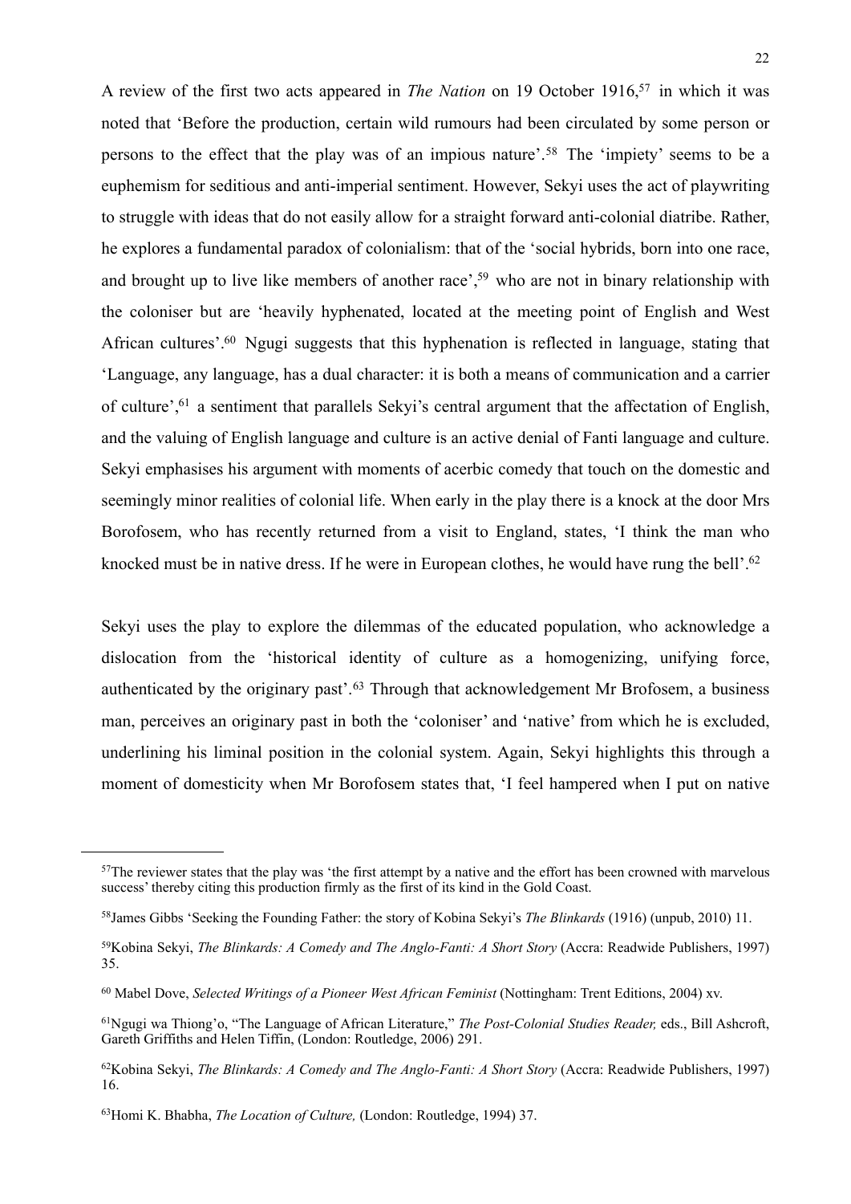A review of the first two acts appeared in *The Nation* on 19 October 1916,[57] in which it was noted that 'Before the production, certain wild rumours had been circulated by some person or persons to the effect that the play was of an impious nature'.[58] The 'impiety' seems to be a euphemism for seditious and anti-imperial sentiment. However, Sekyi uses the act of playwriting to struggle with ideas that do not easily allow for a straight forward anti-colonial diatribe. Rather, he explores a fundamental paradox of colonialism: that of the 'social hybrids, born into one race, and brought up to live like members of another race',[59] who are not in binary relationship with the coloniser but are 'heavily hyphenated, located at the meeting point of English and West African cultures'.[60] Ngugi suggests that this hyphenation is reflected in language, stating that 'Language, any language, has a dual character: it is both a means of communication and a carrier of culture',[61] a sentiment that parallels Sekyi's central argument that the affectation of English, and the valuing of English language and culture is an active denial of Fanti language and culture. Sekyi emphasises his argument with moments of acerbic comedy that touch on the domestic and seemingly minor realities of colonial life. When early in the play there is a knock at the door Mrs Borofosem, who has recently returned from a visit to England, states, 'I think the man who knocked must be in native dress. If he were in European clothes, he would have rung the bell'.[62]

Sekyi uses the play to explore the dilemmas of the educated population, who acknowledge a dislocation from the 'historical identity of culture as a homogenizing, unifying force, authenticated by the originary past'.[63] Through that acknowledgement Mr Brofosem, a business man, perceives an originary past in both the 'coloniser' and 'native' from which he is excluded, underlining his liminal position in the colonial system. Again, Sekyi highlights this through a moment of domesticity when Mr Borofosem states that, 'I feel hampered when I put on native

---

[57]The reviewer states that the play was 'the first attempt by a native and the effort has been crowned with marvelous success' thereby citing this production firmly as the first of its kind in the Gold Coast.

[58]James Gibbs 'Seeking the Founding Father: the story of Kobina Sekyi's *The Blinkards* (1916) (unpub, 2010) 11.

[59]Kobina Sekyi, *The Blinkards: A Comedy and The Anglo-Fanti: A Short Story* (Accra: Readwide Publishers, 1997) 35.

[60] Mabel Dove, *Selected Writings of a Pioneer West African Feminist* (Nottingham: Trent Editions, 2004) xv.

[61]Ngugi wa Thiong'o, "The Language of African Literature," *The Post-Colonial Studies Reader,* eds., Bill Ashcroft, Gareth Griffiths and Helen Tiffin, (London: Routledge, 2006) 291.

[62]Kobina Sekyi, *The Blinkards: A Comedy and The Anglo-Fanti: A Short Story* (Accra: Readwide Publishers, 1997) 16.

[63]Homi K. Bhabha, *The Location of Culture,* (London: Routledge, 1994) 37.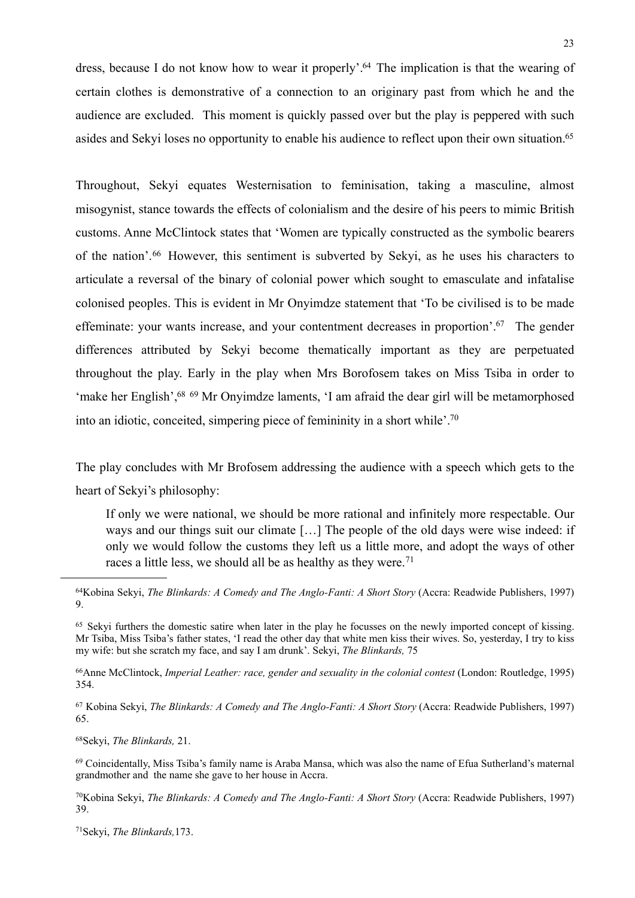dress, because I do not know how to wear it properly'.[64] The implication is that the wearing of certain clothes is demonstrative of a connection to an originary past from which he and the audience are excluded. This moment is quickly passed over but the play is peppered with such asides and Sekyi loses no opportunity to enable his audience to reflect upon their own situation.[65]

Throughout, Sekyi equates Westernisation to feminisation, taking a masculine, almost misogynist, stance towards the effects of colonialism and the desire of his peers to mimic British customs. Anne McClintock states that 'Women are typically constructed as the symbolic bearers of the nation'.[66] However, this sentiment is subverted by Sekyi, as he uses his characters to articulate a reversal of the binary of colonial power which sought to emasculate and infatalise colonised peoples. This is evident in Mr Onyimdze statement that 'To be civilised is to be made effeminate: your wants increase, and your contentment decreases in proportion'.[67] The gender differences attributed by Sekyi become thematically important as they are perpetuated throughout the play. Early in the play when Mrs Borofosem takes on Miss Tsiba in order to 'make her English',[68] [69] Mr Onyimdze laments, 'I am afraid the dear girl will be metamorphosed into an idiotic, conceited, simpering piece of femininity in a short while'.[70]

The play concludes with Mr Brofosem addressing the audience with a speech which gets to the heart of Sekyi's philosophy:

> If only we were national, we should be more rational and infinitely more respectable. Our ways and our things suit our climate […] The people of the old days were wise indeed: if only we would follow the customs they left us a little more, and adopt the ways of other races a little less, we should all be as healthy as they were.[71]

---

[64]Kobina Sekyi, *The Blinkards: A Comedy and The Anglo-Fanti: A Short Story* (Accra: Readwide Publishers, 1997) 9.

[65] Sekyi furthers the domestic satire when later in the play he focusses on the newly imported concept of kissing. Mr Tsiba, Miss Tsiba's father states, 'I read the other day that white men kiss their wives. So, yesterday, I try to kiss my wife: but she scratch my face, and say I am drunk'. Sekyi, *The Blinkards,* 75

[66]Anne McClintock, *Imperial Leather: race, gender and sexuality in the colonial contest* (London: Routledge, 1995) 354.

[67] Kobina Sekyi, *The Blinkards: A Comedy and The Anglo-Fanti: A Short Story* (Accra: Readwide Publishers, 1997) 65.

[68]Sekyi, *The Blinkards,* 21.

[69] Coincidentally, Miss Tsiba's family name is Araba Mansa, which was also the name of Efua Sutherland's maternal grandmother and the name she gave to her house in Accra.

[70]Kobina Sekyi, *The Blinkards: A Comedy and The Anglo-Fanti: A Short Story* (Accra: Readwide Publishers, 1997) 39.

[71]Sekyi, *The Blinkards,*173.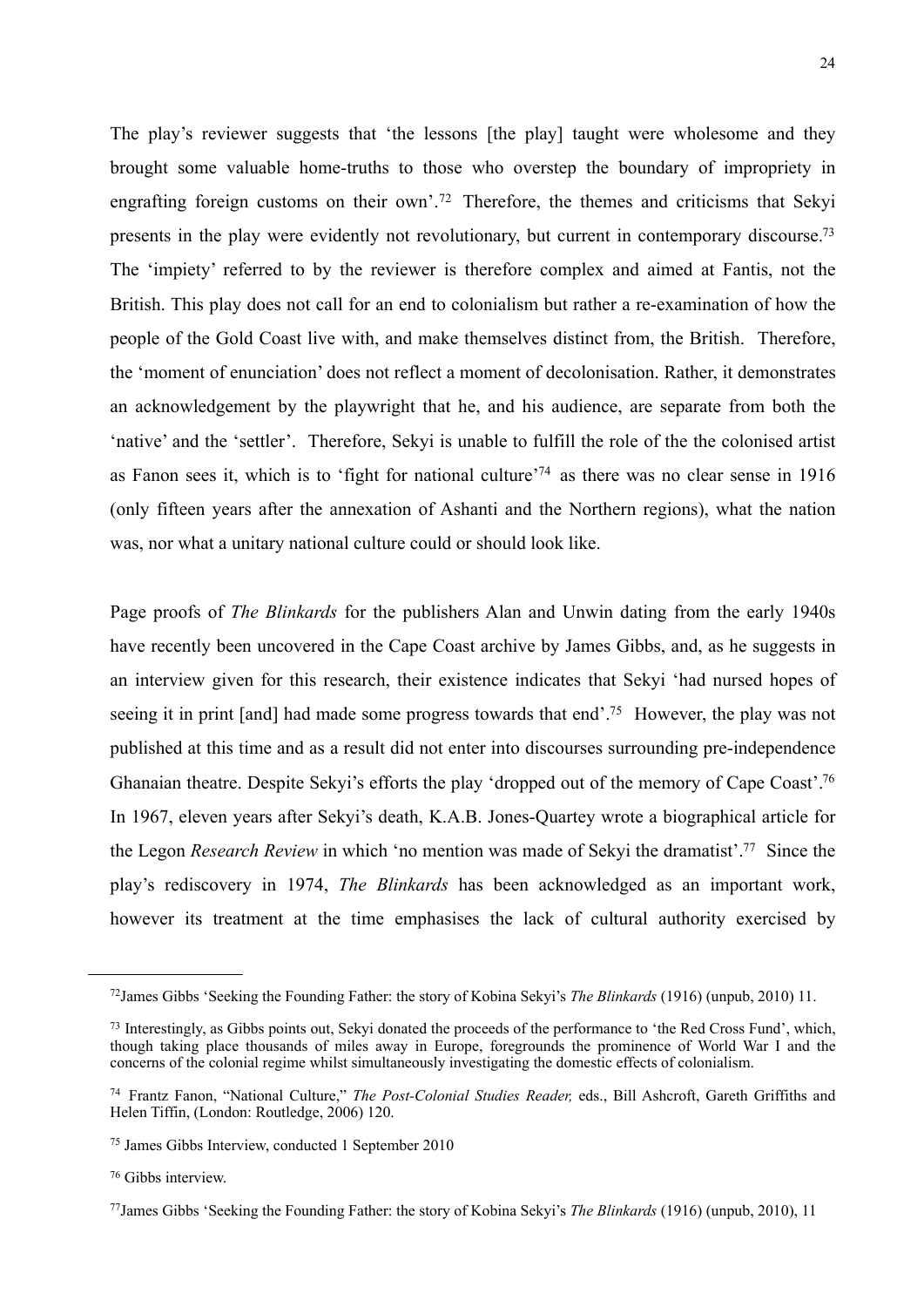The play's reviewer suggests that 'the lessons [the play] taught were wholesome and they brought some valuable home-truths to those who overstep the boundary of impropriety in engrafting foreign customs on their own'.[72] Therefore, the themes and criticisms that Sekyi presents in the play were evidently not revolutionary, but current in contemporary discourse.[73] The 'impiety' referred to by the reviewer is therefore complex and aimed at Fantis, not the British. This play does not call for an end to colonialism but rather a re-examination of how the people of the Gold Coast live with, and make themselves distinct from, the British. Therefore, the 'moment of enunciation' does not reflect a moment of decolonisation. Rather, it demonstrates an acknowledgement by the playwright that he, and his audience, are separate from both the 'native' and the 'settler'. Therefore, Sekyi is unable to fulfill the role of the the colonised artist as Fanon sees it, which is to 'fight for national culture'[74] as there was no clear sense in 1916 (only fifteen years after the annexation of Ashanti and the Northern regions), what the nation was, nor what a unitary national culture could or should look like.

Page proofs of *The Blinkards* for the publishers Alan and Unwin dating from the early 1940s have recently been uncovered in the Cape Coast archive by James Gibbs, and, as he suggests in an interview given for this research, their existence indicates that Sekyi 'had nursed hopes of seeing it in print [and] had made some progress towards that end'.[75] However, the play was not published at this time and as a result did not enter into discourses surrounding pre-independence Ghanaian theatre. Despite Sekyi's efforts the play 'dropped out of the memory of Cape Coast'.[76] In 1967, eleven years after Sekyi's death, K.A.B. Jones-Quartey wrote a biographical article for the Legon *Research Review* in which 'no mention was made of Sekyi the dramatist'.[77] Since the play's rediscovery in 1974, *The Blinkards* has been acknowledged as an important work, however its treatment at the time emphasises the lack of cultural authority exercised by

---

[72] James Gibbs 'Seeking the Founding Father: the story of Kobina Sekyi's *The Blinkards* (1916) (unpub, 2010) 11.

[73] Interestingly, as Gibbs points out, Sekyi donated the proceeds of the performance to 'the Red Cross Fund', which, though taking place thousands of miles away in Europe, foregrounds the prominence of World War I and the concerns of the colonial regime whilst simultaneously investigating the domestic effects of colonialism.

[74] Frantz Fanon, "National Culture," *The Post-Colonial Studies Reader,* eds., Bill Ashcroft, Gareth Griffiths and Helen Tiffin, (London: Routledge, 2006) 120.

[75] James Gibbs Interview, conducted 1 September 2010

[76] Gibbs interview.

[77] James Gibbs 'Seeking the Founding Father: the story of Kobina Sekyi's *The Blinkards* (1916) (unpub, 2010), 11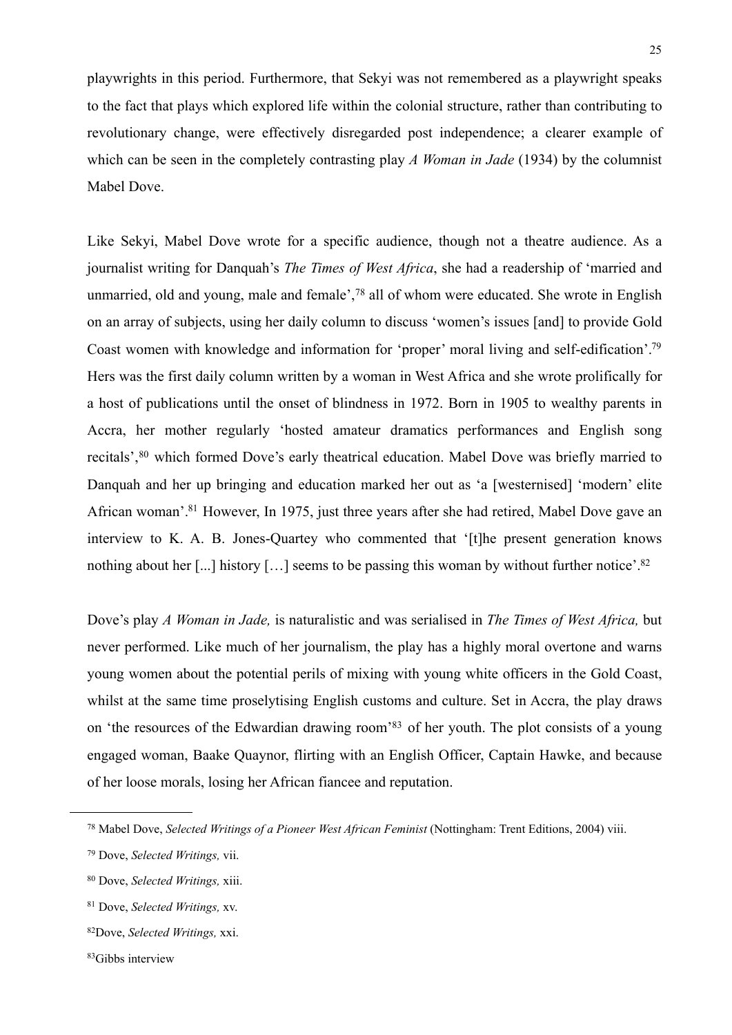playwrights in this period. Furthermore, that Sekyi was not remembered as a playwright speaks to the fact that plays which explored life within the colonial structure, rather than contributing to revolutionary change, were effectively disregarded post independence; a clearer example of which can be seen in the completely contrasting play *A Woman in Jade* (1934) by the columnist Mabel Dove.

Like Sekyi, Mabel Dove wrote for a specific audience, though not a theatre audience. As a journalist writing for Danquah's *The Times of West Africa*, she had a readership of 'married and unmarried, old and young, male and female',[78] all of whom were educated. She wrote in English on an array of subjects, using her daily column to discuss 'women's issues [and] to provide Gold Coast women with knowledge and information for 'proper' moral living and self-edification'.[79] Hers was the first daily column written by a woman in West Africa and she wrote prolifically for a host of publications until the onset of blindness in 1972. Born in 1905 to wealthy parents in Accra, her mother regularly 'hosted amateur dramatics performances and English song recitals',[80] which formed Dove's early theatrical education. Mabel Dove was briefly married to Danquah and her up bringing and education marked her out as 'a [westernised] 'modern' elite African woman'.[81] However, In 1975, just three years after she had retired, Mabel Dove gave an interview to K. A. B. Jones-Quartey who commented that '[t]he present generation knows nothing about her [...] history […] seems to be passing this woman by without further notice'.[82]

Dove's play *A Woman in Jade,* is naturalistic and was serialised in *The Times of West Africa,* but never performed. Like much of her journalism, the play has a highly moral overtone and warns young women about the potential perils of mixing with young white officers in the Gold Coast, whilst at the same time proselytising English customs and culture. Set in Accra, the play draws on 'the resources of the Edwardian drawing room'[83] of her youth. The plot consists of a young engaged woman, Baake Quaynor, flirting with an English Officer, Captain Hawke, and because of her loose morals, losing her African fiancee and reputation.

---

[78] Mabel Dove, *Selected Writings of a Pioneer West African Feminist* (Nottingham: Trent Editions, 2004) viii.

[79] Dove, *Selected Writings,* vii.

[80] Dove, *Selected Writings,* xiii.

[81] Dove, *Selected Writings,* xv.

[82] Dove, *Selected Writings,* xxi.

[83] Gibbs interview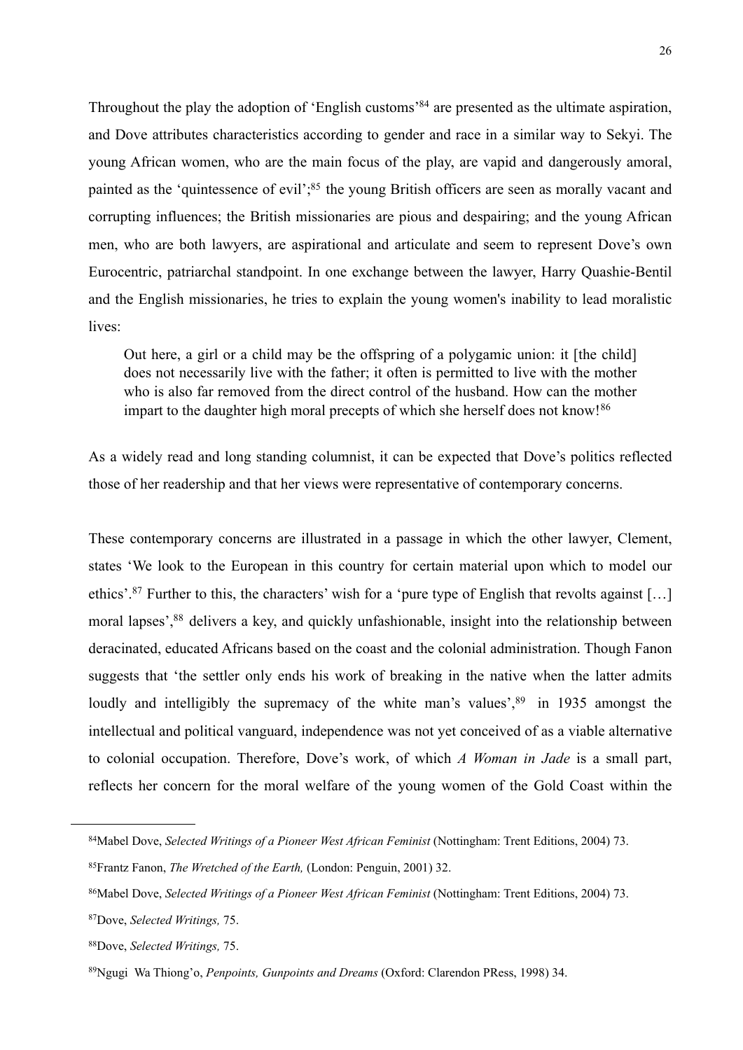Throughout the play the adoption of 'English customs'[84] are presented as the ultimate aspiration, and Dove attributes characteristics according to gender and race in a similar way to Sekyi. The young African women, who are the main focus of the play, are vapid and dangerously amoral, painted as the 'quintessence of evil';[85] the young British officers are seen as morally vacant and corrupting influences; the British missionaries are pious and despairing; and the young African men, who are both lawyers, are aspirational and articulate and seem to represent Dove's own Eurocentric, patriarchal standpoint. In one exchange between the lawyer, Harry Quashie-Bentil and the English missionaries, he tries to explain the young women's inability to lead moralistic lives:

> Out here, a girl or a child may be the offspring of a polygamic union: it [the child] does not necessarily live with the father; it often is permitted to live with the mother who is also far removed from the direct control of the husband. How can the mother impart to the daughter high moral precepts of which she herself does not know![86]

As a widely read and long standing columnist, it can be expected that Dove's politics reflected those of her readership and that her views were representative of contemporary concerns.

These contemporary concerns are illustrated in a passage in which the other lawyer, Clement, states 'We look to the European in this country for certain material upon which to model our ethics'.[87] Further to this, the characters' wish for a 'pure type of English that revolts against […] moral lapses',[88] delivers a key, and quickly unfashionable, insight into the relationship between deracinated, educated Africans based on the coast and the colonial administration. Though Fanon suggests that 'the settler only ends his work of breaking in the native when the latter admits loudly and intelligibly the supremacy of the white man's values',[89] in 1935 amongst the intellectual and political vanguard, independence was not yet conceived of as a viable alternative to colonial occupation. Therefore, Dove's work, of which *A Woman in Jade* is a small part, reflects her concern for the moral welfare of the young women of the Gold Coast within the

---

[84]Mabel Dove, *Selected Writings of a Pioneer West African Feminist* (Nottingham: Trent Editions, 2004) 73.

[85]Frantz Fanon, *The Wretched of the Earth,* (London: Penguin, 2001) 32.

[86]Mabel Dove, *Selected Writings of a Pioneer West African Feminist* (Nottingham: Trent Editions, 2004) 73.

[87]Dove, *Selected Writings,* 75.

[88]Dove, *Selected Writings,* 75.

[89]Ngugi Wa Thiong'o, *Penpoints, Gunpoints and Dreams* (Oxford: Clarendon PRess, 1998) 34.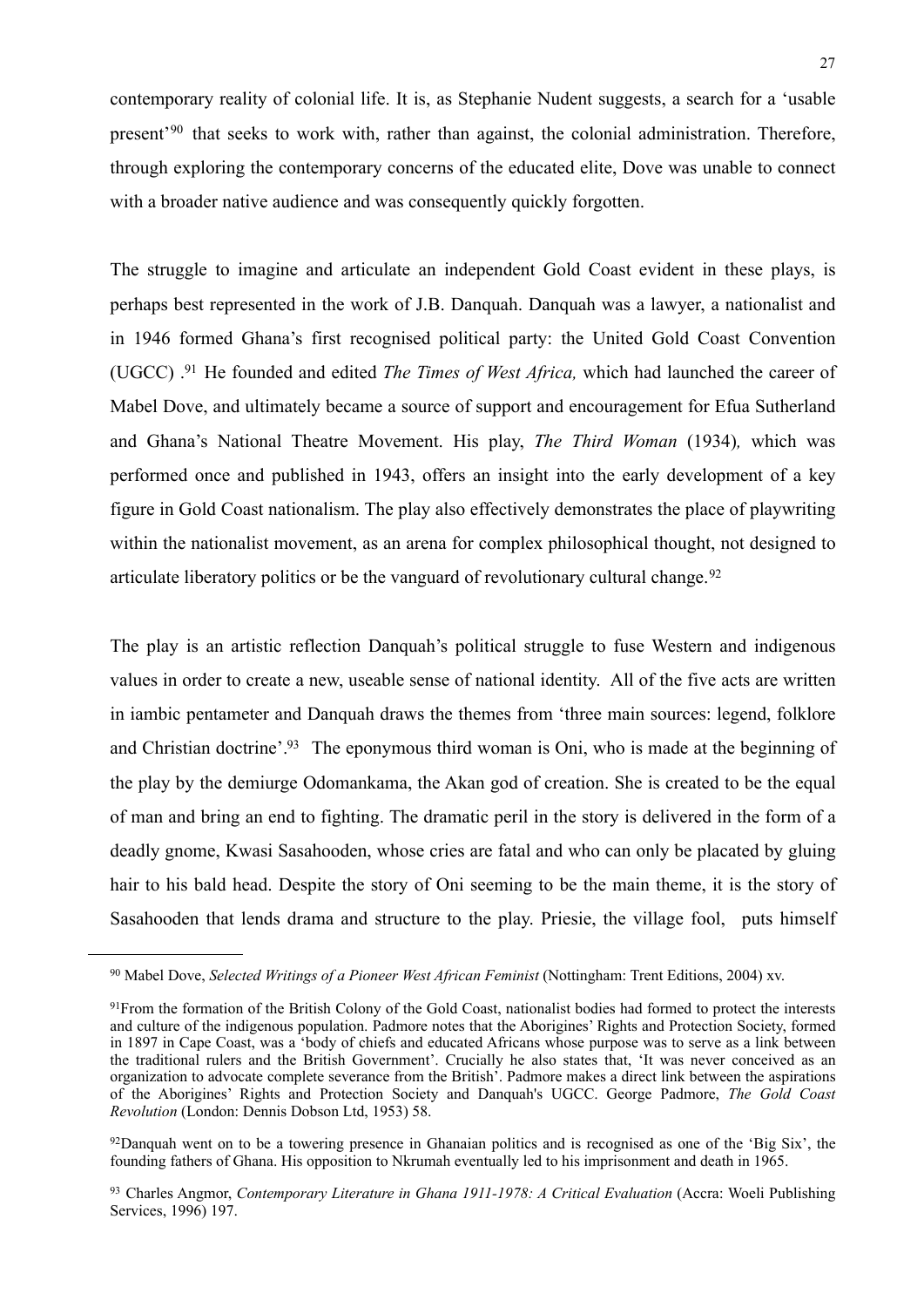contemporary reality of colonial life. It is, as Stephanie Nudent suggests, a search for a 'usable present'[90] that seeks to work with, rather than against, the colonial administration. Therefore, through exploring the contemporary concerns of the educated elite, Dove was unable to connect with a broader native audience and was consequently quickly forgotten.

The struggle to imagine and articulate an independent Gold Coast evident in these plays, is perhaps best represented in the work of J.B. Danquah. Danquah was a lawyer, a nationalist and in 1946 formed Ghana's first recognised political party: the United Gold Coast Convention (UGCC) .[91] He founded and edited *The Times of West Africa,* which had launched the career of Mabel Dove, and ultimately became a source of support and encouragement for Efua Sutherland and Ghana's National Theatre Movement. His play, *The Third Woman* (1934)*,* which was performed once and published in 1943, offers an insight into the early development of a key figure in Gold Coast nationalism. The play also effectively demonstrates the place of playwriting within the nationalist movement, as an arena for complex philosophical thought, not designed to articulate liberatory politics or be the vanguard of revolutionary cultural change.[92]

The play is an artistic reflection Danquah's political struggle to fuse Western and indigenous values in order to create a new, useable sense of national identity. All of the five acts are written in iambic pentameter and Danquah draws the themes from 'three main sources: legend, folklore and Christian doctrine'.[93] The eponymous third woman is Oni, who is made at the beginning of the play by the demiurge Odomankama, the Akan god of creation. She is created to be the equal of man and bring an end to fighting. The dramatic peril in the story is delivered in the form of a deadly gnome, Kwasi Sasahooden, whose cries are fatal and who can only be placated by gluing hair to his bald head. Despite the story of Oni seeming to be the main theme, it is the story of Sasahooden that lends drama and structure to the play. Priesie, the village fool, puts himself

---

[90] Mabel Dove, *Selected Writings of a Pioneer West African Feminist* (Nottingham: Trent Editions, 2004) xv.

[91] From the formation of the British Colony of the Gold Coast, nationalist bodies had formed to protect the interests and culture of the indigenous population. Padmore notes that the Aborigines' Rights and Protection Society, formed in 1897 in Cape Coast, was a 'body of chiefs and educated Africans whose purpose was to serve as a link between the traditional rulers and the British Government'. Crucially he also states that, 'It was never conceived as an organization to advocate complete severance from the British'. Padmore makes a direct link between the aspirations of the Aborigines' Rights and Protection Society and Danquah's UGCC. George Padmore, *The Gold Coast Revolution* (London: Dennis Dobson Ltd, 1953) 58.

[92] Danquah went on to be a towering presence in Ghanaian politics and is recognised as one of the 'Big Six', the founding fathers of Ghana. His opposition to Nkrumah eventually led to his imprisonment and death in 1965.

[93] Charles Angmor, *Contemporary Literature in Ghana 1911-1978: A Critical Evaluation* (Accra: Woeli Publishing Services, 1996) 197.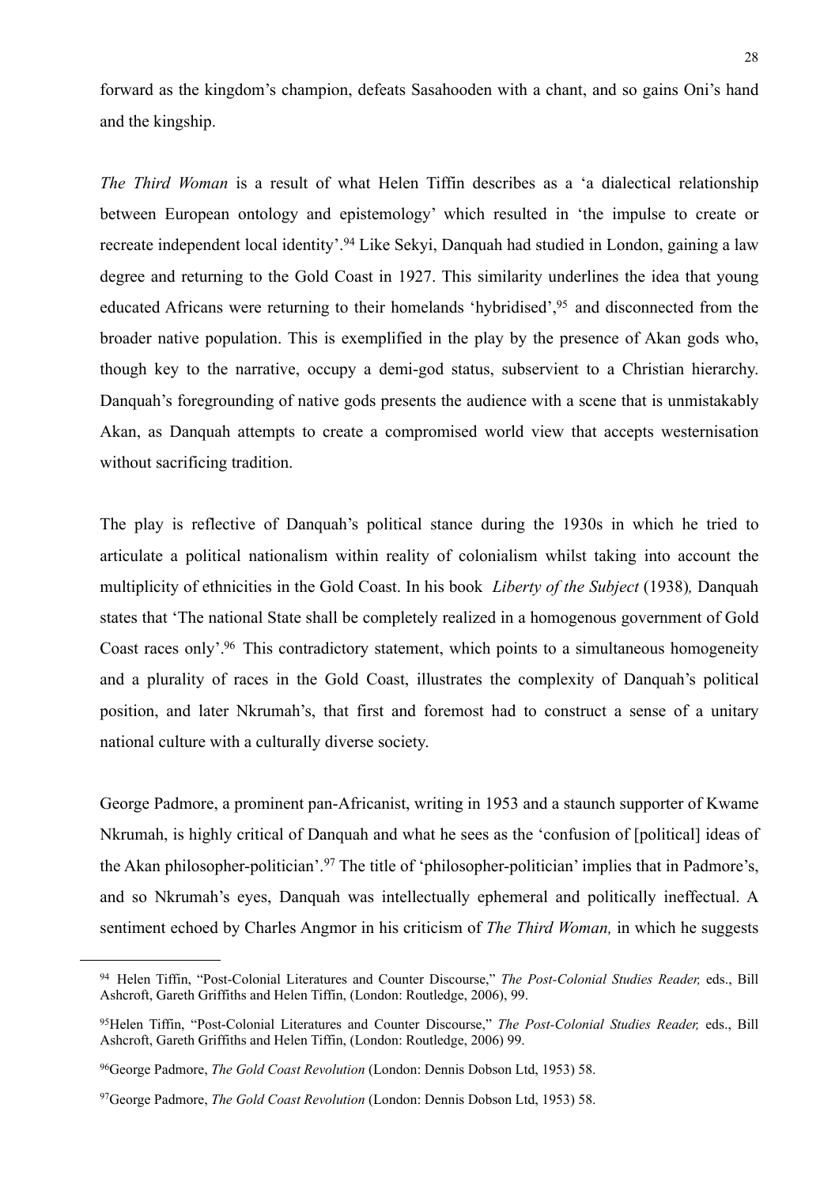forward as the kingdom's champion, defeats Sasahooden with a chant, and so gains Oni's hand and the kingship.

*The Third Woman* is a result of what Helen Tiffin describes as a 'a dialectical relationship between European ontology and epistemology' which resulted in 'the impulse to create or recreate independent local identity'.[94] Like Sekyi, Danquah had studied in London, gaining a law degree and returning to the Gold Coast in 1927. This similarity underlines the idea that young educated Africans were returning to their homelands 'hybridised',[95] and disconnected from the broader native population. This is exemplified in the play by the presence of Akan gods who, though key to the narrative, occupy a demi-god status, subservient to a Christian hierarchy. Danquah's foregrounding of native gods presents the audience with a scene that is unmistakably Akan, as Danquah attempts to create a compromised world view that accepts westernisation without sacrificing tradition.

The play is reflective of Danquah's political stance during the 1930s in which he tried to articulate a political nationalism within reality of colonialism whilst taking into account the multiplicity of ethnicities in the Gold Coast. In his book *Liberty of the Subject* (1938)*,* Danquah states that 'The national State shall be completely realized in a homogenous government of Gold Coast races only'.[96] This contradictory statement, which points to a simultaneous homogeneity and a plurality of races in the Gold Coast, illustrates the complexity of Danquah's political position, and later Nkrumah's, that first and foremost had to construct a sense of a unitary national culture with a culturally diverse society.

George Padmore, a prominent pan-Africanist, writing in 1953 and a staunch supporter of Kwame Nkrumah, is highly critical of Danquah and what he sees as the 'confusion of [political] ideas of the Akan philosopher-politician'.[97] The title of 'philosopher-politician' implies that in Padmore's, and so Nkrumah's eyes, Danquah was intellectually ephemeral and politically ineffectual. A sentiment echoed by Charles Angmor in his criticism of *The Third Woman,* in which he suggests

---

[94] Helen Tiffin, "Post-Colonial Literatures and Counter Discourse," *The Post-Colonial Studies Reader,* eds., Bill Ashcroft, Gareth Griffiths and Helen Tiffin, (London: Routledge, 2006), 99.

[95] Helen Tiffin, "Post-Colonial Literatures and Counter Discourse," *The Post-Colonial Studies Reader,* eds., Bill Ashcroft, Gareth Griffiths and Helen Tiffin, (London: Routledge, 2006) 99.

[96] George Padmore, *The Gold Coast Revolution* (London: Dennis Dobson Ltd, 1953) 58.

[97] George Padmore, *The Gold Coast Revolution* (London: Dennis Dobson Ltd, 1953) 58.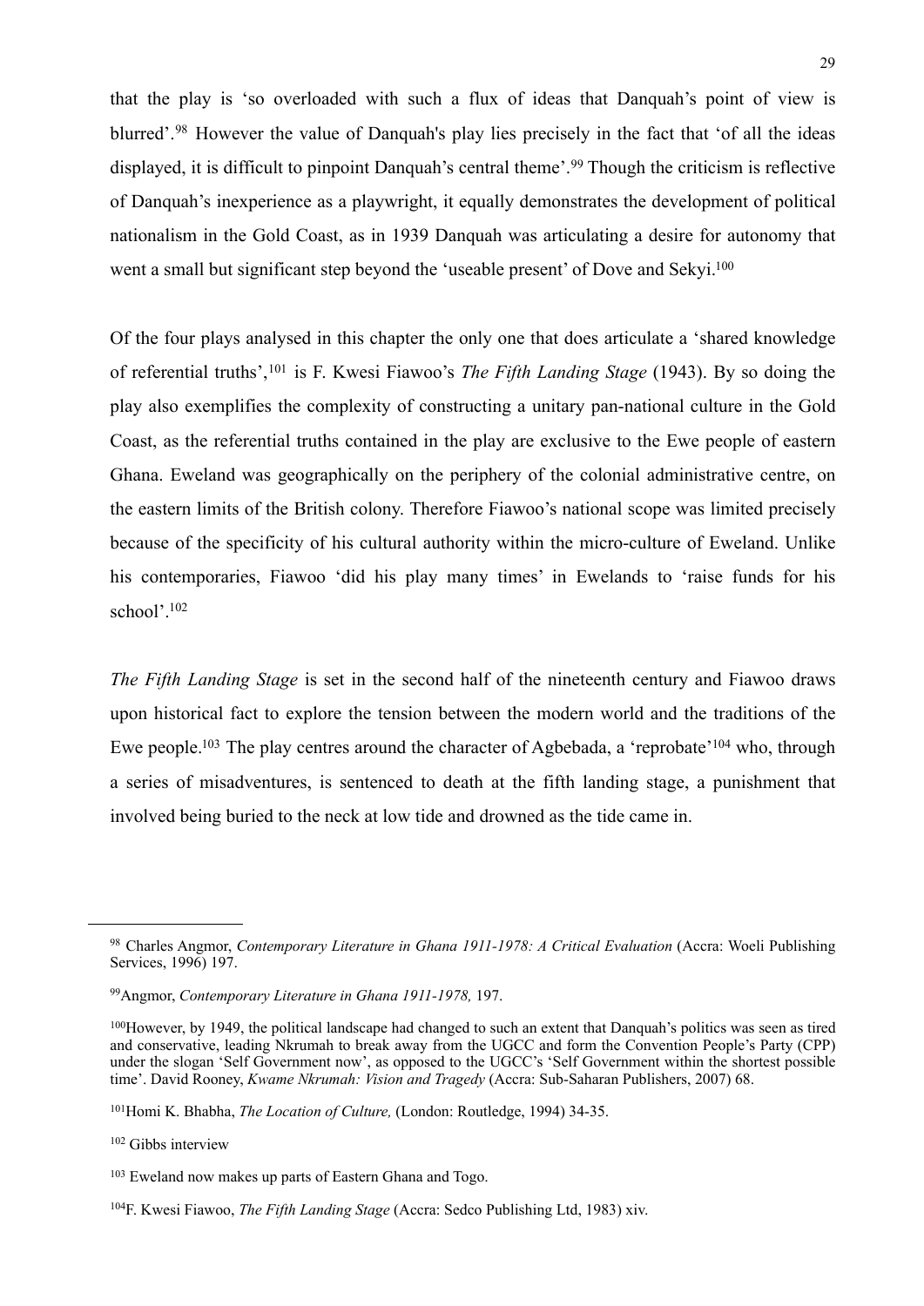that the play is 'so overloaded with such a flux of ideas that Danquah's point of view is blurred'.[98] However the value of Danquah's play lies precisely in the fact that 'of all the ideas displayed, it is difficult to pinpoint Danquah's central theme'.[99] Though the criticism is reflective of Danquah's inexperience as a playwright, it equally demonstrates the development of political nationalism in the Gold Coast, as in 1939 Danquah was articulating a desire for autonomy that went a small but significant step beyond the 'useable present' of Dove and Sekyi.[100]

Of the four plays analysed in this chapter the only one that does articulate a 'shared knowledge of referential truths',[101] is F. Kwesi Fiawoo's *The Fifth Landing Stage* (1943). By so doing the play also exemplifies the complexity of constructing a unitary pan-national culture in the Gold Coast, as the referential truths contained in the play are exclusive to the Ewe people of eastern Ghana. Eweland was geographically on the periphery of the colonial administrative centre, on the eastern limits of the British colony. Therefore Fiawoo's national scope was limited precisely because of the specificity of his cultural authority within the micro-culture of Eweland. Unlike his contemporaries, Fiawoo 'did his play many times' in Ewelands to 'raise funds for his school'.[102]

*The Fifth Landing Stage* is set in the second half of the nineteenth century and Fiawoo draws upon historical fact to explore the tension between the modern world and the traditions of the Ewe people.[103] The play centres around the character of Agbebada, a 'reprobate'[104] who, through a series of misadventures, is sentenced to death at the fifth landing stage, a punishment that involved being buried to the neck at low tide and drowned as the tide came in.

---

[98] Charles Angmor, *Contemporary Literature in Ghana 1911-1978: A Critical Evaluation* (Accra: Woeli Publishing Services, 1996) 197.

[99] Angmor, *Contemporary Literature in Ghana 1911-1978,* 197.

[100] However, by 1949, the political landscape had changed to such an extent that Danquah's politics was seen as tired and conservative, leading Nkrumah to break away from the UGCC and form the Convention People's Party (CPP) under the slogan 'Self Government now', as opposed to the UGCC's 'Self Government within the shortest possible time'. David Rooney, *Kwame Nkrumah: Vision and Tragedy* (Accra: Sub-Saharan Publishers, 2007) 68.

[101] Homi K. Bhabha, *The Location of Culture,* (London: Routledge, 1994) 34-35.

[102] Gibbs interview

[103] Eweland now makes up parts of Eastern Ghana and Togo.

[104] F. Kwesi Fiawoo, *The Fifth Landing Stage* (Accra: Sedco Publishing Ltd, 1983) xiv.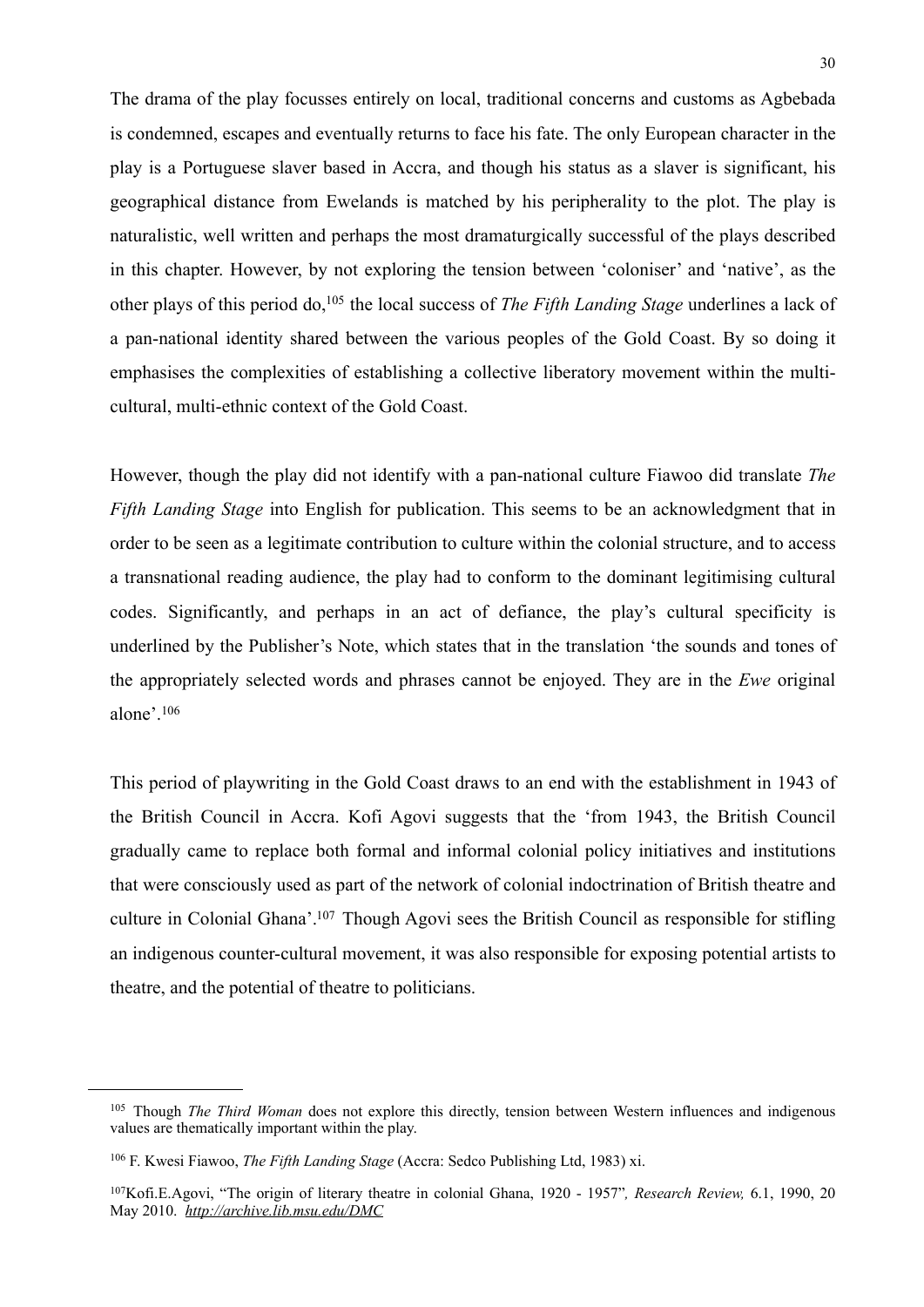The drama of the play focusses entirely on local, traditional concerns and customs as Agbebada is condemned, escapes and eventually returns to face his fate. The only European character in the play is a Portuguese slaver based in Accra, and though his status as a slaver is significant, his geographical distance from Ewelands is matched by his peripherality to the plot. The play is naturalistic, well written and perhaps the most dramaturgically successful of the plays described in this chapter. However, by not exploring the tension between 'coloniser' and 'native', as the other plays of this period do,[105] the local success of *The Fifth Landing Stage* underlines a lack of a pan-national identity shared between the various peoples of the Gold Coast. By so doing it emphasises the complexities of establishing a collective liberatory movement within the multi-cultural, multi-ethnic context of the Gold Coast.

However, though the play did not identify with a pan-national culture Fiawoo did translate *The Fifth Landing Stage* into English for publication. This seems to be an acknowledgment that in order to be seen as a legitimate contribution to culture within the colonial structure, and to access a transnational reading audience, the play had to conform to the dominant legitimising cultural codes. Significantly, and perhaps in an act of defiance, the play's cultural specificity is underlined by the Publisher's Note, which states that in the translation 'the sounds and tones of the appropriately selected words and phrases cannot be enjoyed. They are in the *Ewe* original alone'.[106]

This period of playwriting in the Gold Coast draws to an end with the establishment in 1943 of the British Council in Accra. Kofi Agovi suggests that the 'from 1943, the British Council gradually came to replace both formal and informal colonial policy initiatives and institutions that were consciously used as part of the network of colonial indoctrination of British theatre and culture in Colonial Ghana'.[107] Though Agovi sees the British Council as responsible for stifling an indigenous counter-cultural movement, it was also responsible for exposing potential artists to theatre, and the potential of theatre to politicians.

---

[105] Though *The Third Woman* does not explore this directly, tension between Western influences and indigenous values are thematically important within the play.

[106] F. Kwesi Fiawoo, *The Fifth Landing Stage* (Accra: Sedco Publishing Ltd, 1983) xi.

[107] Kofi.E.Agovi, "The origin of literary theatre in colonial Ghana, 1920 - 1957", *Research Review,* 6.1, 1990, 20 May 2010. *http://archive.lib.msu.edu/DMC*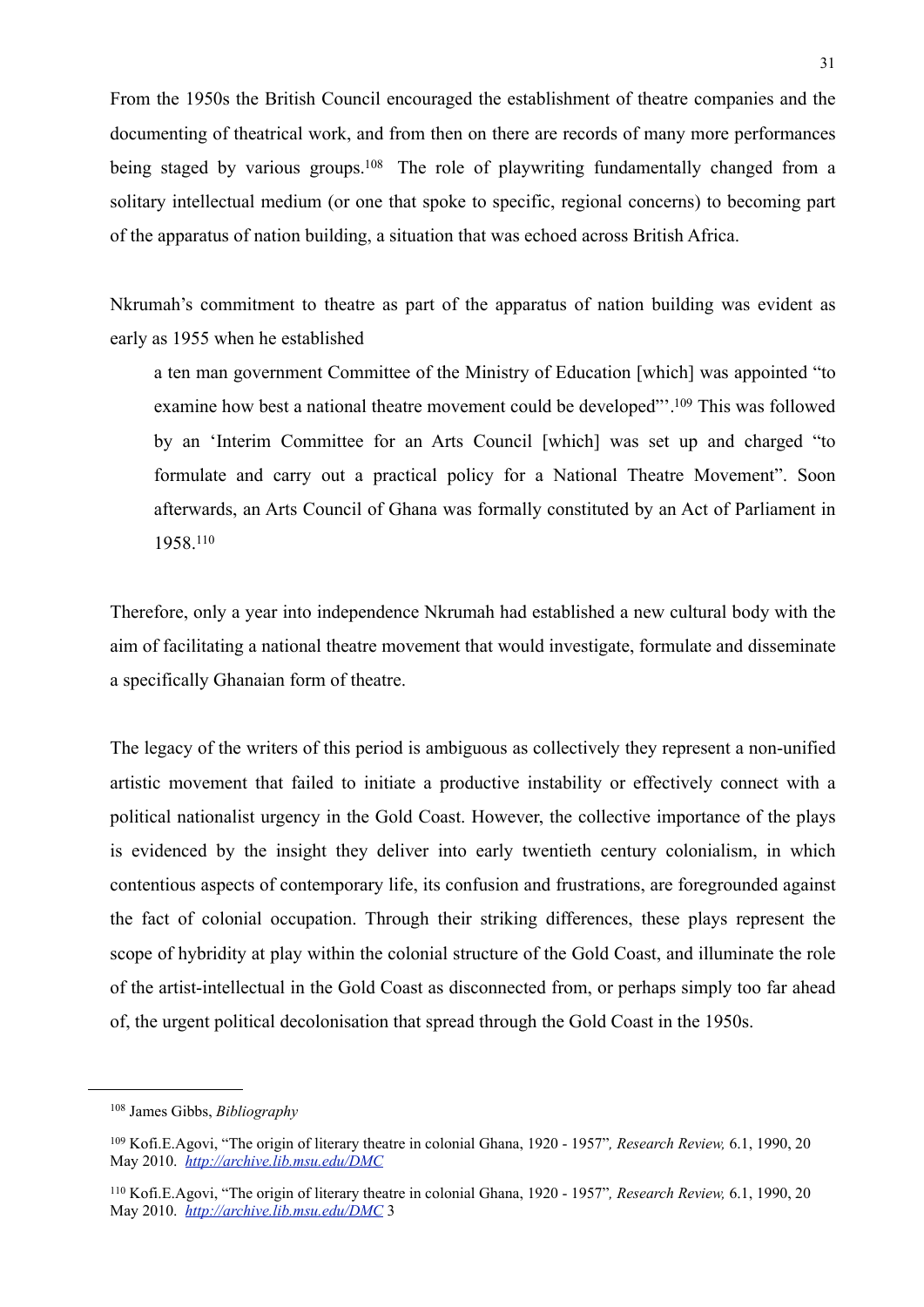From the 1950s the British Council encouraged the establishment of theatre companies and the documenting of theatrical work, and from then on there are records of many more performances being staged by various groups.[108] The role of playwriting fundamentally changed from a solitary intellectual medium (or one that spoke to specific, regional concerns) to becoming part of the apparatus of nation building, a situation that was echoed across British Africa.

Nkrumah's commitment to theatre as part of the apparatus of nation building was evident as early as 1955 when he established

> a ten man government Committee of the Ministry of Education [which] was appointed "to examine how best a national theatre movement could be developed"'.[109] This was followed by an 'Interim Committee for an Arts Council [which] was set up and charged "to formulate and carry out a practical policy for a National Theatre Movement". Soon afterwards, an Arts Council of Ghana was formally constituted by an Act of Parliament in 1958.[110]

Therefore, only a year into independence Nkrumah had established a new cultural body with the aim of facilitating a national theatre movement that would investigate, formulate and disseminate a specifically Ghanaian form of theatre.

The legacy of the writers of this period is ambiguous as collectively they represent a non-unified artistic movement that failed to initiate a productive instability or effectively connect with a political nationalist urgency in the Gold Coast. However, the collective importance of the plays is evidenced by the insight they deliver into early twentieth century colonialism, in which contentious aspects of contemporary life, its confusion and frustrations, are foregrounded against the fact of colonial occupation. Through their striking differences, these plays represent the scope of hybridity at play within the colonial structure of the Gold Coast, and illuminate the role of the artist-intellectual in the Gold Coast as disconnected from, or perhaps simply too far ahead of, the urgent political decolonisation that spread through the Gold Coast in the 1950s.

---

[108] James Gibbs, *Bibliography*

[109] Kofi.E.Agovi, "The origin of literary theatre in colonial Ghana, 1920 - 1957"*, Research Review,* 6.1, 1990, 20 May 2010. *http://archive.lib.msu.edu/DMC*

[110] Kofi.E.Agovi, "The origin of literary theatre in colonial Ghana, 1920 - 1957"*, Research Review,* 6.1, 1990, 20 May 2010. *http://archive.lib.msu.edu/DMC* 3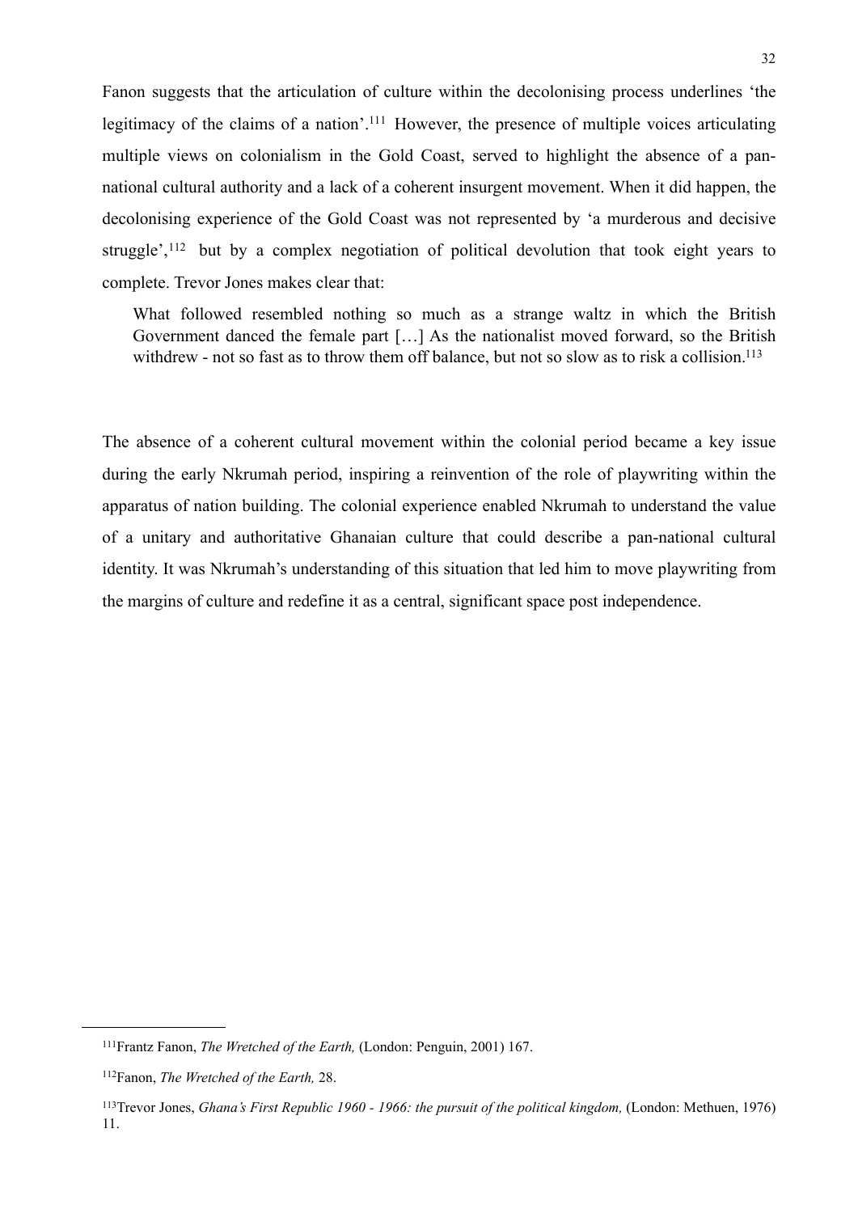Fanon suggests that the articulation of culture within the decolonising process underlines 'the legitimacy of the claims of a nation'.[111] However, the presence of multiple voices articulating multiple views on colonialism in the Gold Coast, served to highlight the absence of a pan-national cultural authority and a lack of a coherent insurgent movement. When it did happen, the decolonising experience of the Gold Coast was not represented by 'a murderous and decisive struggle',[112] but by a complex negotiation of political devolution that took eight years to complete. Trevor Jones makes clear that:

> What followed resembled nothing so much as a strange waltz in which the British Government danced the female part […] As the nationalist moved forward, so the British withdrew - not so fast as to throw them off balance, but not so slow as to risk a collision.[113]

The absence of a coherent cultural movement within the colonial period became a key issue during the early Nkrumah period, inspiring a reinvention of the role of playwriting within the apparatus of nation building. The colonial experience enabled Nkrumah to understand the value of a unitary and authoritative Ghanaian culture that could describe a pan-national cultural identity. It was Nkrumah's understanding of this situation that led him to move playwriting from the margins of culture and redefine it as a central, significant space post independence.

---

[111] Frantz Fanon, *The Wretched of the Earth,* (London: Penguin, 2001) 167.

[112] Fanon, *The Wretched of the Earth,* 28.

[113] Trevor Jones, *Ghana's First Republic 1960 - 1966: the pursuit of the political kingdom,* (London: Methuen, 1976) 11.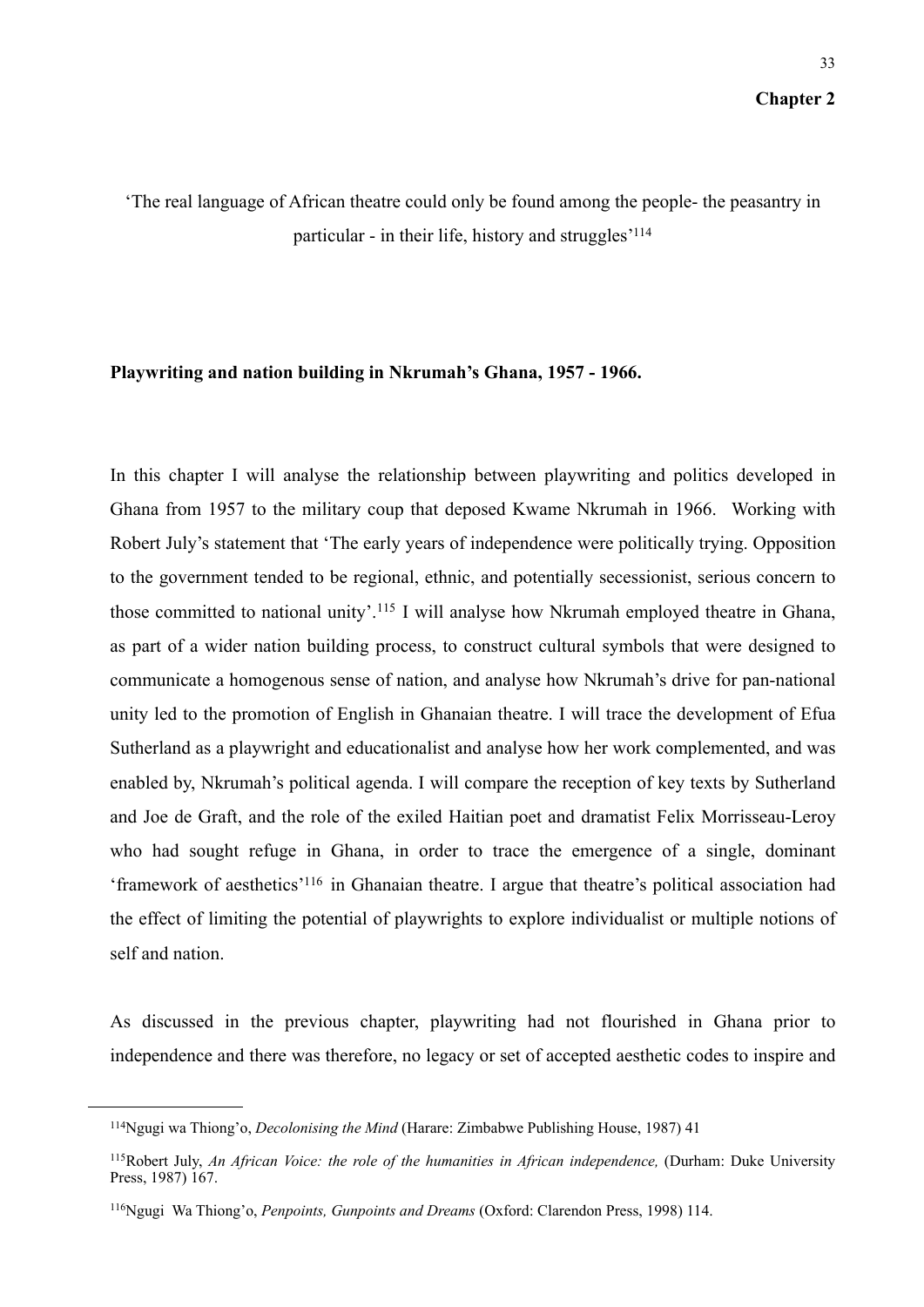# Chapter 2

'The real language of African theatre could only be found among the people- the peasantry in particular - in their life, history and struggles'[114]

**Playwriting and nation building in Nkrumah's Ghana, 1957 - 1966.**

In this chapter I will analyse the relationship between playwriting and politics developed in Ghana from 1957 to the military coup that deposed Kwame Nkrumah in 1966. Working with Robert July's statement that 'The early years of independence were politically trying. Opposition to the government tended to be regional, ethnic, and potentially secessionist, serious concern to those committed to national unity'.[115] I will analyse how Nkrumah employed theatre in Ghana, as part of a wider nation building process, to construct cultural symbols that were designed to communicate a homogenous sense of nation, and analyse how Nkrumah's drive for pan-national unity led to the promotion of English in Ghanaian theatre. I will trace the development of Efua Sutherland as a playwright and educationalist and analyse how her work complemented, and was enabled by, Nkrumah's political agenda. I will compare the reception of key texts by Sutherland and Joe de Graft, and the role of the exiled Haitian poet and dramatist Felix Morrisseau-Leroy who had sought refuge in Ghana, in order to trace the emergence of a single, dominant 'framework of aesthetics'[116] in Ghanaian theatre. I argue that theatre's political association had the effect of limiting the potential of playwrights to explore individualist or multiple notions of self and nation.

As discussed in the previous chapter, playwriting had not flourished in Ghana prior to independence and there was therefore, no legacy or set of accepted aesthetic codes to inspire and

---

[114] Ngugi wa Thiong'o, *Decolonising the Mind* (Harare: Zimbabwe Publishing House, 1987) 41

[115] Robert July, *An African Voice: the role of the humanities in African independence,* (Durham: Duke University Press, 1987) 167.

[116] Ngugi Wa Thiong'o, *Penpoints, Gunpoints and Dreams* (Oxford: Clarendon Press, 1998) 114.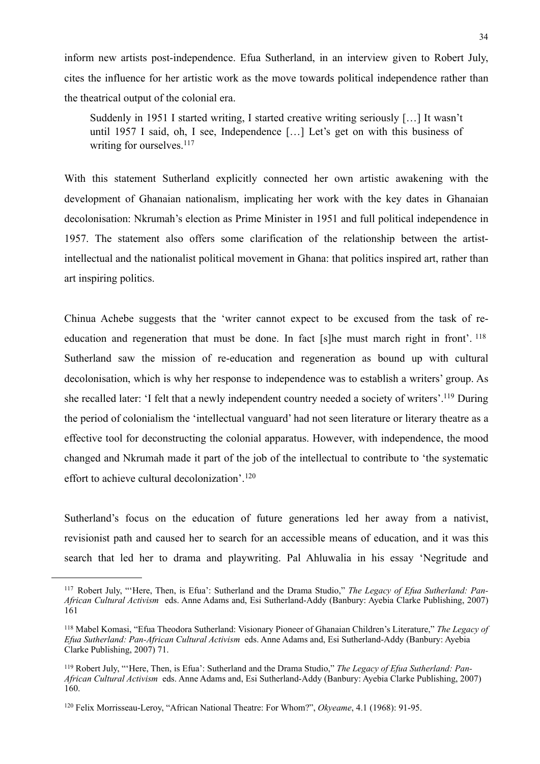inform new artists post-independence. Efua Sutherland, in an interview given to Robert July, cites the influence for her artistic work as the move towards political independence rather than the theatrical output of the colonial era.

> Suddenly in 1951 I started writing, I started creative writing seriously […] It wasn't until 1957 I said, oh, I see, Independence […] Let's get on with this business of writing for ourselves.[117]

With this statement Sutherland explicitly connected her own artistic awakening with the development of Ghanaian nationalism, implicating her work with the key dates in Ghanaian decolonisation: Nkrumah's election as Prime Minister in 1951 and full political independence in 1957. The statement also offers some clarification of the relationship between the artist-intellectual and the nationalist political movement in Ghana: that politics inspired art, rather than art inspiring politics.

Chinua Achebe suggests that the 'writer cannot expect to be excused from the task of re-education and regeneration that must be done. In fact [s]he must march right in front'. [118] Sutherland saw the mission of re-education and regeneration as bound up with cultural decolonisation, which is why her response to independence was to establish a writers' group. As she recalled later: 'I felt that a newly independent country needed a society of writers'.[119] During the period of colonialism the 'intellectual vanguard' had not seen literature or literary theatre as a effective tool for deconstructing the colonial apparatus. However, with independence, the mood changed and Nkrumah made it part of the job of the intellectual to contribute to 'the systematic effort to achieve cultural decolonization'.[120]

Sutherland's focus on the education of future generations led her away from a nativist, revisionist path and caused her to search for an accessible means of education, and it was this search that led her to drama and playwriting. Pal Ahluwalia in his essay 'Negritude and

---

[117] Robert July, "'Here, Then, is Efua': Sutherland and the Drama Studio," *The Legacy of Efua Sutherland: Pan-African Cultural Activism* eds. Anne Adams and, Esi Sutherland-Addy (Banbury: Ayebia Clarke Publishing, 2007) 161

[118] Mabel Komasi, "Efua Theodora Sutherland: Visionary Pioneer of Ghanaian Children's Literature," *The Legacy of Efua Sutherland: Pan-African Cultural Activism* eds. Anne Adams and, Esi Sutherland-Addy (Banbury: Ayebia Clarke Publishing, 2007) 71.

[119] Robert July, "'Here, Then, is Efua': Sutherland and the Drama Studio," *The Legacy of Efua Sutherland: Pan-African Cultural Activism* eds. Anne Adams and, Esi Sutherland-Addy (Banbury: Ayebia Clarke Publishing, 2007) 160.

[120] Felix Morrisseau-Leroy, "African National Theatre: For Whom?", *Okyeame*, 4.1 (1968): 91-95.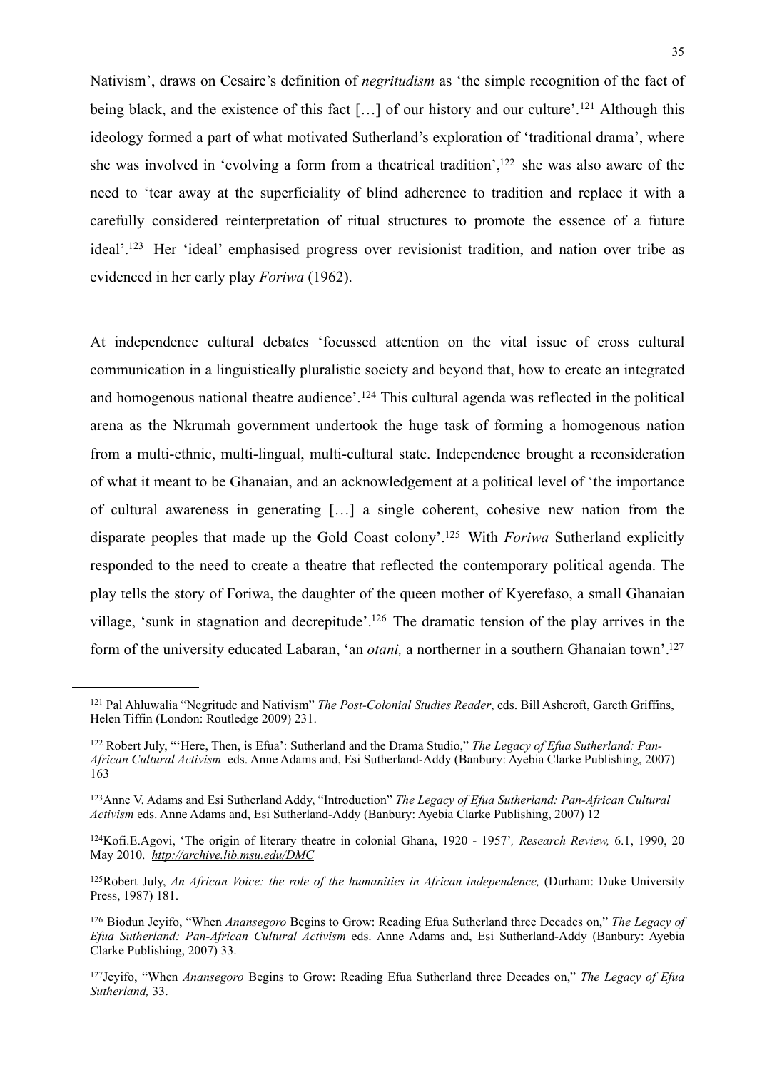Nativism', draws on Cesaire's definition of *negritudism* as 'the simple recognition of the fact of being black, and the existence of this fact […] of our history and our culture'.[121] Although this ideology formed a part of what motivated Sutherland's exploration of 'traditional drama', where she was involved in 'evolving a form from a theatrical tradition',[122] she was also aware of the need to 'tear away at the superficiality of blind adherence to tradition and replace it with a carefully considered reinterpretation of ritual structures to promote the essence of a future ideal'.[123] Her 'ideal' emphasised progress over revisionist tradition, and nation over tribe as evidenced in her early play *Foriwa* (1962).

At independence cultural debates 'focussed attention on the vital issue of cross cultural communication in a linguistically pluralistic society and beyond that, how to create an integrated and homogenous national theatre audience'.[124] This cultural agenda was reflected in the political arena as the Nkrumah government undertook the huge task of forming a homogenous nation from a multi-ethnic, multi-lingual, multi-cultural state. Independence brought a reconsideration of what it meant to be Ghanaian, and an acknowledgement at a political level of 'the importance of cultural awareness in generating […] a single coherent, cohesive new nation from the disparate peoples that made up the Gold Coast colony'.[125] With *Foriwa* Sutherland explicitly responded to the need to create a theatre that reflected the contemporary political agenda. The play tells the story of Foriwa, the daughter of the queen mother of Kyerefaso, a small Ghanaian village, 'sunk in stagnation and decrepitude'.[126] The dramatic tension of the play arrives in the form of the university educated Labaran, 'an *otani,* a northerner in a southern Ghanaian town'.[127]

---

[121] Pal Ahluwalia "Negritude and Nativism" *The Post-Colonial Studies Reader*, eds. Bill Ashcroft, Gareth Griffins, Helen Tiffin (London: Routledge 2009) 231.

[122] Robert July, "'Here, Then, is Efua': Sutherland and the Drama Studio," *The Legacy of Efua Sutherland: Pan-African Cultural Activism* eds. Anne Adams and, Esi Sutherland-Addy (Banbury: Ayebia Clarke Publishing, 2007) 163

[123] Anne V. Adams and Esi Sutherland Addy, "Introduction" *The Legacy of Efua Sutherland: Pan-African Cultural Activism* eds. Anne Adams and, Esi Sutherland-Addy (Banbury: Ayebia Clarke Publishing, 2007) 12

[124] Kofi.E.Agovi, 'The origin of literary theatre in colonial Ghana, 1920 - 1957', *Research Review,* 6.1, 1990, 20 May 2010. *http://archive.lib.msu.edu/DMC*

[125] Robert July, *An African Voice: the role of the humanities in African independence,* (Durham: Duke University Press, 1987) 181.

[126] Biodun Jeyifo, "When *Anansegoro* Begins to Grow: Reading Efua Sutherland three Decades on," *The Legacy of Efua Sutherland: Pan-African Cultural Activism* eds. Anne Adams and, Esi Sutherland-Addy (Banbury: Ayebia Clarke Publishing, 2007) 33.

[127] Jeyifo, "When *Anansegoro* Begins to Grow: Reading Efua Sutherland three Decades on," *The Legacy of Efua Sutherland,* 33.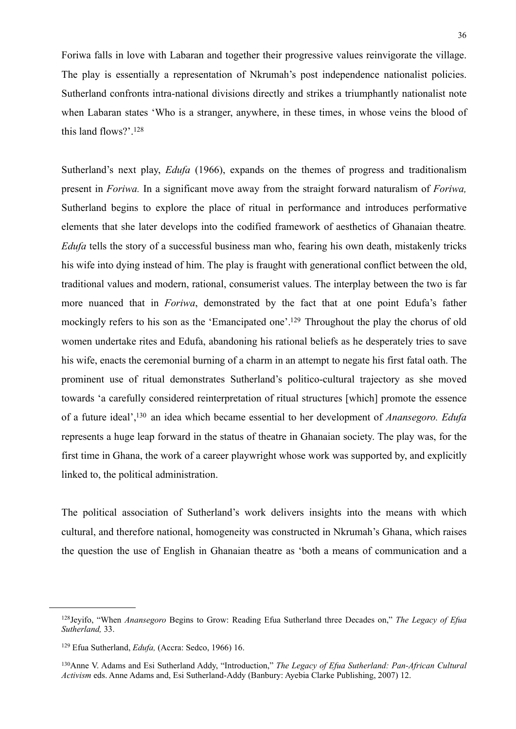Foriwa falls in love with Labaran and together their progressive values reinvigorate the village. The play is essentially a representation of Nkrumah's post independence nationalist policies. Sutherland confronts intra-national divisions directly and strikes a triumphantly nationalist note when Labaran states 'Who is a stranger, anywhere, in these times, in whose veins the blood of this land flows?'.[128]

Sutherland's next play, *Edufa* (1966), expands on the themes of progress and traditionalism present in *Foriwa.* In a significant move away from the straight forward naturalism of *Foriwa,* Sutherland begins to explore the place of ritual in performance and introduces performative elements that she later develops into the codified framework of aesthetics of Ghanaian theatre*. Edufa* tells the story of a successful business man who, fearing his own death, mistakenly tricks his wife into dying instead of him. The play is fraught with generational conflict between the old, traditional values and modern, rational, consumerist values. The interplay between the two is far more nuanced that in *Foriwa*, demonstrated by the fact that at one point Edufa's father mockingly refers to his son as the 'Emancipated one'.[129] Throughout the play the chorus of old women undertake rites and Edufa, abandoning his rational beliefs as he desperately tries to save his wife, enacts the ceremonial burning of a charm in an attempt to negate his first fatal oath. The prominent use of ritual demonstrates Sutherland's politico-cultural trajectory as she moved towards 'a carefully considered reinterpretation of ritual structures [which] promote the essence of a future ideal',[130] an idea which became essential to her development of *Anansegoro. Edufa* represents a huge leap forward in the status of theatre in Ghanaian society. The play was, for the first time in Ghana, the work of a career playwright whose work was supported by, and explicitly linked to, the political administration.

The political association of Sutherland's work delivers insights into the means with which cultural, and therefore national, homogeneity was constructed in Nkrumah's Ghana, which raises the question the use of English in Ghanaian theatre as 'both a means of communication and a

---

[128] Jeyifo, "When *Anansegoro* Begins to Grow: Reading Efua Sutherland three Decades on," *The Legacy of Efua Sutherland,* 33.

[129] Efua Sutherland, *Edufa,* (Accra: Sedco, 1966) 16.

[130] Anne V. Adams and Esi Sutherland Addy, "Introduction," *The Legacy of Efua Sutherland: Pan-African Cultural Activism* eds. Anne Adams and, Esi Sutherland-Addy (Banbury: Ayebia Clarke Publishing, 2007) 12.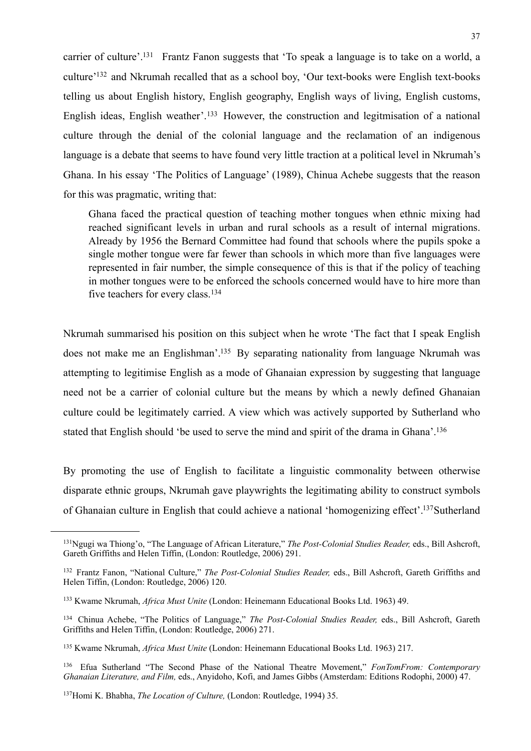carrier of culture'.[131] Frantz Fanon suggests that 'To speak a language is to take on a world, a culture'[132] and Nkrumah recalled that as a school boy, 'Our text-books were English text-books telling us about English history, English geography, English ways of living, English customs, English ideas, English weather'.[133] However, the construction and legitmisation of a national culture through the denial of the colonial language and the reclamation of an indigenous language is a debate that seems to have found very little traction at a political level in Nkrumah's Ghana. In his essay 'The Politics of Language' (1989), Chinua Achebe suggests that the reason for this was pragmatic, writing that:

> Ghana faced the practical question of teaching mother tongues when ethnic mixing had reached significant levels in urban and rural schools as a result of internal migrations. Already by 1956 the Bernard Committee had found that schools where the pupils spoke a single mother tongue were far fewer than schools in which more than five languages were represented in fair number, the simple consequence of this is that if the policy of teaching in mother tongues were to be enforced the schools concerned would have to hire more than five teachers for every class.[134]

Nkrumah summarised his position on this subject when he wrote 'The fact that I speak English does not make me an Englishman'.[135] By separating nationality from language Nkrumah was attempting to legitimise English as a mode of Ghanaian expression by suggesting that language need not be a carrier of colonial culture but the means by which a newly defined Ghanaian culture could be legitimately carried. A view which was actively supported by Sutherland who stated that English should 'be used to serve the mind and spirit of the drama in Ghana'.[136]

By promoting the use of English to facilitate a linguistic commonality between otherwise disparate ethnic groups, Nkrumah gave playwrights the legitimating ability to construct symbols of Ghanaian culture in English that could achieve a national 'homogenizing effect'.[137]Sutherland

---

[131]Ngugi wa Thiong'o, "The Language of African Literature," *The Post-Colonial Studies Reader,* eds., Bill Ashcroft, Gareth Griffiths and Helen Tiffin, (London: Routledge, 2006) 291.

[132] Frantz Fanon, "National Culture," *The Post-Colonial Studies Reader,* eds., Bill Ashcroft, Gareth Griffiths and Helen Tiffin, (London: Routledge, 2006) 120.

[133] Kwame Nkrumah, *Africa Must Unite* (London: Heinemann Educational Books Ltd. 1963) 49.

[134] Chinua Achebe, "The Politics of Language," *The Post-Colonial Studies Reader,* eds., Bill Ashcroft, Gareth Griffiths and Helen Tiffin, (London: Routledge, 2006) 271.

[135] Kwame Nkrumah, *Africa Must Unite* (London: Heinemann Educational Books Ltd. 1963) 217.

[136] Efua Sutherland "The Second Phase of the National Theatre Movement," *FonTomFrom: Contemporary Ghanaian Literature, and Film,* eds., Anyidoho, Kofi, and James Gibbs (Amsterdam: Editions Rodophi, 2000) 47.

[137]Homi K. Bhabha, *The Location of Culture,* (London: Routledge, 1994) 35.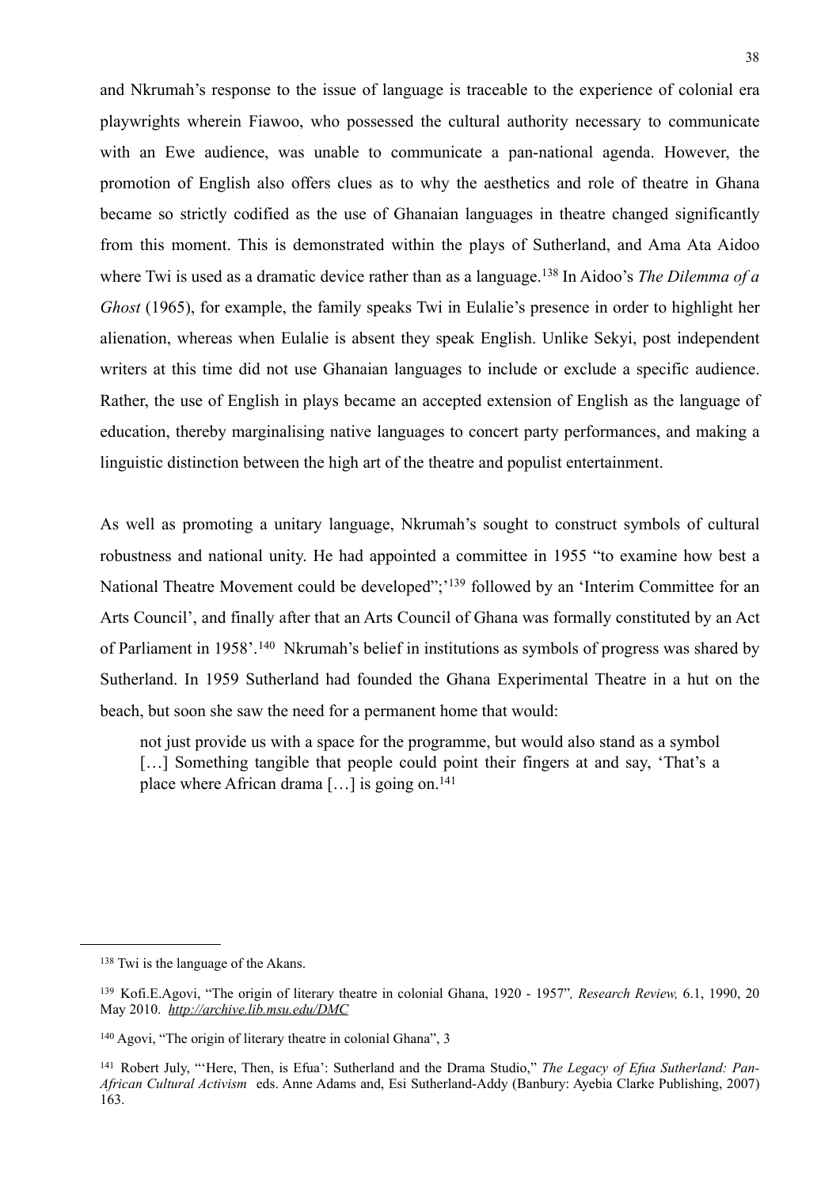and Nkrumah's response to the issue of language is traceable to the experience of colonial era playwrights wherein Fiawoo, who possessed the cultural authority necessary to communicate with an Ewe audience, was unable to communicate a pan-national agenda. However, the promotion of English also offers clues as to why the aesthetics and role of theatre in Ghana became so strictly codified as the use of Ghanaian languages in theatre changed significantly from this moment. This is demonstrated within the plays of Sutherland, and Ama Ata Aidoo where Twi is used as a dramatic device rather than as a language.[138] In Aidoo's *The Dilemma of a Ghost* (1965), for example, the family speaks Twi in Eulalie's presence in order to highlight her alienation, whereas when Eulalie is absent they speak English. Unlike Sekyi, post independent writers at this time did not use Ghanaian languages to include or exclude a specific audience. Rather, the use of English in plays became an accepted extension of English as the language of education, thereby marginalising native languages to concert party performances, and making a linguistic distinction between the high art of the theatre and populist entertainment.

As well as promoting a unitary language, Nkrumah's sought to construct symbols of cultural robustness and national unity. He had appointed a committee in 1955 "to examine how best a National Theatre Movement could be developed";'[139] followed by an 'Interim Committee for an Arts Council', and finally after that an Arts Council of Ghana was formally constituted by an Act of Parliament in 1958'.[140] Nkrumah's belief in institutions as symbols of progress was shared by Sutherland. In 1959 Sutherland had founded the Ghana Experimental Theatre in a hut on the beach, but soon she saw the need for a permanent home that would:

> not just provide us with a space for the programme, but would also stand as a symbol […] Something tangible that people could point their fingers at and say, 'That's a place where African drama […] is going on.[141]

---

[138] Twi is the language of the Akans.

[139] Kofi.E.Agovi, "The origin of literary theatre in colonial Ghana, 1920 - 1957", *Research Review,* 6.1, 1990, 20 May 2010. *http://archive.lib.msu.edu/DMC*

[140] Agovi, "The origin of literary theatre in colonial Ghana", 3

[141] Robert July, "'Here, Then, is Efua': Sutherland and the Drama Studio," *The Legacy of Efua Sutherland: Pan-African Cultural Activism* eds. Anne Adams and, Esi Sutherland-Addy (Banbury: Ayebia Clarke Publishing, 2007) 163.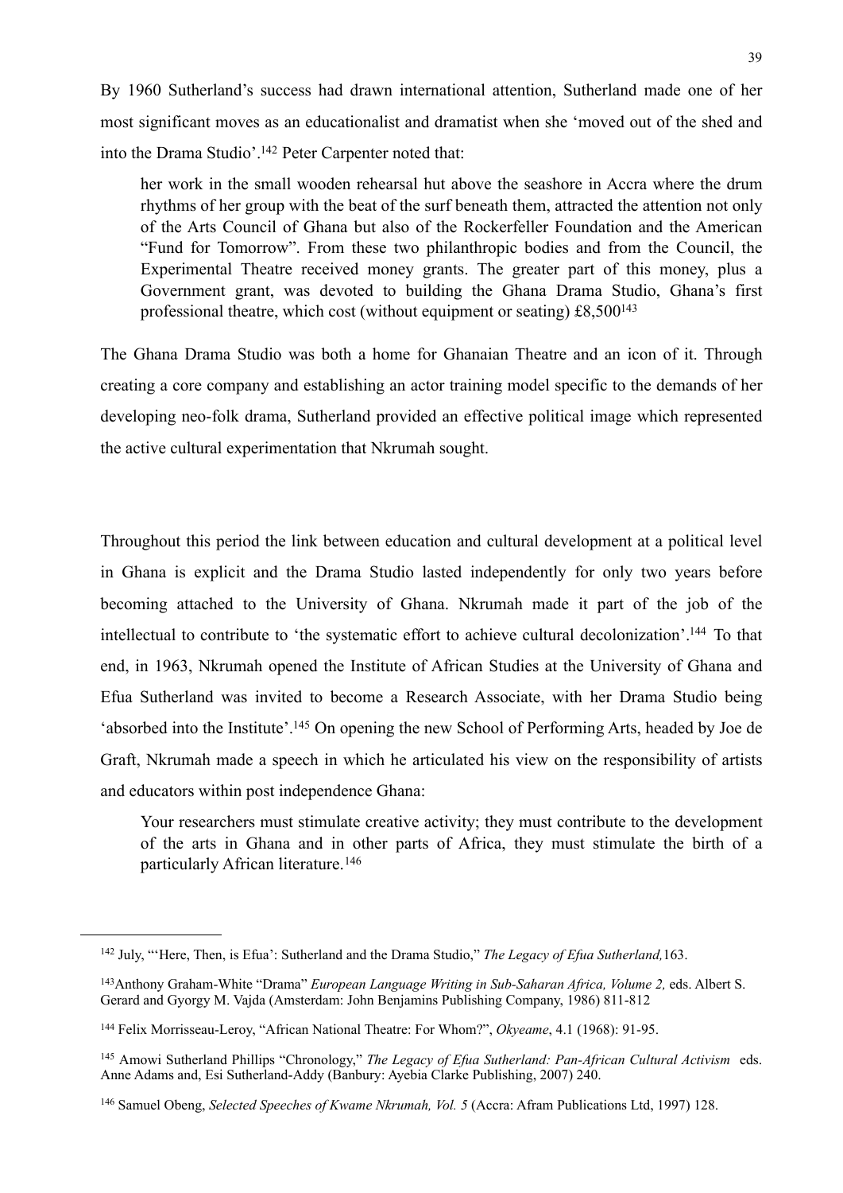By 1960 Sutherland's success had drawn international attention, Sutherland made one of her most significant moves as an educationalist and dramatist when she 'moved out of the shed and into the Drama Studio'.[142] Peter Carpenter noted that:

> her work in the small wooden rehearsal hut above the seashore in Accra where the drum rhythms of her group with the beat of the surf beneath them, attracted the attention not only of the Arts Council of Ghana but also of the Rockerfeller Foundation and the American "Fund for Tomorrow". From these two philanthropic bodies and from the Council, the Experimental Theatre received money grants. The greater part of this money, plus a Government grant, was devoted to building the Ghana Drama Studio, Ghana's first professional theatre, which cost (without equipment or seating) £8,500[143]

The Ghana Drama Studio was both a home for Ghanaian Theatre and an icon of it. Through creating a core company and establishing an actor training model specific to the demands of her developing neo-folk drama, Sutherland provided an effective political image which represented the active cultural experimentation that Nkrumah sought.

Throughout this period the link between education and cultural development at a political level in Ghana is explicit and the Drama Studio lasted independently for only two years before becoming attached to the University of Ghana. Nkrumah made it part of the job of the intellectual to contribute to 'the systematic effort to achieve cultural decolonization'.[144] To that end, in 1963, Nkrumah opened the Institute of African Studies at the University of Ghana and Efua Sutherland was invited to become a Research Associate, with her Drama Studio being 'absorbed into the Institute'.[145] On opening the new School of Performing Arts, headed by Joe de Graft, Nkrumah made a speech in which he articulated his view on the responsibility of artists and educators within post independence Ghana:

> Your researchers must stimulate creative activity; they must contribute to the development of the arts in Ghana and in other parts of Africa, they must stimulate the birth of a particularly African literature.[146]

---

[142] July, "'Here, Then, is Efua': Sutherland and the Drama Studio," *The Legacy of Efua Sutherland,*163.

[143]Anthony Graham-White "Drama" *European Language Writing in Sub-Saharan Africa, Volume 2,* eds. Albert S. Gerard and Gyorgy M. Vajda (Amsterdam: John Benjamins Publishing Company, 1986) 811-812

[144] Felix Morrisseau-Leroy, "African National Theatre: For Whom?", *Okyeame*, 4.1 (1968): 91-95.

[145] Amowi Sutherland Phillips "Chronology," *The Legacy of Efua Sutherland: Pan-African Cultural Activism* eds. Anne Adams and, Esi Sutherland-Addy (Banbury: Ayebia Clarke Publishing, 2007) 240.

[146] Samuel Obeng, *Selected Speeches of Kwame Nkrumah, Vol. 5* (Accra: Afram Publications Ltd, 1997) 128.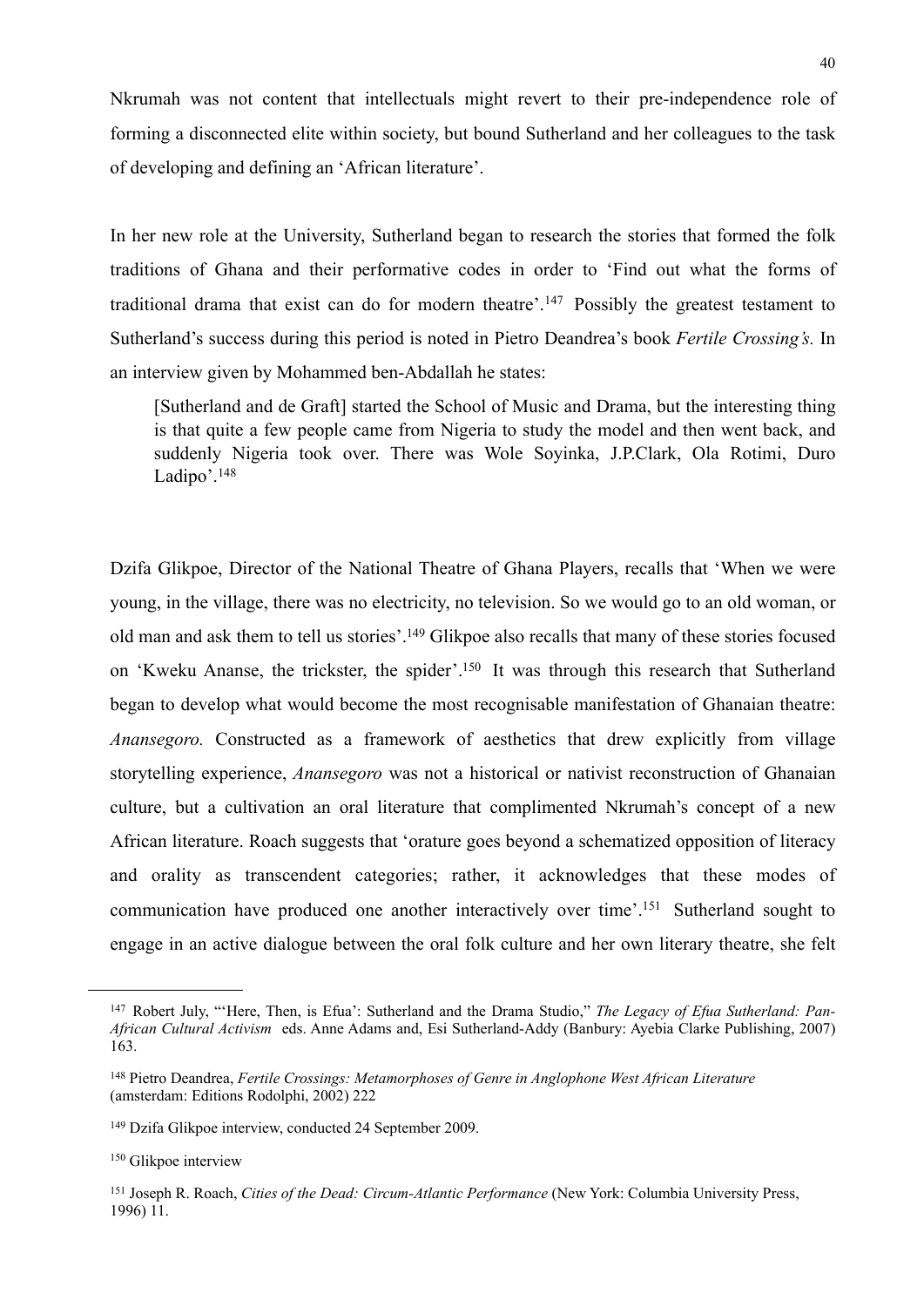Nkrumah was not content that intellectuals might revert to their pre-independence role of forming a disconnected elite within society, but bound Sutherland and her colleagues to the task of developing and defining an 'African literature'.

In her new role at the University, Sutherland began to research the stories that formed the folk traditions of Ghana and their performative codes in order to 'Find out what the forms of traditional drama that exist can do for modern theatre'.[147] Possibly the greatest testament to Sutherland's success during this period is noted in Pietro Deandrea's book *Fertile Crossing's.* In an interview given by Mohammed ben-Abdallah he states:

> [Sutherland and de Graft] started the School of Music and Drama, but the interesting thing is that quite a few people came from Nigeria to study the model and then went back, and suddenly Nigeria took over. There was Wole Soyinka, J.P.Clark, Ola Rotimi, Duro Ladipo'.[148]

Dzifa Glikpoe, Director of the National Theatre of Ghana Players, recalls that 'When we were young, in the village, there was no electricity, no television. So we would go to an old woman, or old man and ask them to tell us stories'.[149] Glikpoe also recalls that many of these stories focused on 'Kweku Ananse, the trickster, the spider'.[150] It was through this research that Sutherland began to develop what would become the most recognisable manifestation of Ghanaian theatre: *Anansegoro.* Constructed as a framework of aesthetics that drew explicitly from village storytelling experience, *Anansegoro* was not a historical or nativist reconstruction of Ghanaian culture, but a cultivation an oral literature that complimented Nkrumah's concept of a new African literature. Roach suggests that 'orature goes beyond a schematized opposition of literacy and orality as transcendent categories; rather, it acknowledges that these modes of communication have produced one another interactively over time'.[151] Sutherland sought to engage in an active dialogue between the oral folk culture and her own literary theatre, she felt

---

[147] Robert July, "'Here, Then, is Efua': Sutherland and the Drama Studio," *The Legacy of Efua Sutherland: Pan-African Cultural Activism* eds. Anne Adams and, Esi Sutherland-Addy (Banbury: Ayebia Clarke Publishing, 2007) 163.

[148] Pietro Deandrea, *Fertile Crossings: Metamorphoses of Genre in Anglophone West African Literature* (amsterdam: Editions Rodolphi, 2002) 222

[149] Dzifa Glikpoe interview, conducted 24 September 2009.

[150] Glikpoe interview

[151] Joseph R. Roach, *Cities of the Dead: Circum-Atlantic Performance* (New York: Columbia University Press, 1996) 11.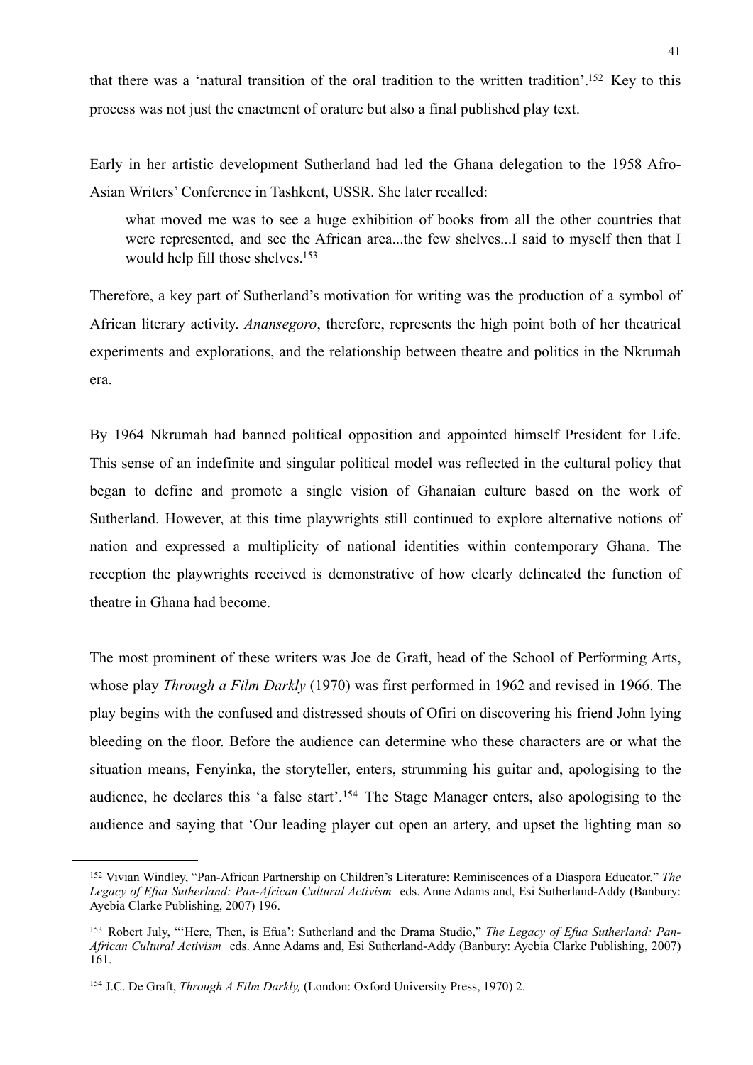that there was a 'natural transition of the oral tradition to the written tradition'.[152] Key to this process was not just the enactment of orature but also a final published play text.

Early in her artistic development Sutherland had led the Ghana delegation to the 1958 Afro-Asian Writers' Conference in Tashkent, USSR. She later recalled:

> what moved me was to see a huge exhibition of books from all the other countries that were represented, and see the African area...the few shelves...I said to myself then that I would help fill those shelves.[153]

Therefore, a key part of Sutherland's motivation for writing was the production of a symbol of African literary activity. *Anansegoro*, therefore, represents the high point both of her theatrical experiments and explorations, and the relationship between theatre and politics in the Nkrumah era.

By 1964 Nkrumah had banned political opposition and appointed himself President for Life. This sense of an indefinite and singular political model was reflected in the cultural policy that began to define and promote a single vision of Ghanaian culture based on the work of Sutherland. However, at this time playwrights still continued to explore alternative notions of nation and expressed a multiplicity of national identities within contemporary Ghana. The reception the playwrights received is demonstrative of how clearly delineated the function of theatre in Ghana had become.

The most prominent of these writers was Joe de Graft, head of the School of Performing Arts, whose play *Through a Film Darkly* (1970) was first performed in 1962 and revised in 1966. The play begins with the confused and distressed shouts of Ofiri on discovering his friend John lying bleeding on the floor. Before the audience can determine who these characters are or what the situation means, Fenyinka, the storyteller, enters, strumming his guitar and, apologising to the audience, he declares this 'a false start'.[154] The Stage Manager enters, also apologising to the audience and saying that 'Our leading player cut open an artery, and upset the lighting man so

---

[152] Vivian Windley, "Pan-African Partnership on Children's Literature: Reminiscences of a Diaspora Educator," *The Legacy of Efua Sutherland: Pan-African Cultural Activism* eds. Anne Adams and, Esi Sutherland-Addy (Banbury: Ayebia Clarke Publishing, 2007) 196.

[153] Robert July, "'Here, Then, is Efua': Sutherland and the Drama Studio," *The Legacy of Efua Sutherland: Pan-African Cultural Activism* eds. Anne Adams and, Esi Sutherland-Addy (Banbury: Ayebia Clarke Publishing, 2007) 161.

[154] J.C. De Graft, *Through A Film Darkly,* (London: Oxford University Press, 1970) 2.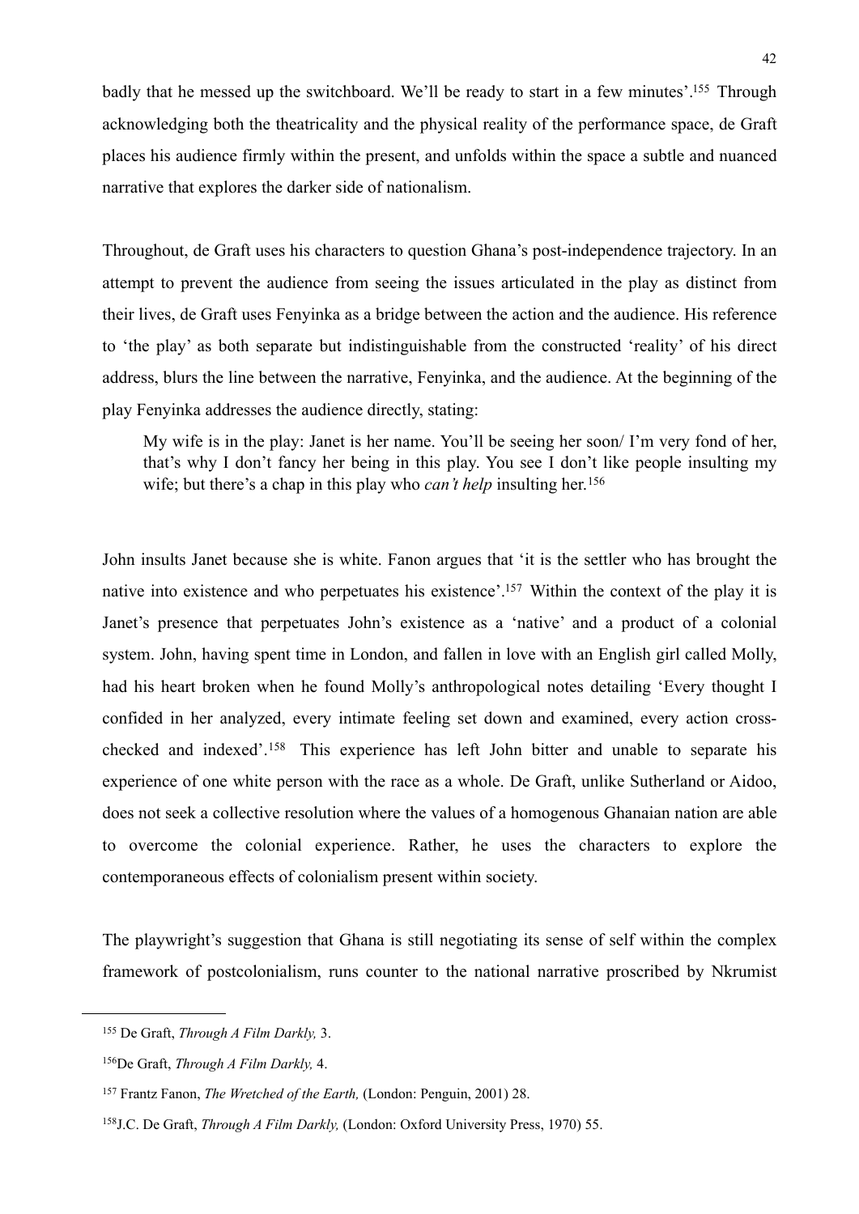badly that he messed up the switchboard. We'll be ready to start in a few minutes'.[155] Through acknowledging both the theatricality and the physical reality of the performance space, de Graft places his audience firmly within the present, and unfolds within the space a subtle and nuanced narrative that explores the darker side of nationalism.

Throughout, de Graft uses his characters to question Ghana's post-independence trajectory. In an attempt to prevent the audience from seeing the issues articulated in the play as distinct from their lives, de Graft uses Fenyinka as a bridge between the action and the audience. His reference to 'the play' as both separate but indistinguishable from the constructed 'reality' of his direct address, blurs the line between the narrative, Fenyinka, and the audience. At the beginning of the play Fenyinka addresses the audience directly, stating:

> My wife is in the play: Janet is her name. You'll be seeing her soon/ I'm very fond of her, that's why I don't fancy her being in this play. You see I don't like people insulting my wife; but there's a chap in this play who *can't help* insulting her.[156]

John insults Janet because she is white. Fanon argues that 'it is the settler who has brought the native into existence and who perpetuates his existence'.[157] Within the context of the play it is Janet's presence that perpetuates John's existence as a 'native' and a product of a colonial system. John, having spent time in London, and fallen in love with an English girl called Molly, had his heart broken when he found Molly's anthropological notes detailing 'Every thought I confided in her analyzed, every intimate feeling set down and examined, every action cross-checked and indexed'.[158] This experience has left John bitter and unable to separate his experience of one white person with the race as a whole. De Graft, unlike Sutherland or Aidoo, does not seek a collective resolution where the values of a homogenous Ghanaian nation are able to overcome the colonial experience. Rather, he uses the characters to explore the contemporaneous effects of colonialism present within society.

The playwright's suggestion that Ghana is still negotiating its sense of self within the complex framework of postcolonialism, runs counter to the national narrative proscribed by Nkrumist

---

[155] De Graft, *Through A Film Darkly,* 3.

[156] De Graft, *Through A Film Darkly,* 4.

[157] Frantz Fanon, *The Wretched of the Earth,* (London: Penguin, 2001) 28.

[158] J.C. De Graft, *Through A Film Darkly,* (London: Oxford University Press, 1970) 55.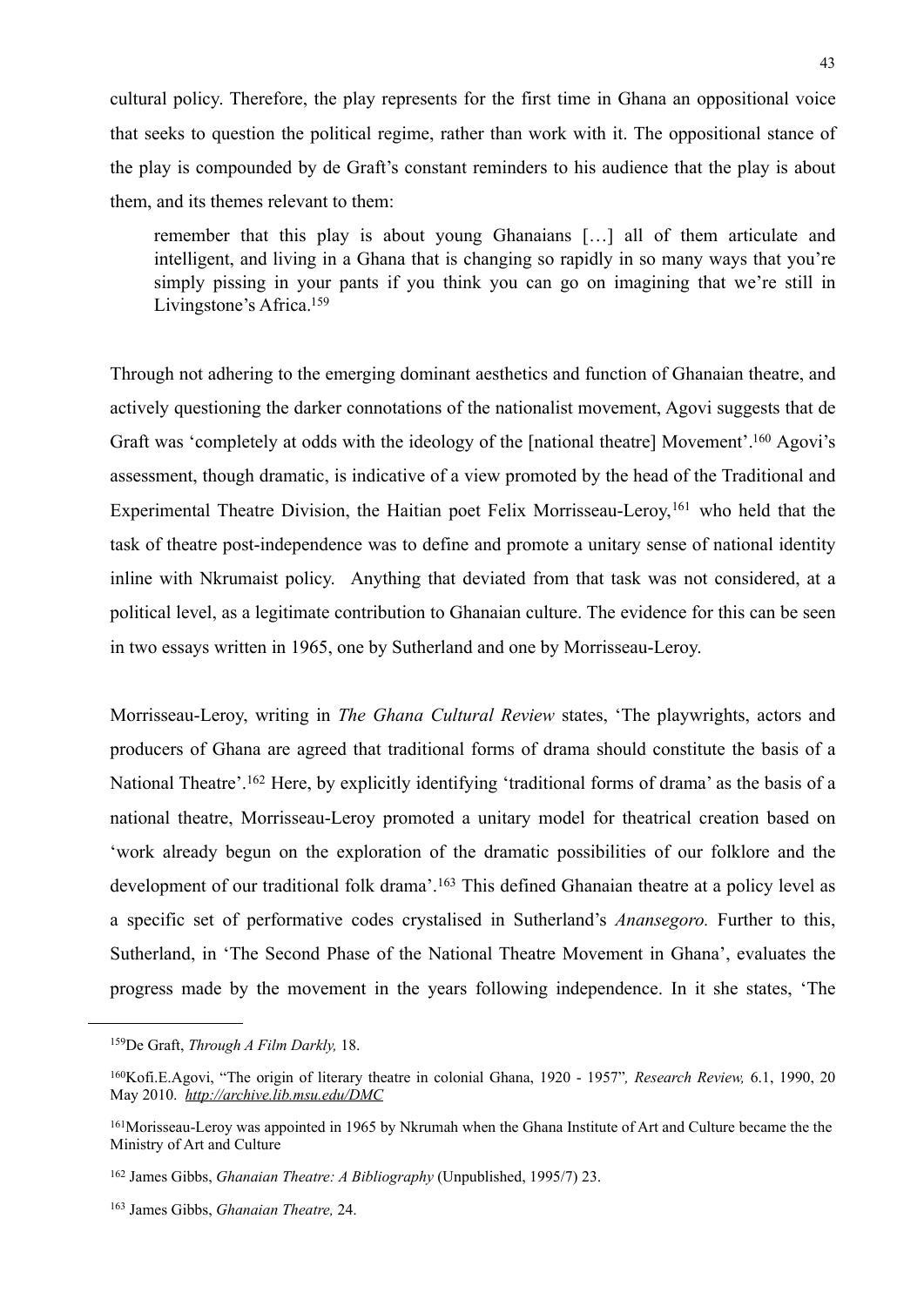cultural policy. Therefore, the play represents for the first time in Ghana an oppositional voice that seeks to question the political regime, rather than work with it. The oppositional stance of the play is compounded by de Graft's constant reminders to his audience that the play is about them, and its themes relevant to them:

> remember that this play is about young Ghanaians […] all of them articulate and intelligent, and living in a Ghana that is changing so rapidly in so many ways that you're simply pissing in your pants if you think you can go on imagining that we're still in Livingstone's Africa.[159]

Through not adhering to the emerging dominant aesthetics and function of Ghanaian theatre, and actively questioning the darker connotations of the nationalist movement, Agovi suggests that de Graft was 'completely at odds with the ideology of the [national theatre] Movement'.[160] Agovi's assessment, though dramatic, is indicative of a view promoted by the head of the Traditional and Experimental Theatre Division, the Haitian poet Felix Morrisseau-Leroy,[161] who held that the task of theatre post-independence was to define and promote a unitary sense of national identity inline with Nkrumaist policy. Anything that deviated from that task was not considered, at a political level, as a legitimate contribution to Ghanaian culture. The evidence for this can be seen in two essays written in 1965, one by Sutherland and one by Morrisseau-Leroy.

Morrisseau-Leroy, writing in *The Ghana Cultural Review* states, 'The playwrights, actors and producers of Ghana are agreed that traditional forms of drama should constitute the basis of a National Theatre'.[162] Here, by explicitly identifying 'traditional forms of drama' as the basis of a national theatre, Morrisseau-Leroy promoted a unitary model for theatrical creation based on 'work already begun on the exploration of the dramatic possibilities of our folklore and the development of our traditional folk drama'.[163] This defined Ghanaian theatre at a policy level as a specific set of performative codes crystalised in Sutherland's *Anansegoro.* Further to this, Sutherland, in 'The Second Phase of the National Theatre Movement in Ghana', evaluates the progress made by the movement in the years following independence. In it she states, 'The

---

[159]De Graft, *Through A Film Darkly,* 18.

[160]Kofi.E.Agovi, "The origin of literary theatre in colonial Ghana, 1920 - 1957"*, Research Review,* 6.1, 1990, 20 May 2010. *http://archive.lib.msu.edu/DMC*

[161]Morisseau-Leroy was appointed in 1965 by Nkrumah when the Ghana Institute of Art and Culture became the the Ministry of Art and Culture

[162] James Gibbs, *Ghanaian Theatre: A Bibliography* (Unpublished, 1995/7) 23.

[163] James Gibbs, *Ghanaian Theatre,* 24.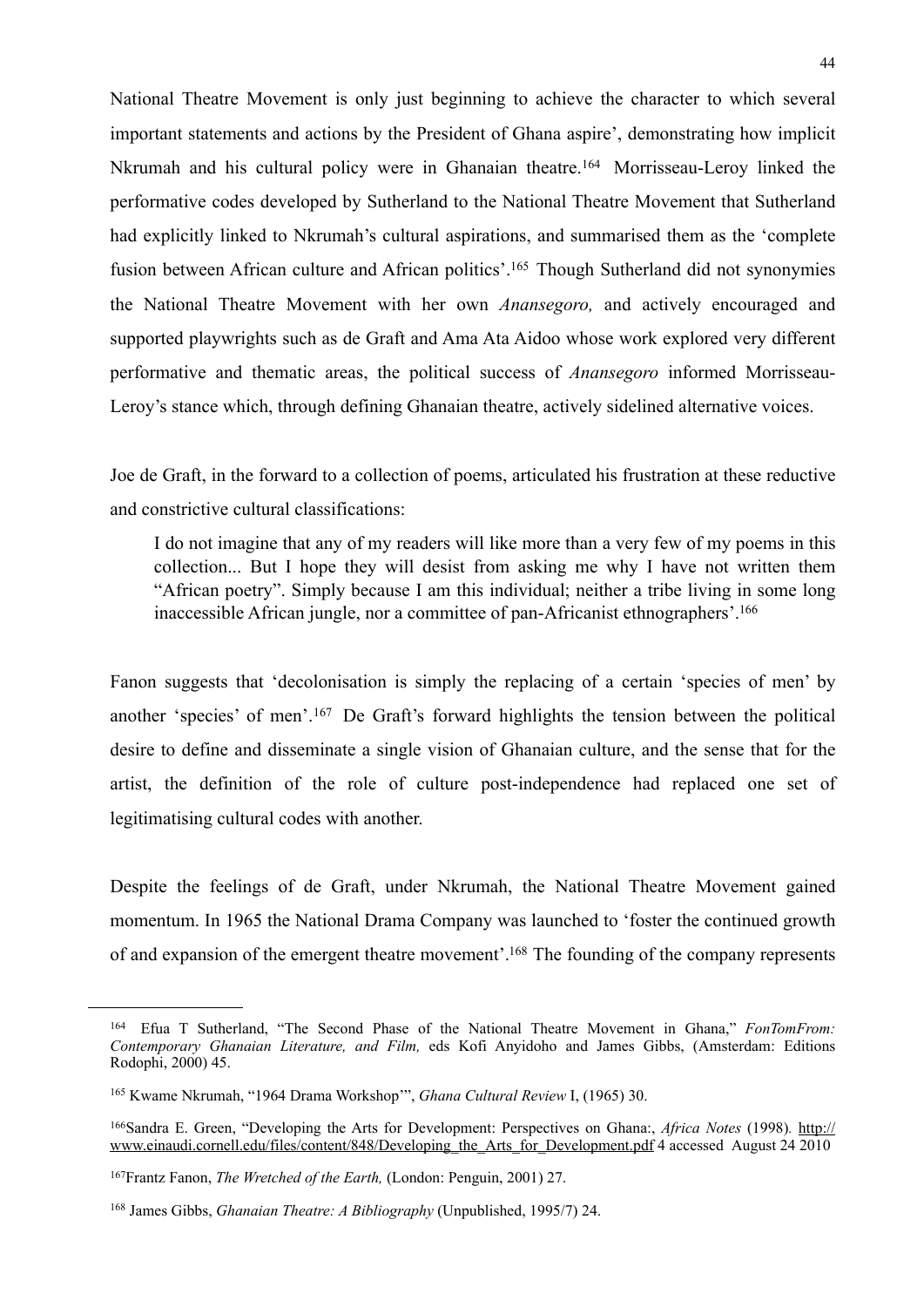National Theatre Movement is only just beginning to achieve the character to which several important statements and actions by the President of Ghana aspire', demonstrating how implicit Nkrumah and his cultural policy were in Ghanaian theatre.[164] Morrisseau-Leroy linked the performative codes developed by Sutherland to the National Theatre Movement that Sutherland had explicitly linked to Nkrumah's cultural aspirations, and summarised them as the 'complete fusion between African culture and African politics'.[165] Though Sutherland did not synonymies the National Theatre Movement with her own *Anansegoro,* and actively encouraged and supported playwrights such as de Graft and Ama Ata Aidoo whose work explored very different performative and thematic areas, the political success of *Anansegoro* informed Morrisseau-Leroy's stance which, through defining Ghanaian theatre, actively sidelined alternative voices.

Joe de Graft, in the forward to a collection of poems, articulated his frustration at these reductive and constrictive cultural classifications:

> I do not imagine that any of my readers will like more than a very few of my poems in this collection... But I hope they will desist from asking me why I have not written them "African poetry". Simply because I am this individual; neither a tribe living in some long inaccessible African jungle, nor a committee of pan-Africanist ethnographers'.[166]

Fanon suggests that 'decolonisation is simply the replacing of a certain 'species of men' by another 'species' of men'.[167] De Graft's forward highlights the tension between the political desire to define and disseminate a single vision of Ghanaian culture, and the sense that for the artist, the definition of the role of culture post-independence had replaced one set of legitimatising cultural codes with another.

Despite the feelings of de Graft, under Nkrumah, the National Theatre Movement gained momentum. In 1965 the National Drama Company was launched to 'foster the continued growth of and expansion of the emergent theatre movement'.[168] The founding of the company represents

---

[164] Efua T Sutherland, "The Second Phase of the National Theatre Movement in Ghana," *FonTomFrom: Contemporary Ghanaian Literature, and Film,* eds Kofi Anyidoho and James Gibbs, (Amsterdam: Editions Rodophi, 2000) 45.

[165] Kwame Nkrumah, "1964 Drama Workshop'", *Ghana Cultural Review* I, (1965) 30.

[166] Sandra E. Green, "Developing the Arts for Development: Perspectives on Ghana:, *Africa Notes* (1998). http://www.einaudi.cornell.edu/files/content/848/Developing_the_Arts_for_Development.pdf 4 accessed August 24 2010

[167] Frantz Fanon, *The Wretched of the Earth,* (London: Penguin, 2001) 27.

[168] James Gibbs, *Ghanaian Theatre: A Bibliography* (Unpublished, 1995/7) 24.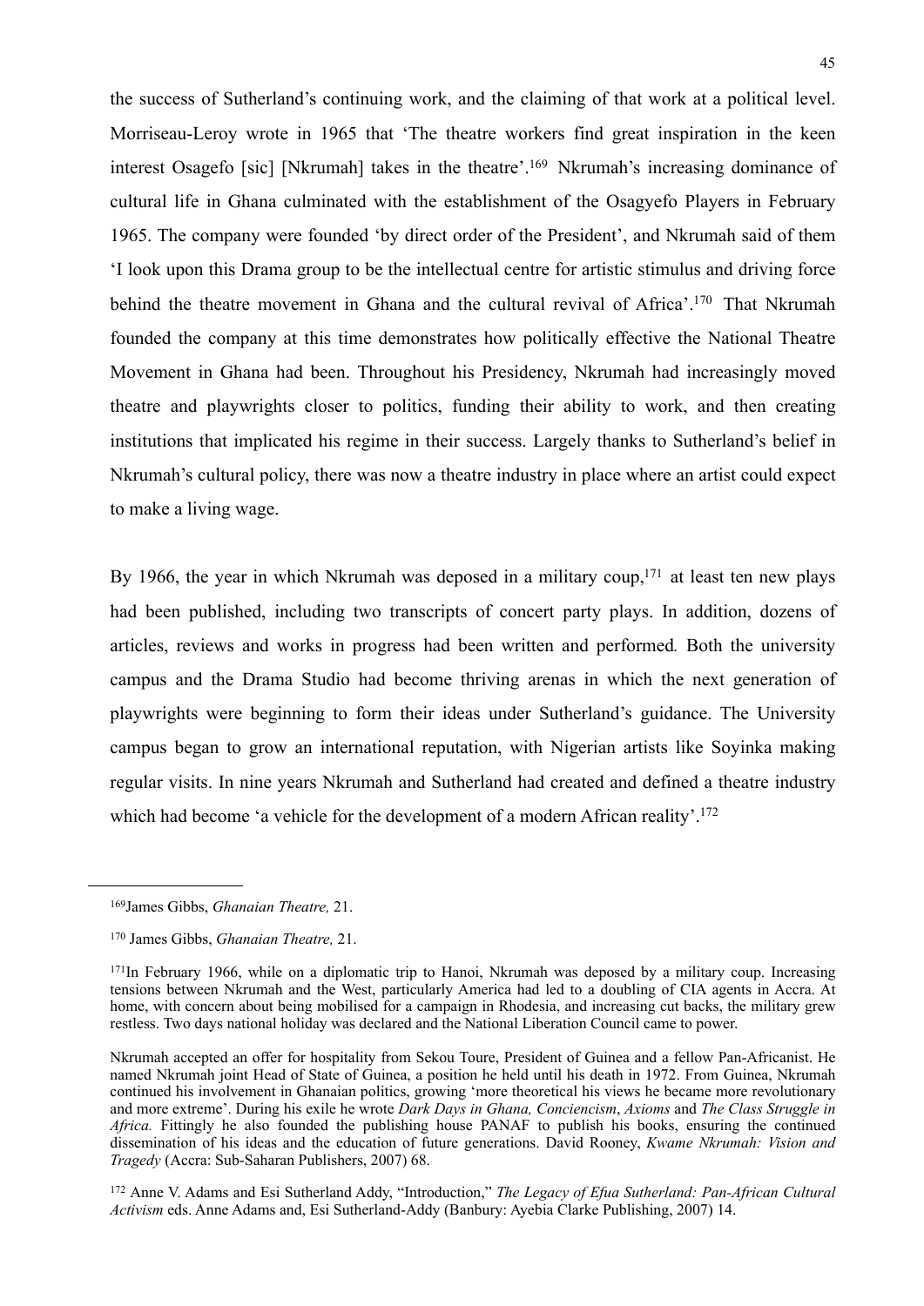the success of Sutherland's continuing work, and the claiming of that work at a political level. Morriseau-Leroy wrote in 1965 that 'The theatre workers find great inspiration in the keen interest Osagefo [sic] [Nkrumah] takes in the theatre'.[169] Nkrumah's increasing dominance of cultural life in Ghana culminated with the establishment of the Osagyefo Players in February 1965. The company were founded 'by direct order of the President', and Nkrumah said of them 'I look upon this Drama group to be the intellectual centre for artistic stimulus and driving force behind the theatre movement in Ghana and the cultural revival of Africa'.[170] That Nkrumah founded the company at this time demonstrates how politically effective the National Theatre Movement in Ghana had been. Throughout his Presidency, Nkrumah had increasingly moved theatre and playwrights closer to politics, funding their ability to work, and then creating institutions that implicated his regime in their success. Largely thanks to Sutherland's belief in Nkrumah's cultural policy, there was now a theatre industry in place where an artist could expect to make a living wage.

By 1966, the year in which Nkrumah was deposed in a military coup,[171] at least ten new plays had been published, including two transcripts of concert party plays. In addition, dozens of articles, reviews and works in progress had been written and performed. Both the university campus and the Drama Studio had become thriving arenas in which the next generation of playwrights were beginning to form their ideas under Sutherland's guidance. The University campus began to grow an international reputation, with Nigerian artists like Soyinka making regular visits. In nine years Nkrumah and Sutherland had created and defined a theatre industry which had become 'a vehicle for the development of a modern African reality'.[172]

---

[169]James Gibbs, *Ghanaian Theatre,* 21.

[170] James Gibbs, *Ghanaian Theatre,* 21.

[171]In February 1966, while on a diplomatic trip to Hanoi, Nkrumah was deposed by a military coup. Increasing tensions between Nkrumah and the West, particularly America had led to a doubling of CIA agents in Accra. At home, with concern about being mobilised for a campaign in Rhodesia, and increasing cut backs, the military grew restless. Two days national holiday was declared and the National Liberation Council came to power.

Nkrumah accepted an offer for hospitality from Sekou Toure, President of Guinea and a fellow Pan-Africanist. He named Nkrumah joint Head of State of Guinea, a position he held until his death in 1972. From Guinea, Nkrumah continued his involvement in Ghanaian politics, growing 'more theoretical his views he became more revolutionary and more extreme'. During his exile he wrote *Dark Days in Ghana, Conciencism*, *Axioms* and *The Class Struggle in Africa.* Fittingly he also founded the publishing house PANAF to publish his books, ensuring the continued dissemination of his ideas and the education of future generations. David Rooney, *Kwame Nkrumah: Vision and Tragedy* (Accra: Sub-Saharan Publishers, 2007) 68.

[172] Anne V. Adams and Esi Sutherland Addy, "Introduction," *The Legacy of Efua Sutherland: Pan-African Cultural Activism* eds. Anne Adams and, Esi Sutherland-Addy (Banbury: Ayebia Clarke Publishing, 2007) 14.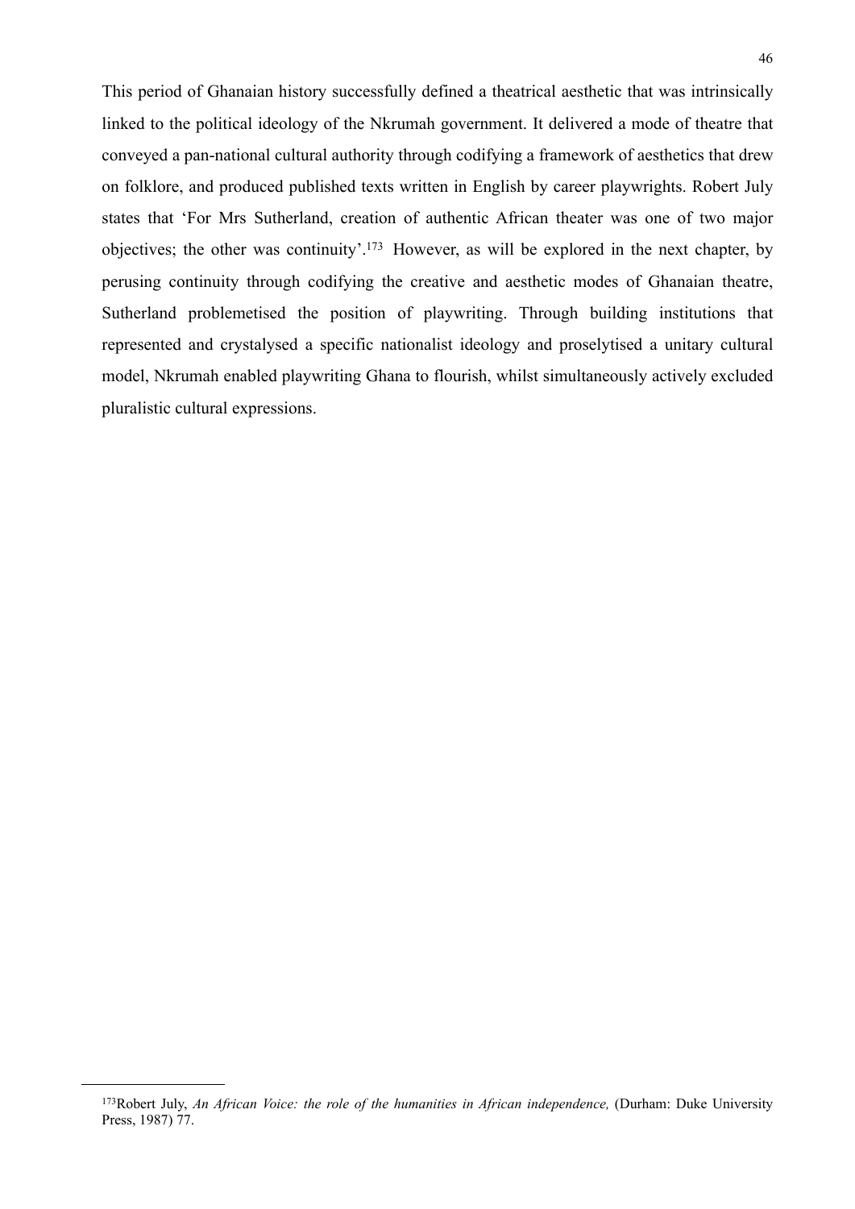This period of Ghanaian history successfully defined a theatrical aesthetic that was intrinsically linked to the political ideology of the Nkrumah government. It delivered a mode of theatre that conveyed a pan-national cultural authority through codifying a framework of aesthetics that drew on folklore, and produced published texts written in English by career playwrights. Robert July states that 'For Mrs Sutherland, creation of authentic African theater was one of two major objectives; the other was continuity'.[173] However, as will be explored in the next chapter, by perusing continuity through codifying the creative and aesthetic modes of Ghanaian theatre, Sutherland problemetised the position of playwriting. Through building institutions that represented and crystalysed a specific nationalist ideology and proselytised a unitary cultural model, Nkrumah enabled playwriting Ghana to flourish, whilst simultaneously actively excluded pluralistic cultural expressions.

---

[173]Robert July, *An African Voice: the role of the humanities in African independence,* (Durham: Duke University Press, 1987) 77.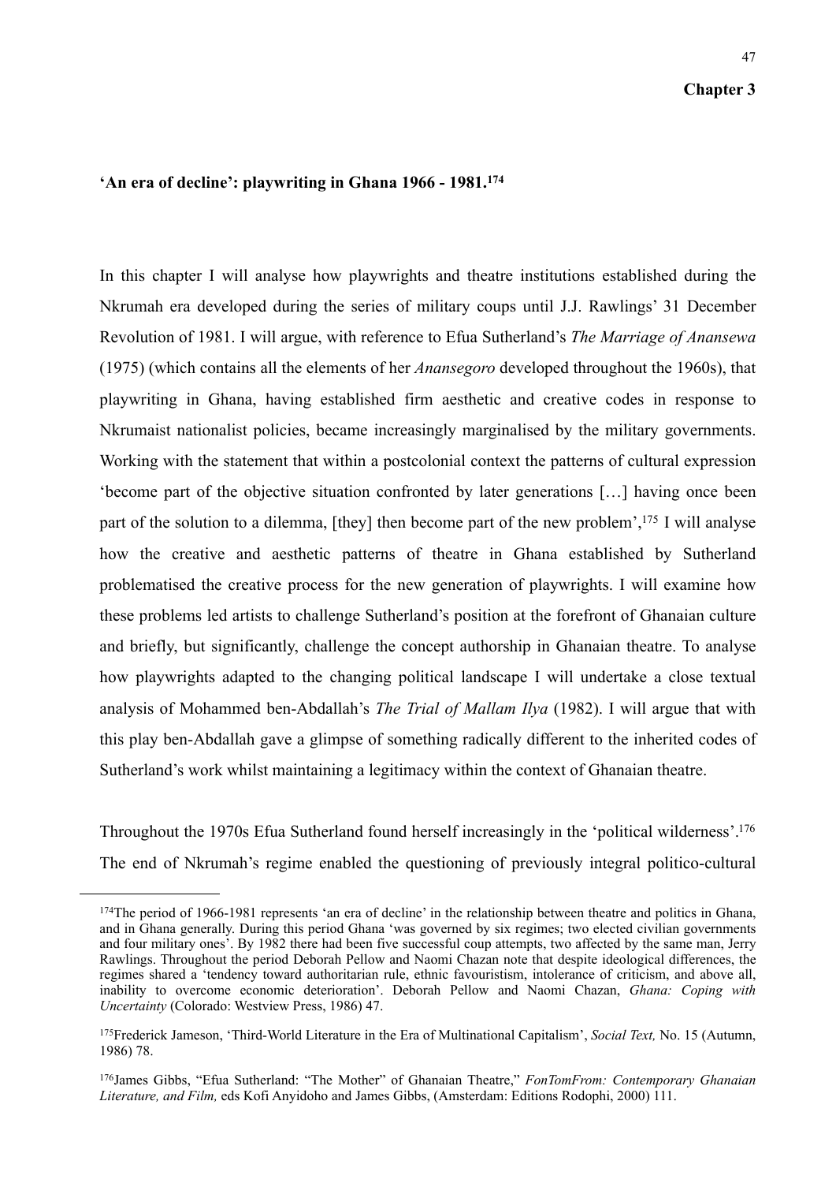## Chapter 3

### 'An era of decline': playwriting in Ghana 1966 - 1981.[174]

In this chapter I will analyse how playwrights and theatre institutions established during the Nkrumah era developed during the series of military coups until J.J. Rawlings' 31 December Revolution of 1981. I will argue, with reference to Efua Sutherland's *The Marriage of Anansewa* (1975) (which contains all the elements of her *Anansegoro* developed throughout the 1960s), that playwriting in Ghana, having established firm aesthetic and creative codes in response to Nkrumaist nationalist policies, became increasingly marginalised by the military governments. Working with the statement that within a postcolonial context the patterns of cultural expression 'become part of the objective situation confronted by later generations […] having once been part of the solution to a dilemma, [they] then become part of the new problem',[175] I will analyse how the creative and aesthetic patterns of theatre in Ghana established by Sutherland problematised the creative process for the new generation of playwrights. I will examine how these problems led artists to challenge Sutherland's position at the forefront of Ghanaian culture and briefly, but significantly, challenge the concept authorship in Ghanaian theatre. To analyse how playwrights adapted to the changing political landscape I will undertake a close textual analysis of Mohammed ben-Abdallah's *The Trial of Mallam Ilya* (1982). I will argue that with this play ben-Abdallah gave a glimpse of something radically different to the inherited codes of Sutherland's work whilst maintaining a legitimacy within the context of Ghanaian theatre.

Throughout the 1970s Efua Sutherland found herself increasingly in the 'political wilderness'.[176] The end of Nkrumah's regime enabled the questioning of previously integral politico-cultural

---

[174]The period of 1966-1981 represents 'an era of decline' in the relationship between theatre and politics in Ghana, and in Ghana generally. During this period Ghana 'was governed by six regimes; two elected civilian governments and four military ones'. By 1982 there had been five successful coup attempts, two affected by the same man, Jerry Rawlings. Throughout the period Deborah Pellow and Naomi Chazan note that despite ideological differences, the regimes shared a 'tendency toward authoritarian rule, ethnic favouritism, intolerance of criticism, and above all, inability to overcome economic deterioration'. Deborah Pellow and Naomi Chazan, *Ghana: Coping with Uncertainty* (Colorado: Westview Press, 1986) 47.

[175]Frederick Jameson, 'Third-World Literature in the Era of Multinational Capitalism', *Social Text,* No. 15 (Autumn, 1986) 78.

[176]James Gibbs, "Efua Sutherland: "The Mother" of Ghanaian Theatre," *FonTomFrom: Contemporary Ghanaian Literature, and Film,* eds Kofi Anyidoho and James Gibbs, (Amsterdam: Editions Rodophi, 2000) 111.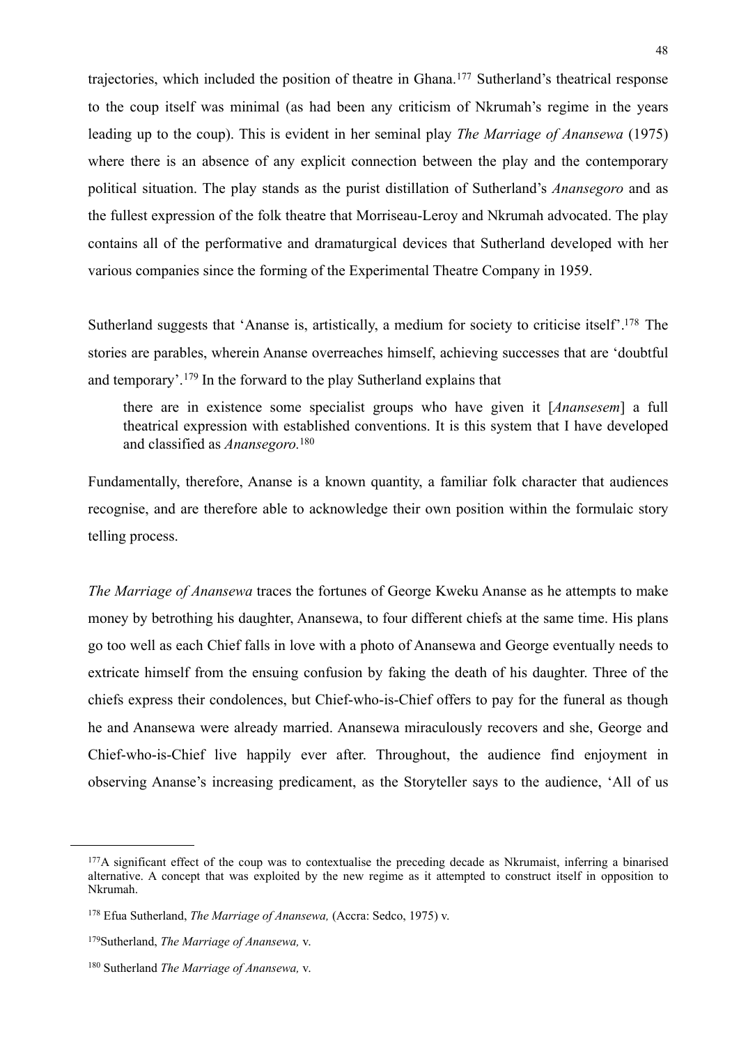trajectories, which included the position of theatre in Ghana.[177] Sutherland's theatrical response to the coup itself was minimal (as had been any criticism of Nkrumah's regime in the years leading up to the coup). This is evident in her seminal play *The Marriage of Anansewa* (1975) where there is an absence of any explicit connection between the play and the contemporary political situation. The play stands as the purist distillation of Sutherland's *Anansegoro* and as the fullest expression of the folk theatre that Morriseau-Leroy and Nkrumah advocated. The play contains all of the performative and dramaturgical devices that Sutherland developed with her various companies since the forming of the Experimental Theatre Company in 1959.

Sutherland suggests that 'Ananse is, artistically, a medium for society to criticise itself'.[178] The stories are parables, wherein Ananse overreaches himself, achieving successes that are 'doubtful and temporary'.[179] In the forward to the play Sutherland explains that

> there are in existence some specialist groups who have given it [*Anansesem*] a full theatrical expression with established conventions. It is this system that I have developed and classified as *Anansegoro.*[180]

Fundamentally, therefore, Ananse is a known quantity, a familiar folk character that audiences recognise, and are therefore able to acknowledge their own position within the formulaic story telling process.

*The Marriage of Anansewa* traces the fortunes of George Kweku Ananse as he attempts to make money by betrothing his daughter, Anansewa, to four different chiefs at the same time. His plans go too well as each Chief falls in love with a photo of Anansewa and George eventually needs to extricate himself from the ensuing confusion by faking the death of his daughter. Three of the chiefs express their condolences, but Chief-who-is-Chief offers to pay for the funeral as though he and Anansewa were already married. Anansewa miraculously recovers and she, George and Chief-who-is-Chief live happily ever after. Throughout, the audience find enjoyment in observing Ananse's increasing predicament, as the Storyteller says to the audience, 'All of us

---

[177] A significant effect of the coup was to contextualise the preceding decade as Nkrumaist, inferring a binarised alternative. A concept that was exploited by the new regime as it attempted to construct itself in opposition to Nkrumah.

[178] Efua Sutherland, *The Marriage of Anansewa,* (Accra: Sedco, 1975) v.

[179] Sutherland, *The Marriage of Anansewa,* v.

[180] Sutherland *The Marriage of Anansewa,* v.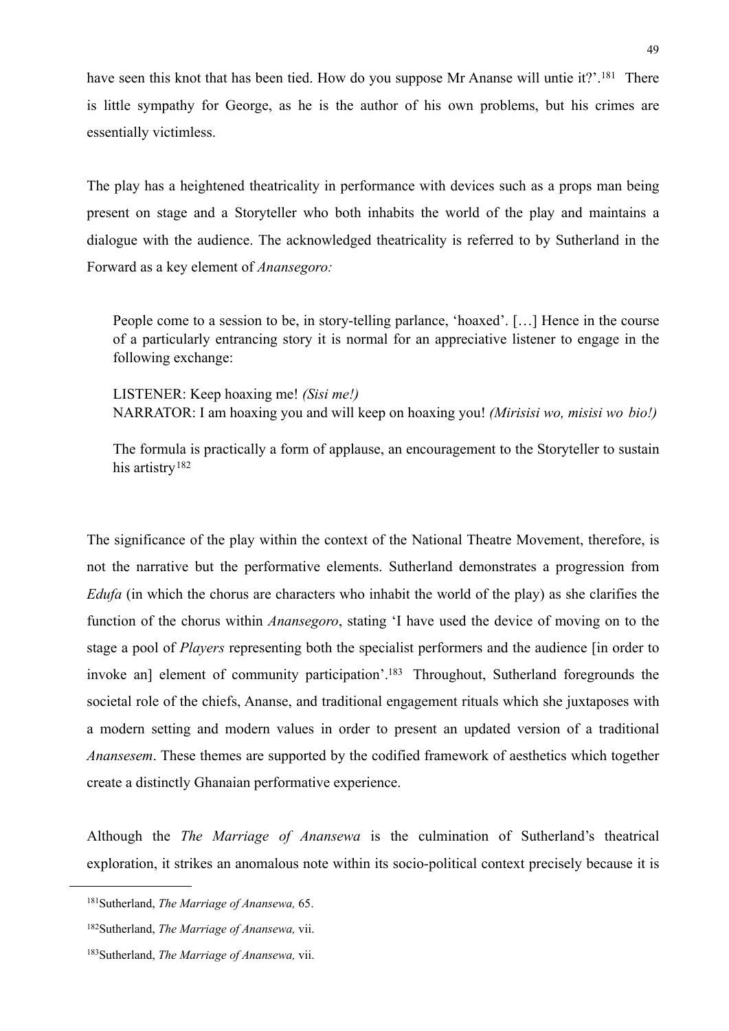have seen this knot that has been tied. How do you suppose Mr Ananse will untie it?'.[181] There is little sympathy for George, as he is the author of his own problems, but his crimes are essentially victimless.

The play has a heightened theatricality in performance with devices such as a props man being present on stage and a Storyteller who both inhabits the world of the play and maintains a dialogue with the audience. The acknowledged theatricality is referred to by Sutherland in the Forward as a key element of *Anansegoro:*

> People come to a session to be, in story-telling parlance, 'hoaxed'. […] Hence in the course of a particularly entrancing story it is normal for an appreciative listener to engage in the following exchange:
>
> LISTENER: Keep hoaxing me! *(Sisi me!)*
> NARRATOR: I am hoaxing you and will keep on hoaxing you! *(Mirisisi wo, misisi wo bio!)*
>
> The formula is practically a form of applause, an encouragement to the Storyteller to sustain his artistry[182]

The significance of the play within the context of the National Theatre Movement, therefore, is not the narrative but the performative elements. Sutherland demonstrates a progression from *Edufa* (in which the chorus are characters who inhabit the world of the play) as she clarifies the function of the chorus within *Anansegoro*, stating 'I have used the device of moving on to the stage a pool of *Players* representing both the specialist performers and the audience [in order to invoke an] element of community participation'.[183] Throughout, Sutherland foregrounds the societal role of the chiefs, Ananse, and traditional engagement rituals which she juxtaposes with a modern setting and modern values in order to present an updated version of a traditional *Anansesem*. These themes are supported by the codified framework of aesthetics which together create a distinctly Ghanaian performative experience.

Although the *The Marriage of Anansewa* is the culmination of Sutherland's theatrical exploration, it strikes an anomalous note within its socio-political context precisely because it is

---

[181] Sutherland, *The Marriage of Anansewa,* 65.

[182] Sutherland, *The Marriage of Anansewa,* vii.

[183] Sutherland, *The Marriage of Anansewa,* vii.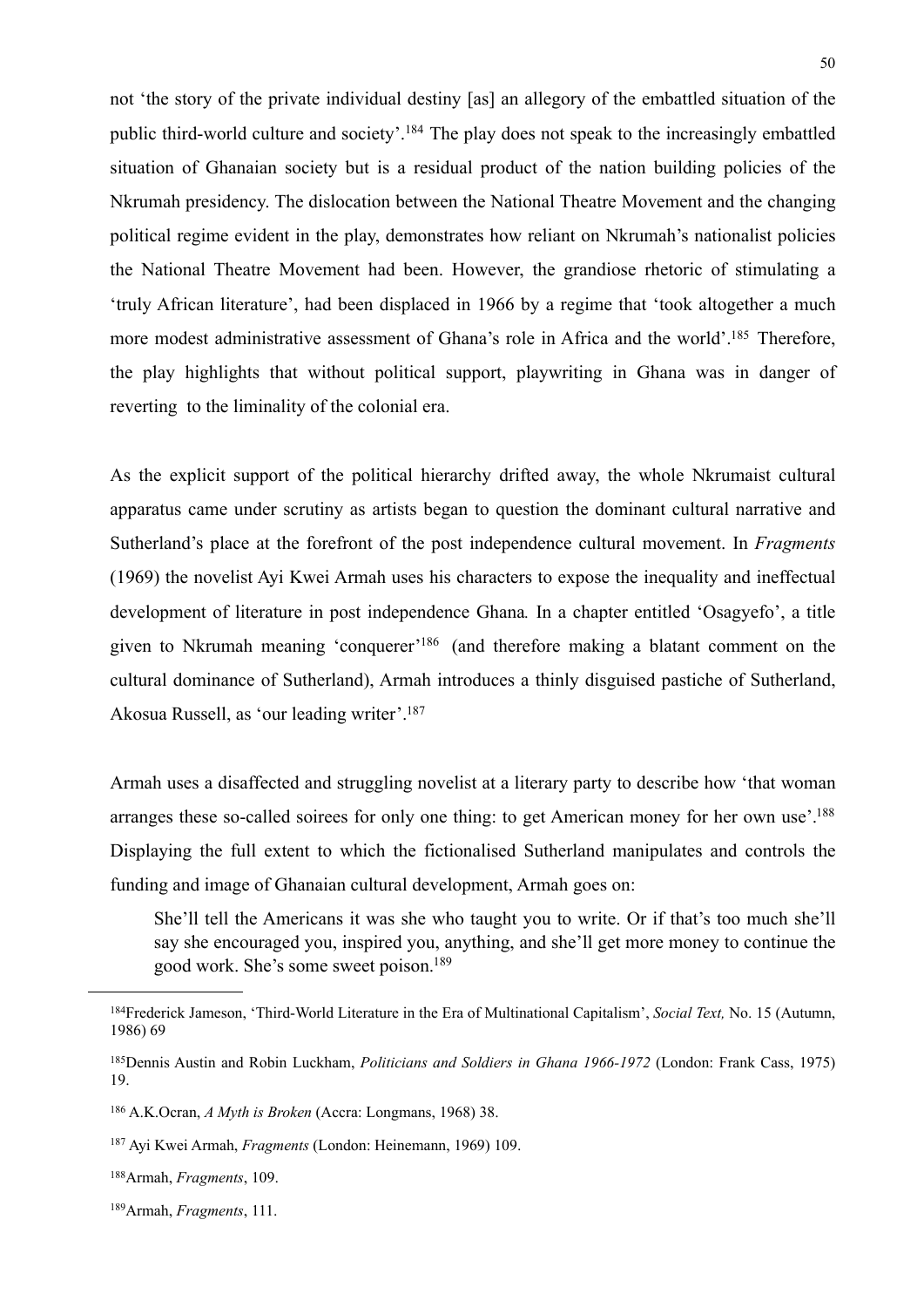not 'the story of the private individual destiny [as] an allegory of the embattled situation of the public third-world culture and society'.[184] The play does not speak to the increasingly embattled situation of Ghanaian society but is a residual product of the nation building policies of the Nkrumah presidency. The dislocation between the National Theatre Movement and the changing political regime evident in the play, demonstrates how reliant on Nkrumah's nationalist policies the National Theatre Movement had been. However, the grandiose rhetoric of stimulating a 'truly African literature', had been displaced in 1966 by a regime that 'took altogether a much more modest administrative assessment of Ghana's role in Africa and the world'.[185] Therefore, the play highlights that without political support, playwriting in Ghana was in danger of reverting to the liminality of the colonial era.

As the explicit support of the political hierarchy drifted away, the whole Nkrumaist cultural apparatus came under scrutiny as artists began to question the dominant cultural narrative and Sutherland's place at the forefront of the post independence cultural movement. In *Fragments* (1969) the novelist Ayi Kwei Armah uses his characters to expose the inequality and ineffectual development of literature in post independence Ghana*.* In a chapter entitled 'Osagyefo', a title given to Nkrumah meaning 'conquerer'[186] (and therefore making a blatant comment on the cultural dominance of Sutherland), Armah introduces a thinly disguised pastiche of Sutherland, Akosua Russell, as 'our leading writer'.[187]

Armah uses a disaffected and struggling novelist at a literary party to describe how 'that woman arranges these so-called soirees for only one thing: to get American money for her own use'.[188] Displaying the full extent to which the fictionalised Sutherland manipulates and controls the funding and image of Ghanaian cultural development, Armah goes on:

> She'll tell the Americans it was she who taught you to write. Or if that's too much she'll say she encouraged you, inspired you, anything, and she'll get more money to continue the good work. She's some sweet poison.[189]

---

[184] Frederick Jameson, 'Third-World Literature in the Era of Multinational Capitalism', *Social Text,* No. 15 (Autumn, 1986) 69

[185] Dennis Austin and Robin Luckham, *Politicians and Soldiers in Ghana 1966-1972* (London: Frank Cass, 1975) 19.

[186] A.K.Ocran, *A Myth is Broken* (Accra: Longmans, 1968) 38.

[187] Ayi Kwei Armah, *Fragments* (London: Heinemann, 1969) 109.

[188] Armah, *Fragments*, 109.

[189] Armah, *Fragments*, 111.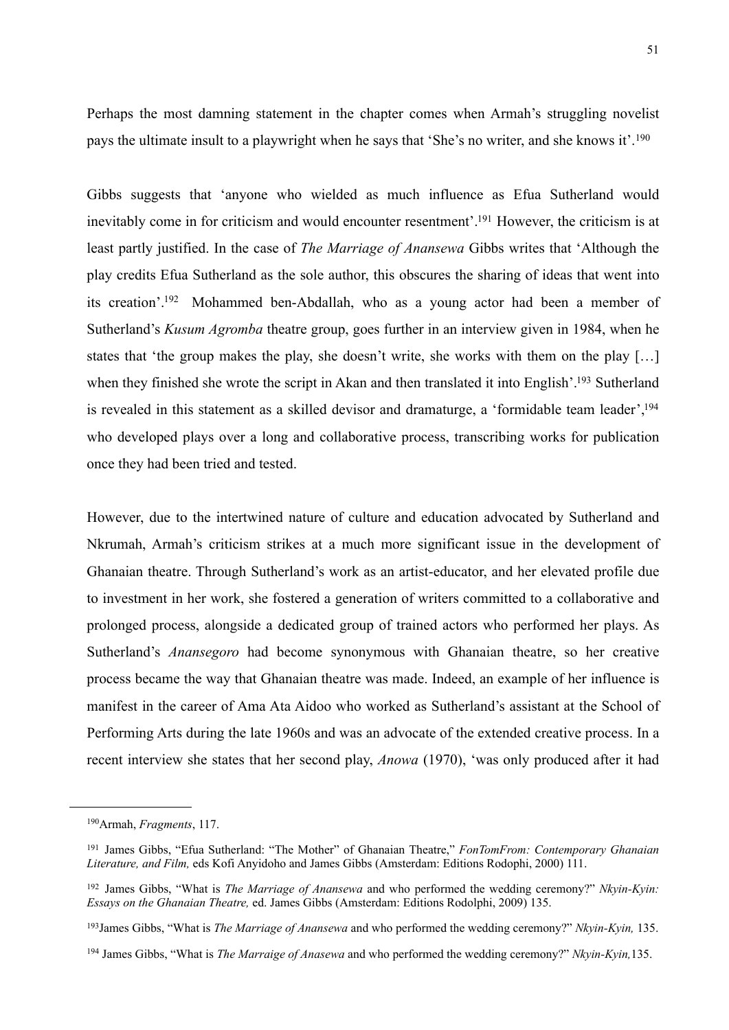Perhaps the most damning statement in the chapter comes when Armah's struggling novelist pays the ultimate insult to a playwright when he says that 'She's no writer, and she knows it'.[190]

Gibbs suggests that 'anyone who wielded as much influence as Efua Sutherland would inevitably come in for criticism and would encounter resentment'.[191] However, the criticism is at least partly justified. In the case of *The Marriage of Anansewa* Gibbs writes that 'Although the play credits Efua Sutherland as the sole author, this obscures the sharing of ideas that went into its creation'.[192] Mohammed ben-Abdallah, who as a young actor had been a member of Sutherland's *Kusum Agromba* theatre group, goes further in an interview given in 1984, when he states that 'the group makes the play, she doesn't write, she works with them on the play […] when they finished she wrote the script in Akan and then translated it into English'.[193] Sutherland is revealed in this statement as a skilled devisor and dramaturge, a 'formidable team leader',[194] who developed plays over a long and collaborative process, transcribing works for publication once they had been tried and tested.

However, due to the intertwined nature of culture and education advocated by Sutherland and Nkrumah, Armah's criticism strikes at a much more significant issue in the development of Ghanaian theatre. Through Sutherland's work as an artist-educator, and her elevated profile due to investment in her work, she fostered a generation of writers committed to a collaborative and prolonged process, alongside a dedicated group of trained actors who performed her plays. As Sutherland's *Anansegoro* had become synonymous with Ghanaian theatre, so her creative process became the way that Ghanaian theatre was made. Indeed, an example of her influence is manifest in the career of Ama Ata Aidoo who worked as Sutherland's assistant at the School of Performing Arts during the late 1960s and was an advocate of the extended creative process. In a recent interview she states that her second play, *Anowa* (1970), 'was only produced after it had

---

[190] Armah, *Fragments*, 117.

[191] James Gibbs, "Efua Sutherland: "The Mother" of Ghanaian Theatre," *FonTomFrom: Contemporary Ghanaian Literature, and Film,* eds Kofi Anyidoho and James Gibbs (Amsterdam: Editions Rodophi, 2000) 111.

[192] James Gibbs, "What is *The Marriage of Anansewa* and who performed the wedding ceremony?" *Nkyin-Kyin: Essays on the Ghanaian Theatre,* ed. James Gibbs (Amsterdam: Editions Rodolphi, 2009) 135.

[193] James Gibbs, "What is *The Marriage of Anansewa* and who performed the wedding ceremony?" *Nkyin-Kyin,* 135.

[194] James Gibbs, "What is *The Marraige of Anasewa* and who performed the wedding ceremony?" *Nkyin-Kyin,*135.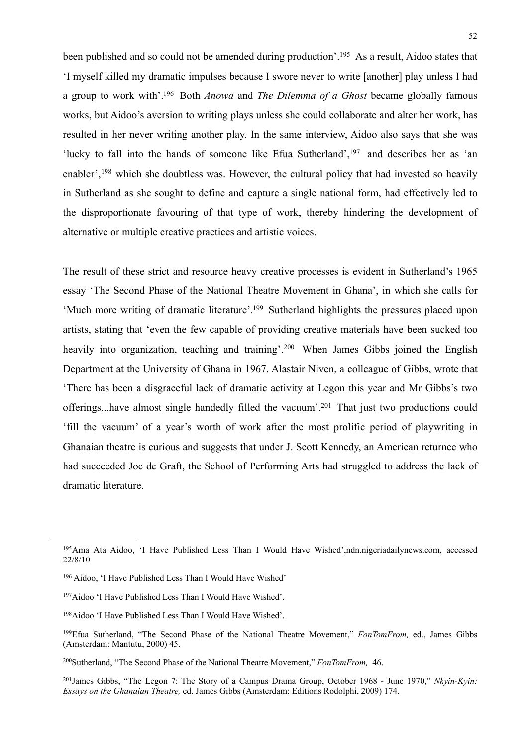been published and so could not be amended during production'.[195] As a result, Aidoo states that 'I myself killed my dramatic impulses because I swore never to write [another] play unless I had a group to work with'.[196] Both *Anowa* and *The Dilemma of a Ghost* became globally famous works, but Aidoo's aversion to writing plays unless she could collaborate and alter her work, has resulted in her never writing another play. In the same interview, Aidoo also says that she was 'lucky to fall into the hands of someone like Efua Sutherland',[197] and describes her as 'an enabler',[198] which she doubtless was. However, the cultural policy that had invested so heavily in Sutherland as she sought to define and capture a single national form, had effectively led to the disproportionate favouring of that type of work, thereby hindering the development of alternative or multiple creative practices and artistic voices.

The result of these strict and resource heavy creative processes is evident in Sutherland's 1965 essay 'The Second Phase of the National Theatre Movement in Ghana', in which she calls for 'Much more writing of dramatic literature'.[199] Sutherland highlights the pressures placed upon artists, stating that 'even the few capable of providing creative materials have been sucked too heavily into organization, teaching and training'.[200] When James Gibbs joined the English Department at the University of Ghana in 1967, Alastair Niven, a colleague of Gibbs, wrote that 'There has been a disgraceful lack of dramatic activity at Legon this year and Mr Gibbs's two offerings...have almost single handedly filled the vacuum'.[201] That just two productions could 'fill the vacuum' of a year's worth of work after the most prolific period of playwriting in Ghanaian theatre is curious and suggests that under J. Scott Kennedy, an American returnee who had succeeded Joe de Graft, the School of Performing Arts had struggled to address the lack of dramatic literature.

---

[195]Ama Ata Aidoo, 'I Have Published Less Than I Would Have Wished',ndn.nigeriadailynews.com, accessed 22/8/10

[196] Aidoo, 'I Have Published Less Than I Would Have Wished'

[197]Aidoo 'I Have Published Less Than I Would Have Wished'.

[198]Aidoo 'I Have Published Less Than I Would Have Wished'.

[199]Efua Sutherland, "The Second Phase of the National Theatre Movement," *FonTomFrom,* ed., James Gibbs (Amsterdam: Mantutu, 2000) 45.

[200]Sutherland, "The Second Phase of the National Theatre Movement," *FonTomFrom,* 46.

[201]James Gibbs, "The Legon 7: The Story of a Campus Drama Group, October 1968 - June 1970," *Nkyin-Kyin: Essays on the Ghanaian Theatre,* ed. James Gibbs (Amsterdam: Editions Rodolphi, 2009) 174.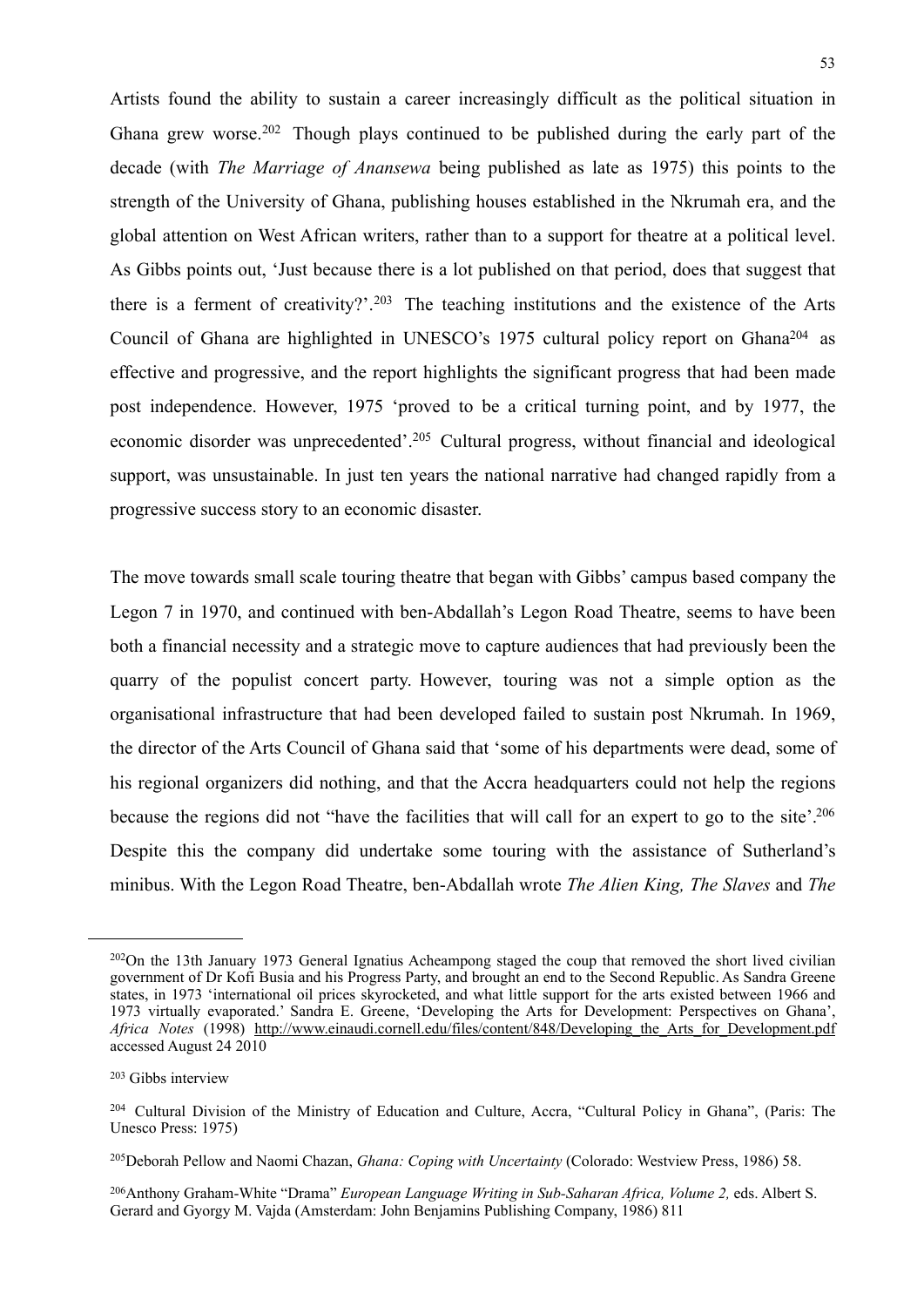Artists found the ability to sustain a career increasingly difficult as the political situation in Ghana grew worse.[202] Though plays continued to be published during the early part of the decade (with *The Marriage of Anansewa* being published as late as 1975) this points to the strength of the University of Ghana, publishing houses established in the Nkrumah era, and the global attention on West African writers, rather than to a support for theatre at a political level. As Gibbs points out, 'Just because there is a lot published on that period, does that suggest that there is a ferment of creativity?'.[203] The teaching institutions and the existence of the Arts Council of Ghana are highlighted in UNESCO's 1975 cultural policy report on Ghana[204] as effective and progressive, and the report highlights the significant progress that had been made post independence. However, 1975 'proved to be a critical turning point, and by 1977, the economic disorder was unprecedented'.[205] Cultural progress, without financial and ideological support, was unsustainable. In just ten years the national narrative had changed rapidly from a progressive success story to an economic disaster.

The move towards small scale touring theatre that began with Gibbs' campus based company the Legon 7 in 1970, and continued with ben-Abdallah's Legon Road Theatre, seems to have been both a financial necessity and a strategic move to capture audiences that had previously been the quarry of the populist concert party. However, touring was not a simple option as the organisational infrastructure that had been developed failed to sustain post Nkrumah. In 1969, the director of the Arts Council of Ghana said that 'some of his departments were dead, some of his regional organizers did nothing, and that the Accra headquarters could not help the regions because the regions did not "have the facilities that will call for an expert to go to the site'.[206] Despite this the company did undertake some touring with the assistance of Sutherland's minibus. With the Legon Road Theatre, ben-Abdallah wrote *The Alien King, The Slaves* and *The*

---

[202]On the 13th January 1973 General Ignatius Acheampong staged the coup that removed the short lived civilian government of Dr Kofi Busia and his Progress Party, and brought an end to the Second Republic. As Sandra Greene states, in 1973 'international oil prices skyrocketed, and what little support for the arts existed between 1966 and 1973 virtually evaporated.' Sandra E. Greene, 'Developing the Arts for Development: Perspectives on Ghana', *Africa Notes* (1998) http://www.einaudi.cornell.edu/files/content/848/Developing_the_Arts_for_Development.pdf accessed August 24 2010

[203] Gibbs interview

[204] Cultural Division of the Ministry of Education and Culture, Accra, "Cultural Policy in Ghana", (Paris: The Unesco Press: 1975)

[205]Deborah Pellow and Naomi Chazan, *Ghana: Coping with Uncertainty* (Colorado: Westview Press, 1986) 58.

[206]Anthony Graham-White "Drama" *European Language Writing in Sub-Saharan Africa, Volume 2,* eds. Albert S. Gerard and Gyorgy M. Vajda (Amsterdam: John Benjamins Publishing Company, 1986) 811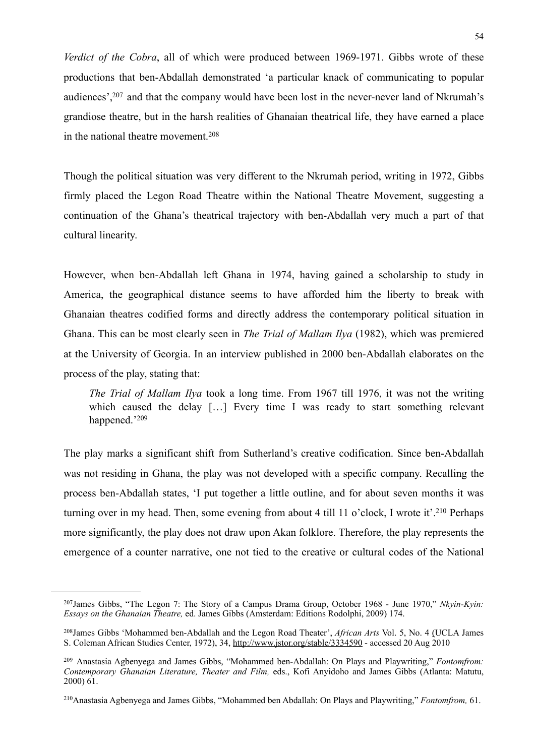*Verdict of the Cobra*, all of which were produced between 1969-1971. Gibbs wrote of these productions that ben-Abdallah demonstrated 'a particular knack of communicating to popular audiences',[207] and that the company would have been lost in the never-never land of Nkrumah's grandiose theatre, but in the harsh realities of Ghanaian theatrical life, they have earned a place in the national theatre movement.[208]

Though the political situation was very different to the Nkrumah period, writing in 1972, Gibbs firmly placed the Legon Road Theatre within the National Theatre Movement, suggesting a continuation of the Ghana's theatrical trajectory with ben-Abdallah very much a part of that cultural linearity.

However, when ben-Abdallah left Ghana in 1974, having gained a scholarship to study in America, the geographical distance seems to have afforded him the liberty to break with Ghanaian theatres codified forms and directly address the contemporary political situation in Ghana. This can be most clearly seen in *The Trial of Mallam Ilya* (1982), which was premiered at the University of Georgia. In an interview published in 2000 ben-Abdallah elaborates on the process of the play, stating that:

> *The Trial of Mallam Ilya* took a long time. From 1967 till 1976, it was not the writing which caused the delay […] Every time I was ready to start something relevant happened.'[209]

The play marks a significant shift from Sutherland's creative codification. Since ben-Abdallah was not residing in Ghana, the play was not developed with a specific company. Recalling the process ben-Abdallah states, 'I put together a little outline, and for about seven months it was turning over in my head. Then, some evening from about 4 till 11 o'clock, I wrote it'.[210] Perhaps more significantly, the play does not draw upon Akan folklore. Therefore, the play represents the emergence of a counter narrative, one not tied to the creative or cultural codes of the National

---

[207] James Gibbs, "The Legon 7: The Story of a Campus Drama Group, October 1968 - June 1970," *Nkyin-Kyin: Essays on the Ghanaian Theatre,* ed. James Gibbs (Amsterdam: Editions Rodolphi, 2009) 174.

[208] James Gibbs 'Mohammed ben-Abdallah and the Legon Road Theater', *African Arts* Vol. 5, No. 4 (UCLA James S. Coleman African Studies Center, 1972), 34, http://www.jstor.org/stable/3334590 - accessed 20 Aug 2010

[209] Anastasia Agbenyega and James Gibbs, "Mohammed ben-Abdallah: On Plays and Playwriting," *Fontomfrom: Contemporary Ghanaian Literature, Theater and Film,* eds., Kofi Anyidoho and James Gibbs (Atlanta: Matutu, 2000) 61.

[210] Anastasia Agbenyega and James Gibbs, "Mohammed ben Abdallah: On Plays and Playwriting," *Fontomfrom,* 61.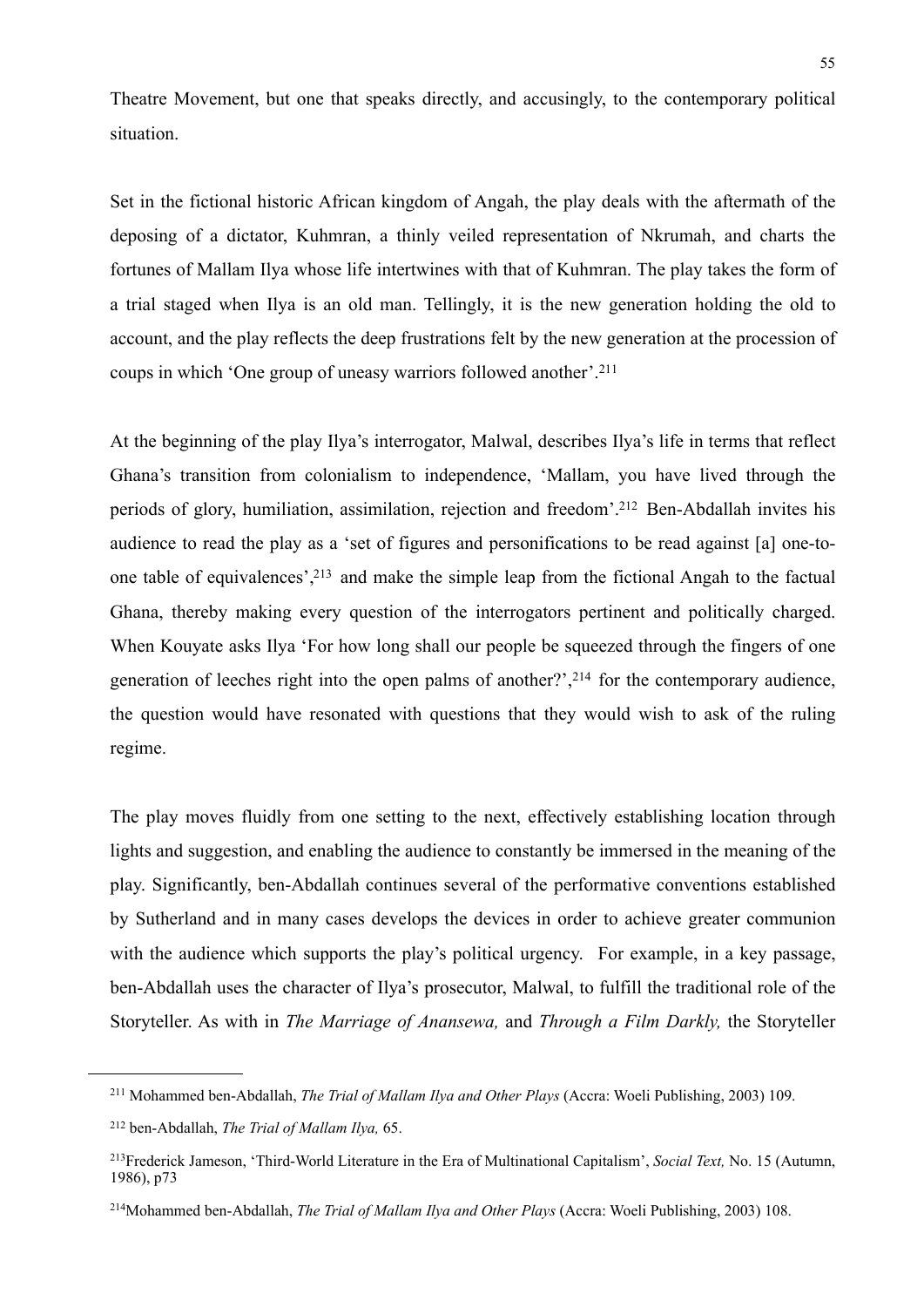Theatre Movement, but one that speaks directly, and accusingly, to the contemporary political situation.

Set in the fictional historic African kingdom of Angah, the play deals with the aftermath of the deposing of a dictator, Kuhmran, a thinly veiled representation of Nkrumah, and charts the fortunes of Mallam Ilya whose life intertwines with that of Kuhmran. The play takes the form of a trial staged when Ilya is an old man. Tellingly, it is the new generation holding the old to account, and the play reflects the deep frustrations felt by the new generation at the procession of coups in which 'One group of uneasy warriors followed another'.[211]

At the beginning of the play Ilya's interrogator, Malwal, describes Ilya's life in terms that reflect Ghana's transition from colonialism to independence, 'Mallam, you have lived through the periods of glory, humiliation, assimilation, rejection and freedom'.[212] Ben-Abdallah invites his audience to read the play as a 'set of figures and personifications to be read against [a] one-to-one table of equivalences',[213] and make the simple leap from the fictional Angah to the factual Ghana, thereby making every question of the interrogators pertinent and politically charged. When Kouyate asks Ilya 'For how long shall our people be squeezed through the fingers of one generation of leeches right into the open palms of another?',[214] for the contemporary audience, the question would have resonated with questions that they would wish to ask of the ruling regime.

The play moves fluidly from one setting to the next, effectively establishing location through lights and suggestion, and enabling the audience to constantly be immersed in the meaning of the play. Significantly, ben-Abdallah continues several of the performative conventions established by Sutherland and in many cases develops the devices in order to achieve greater communion with the audience which supports the play's political urgency. For example, in a key passage, ben-Abdallah uses the character of Ilya's prosecutor, Malwal, to fulfill the traditional role of the Storyteller. As with in *The Marriage of Anansewa,* and *Through a Film Darkly,* the Storyteller

---

[211] Mohammed ben-Abdallah, *The Trial of Mallam Ilya and Other Plays* (Accra: Woeli Publishing, 2003) 109.

[212] ben-Abdallah, *The Trial of Mallam Ilya,* 65.

[213] Frederick Jameson, 'Third-World Literature in the Era of Multinational Capitalism', *Social Text,* No. 15 (Autumn, 1986), p73

[214] Mohammed ben-Abdallah, *The Trial of Mallam Ilya and Other Plays* (Accra: Woeli Publishing, 2003) 108.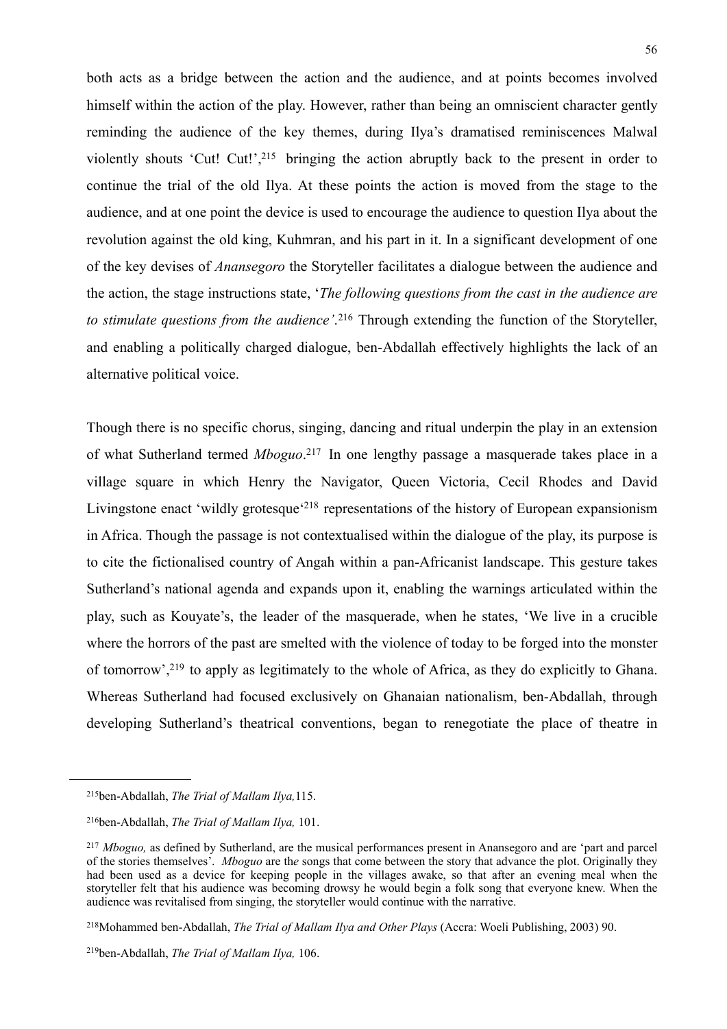both acts as a bridge between the action and the audience, and at points becomes involved himself within the action of the play. However, rather than being an omniscient character gently reminding the audience of the key themes, during Ilya's dramatised reminiscences Malwal violently shouts 'Cut! Cut!',[215] bringing the action abruptly back to the present in order to continue the trial of the old Ilya. At these points the action is moved from the stage to the audience, and at one point the device is used to encourage the audience to question Ilya about the revolution against the old king, Kuhmran, and his part in it. In a significant development of one of the key devises of *Anansegoro* the Storyteller facilitates a dialogue between the audience and the action, the stage instructions state, '*The following questions from the cast in the audience are to stimulate questions from the audience'*.[216] Through extending the function of the Storyteller, and enabling a politically charged dialogue, ben-Abdallah effectively highlights the lack of an alternative political voice.

Though there is no specific chorus, singing, dancing and ritual underpin the play in an extension of what Sutherland termed *Mboguo*.[217] In one lengthy passage a masquerade takes place in a village square in which Henry the Navigator, Queen Victoria, Cecil Rhodes and David Livingstone enact 'wildly grotesque'[218] representations of the history of European expansionism in Africa. Though the passage is not contextualised within the dialogue of the play, its purpose is to cite the fictionalised country of Angah within a pan-Africanist landscape. This gesture takes Sutherland's national agenda and expands upon it, enabling the warnings articulated within the play, such as Kouyate's, the leader of the masquerade, when he states, 'We live in a crucible where the horrors of the past are smelted with the violence of today to be forged into the monster of tomorrow',[219] to apply as legitimately to the whole of Africa, as they do explicitly to Ghana. Whereas Sutherland had focused exclusively on Ghanaian nationalism, ben-Abdallah, through developing Sutherland's theatrical conventions, began to renegotiate the place of theatre in

---

[215]ben-Abdallah, *The Trial of Mallam Ilya,*115.

[216]ben-Abdallah, *The Trial of Mallam Ilya,* 101.

[217] *Mboguo,* as defined by Sutherland, are the musical performances present in Anansegoro and are 'part and parcel of the stories themselves'. *Mboguo* are the songs that come between the story that advance the plot. Originally they had been used as a device for keeping people in the villages awake, so that after an evening meal when the storyteller felt that his audience was becoming drowsy he would begin a folk song that everyone knew. When the audience was revitalised from singing, the storyteller would continue with the narrative.

[218]Mohammed ben-Abdallah, *The Trial of Mallam Ilya and Other Plays* (Accra: Woeli Publishing, 2003) 90.

[219]ben-Abdallah, *The Trial of Mallam Ilya,* 106.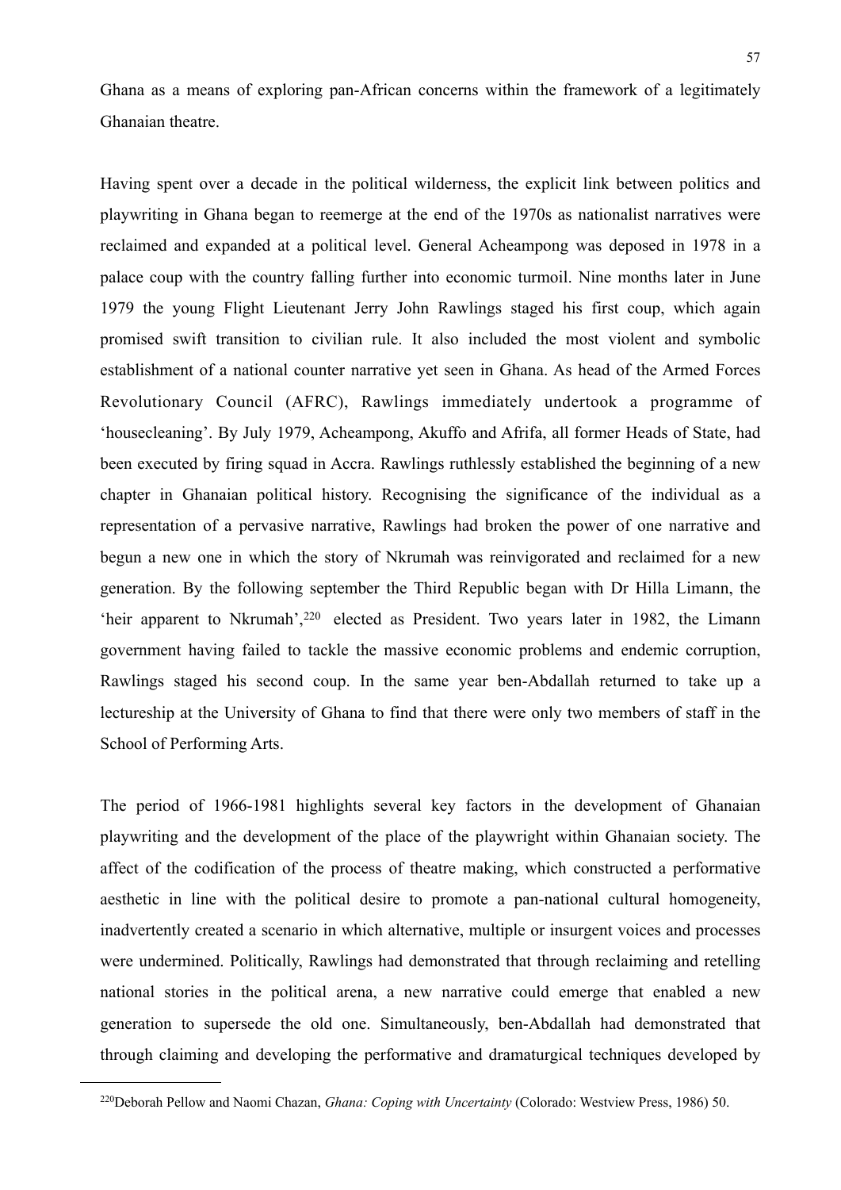Ghana as a means of exploring pan-African concerns within the framework of a legitimately Ghanaian theatre.

Having spent over a decade in the political wilderness, the explicit link between politics and playwriting in Ghana began to reemerge at the end of the 1970s as nationalist narratives were reclaimed and expanded at a political level. General Acheampong was deposed in 1978 in a palace coup with the country falling further into economic turmoil. Nine months later in June 1979 the young Flight Lieutenant Jerry John Rawlings staged his first coup, which again promised swift transition to civilian rule. It also included the most violent and symbolic establishment of a national counter narrative yet seen in Ghana. As head of the Armed Forces Revolutionary Council (AFRC), Rawlings immediately undertook a programme of 'housecleaning'. By July 1979, Acheampong, Akuffo and Afrifa, all former Heads of State, had been executed by firing squad in Accra. Rawlings ruthlessly established the beginning of a new chapter in Ghanaian political history. Recognising the significance of the individual as a representation of a pervasive narrative, Rawlings had broken the power of one narrative and begun a new one in which the story of Nkrumah was reinvigorated and reclaimed for a new generation. By the following september the Third Republic began with Dr Hilla Limann, the 'heir apparent to Nkrumah',[220] elected as President. Two years later in 1982, the Limann government having failed to tackle the massive economic problems and endemic corruption, Rawlings staged his second coup. In the same year ben-Abdallah returned to take up a lectureship at the University of Ghana to find that there were only two members of staff in the School of Performing Arts.

The period of 1966-1981 highlights several key factors in the development of Ghanaian playwriting and the development of the place of the playwright within Ghanaian society. The affect of the codification of the process of theatre making, which constructed a performative aesthetic in line with the political desire to promote a pan-national cultural homogeneity, inadvertently created a scenario in which alternative, multiple or insurgent voices and processes were undermined. Politically, Rawlings had demonstrated that through reclaiming and retelling national stories in the political arena, a new narrative could emerge that enabled a new generation to supersede the old one. Simultaneously, ben-Abdallah had demonstrated that through claiming and developing the performative and dramaturgical techniques developed by

[220] Deborah Pellow and Naomi Chazan, *Ghana: Coping with Uncertainty* (Colorado: Westview Press, 1986) 50.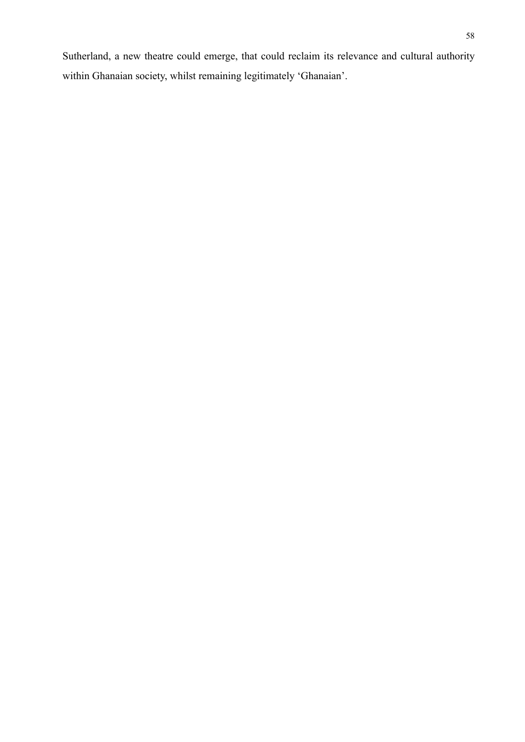Sutherland, a new theatre could emerge, that could reclaim its relevance and cultural authority within Ghanaian society, whilst remaining legitimately 'Ghanaian'.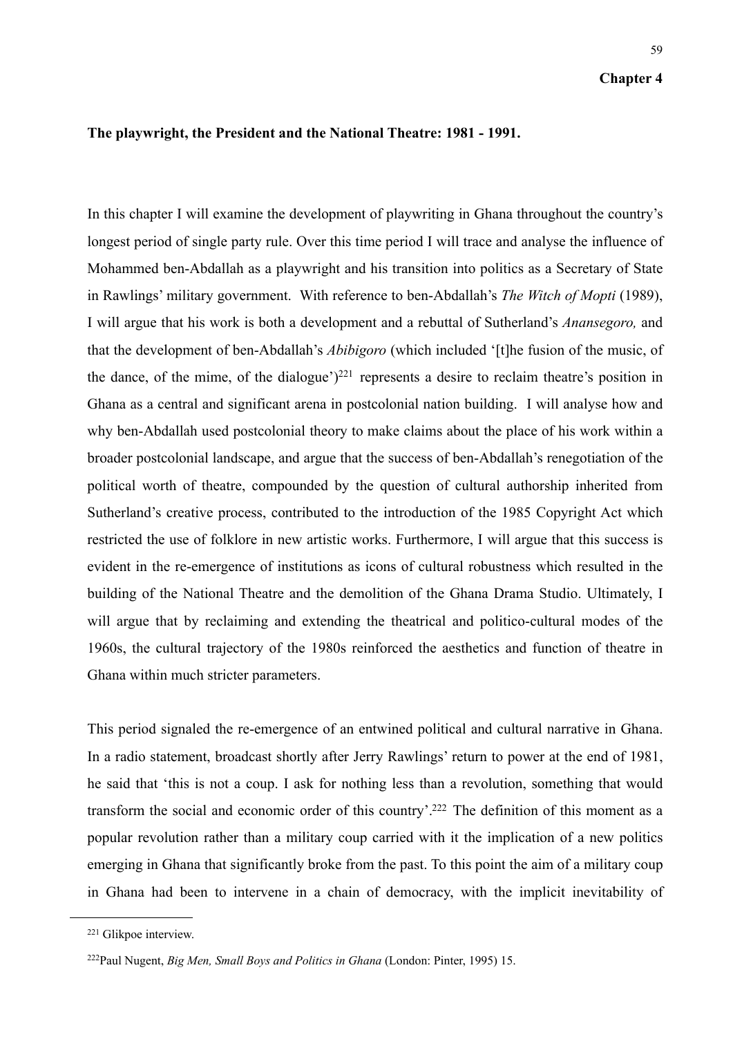# Chapter 4

## The playwright, the President and the National Theatre: 1981 - 1991.

In this chapter I will examine the development of playwriting in Ghana throughout the country's longest period of single party rule. Over this time period I will trace and analyse the influence of Mohammed ben-Abdallah as a playwright and his transition into politics as a Secretary of State in Rawlings' military government. With reference to ben-Abdallah's *The Witch of Mopti* (1989), I will argue that his work is both a development and a rebuttal of Sutherland's *Anansegoro,* and that the development of ben-Abdallah's *Abibigoro* (which included '[t]he fusion of the music, of the dance, of the mime, of the dialogue')[221] represents a desire to reclaim theatre's position in Ghana as a central and significant arena in postcolonial nation building. I will analyse how and why ben-Abdallah used postcolonial theory to make claims about the place of his work within a broader postcolonial landscape, and argue that the success of ben-Abdallah's renegotiation of the political worth of theatre, compounded by the question of cultural authorship inherited from Sutherland's creative process, contributed to the introduction of the 1985 Copyright Act which restricted the use of folklore in new artistic works. Furthermore, I will argue that this success is evident in the re-emergence of institutions as icons of cultural robustness which resulted in the building of the National Theatre and the demolition of the Ghana Drama Studio. Ultimately, I will argue that by reclaiming and extending the theatrical and politico-cultural modes of the 1960s, the cultural trajectory of the 1980s reinforced the aesthetics and function of theatre in Ghana within much stricter parameters.

This period signaled the re-emergence of an entwined political and cultural narrative in Ghana. In a radio statement, broadcast shortly after Jerry Rawlings' return to power at the end of 1981, he said that 'this is not a coup. I ask for nothing less than a revolution, something that would transform the social and economic order of this country'.[222] The definition of this moment as a popular revolution rather than a military coup carried with it the implication of a new politics emerging in Ghana that significantly broke from the past. To this point the aim of a military coup in Ghana had been to intervene in a chain of democracy, with the implicit inevitability of

---

[221] Glikpoe interview.

[222] Paul Nugent, *Big Men, Small Boys and Politics in Ghana* (London: Pinter, 1995) 15.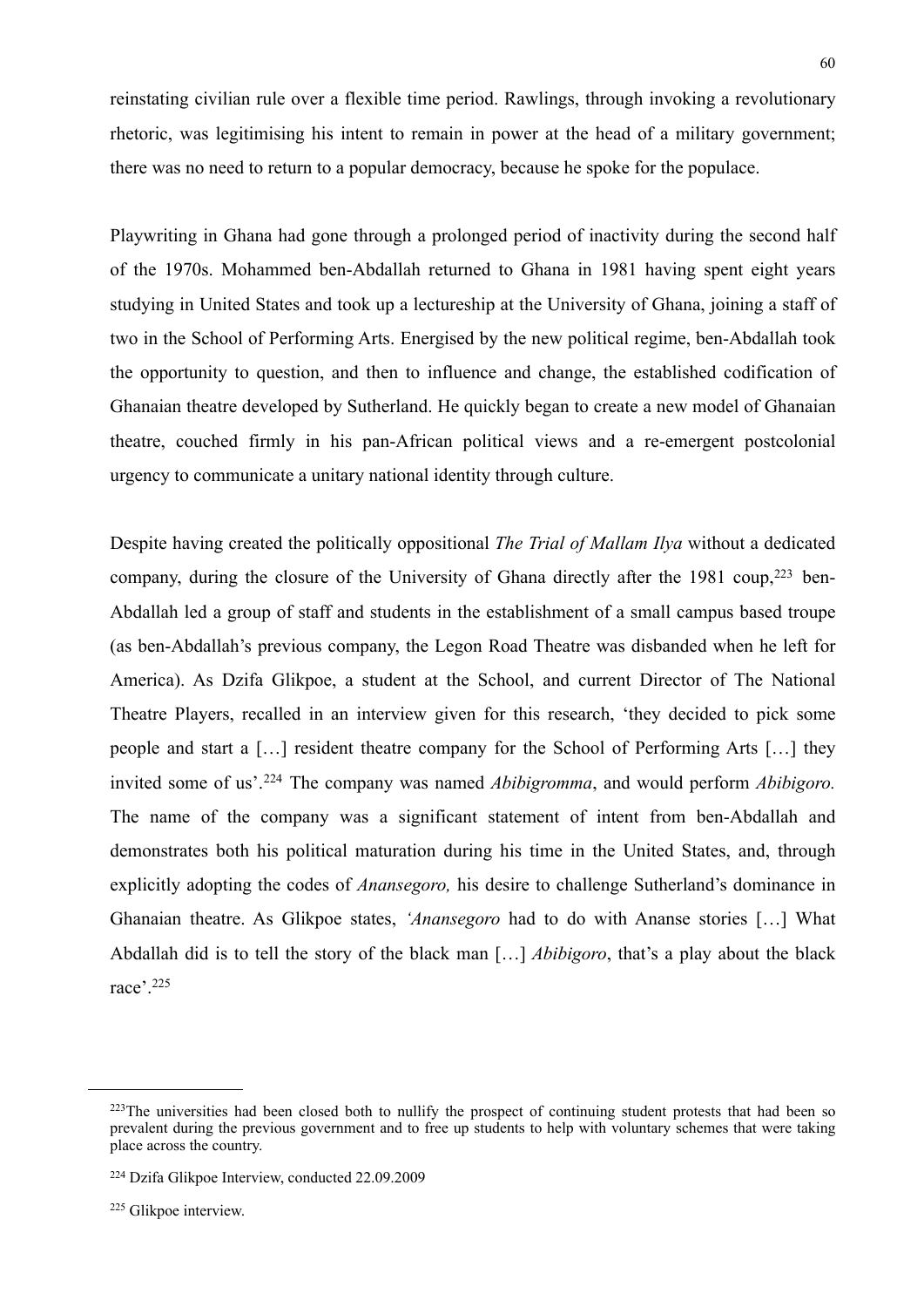reinstating civilian rule over a flexible time period. Rawlings, through invoking a revolutionary rhetoric, was legitimising his intent to remain in power at the head of a military government; there was no need to return to a popular democracy, because he spoke for the populace.

Playwriting in Ghana had gone through a prolonged period of inactivity during the second half of the 1970s. Mohammed ben-Abdallah returned to Ghana in 1981 having spent eight years studying in United States and took up a lectureship at the University of Ghana, joining a staff of two in the School of Performing Arts. Energised by the new political regime, ben-Abdallah took the opportunity to question, and then to influence and change, the established codification of Ghanaian theatre developed by Sutherland. He quickly began to create a new model of Ghanaian theatre, couched firmly in his pan-African political views and a re-emergent postcolonial urgency to communicate a unitary national identity through culture.

Despite having created the politically oppositional *The Trial of Mallam Ilya* without a dedicated company, during the closure of the University of Ghana directly after the 1981 coup,[223] ben-Abdallah led a group of staff and students in the establishment of a small campus based troupe (as ben-Abdallah's previous company, the Legon Road Theatre was disbanded when he left for America). As Dzifa Glikpoe, a student at the School, and current Director of The National Theatre Players, recalled in an interview given for this research, 'they decided to pick some people and start a […] resident theatre company for the School of Performing Arts […] they invited some of us'.[224] The company was named *Abibigromma*, and would perform *Abibigoro.* The name of the company was a significant statement of intent from ben-Abdallah and demonstrates both his political maturation during his time in the United States, and, through explicitly adopting the codes of *Anansegoro,* his desire to challenge Sutherland's dominance in Ghanaian theatre. As Glikpoe states, '*Anansegoro* had to do with Ananse stories […] What Abdallah did is to tell the story of the black man […] *Abibigoro*, that's a play about the black race'.[225]

---

[223] The universities had been closed both to nullify the prospect of continuing student protests that had been so prevalent during the previous government and to free up students to help with voluntary schemes that were taking place across the country.

[224] Dzifa Glikpoe Interview, conducted 22.09.2009

[225] Glikpoe interview.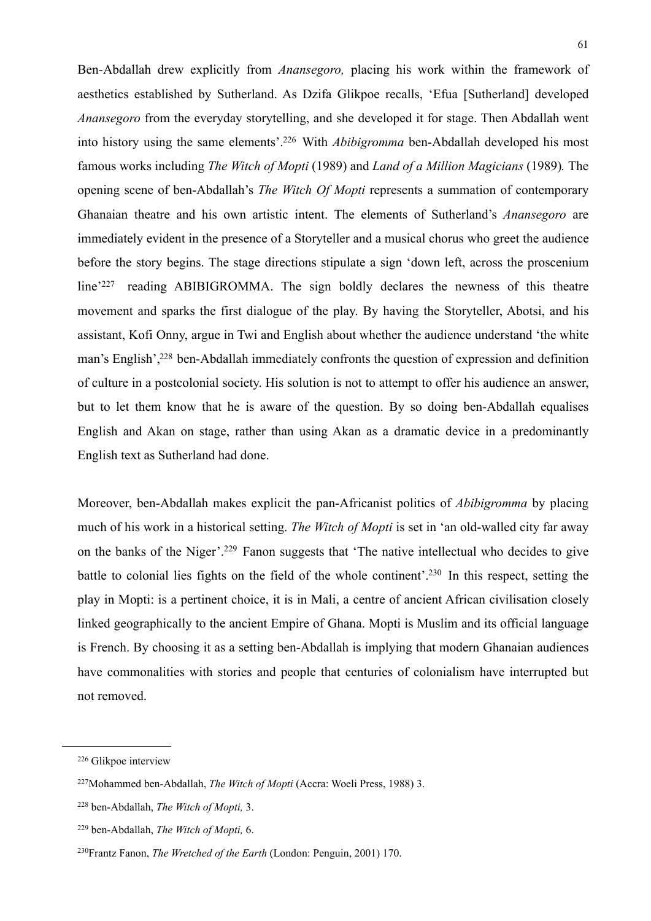Ben-Abdallah drew explicitly from *Anansegoro,* placing his work within the framework of aesthetics established by Sutherland. As Dzifa Glikpoe recalls, 'Efua [Sutherland] developed *Anansegoro* from the everyday storytelling, and she developed it for stage. Then Abdallah went into history using the same elements'.[226] With *Abibigromma* ben-Abdallah developed his most famous works including *The Witch of Mopti* (1989) and *Land of a Million Magicians* (1989)*.* The opening scene of ben-Abdallah's *The Witch Of Mopti* represents a summation of contemporary Ghanaian theatre and his own artistic intent. The elements of Sutherland's *Anansegoro* are immediately evident in the presence of a Storyteller and a musical chorus who greet the audience before the story begins. The stage directions stipulate a sign 'down left, across the proscenium line'[227] reading ABIBIGROMMA. The sign boldly declares the newness of this theatre movement and sparks the first dialogue of the play. By having the Storyteller, Abotsi, and his assistant, Kofi Onny, argue in Twi and English about whether the audience understand 'the white man's English',[228] ben-Abdallah immediately confronts the question of expression and definition of culture in a postcolonial society. His solution is not to attempt to offer his audience an answer, but to let them know that he is aware of the question. By so doing ben-Abdallah equalises English and Akan on stage, rather than using Akan as a dramatic device in a predominantly English text as Sutherland had done.

Moreover, ben-Abdallah makes explicit the pan-Africanist politics of *Abibigromma* by placing much of his work in a historical setting. *The Witch of Mopti* is set in 'an old-walled city far away on the banks of the Niger'.[229] Fanon suggests that 'The native intellectual who decides to give battle to colonial lies fights on the field of the whole continent'.[230] In this respect, setting the play in Mopti: is a pertinent choice, it is in Mali, a centre of ancient African civilisation closely linked geographically to the ancient Empire of Ghana. Mopti is Muslim and its official language is French. By choosing it as a setting ben-Abdallah is implying that modern Ghanaian audiences have commonalities with stories and people that centuries of colonialism have interrupted but not removed.

---

[226] Glikpoe interview

[227] Mohammed ben-Abdallah, *The Witch of Mopti* (Accra: Woeli Press, 1988) 3.

[228] ben-Abdallah, *The Witch of Mopti,* 3.

[229] ben-Abdallah, *The Witch of Mopti,* 6.

[230] Frantz Fanon, *The Wretched of the Earth* (London: Penguin, 2001) 170.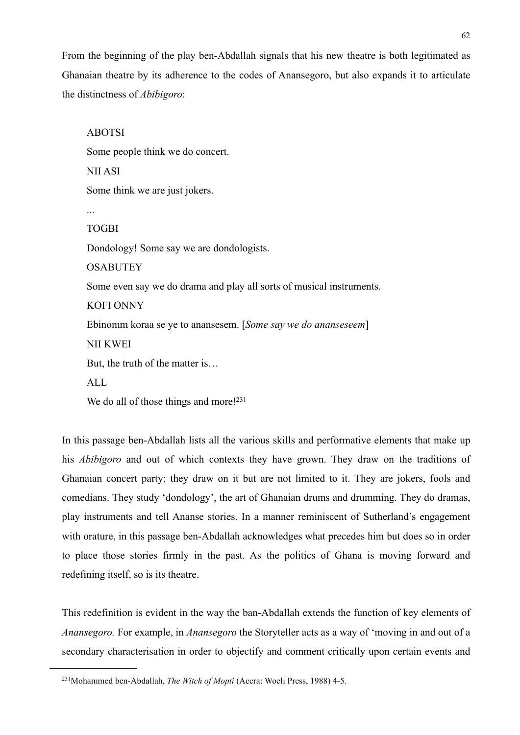From the beginning of the play ben-Abdallah signals that his new theatre is both legitimated as Ghanaian theatre by its adherence to the codes of Anansegoro, but also expands it to articulate the distinctness of *Abibigoro*:

> ABOTSI
>
> Some people think we do concert.
>
> NII ASI
>
> Some think we are just jokers.
>
> ...
>
> TOGBI
>
> Dondology! Some say we are dondologists.
>
> OSABUTEY
>
> Some even say we do drama and play all sorts of musical instruments.
>
> KOFI ONNY
>
> Ebinomm koraa se ye to anansesem. [*Some say we do ananseseem*]
>
> NII KWEI
>
> But, the truth of the matter is…
>
> ALL
>
> We do all of those things and more![231]

In this passage ben-Abdallah lists all the various skills and performative elements that make up his *Abibigoro* and out of which contexts they have grown. They draw on the traditions of Ghanaian concert party; they draw on it but are not limited to it. They are jokers, fools and comedians. They study 'dondology', the art of Ghanaian drums and drumming. They do dramas, play instruments and tell Ananse stories. In a manner reminiscent of Sutherland's engagement with orature, in this passage ben-Abdallah acknowledges what precedes him but does so in order to place those stories firmly in the past. As the politics of Ghana is moving forward and redefining itself, so is its theatre.

This redefinition is evident in the way the ban-Abdallah extends the function of key elements of *Anansegoro.* For example, in *Anansegoro* the Storyteller acts as a way of 'moving in and out of a secondary characterisation in order to objectify and comment critically upon certain events and

---

[231] Mohammed ben-Abdallah, *The Witch of Mopti* (Accra: Woeli Press, 1988) 4-5.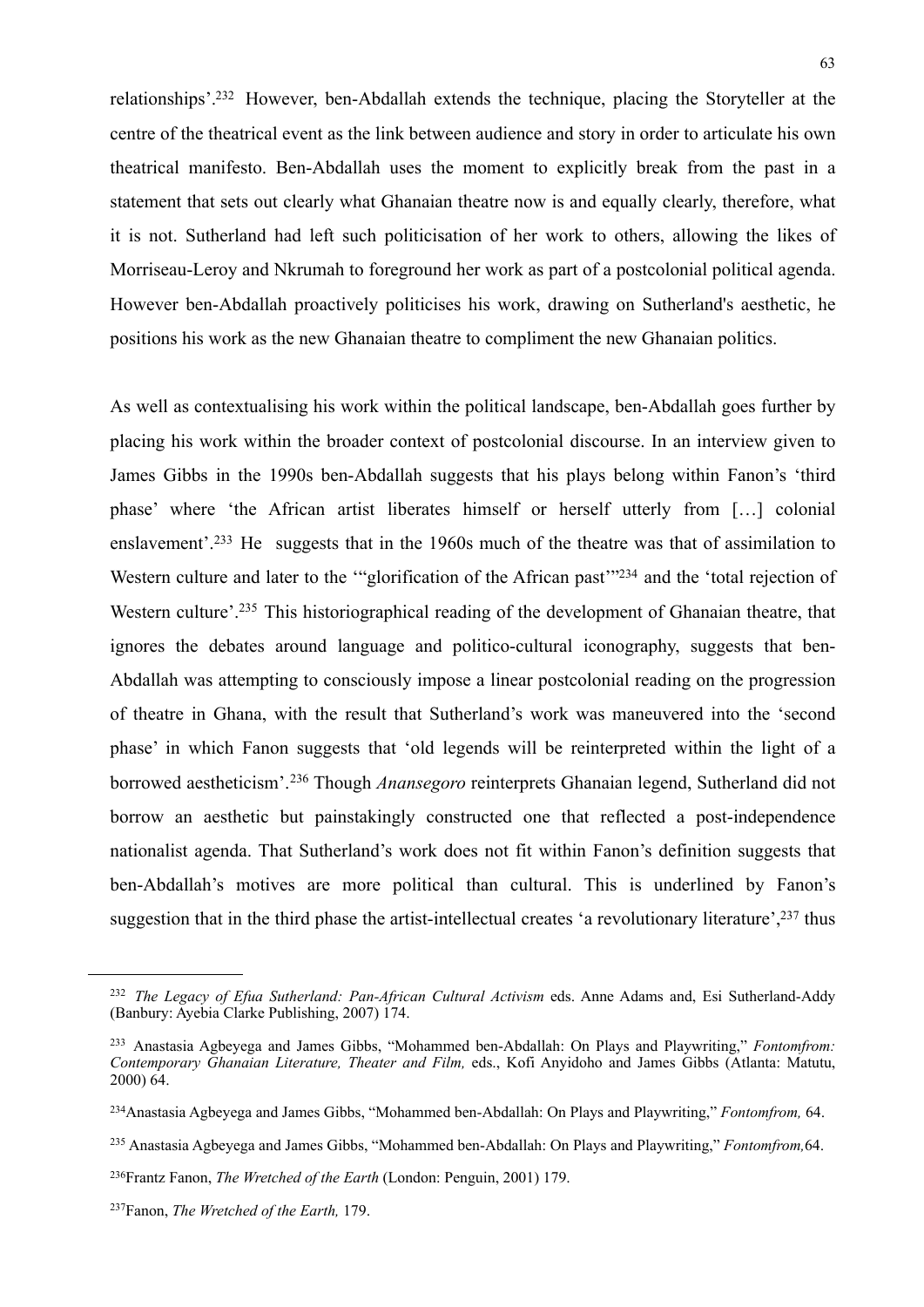relationships'.[232] However, ben-Abdallah extends the technique, placing the Storyteller at the centre of the theatrical event as the link between audience and story in order to articulate his own theatrical manifesto. Ben-Abdallah uses the moment to explicitly break from the past in a statement that sets out clearly what Ghanaian theatre now is and equally clearly, therefore, what it is not. Sutherland had left such politicisation of her work to others, allowing the likes of Morriseau-Leroy and Nkrumah to foreground her work as part of a postcolonial political agenda. However ben-Abdallah proactively politicises his work, drawing on Sutherland's aesthetic, he positions his work as the new Ghanaian theatre to compliment the new Ghanaian politics.

As well as contextualising his work within the political landscape, ben-Abdallah goes further by placing his work within the broader context of postcolonial discourse. In an interview given to James Gibbs in the 1990s ben-Abdallah suggests that his plays belong within Fanon's 'third phase' where 'the African artist liberates himself or herself utterly from […] colonial enslavement'.[233] He suggests that in the 1960s much of the theatre was that of assimilation to Western culture and later to the '"glorification of the African past"'[234] and the 'total rejection of Western culture'.[235] This historiographical reading of the development of Ghanaian theatre, that ignores the debates around language and politico-cultural iconography, suggests that ben-Abdallah was attempting to consciously impose a linear postcolonial reading on the progression of theatre in Ghana, with the result that Sutherland's work was maneuvered into the 'second phase' in which Fanon suggests that 'old legends will be reinterpreted within the light of a borrowed aestheticism'.[236] Though *Anansegoro* reinterprets Ghanaian legend, Sutherland did not borrow an aesthetic but painstakingly constructed one that reflected a post-independence nationalist agenda. That Sutherland's work does not fit within Fanon's definition suggests that ben-Abdallah's motives are more political than cultural. This is underlined by Fanon's suggestion that in the third phase the artist-intellectual creates 'a revolutionary literature',[237] thus

---

[232] *The Legacy of Efua Sutherland: Pan-African Cultural Activism* eds. Anne Adams and, Esi Sutherland-Addy (Banbury: Ayebia Clarke Publishing, 2007) 174.

[233] Anastasia Agbeyega and James Gibbs, "Mohammed ben-Abdallah: On Plays and Playwriting," *Fontomfrom: Contemporary Ghanaian Literature, Theater and Film,* eds., Kofi Anyidoho and James Gibbs (Atlanta: Matutu, 2000) 64.

[234] Anastasia Agbeyega and James Gibbs, "Mohammed ben-Abdallah: On Plays and Playwriting," *Fontomfrom,* 64.

[235] Anastasia Agbeyega and James Gibbs, "Mohammed ben-Abdallah: On Plays and Playwriting," *Fontomfrom,*64.

[236] Frantz Fanon, *The Wretched of the Earth* (London: Penguin, 2001) 179.

[237] Fanon, *The Wretched of the Earth,* 179.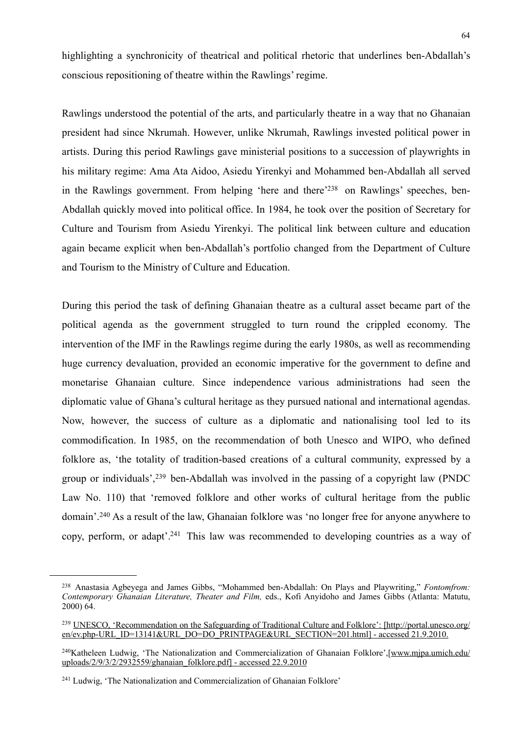highlighting a synchronicity of theatrical and political rhetoric that underlines ben-Abdallah's conscious repositioning of theatre within the Rawlings' regime.

Rawlings understood the potential of the arts, and particularly theatre in a way that no Ghanaian president had since Nkrumah. However, unlike Nkrumah, Rawlings invested political power in artists. During this period Rawlings gave ministerial positions to a succession of playwrights in his military regime: Ama Ata Aidoo, Asiedu Yirenkyi and Mohammed ben-Abdallah all served in the Rawlings government. From helping 'here and there'[238] on Rawlings' speeches, ben-Abdallah quickly moved into political office. In 1984, he took over the position of Secretary for Culture and Tourism from Asiedu Yirenkyi. The political link between culture and education again became explicit when ben-Abdallah's portfolio changed from the Department of Culture and Tourism to the Ministry of Culture and Education.

During this period the task of defining Ghanaian theatre as a cultural asset became part of the political agenda as the government struggled to turn round the crippled economy. The intervention of the IMF in the Rawlings regime during the early 1980s, as well as recommending huge currency devaluation, provided an economic imperative for the government to define and monetarise Ghanaian culture. Since independence various administrations had seen the diplomatic value of Ghana's cultural heritage as they pursued national and international agendas. Now, however, the success of culture as a diplomatic and nationalising tool led to its commodification. In 1985, on the recommendation of both Unesco and WIPO, who defined folklore as, 'the totality of tradition-based creations of a cultural community, expressed by a group or individuals',[239] ben-Abdallah was involved in the passing of a copyright law (PNDC Law No. 110) that 'removed folklore and other works of cultural heritage from the public domain'.[240] As a result of the law, Ghanaian folklore was 'no longer free for anyone anywhere to copy, perform, or adapt'.[241] This law was recommended to developing countries as a way of

---

[238] Anastasia Agbeyega and James Gibbs, "Mohammed ben-Abdallah: On Plays and Playwriting," *Fontomfrom: Contemporary Ghanaian Literature, Theater and Film,* eds., Kofi Anyidoho and James Gibbs (Atlanta: Matutu, 2000) 64.

[239] UNESCO, 'Recommendation on the Safeguarding of Traditional Culture and Folklore': [http://portal.unesco.org/en/ev.php-URL_ID=13141&URL_DO=DO_PRINTPAGE&URL_SECTION=201.html] - accessed 21.9.2010.

[240] Katheleen Ludwig, 'The Nationalization and Commercialization of Ghanaian Folklore',[www.mjpa.umich.edu/uploads/2/9/3/2/2932559/ghanaian_folklore.pdf] - accessed 22.9.2010

[241] Ludwig, 'The Nationalization and Commercialization of Ghanaian Folklore'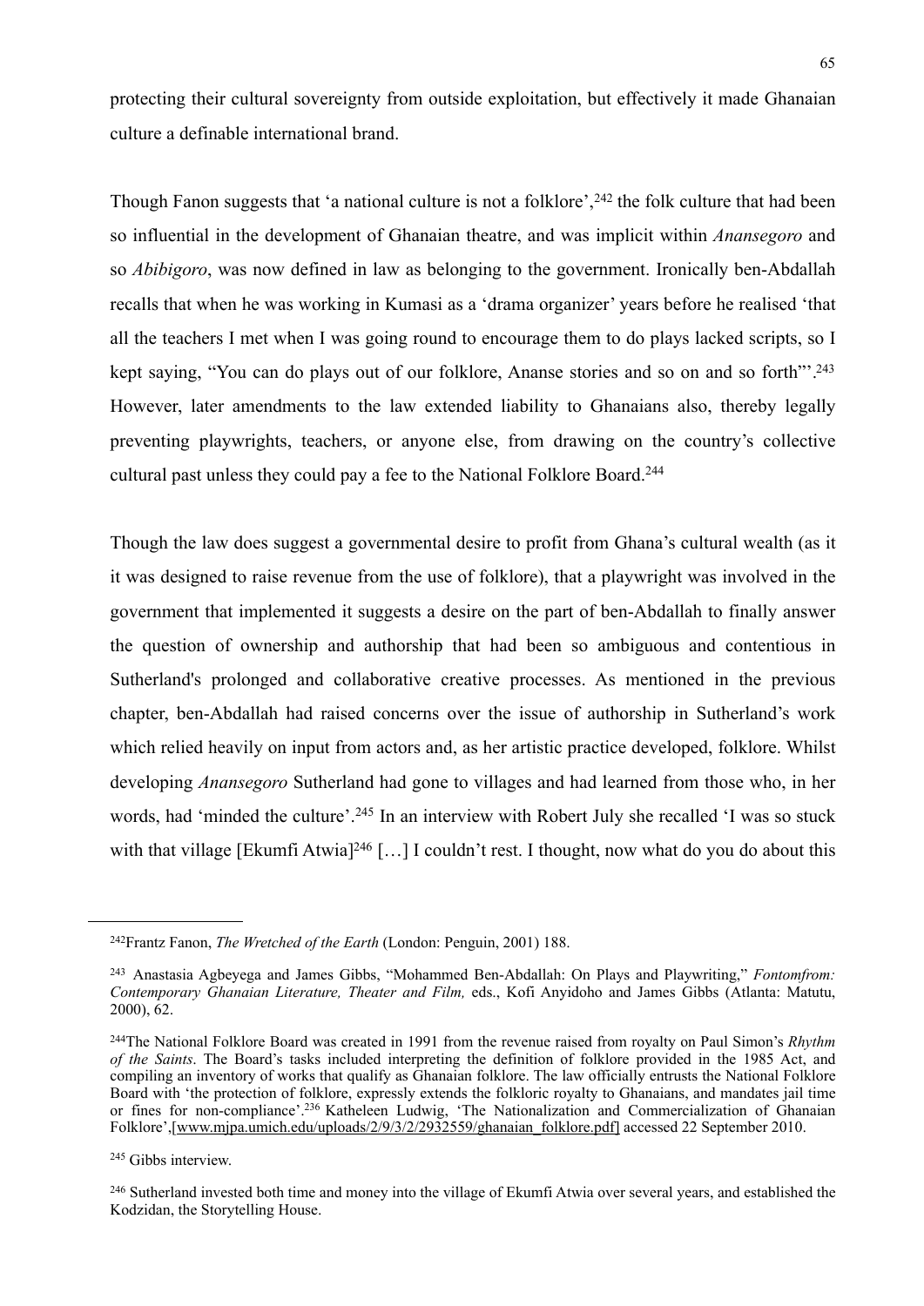protecting their cultural sovereignty from outside exploitation, but effectively it made Ghanaian culture a definable international brand.

Though Fanon suggests that 'a national culture is not a folklore',[242] the folk culture that had been so influential in the development of Ghanaian theatre, and was implicit within *Anansegoro* and so *Abibigoro*, was now defined in law as belonging to the government. Ironically ben-Abdallah recalls that when he was working in Kumasi as a 'drama organizer' years before he realised 'that all the teachers I met when I was going round to encourage them to do plays lacked scripts, so I kept saying, "You can do plays out of our folklore, Ananse stories and so on and so forth"'.[243] However, later amendments to the law extended liability to Ghanaians also, thereby legally preventing playwrights, teachers, or anyone else, from drawing on the country's collective cultural past unless they could pay a fee to the National Folklore Board.[244]

Though the law does suggest a governmental desire to profit from Ghana's cultural wealth (as it it was designed to raise revenue from the use of folklore), that a playwright was involved in the government that implemented it suggests a desire on the part of ben-Abdallah to finally answer the question of ownership and authorship that had been so ambiguous and contentious in Sutherland's prolonged and collaborative creative processes. As mentioned in the previous chapter, ben-Abdallah had raised concerns over the issue of authorship in Sutherland's work which relied heavily on input from actors and, as her artistic practice developed, folklore. Whilst developing *Anansegoro* Sutherland had gone to villages and had learned from those who, in her words, had 'minded the culture'.[245] In an interview with Robert July she recalled 'I was so stuck with that village [Ekumfi Atwia][246] […] I couldn't rest. I thought, now what do you do about this

---

[242]Frantz Fanon, *The Wretched of the Earth* (London: Penguin, 2001) 188.

[243] Anastasia Agbeyega and James Gibbs, "Mohammed Ben-Abdallah: On Plays and Playwriting," *Fontomfrom: Contemporary Ghanaian Literature, Theater and Film,* eds., Kofi Anyidoho and James Gibbs (Atlanta: Matutu, 2000), 62.

[244]The National Folklore Board was created in 1991 from the revenue raised from royalty on Paul Simon's *Rhythm of the Saints*. The Board's tasks included interpreting the definition of folklore provided in the 1985 Act, and compiling an inventory of works that qualify as Ghanaian folklore. The law officially entrusts the National Folklore Board with 'the protection of folklore, expressly extends the folkloric royalty to Ghanaians, and mandates jail time or fines for non-compliance'.[236] Katheleen Ludwig, 'The Nationalization and Commercialization of Ghanaian Folklore',[www.mjpa.umich.edu/uploads/2/9/3/2/2932559/ghanaian_folklore.pdf] accessed 22 September 2010.

[245] Gibbs interview.

[246] Sutherland invested both time and money into the village of Ekumfi Atwia over several years, and established the Kodzidan, the Storytelling House.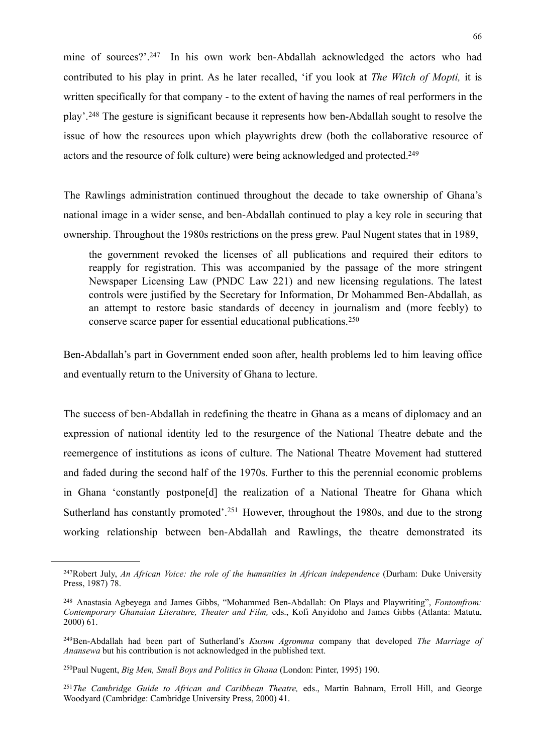mine of sources?'.[247] In his own work ben-Abdallah acknowledged the actors who had contributed to his play in print. As he later recalled, 'if you look at *The Witch of Mopti,* it is written specifically for that company - to the extent of having the names of real performers in the play'.[248] The gesture is significant because it represents how ben-Abdallah sought to resolve the issue of how the resources upon which playwrights drew (both the collaborative resource of actors and the resource of folk culture) were being acknowledged and protected.[249]

The Rawlings administration continued throughout the decade to take ownership of Ghana's national image in a wider sense, and ben-Abdallah continued to play a key role in securing that ownership. Throughout the 1980s restrictions on the press grew. Paul Nugent states that in 1989,

> the government revoked the licenses of all publications and required their editors to reapply for registration. This was accompanied by the passage of the more stringent Newspaper Licensing Law (PNDC Law 221) and new licensing regulations. The latest controls were justified by the Secretary for Information, Dr Mohammed Ben-Abdallah, as an attempt to restore basic standards of decency in journalism and (more feebly) to conserve scarce paper for essential educational publications.[250]

Ben-Abdallah's part in Government ended soon after, health problems led to him leaving office and eventually return to the University of Ghana to lecture.

The success of ben-Abdallah in redefining the theatre in Ghana as a means of diplomacy and an expression of national identity led to the resurgence of the National Theatre debate and the reemergence of institutions as icons of culture. The National Theatre Movement had stuttered and faded during the second half of the 1970s. Further to this the perennial economic problems in Ghana 'constantly postpone[d] the realization of a National Theatre for Ghana which Sutherland has constantly promoted'.[251] However, throughout the 1980s, and due to the strong working relationship between ben-Abdallah and Rawlings, the theatre demonstrated its

---

[247] Robert July, *An African Voice: the role of the humanities in African independence* (Durham: Duke University Press, 1987) 78.

[248] Anastasia Agbeyega and James Gibbs, "Mohammed Ben-Abdallah: On Plays and Playwriting", *Fontomfrom: Contemporary Ghanaian Literature, Theater and Film,* eds., Kofi Anyidoho and James Gibbs (Atlanta: Matutu, 2000) 61.

[249] Ben-Abdallah had been part of Sutherland's *Kusum Agromma* company that developed *The Marriage of Anansewa* but his contribution is not acknowledged in the published text.

[250] Paul Nugent, *Big Men, Small Boys and Politics in Ghana* (London: Pinter, 1995) 190.

[251] *The Cambridge Guide to African and Caribbean Theatre,* eds., Martin Bahnam, Erroll Hill, and George Woodyard (Cambridge: Cambridge University Press, 2000) 41.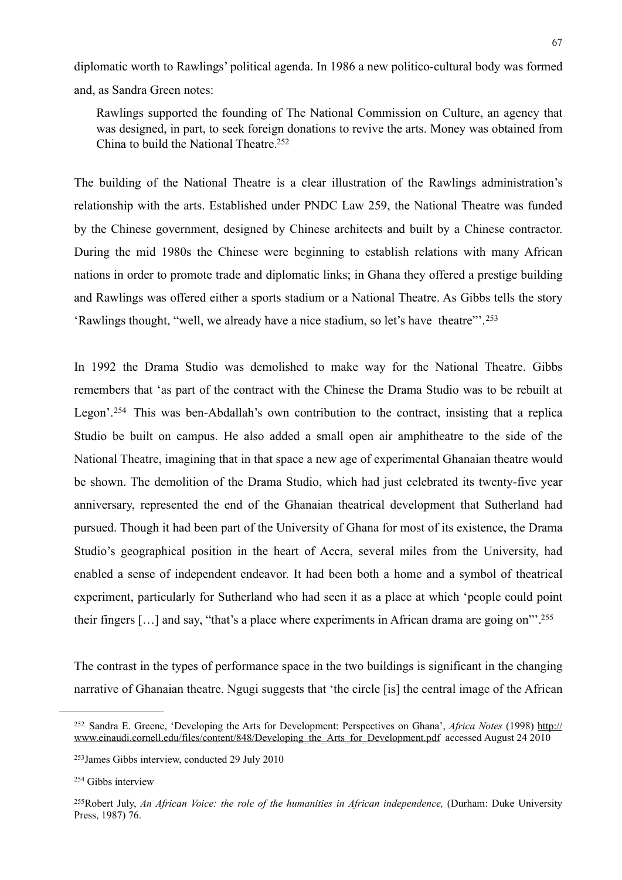diplomatic worth to Rawlings' political agenda. In 1986 a new politico-cultural body was formed and, as Sandra Green notes:

> Rawlings supported the founding of The National Commission on Culture, an agency that was designed, in part, to seek foreign donations to revive the arts. Money was obtained from China to build the National Theatre.[252]

The building of the National Theatre is a clear illustration of the Rawlings administration's relationship with the arts. Established under PNDC Law 259, the National Theatre was funded by the Chinese government, designed by Chinese architects and built by a Chinese contractor. During the mid 1980s the Chinese were beginning to establish relations with many African nations in order to promote trade and diplomatic links; in Ghana they offered a prestige building and Rawlings was offered either a sports stadium or a National Theatre. As Gibbs tells the story 'Rawlings thought, "well, we already have a nice stadium, so let's have theatre"'.[253]

In 1992 the Drama Studio was demolished to make way for the National Theatre. Gibbs remembers that 'as part of the contract with the Chinese the Drama Studio was to be rebuilt at Legon'.[254] This was ben-Abdallah's own contribution to the contract, insisting that a replica Studio be built on campus. He also added a small open air amphitheatre to the side of the National Theatre, imagining that in that space a new age of experimental Ghanaian theatre would be shown. The demolition of the Drama Studio, which had just celebrated its twenty-five year anniversary, represented the end of the Ghanaian theatrical development that Sutherland had pursued. Though it had been part of the University of Ghana for most of its existence, the Drama Studio's geographical position in the heart of Accra, several miles from the University, had enabled a sense of independent endeavor. It had been both a home and a symbol of theatrical experiment, particularly for Sutherland who had seen it as a place at which 'people could point their fingers […] and say, "that's a place where experiments in African drama are going on"'.[255]

The contrast in the types of performance space in the two buildings is significant in the changing narrative of Ghanaian theatre. Ngugi suggests that 'the circle [is] the central image of the African

---

[252] Sandra E. Greene, 'Developing the Arts for Development: Perspectives on Ghana', *Africa Notes* (1998) http://www.einaudi.cornell.edu/files/content/848/Developing_the_Arts_for_Development.pdf accessed August 24 2010

[253] James Gibbs interview, conducted 29 July 2010

[254] Gibbs interview

[255] Robert July, *An African Voice: the role of the humanities in African independence,* (Durham: Duke University Press, 1987) 76.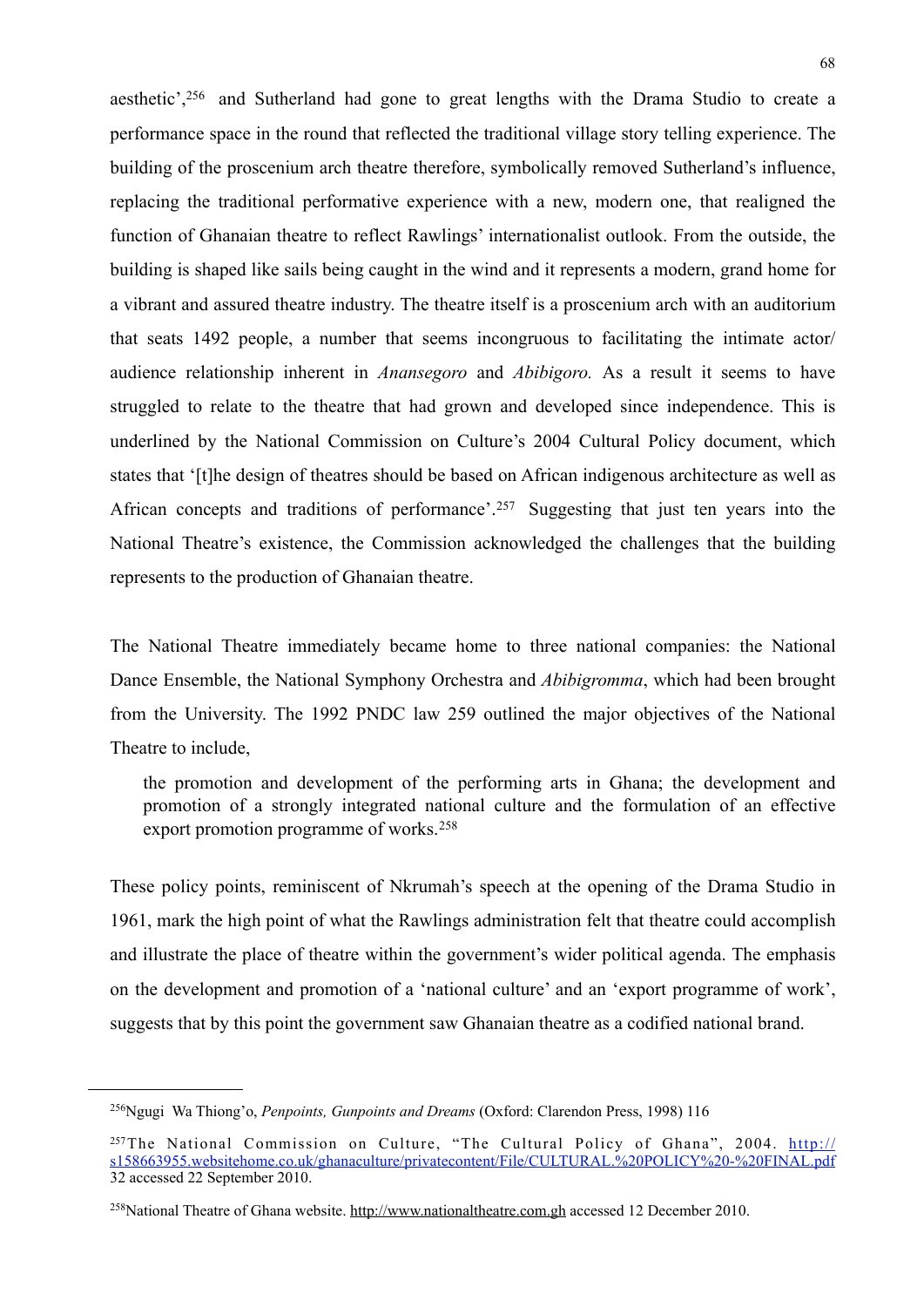aesthetic',[256] and Sutherland had gone to great lengths with the Drama Studio to create a performance space in the round that reflected the traditional village story telling experience. The building of the proscenium arch theatre therefore, symbolically removed Sutherland's influence, replacing the traditional performative experience with a new, modern one, that realigned the function of Ghanaian theatre to reflect Rawlings' internationalist outlook. From the outside, the building is shaped like sails being caught in the wind and it represents a modern, grand home for a vibrant and assured theatre industry. The theatre itself is a proscenium arch with an auditorium that seats 1492 people, a number that seems incongruous to facilitating the intimate actor/ audience relationship inherent in *Anansegoro* and *Abibigoro.* As a result it seems to have struggled to relate to the theatre that had grown and developed since independence. This is underlined by the National Commission on Culture's 2004 Cultural Policy document, which states that '[t]he design of theatres should be based on African indigenous architecture as well as African concepts and traditions of performance'.[257] Suggesting that just ten years into the National Theatre's existence, the Commission acknowledged the challenges that the building represents to the production of Ghanaian theatre.

The National Theatre immediately became home to three national companies: the National Dance Ensemble, the National Symphony Orchestra and *Abibigromma*, which had been brought from the University. The 1992 PNDC law 259 outlined the major objectives of the National Theatre to include,

> the promotion and development of the performing arts in Ghana; the development and promotion of a strongly integrated national culture and the formulation of an effective export promotion programme of works.[258]

These policy points, reminiscent of Nkrumah's speech at the opening of the Drama Studio in 1961, mark the high point of what the Rawlings administration felt that theatre could accomplish and illustrate the place of theatre within the government's wider political agenda. The emphasis on the development and promotion of a 'national culture' and an 'export programme of work', suggests that by this point the government saw Ghanaian theatre as a codified national brand.

---

[256] Ngugi Wa Thiong'o, *Penpoints, Gunpoints and Dreams* (Oxford: Clarendon Press, 1998) 116

[257] The National Commission on Culture, "The Cultural Policy of Ghana", 2004. http://s158663955.websitehome.co.uk/ghanaculture/privatecontent/File/CULTURAL.%20POLICY%20-%20FINAL.pdf 32 accessed 22 September 2010.

[258] National Theatre of Ghana website. http://www.nationaltheatre.com.gh accessed 12 December 2010.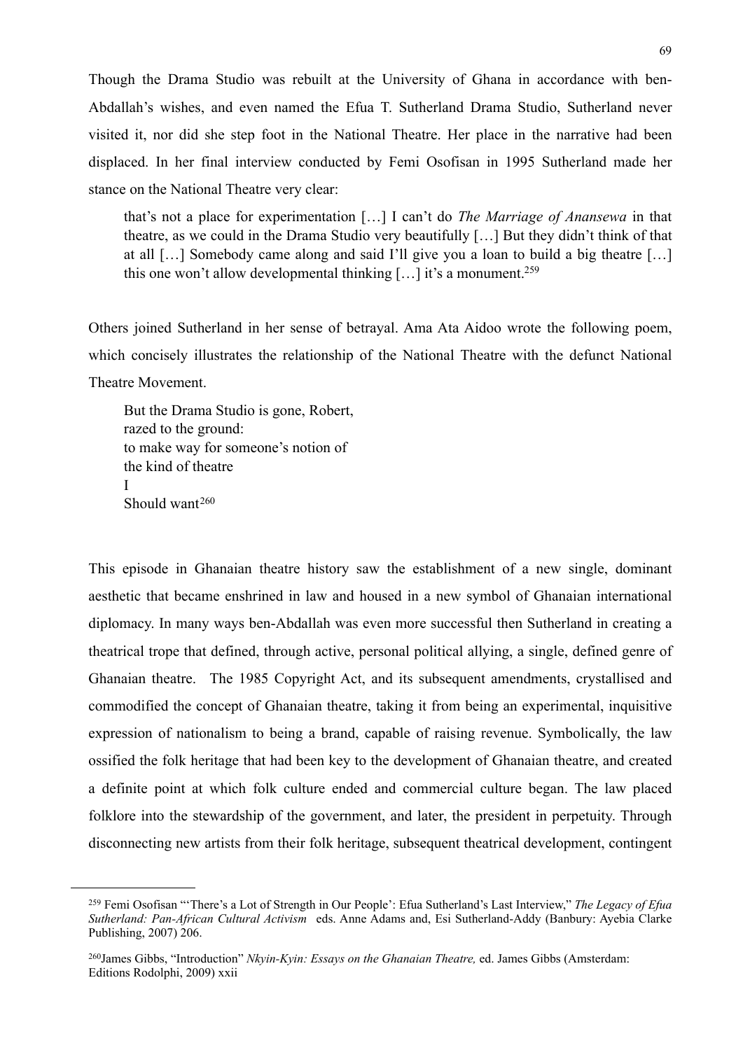Though the Drama Studio was rebuilt at the University of Ghana in accordance with ben-Abdallah's wishes, and even named the Efua T. Sutherland Drama Studio, Sutherland never visited it, nor did she step foot in the National Theatre. Her place in the narrative had been displaced. In her final interview conducted by Femi Osofisan in 1995 Sutherland made her stance on the National Theatre very clear:

> that's not a place for experimentation […] I can't do *The Marriage of Anansewa* in that theatre, as we could in the Drama Studio very beautifully […] But they didn't think of that at all […] Somebody came along and said I'll give you a loan to build a big theatre […] this one won't allow developmental thinking […] it's a monument.[259]

Others joined Sutherland in her sense of betrayal. Ama Ata Aidoo wrote the following poem, which concisely illustrates the relationship of the National Theatre with the defunct National Theatre Movement.

> But the Drama Studio is gone, Robert,
> razed to the ground:
> to make way for someone's notion of
> the kind of theatre
> I
> Should want[260]

This episode in Ghanaian theatre history saw the establishment of a new single, dominant aesthetic that became enshrined in law and housed in a new symbol of Ghanaian international diplomacy. In many ways ben-Abdallah was even more successful then Sutherland in creating a theatrical trope that defined, through active, personal political allying, a single, defined genre of Ghanaian theatre. The 1985 Copyright Act, and its subsequent amendments, crystallised and commodified the concept of Ghanaian theatre, taking it from being an experimental, inquisitive expression of nationalism to being a brand, capable of raising revenue. Symbolically, the law ossified the folk heritage that had been key to the development of Ghanaian theatre, and created a definite point at which folk culture ended and commercial culture began. The law placed folklore into the stewardship of the government, and later, the president in perpetuity. Through disconnecting new artists from their folk heritage, subsequent theatrical development, contingent

---

[259] Femi Osofisan "'There's a Lot of Strength in Our People': Efua Sutherland's Last Interview," *The Legacy of Efua Sutherland: Pan-African Cultural Activism* eds. Anne Adams and, Esi Sutherland-Addy (Banbury: Ayebia Clarke Publishing, 2007) 206.

[260] James Gibbs, "Introduction" *Nkyin-Kyin: Essays on the Ghanaian Theatre,* ed. James Gibbs (Amsterdam: Editions Rodolphi, 2009) xxii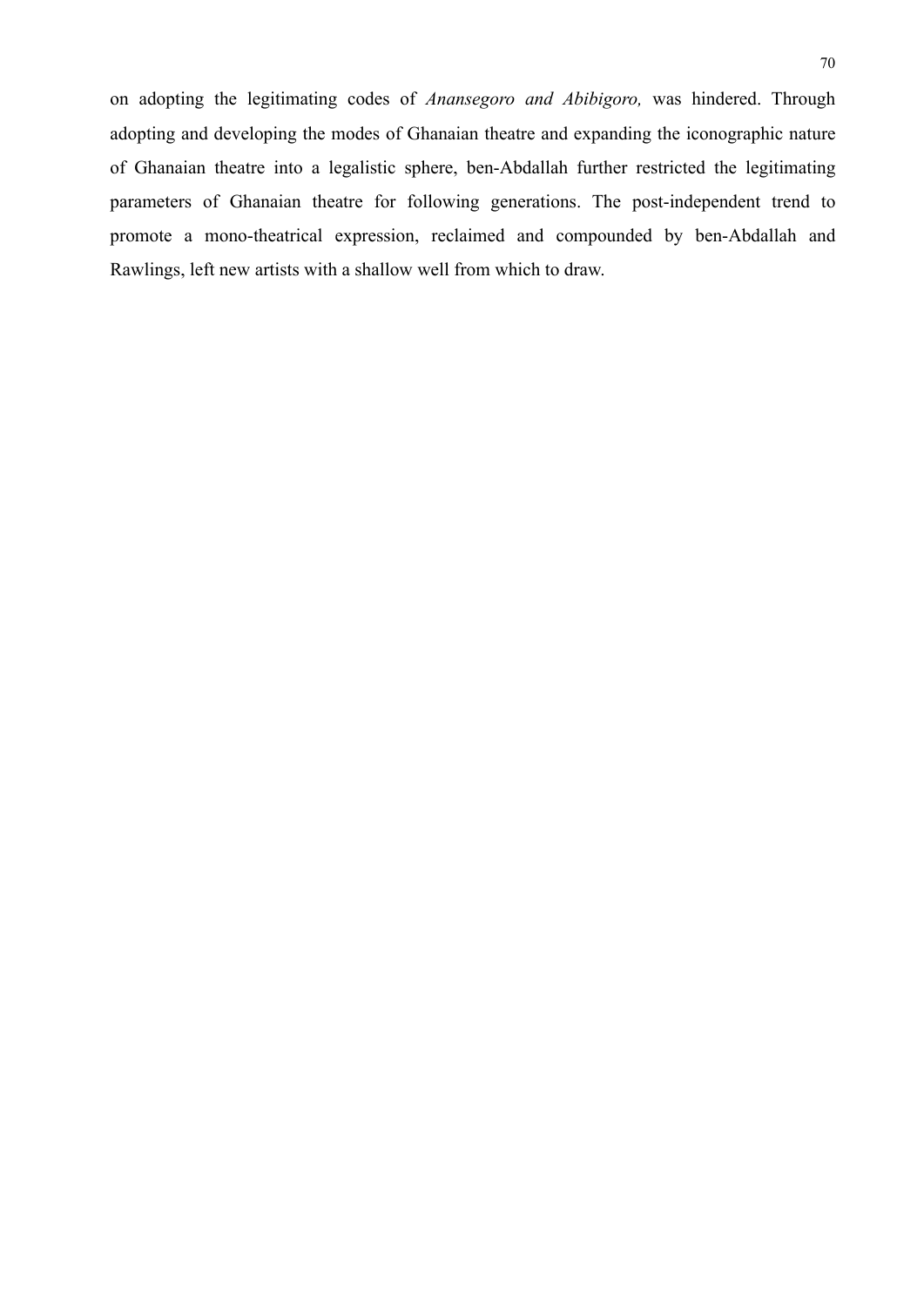on adopting the legitimating codes of *Anansegoro and Abibigoro,* was hindered. Through adopting and developing the modes of Ghanaian theatre and expanding the iconographic nature of Ghanaian theatre into a legalistic sphere, ben-Abdallah further restricted the legitimating parameters of Ghanaian theatre for following generations. The post-independent trend to promote a mono-theatrical expression, reclaimed and compounded by ben-Abdallah and Rawlings, left new artists with a shallow well from which to draw.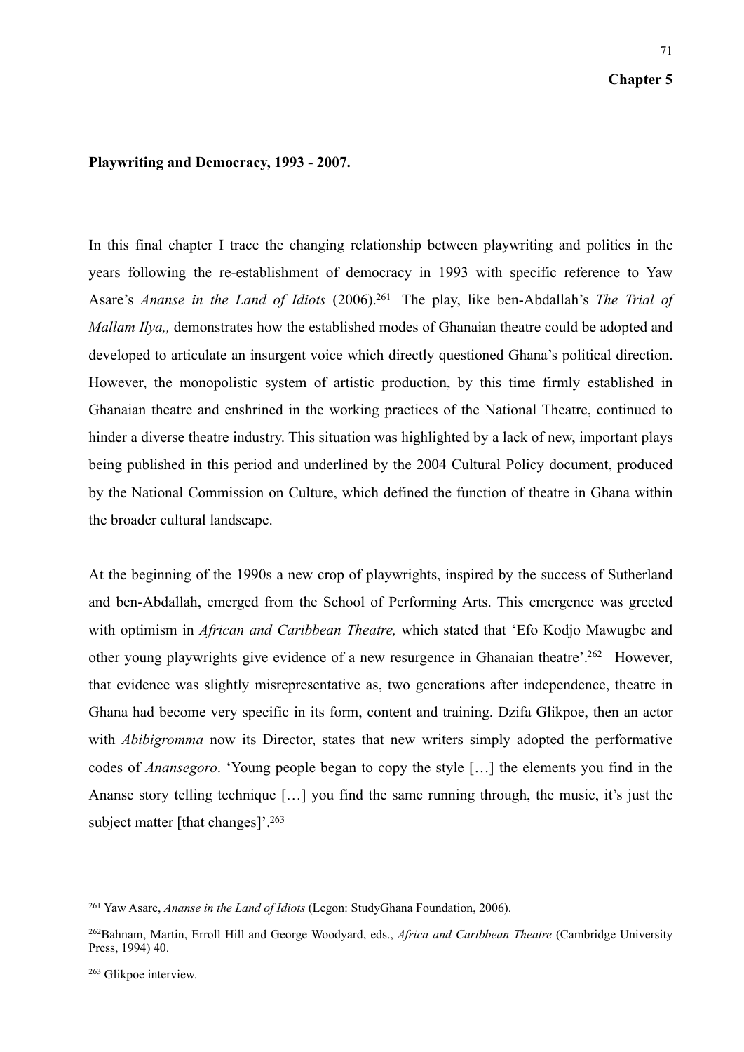# Chapter 5

## Playwriting and Democracy, 1993 - 2007.

In this final chapter I trace the changing relationship between playwriting and politics in the years following the re-establishment of democracy in 1993 with specific reference to Yaw Asare's *Ananse in the Land of Idiots* (2006).[261] The play, like ben-Abdallah's *The Trial of Mallam Ilya,,* demonstrates how the established modes of Ghanaian theatre could be adopted and developed to articulate an insurgent voice which directly questioned Ghana's political direction. However, the monopolistic system of artistic production, by this time firmly established in Ghanaian theatre and enshrined in the working practices of the National Theatre, continued to hinder a diverse theatre industry. This situation was highlighted by a lack of new, important plays being published in this period and underlined by the 2004 Cultural Policy document, produced by the National Commission on Culture, which defined the function of theatre in Ghana within the broader cultural landscape.

At the beginning of the 1990s a new crop of playwrights, inspired by the success of Sutherland and ben-Abdallah, emerged from the School of Performing Arts. This emergence was greeted with optimism in *African and Caribbean Theatre,* which stated that 'Efo Kodjo Mawugbe and other young playwrights give evidence of a new resurgence in Ghanaian theatre'.[262] However, that evidence was slightly misrepresentative as, two generations after independence, theatre in Ghana had become very specific in its form, content and training. Dzifa Glikpoe, then an actor with *Abibigromma* now its Director, states that new writers simply adopted the performative codes of *Anansegoro*. 'Young people began to copy the style […] the elements you find in the Ananse story telling technique […] you find the same running through, the music, it's just the subject matter [that changes]'.[263]

---

[261] Yaw Asare, *Ananse in the Land of Idiots* (Legon: StudyGhana Foundation, 2006).

[262] Bahnam, Martin, Erroll Hill and George Woodyard, eds., *Africa and Caribbean Theatre* (Cambridge University Press, 1994) 40.

[263] Glikpoe interview.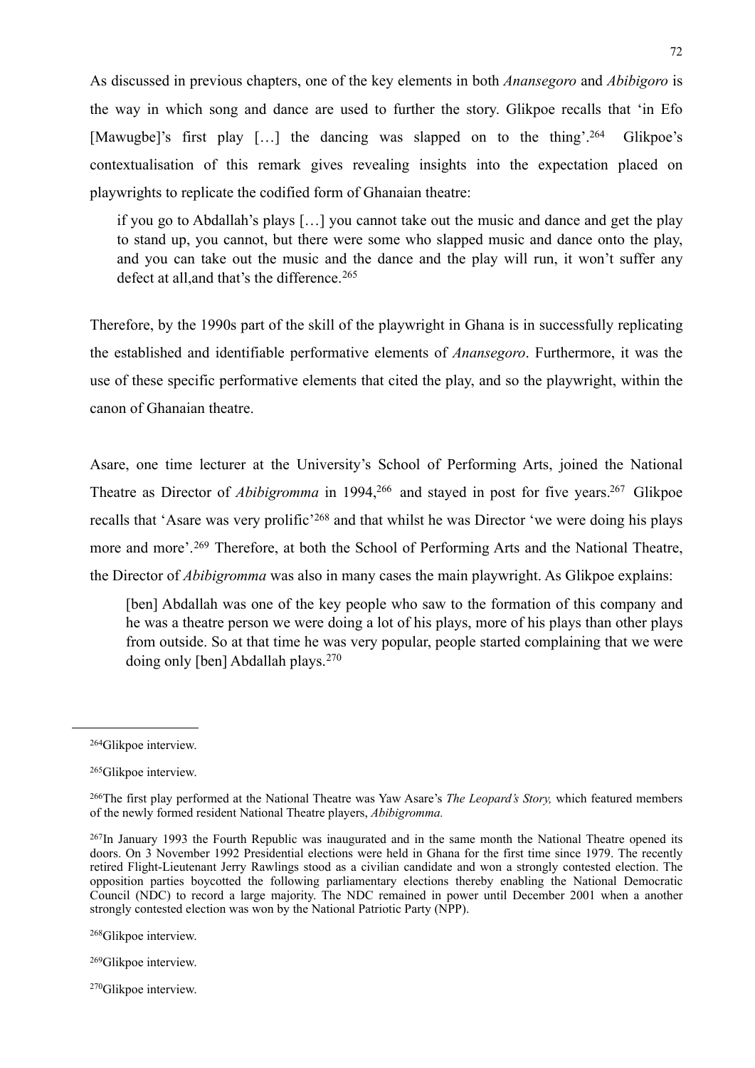As discussed in previous chapters, one of the key elements in both *Anansegoro* and *Abibigoro* is the way in which song and dance are used to further the story. Glikpoe recalls that 'in Efo [Mawugbe]'s first play […] the dancing was slapped on to the thing'.[264] Glikpoe's contextualisation of this remark gives revealing insights into the expectation placed on playwrights to replicate the codified form of Ghanaian theatre:

> if you go to Abdallah's plays […] you cannot take out the music and dance and get the play to stand up, you cannot, but there were some who slapped music and dance onto the play, and you can take out the music and the dance and the play will run, it won't suffer any defect at all,and that's the difference.[265]

Therefore, by the 1990s part of the skill of the playwright in Ghana is in successfully replicating the established and identifiable performative elements of *Anansegoro*. Furthermore, it was the use of these specific performative elements that cited the play, and so the playwright, within the canon of Ghanaian theatre.

Asare, one time lecturer at the University's School of Performing Arts, joined the National Theatre as Director of *Abibigromma* in 1994,[266] and stayed in post for five years.[267] Glikpoe recalls that 'Asare was very prolific'[268] and that whilst he was Director 'we were doing his plays more and more'.[269] Therefore, at both the School of Performing Arts and the National Theatre, the Director of *Abibigromma* was also in many cases the main playwright. As Glikpoe explains:

> [ben] Abdallah was one of the key people who saw to the formation of this company and he was a theatre person we were doing a lot of his plays, more of his plays than other plays from outside. So at that time he was very popular, people started complaining that we were doing only [ben] Abdallah plays.[270]

---

[264]Glikpoe interview.

[265]Glikpoe interview.

[266]The first play performed at the National Theatre was Yaw Asare's *The Leopard's Story,* which featured members of the newly formed resident National Theatre players, *Abibigromma.*

[267]In January 1993 the Fourth Republic was inaugurated and in the same month the National Theatre opened its doors. On 3 November 1992 Presidential elections were held in Ghana for the first time since 1979. The recently retired Flight-Lieutenant Jerry Rawlings stood as a civilian candidate and won a strongly contested election. The opposition parties boycotted the following parliamentary elections thereby enabling the National Democratic Council (NDC) to record a large majority. The NDC remained in power until December 2001 when a another strongly contested election was won by the National Patriotic Party (NPP).

[268]Glikpoe interview.

[269]Glikpoe interview.

[270]Glikpoe interview.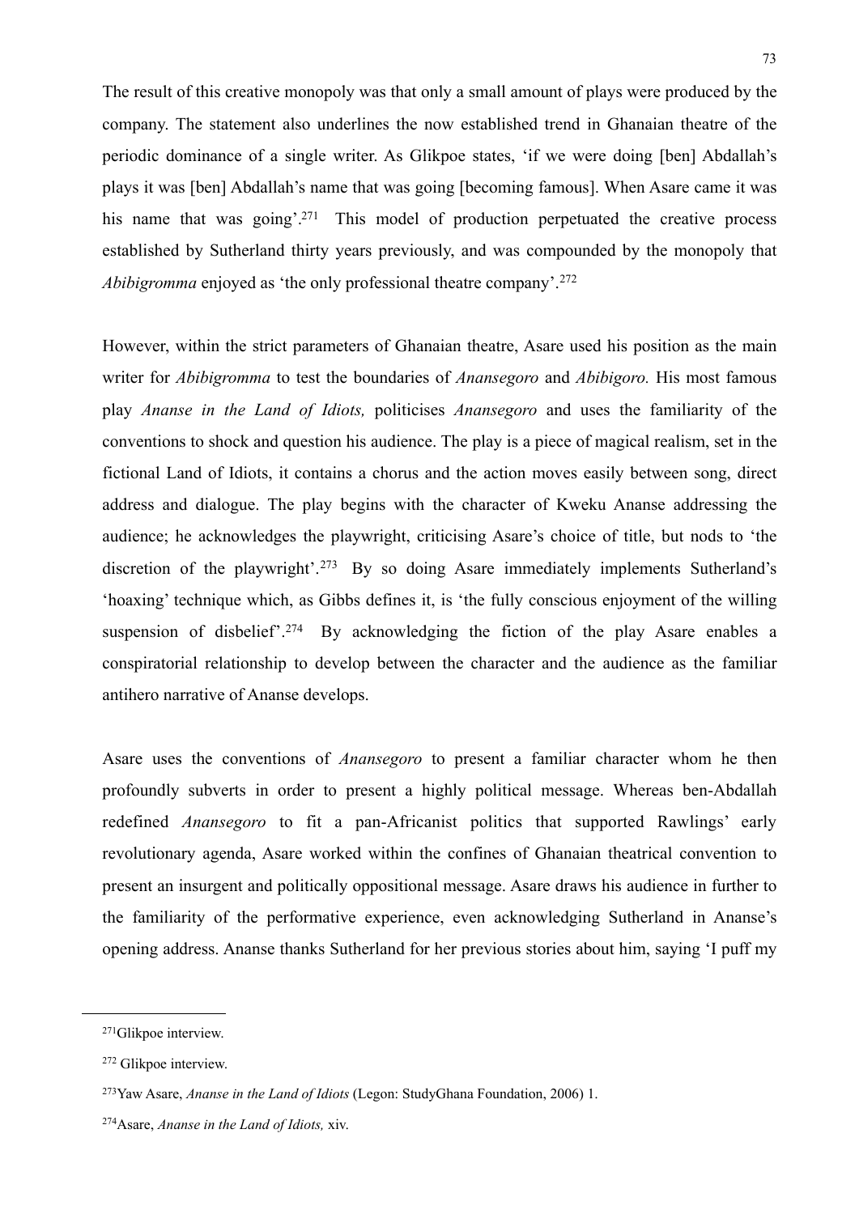The result of this creative monopoly was that only a small amount of plays were produced by the company. The statement also underlines the now established trend in Ghanaian theatre of the periodic dominance of a single writer. As Glikpoe states, 'if we were doing [ben] Abdallah's plays it was [ben] Abdallah's name that was going [becoming famous]. When Asare came it was his name that was going'.[271] This model of production perpetuated the creative process established by Sutherland thirty years previously, and was compounded by the monopoly that *Abibigromma* enjoyed as 'the only professional theatre company'.[272]

However, within the strict parameters of Ghanaian theatre, Asare used his position as the main writer for *Abibigromma* to test the boundaries of *Anansegoro* and *Abibigoro.* His most famous play *Ananse in the Land of Idiots,* politicises *Anansegoro* and uses the familiarity of the conventions to shock and question his audience. The play is a piece of magical realism, set in the fictional Land of Idiots, it contains a chorus and the action moves easily between song, direct address and dialogue. The play begins with the character of Kweku Ananse addressing the audience; he acknowledges the playwright, criticising Asare's choice of title, but nods to 'the discretion of the playwright'.[273] By so doing Asare immediately implements Sutherland's 'hoaxing' technique which, as Gibbs defines it, is 'the fully conscious enjoyment of the willing suspension of disbelief'.[274] By acknowledging the fiction of the play Asare enables a conspiratorial relationship to develop between the character and the audience as the familiar antihero narrative of Ananse develops.

Asare uses the conventions of *Anansegoro* to present a familiar character whom he then profoundly subverts in order to present a highly political message. Whereas ben-Abdallah redefined *Anansegoro* to fit a pan-Africanist politics that supported Rawlings' early revolutionary agenda, Asare worked within the confines of Ghanaian theatrical convention to present an insurgent and politically oppositional message. Asare draws his audience in further to the familiarity of the performative experience, even acknowledging Sutherland in Ananse's opening address. Ananse thanks Sutherland for her previous stories about him, saying 'I puff my

---

[271] Glikpoe interview.

[272] Glikpoe interview.

[273] Yaw Asare, *Ananse in the Land of Idiots* (Legon: StudyGhana Foundation, 2006) 1.

[274] Asare, *Ananse in the Land of Idiots,* xiv.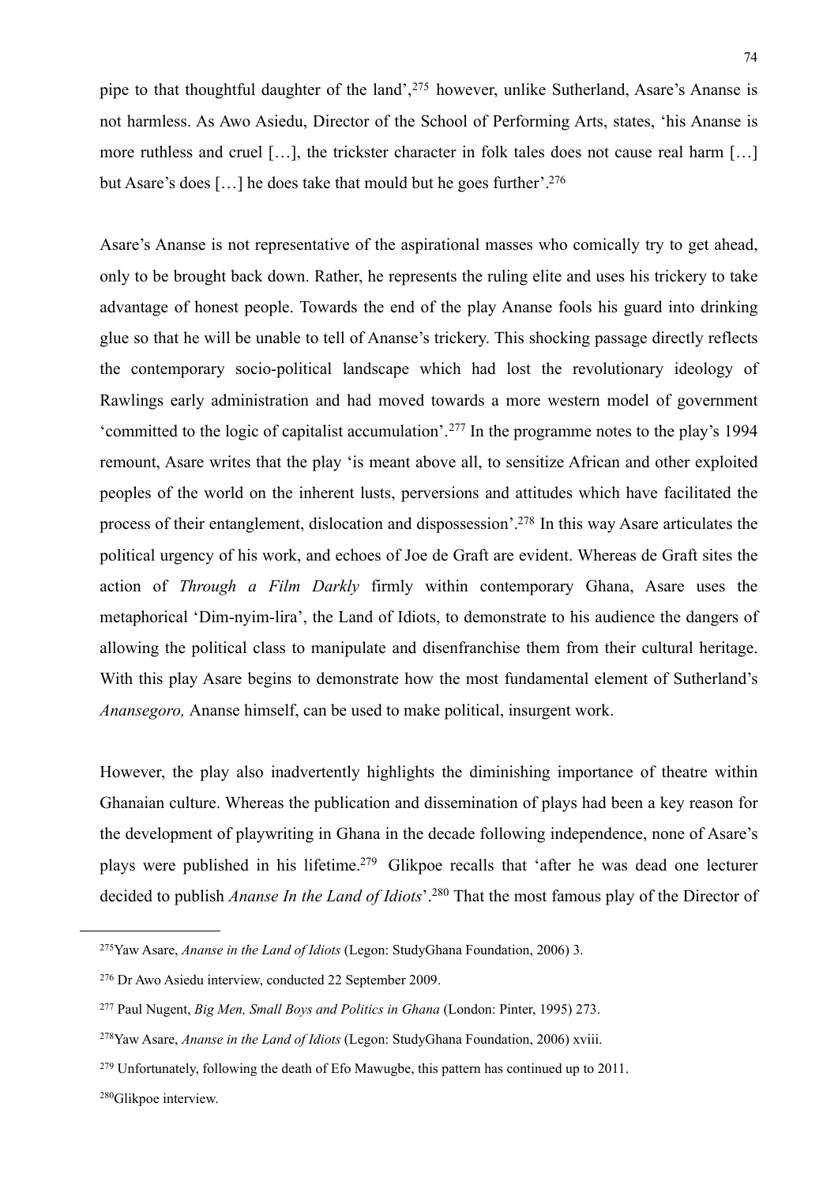pipe to that thoughtful daughter of the land',[275] however, unlike Sutherland, Asare's Ananse is not harmless. As Awo Asiedu, Director of the School of Performing Arts, states, 'his Ananse is more ruthless and cruel […], the trickster character in folk tales does not cause real harm […] but Asare's does […] he does take that mould but he goes further'.[276]

Asare's Ananse is not representative of the aspirational masses who comically try to get ahead, only to be brought back down. Rather, he represents the ruling elite and uses his trickery to take advantage of honest people. Towards the end of the play Ananse fools his guard into drinking glue so that he will be unable to tell of Ananse's trickery. This shocking passage directly reflects the contemporary socio-political landscape which had lost the revolutionary ideology of Rawlings early administration and had moved towards a more western model of government 'committed to the logic of capitalist accumulation'.[277] In the programme notes to the play's 1994 remount, Asare writes that the play 'is meant above all, to sensitize African and other exploited peoples of the world on the inherent lusts, perversions and attitudes which have facilitated the process of their entanglement, dislocation and dispossession'.[278] In this way Asare articulates the political urgency of his work, and echoes of Joe de Graft are evident. Whereas de Graft sites the action of *Through a Film Darkly* firmly within contemporary Ghana, Asare uses the metaphorical 'Dim-nyim-lira', the Land of Idiots, to demonstrate to his audience the dangers of allowing the political class to manipulate and disenfranchise them from their cultural heritage. With this play Asare begins to demonstrate how the most fundamental element of Sutherland's *Anansegoro,* Ananse himself, can be used to make political, insurgent work.

However, the play also inadvertently highlights the diminishing importance of theatre within Ghanaian culture. Whereas the publication and dissemination of plays had been a key reason for the development of playwriting in Ghana in the decade following independence, none of Asare's plays were published in his lifetime.[279] Glikpoe recalls that 'after he was dead one lecturer decided to publish *Ananse In the Land of Idiots*'.[280] That the most famous play of the Director of

---

[275] Yaw Asare, *Ananse in the Land of Idiots* (Legon: StudyGhana Foundation, 2006) 3.

[276] Dr Awo Asiedu interview, conducted 22 September 2009.

[277] Paul Nugent, *Big Men, Small Boys and Politics in Ghana* (London: Pinter, 1995) 273.

[278] Yaw Asare, *Ananse in the Land of Idiots* (Legon: StudyGhana Foundation, 2006) xviii.

[279] Unfortunately, following the death of Efo Mawugbe, this pattern has continued up to 2011.

[280] Glikpoe interview.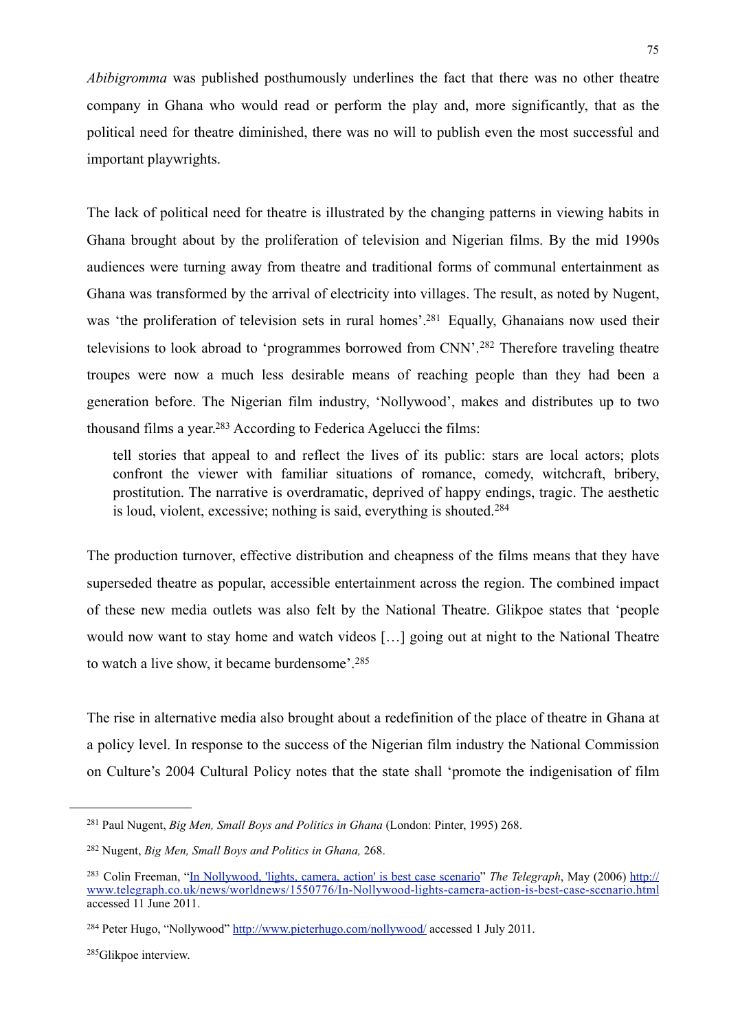*Abibigromma* was published posthumously underlines the fact that there was no other theatre company in Ghana who would read or perform the play and, more significantly, that as the political need for theatre diminished, there was no will to publish even the most successful and important playwrights.

The lack of political need for theatre is illustrated by the changing patterns in viewing habits in Ghana brought about by the proliferation of television and Nigerian films. By the mid 1990s audiences were turning away from theatre and traditional forms of communal entertainment as Ghana was transformed by the arrival of electricity into villages. The result, as noted by Nugent, was 'the proliferation of television sets in rural homes'.[281] Equally, Ghanaians now used their televisions to look abroad to 'programmes borrowed from CNN'.[282] Therefore traveling theatre troupes were now a much less desirable means of reaching people than they had been a generation before. The Nigerian film industry, 'Nollywood', makes and distributes up to two thousand films a year.[283] According to Federica Agelucci the films:

> tell stories that appeal to and reflect the lives of its public: stars are local actors; plots confront the viewer with familiar situations of romance, comedy, witchcraft, bribery, prostitution. The narrative is overdramatic, deprived of happy endings, tragic. The aesthetic is loud, violent, excessive; nothing is said, everything is shouted.[284]

The production turnover, effective distribution and cheapness of the films means that they have superseded theatre as popular, accessible entertainment across the region. The combined impact of these new media outlets was also felt by the National Theatre. Glikpoe states that 'people would now want to stay home and watch videos […] going out at night to the National Theatre to watch a live show, it became burdensome'.[285]

The rise in alternative media also brought about a redefinition of the place of theatre in Ghana at a policy level. In response to the success of the Nigerian film industry the National Commission on Culture's 2004 Cultural Policy notes that the state shall 'promote the indigenisation of film

---

[281] Paul Nugent, *Big Men, Small Boys and Politics in Ghana* (London: Pinter, 1995) 268.

[282] Nugent, *Big Men, Small Boys and Politics in Ghana,* 268.

[283] Colin Freeman, "In Nollywood, 'lights, camera, action' is best case scenario" *The Telegraph*, May (2006) http://www.telegraph.co.uk/news/worldnews/1550776/In-Nollywood-lights-camera-action-is-best-case-scenario.html accessed 11 June 2011.

[284] Peter Hugo, "Nollywood" http://www.pieterhugo.com/nollywood/ accessed 1 July 2011.

[285] Glikpoe interview.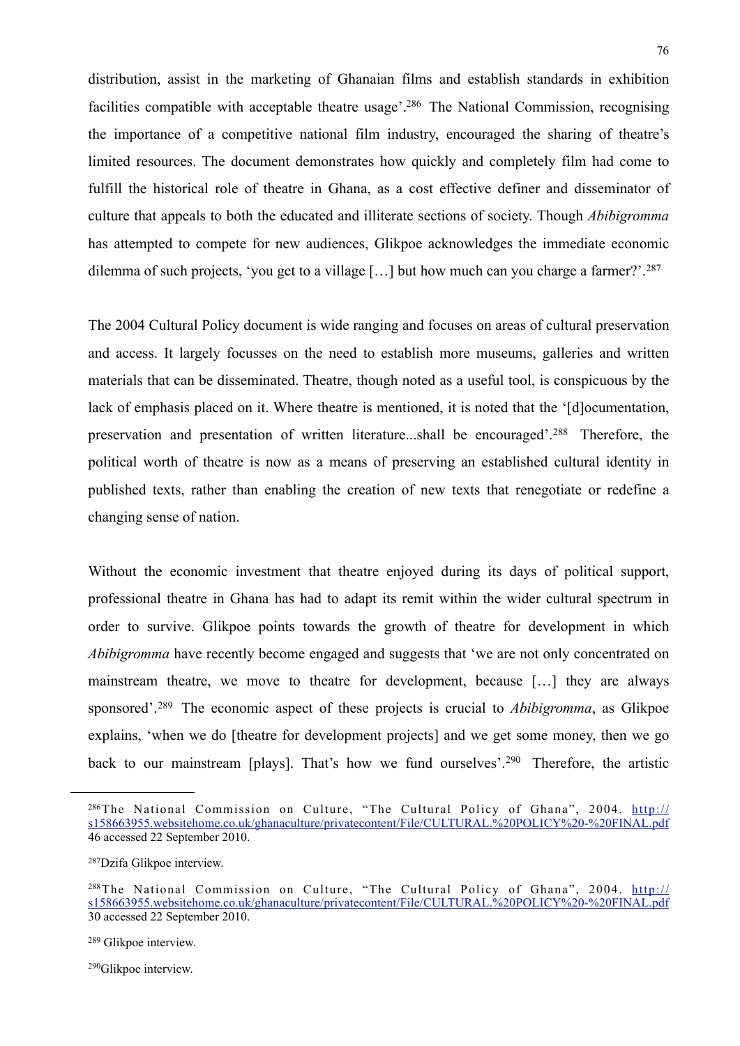distribution, assist in the marketing of Ghanaian films and establish standards in exhibition facilities compatible with acceptable theatre usage'.[286] The National Commission, recognising the importance of a competitive national film industry, encouraged the sharing of theatre's limited resources. The document demonstrates how quickly and completely film had come to fulfill the historical role of theatre in Ghana, as a cost effective definer and disseminator of culture that appeals to both the educated and illiterate sections of society. Though *Abibigromma* has attempted to compete for new audiences, Glikpoe acknowledges the immediate economic dilemma of such projects, 'you get to a village […] but how much can you charge a farmer?'.[287]

The 2004 Cultural Policy document is wide ranging and focuses on areas of cultural preservation and access. It largely focusses on the need to establish more museums, galleries and written materials that can be disseminated. Theatre, though noted as a useful tool, is conspicuous by the lack of emphasis placed on it. Where theatre is mentioned, it is noted that the '[d]ocumentation, preservation and presentation of written literature...shall be encouraged'.[288] Therefore, the political worth of theatre is now as a means of preserving an established cultural identity in published texts, rather than enabling the creation of new texts that renegotiate or redefine a changing sense of nation.

Without the economic investment that theatre enjoyed during its days of political support, professional theatre in Ghana has had to adapt its remit within the wider cultural spectrum in order to survive. Glikpoe points towards the growth of theatre for development in which *Abibigromma* have recently become engaged and suggests that 'we are not only concentrated on mainstream theatre, we move to theatre for development, because […] they are always sponsored'.[289] The economic aspect of these projects is crucial to *Abibigromma*, as Glikpoe explains, 'when we do [theatre for development projects] and we get some money, then we go back to our mainstream [plays]. That's how we fund ourselves'.[290] Therefore, the artistic

---

[286] The National Commission on Culture, "The Cultural Policy of Ghana", 2004. http://s158663955.websitehome.co.uk/ghanaculture/privatecontent/File/CULTURAL.%20POLICY%20-%20FINAL.pdf 46 accessed 22 September 2010.

[287] Dzifa Glikpoe interview.

[288] The National Commission on Culture, "The Cultural Policy of Ghana", 2004. http://s158663955.websitehome.co.uk/ghanaculture/privatecontent/File/CULTURAL.%20POLICY%20-%20FINAL.pdf 30 accessed 22 September 2010.

[289] Glikpoe interview.

[290] Glikpoe interview.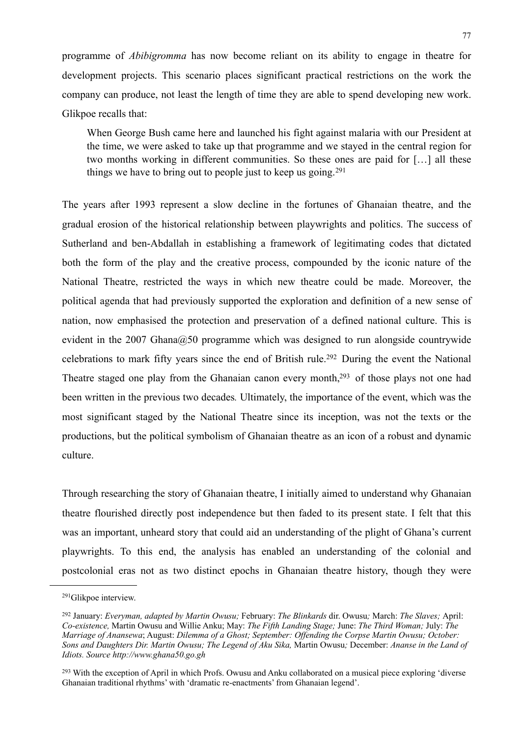programme of *Abibigromma* has now become reliant on its ability to engage in theatre for development projects. This scenario places significant practical restrictions on the work the company can produce, not least the length of time they are able to spend developing new work. Glikpoe recalls that:

> When George Bush came here and launched his fight against malaria with our President at the time, we were asked to take up that programme and we stayed in the central region for two months working in different communities. So these ones are paid for […] all these things we have to bring out to people just to keep us going.[291]

The years after 1993 represent a slow decline in the fortunes of Ghanaian theatre, and the gradual erosion of the historical relationship between playwrights and politics. The success of Sutherland and ben-Abdallah in establishing a framework of legitimating codes that dictated both the form of the play and the creative process, compounded by the iconic nature of the National Theatre, restricted the ways in which new theatre could be made. Moreover, the political agenda that had previously supported the exploration and definition of a new sense of nation, now emphasised the protection and preservation of a defined national culture. This is evident in the 2007 Ghana@50 programme which was designed to run alongside countrywide celebrations to mark fifty years since the end of British rule.[292] During the event the National Theatre staged one play from the Ghanaian canon every month,[293] of those plays not one had been written in the previous two decades*.* Ultimately, the importance of the event, which was the most significant staged by the National Theatre since its inception, was not the texts or the productions, but the political symbolism of Ghanaian theatre as an icon of a robust and dynamic culture.

Through researching the story of Ghanaian theatre, I initially aimed to understand why Ghanaian theatre flourished directly post independence but then faded to its present state. I felt that this was an important, unheard story that could aid an understanding of the plight of Ghana's current playwrights. To this end, the analysis has enabled an understanding of the colonial and postcolonial eras not as two distinct epochs in Ghanaian theatre history, though they were

---

[291]Glikpoe interview.

[292] January: *Everyman, adapted by Martin Owusu;* February: *The Blinkards* dir. Owusu*;* March: *The Slaves;* April: *Co-existence,* Martin Owusu and Willie Anku; May: *The Fifth Landing Stage;* June: *The Third Woman;* July: *The Marriage of Anansewa*; August: *Dilemma of a Ghost; September: Offending the Corpse Martin Owusu; October: Sons and Daughters Dir. Martin Owusu; The Legend of Aku Sika,* Martin Owusu*;* December: *Ananse in the Land of Idiots. Source http://www.ghana50.go.gh*

[293] With the exception of April in which Profs. Owusu and Anku collaborated on a musical piece exploring 'diverse Ghanaian traditional rhythms' with 'dramatic re-enactments' from Ghanaian legend'.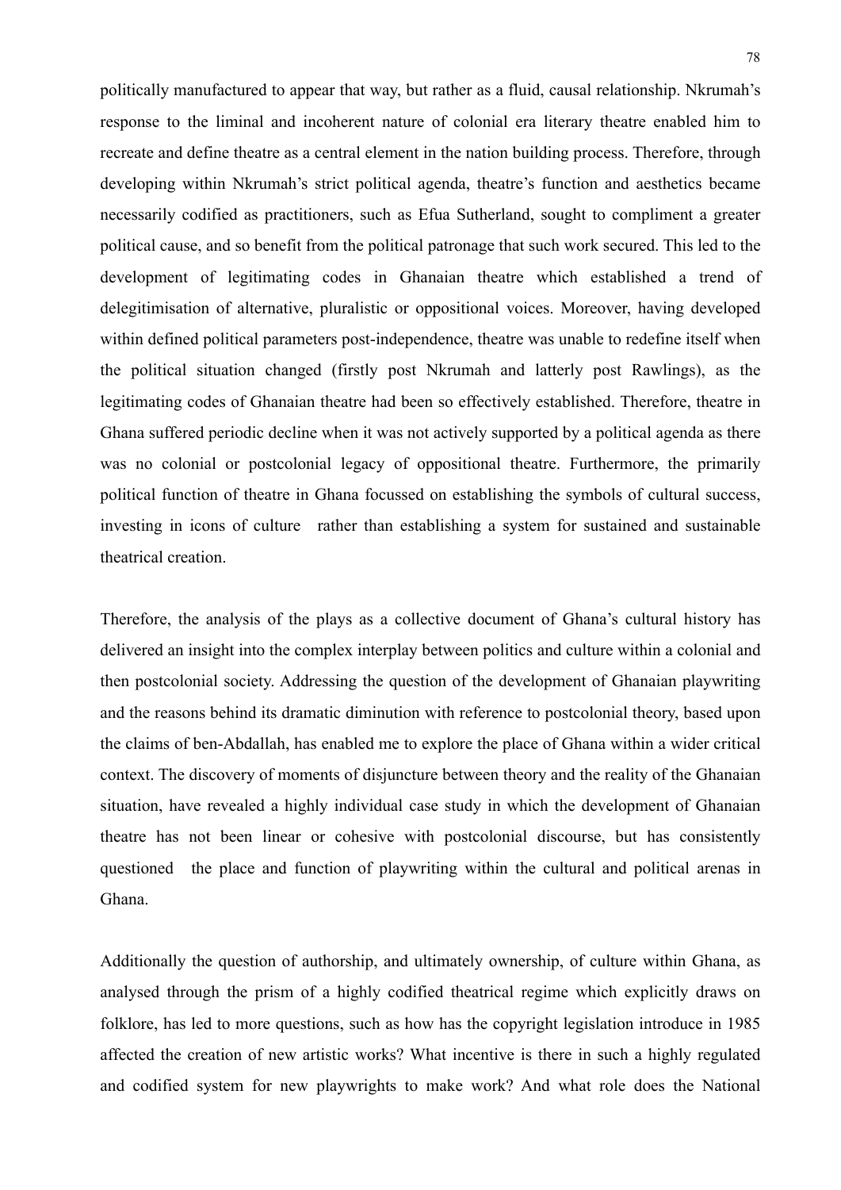politically manufactured to appear that way, but rather as a fluid, causal relationship. Nkrumah's response to the liminal and incoherent nature of colonial era literary theatre enabled him to recreate and define theatre as a central element in the nation building process. Therefore, through developing within Nkrumah's strict political agenda, theatre's function and aesthetics became necessarily codified as practitioners, such as Efua Sutherland, sought to compliment a greater political cause, and so benefit from the political patronage that such work secured. This led to the development of legitimating codes in Ghanaian theatre which established a trend of delegitimisation of alternative, pluralistic or oppositional voices. Moreover, having developed within defined political parameters post-independence, theatre was unable to redefine itself when the political situation changed (firstly post Nkrumah and latterly post Rawlings), as the legitimating codes of Ghanaian theatre had been so effectively established. Therefore, theatre in Ghana suffered periodic decline when it was not actively supported by a political agenda as there was no colonial or postcolonial legacy of oppositional theatre. Furthermore, the primarily political function of theatre in Ghana focussed on establishing the symbols of cultural success, investing in icons of culture  rather than establishing a system for sustained and sustainable theatrical creation.

Therefore, the analysis of the plays as a collective document of Ghana's cultural history has delivered an insight into the complex interplay between politics and culture within a colonial and then postcolonial society. Addressing the question of the development of Ghanaian playwriting and the reasons behind its dramatic diminution with reference to postcolonial theory, based upon the claims of ben-Abdallah, has enabled me to explore the place of Ghana within a wider critical context. The discovery of moments of disjuncture between theory and the reality of the Ghanaian situation, have revealed a highly individual case study in which the development of Ghanaian theatre has not been linear or cohesive with postcolonial discourse, but has consistently questioned  the place and function of playwriting within the cultural and political arenas in Ghana.

Additionally the question of authorship, and ultimately ownership, of culture within Ghana, as analysed through the prism of a highly codified theatrical regime which explicitly draws on folklore, has led to more questions, such as how has the copyright legislation introduce in 1985 affected the creation of new artistic works? What incentive is there in such a highly regulated and codified system for new playwrights to make work? And what role does the National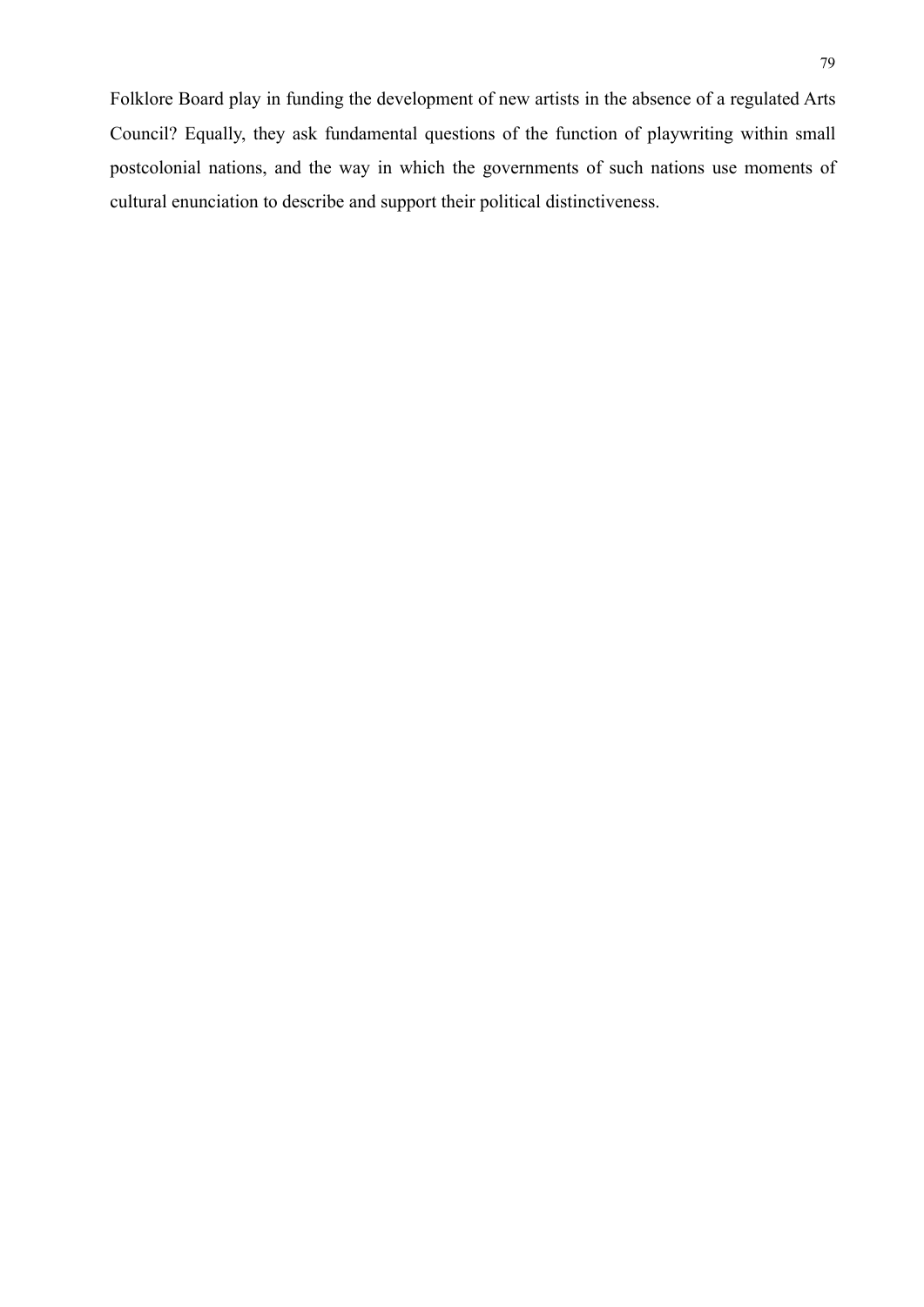Folklore Board play in funding the development of new artists in the absence of a regulated Arts Council? Equally, they ask fundamental questions of the function of playwriting within small postcolonial nations, and the way in which the governments of such nations use moments of cultural enunciation to describe and support their political distinctiveness.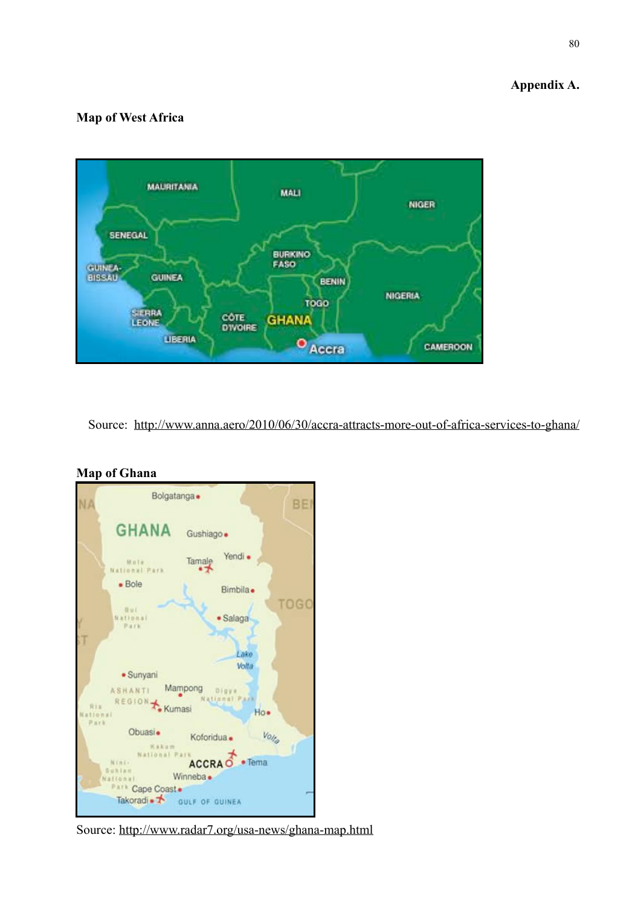**Appendix A.**

**Map of West Africa**

Source: http://www.anna.aero/2010/06/30/accra-attracts-more-out-of-africa-services-to-ghana/

**Map of Ghana**

Source: http://www.radar7.org/usa-news/ghana-map.html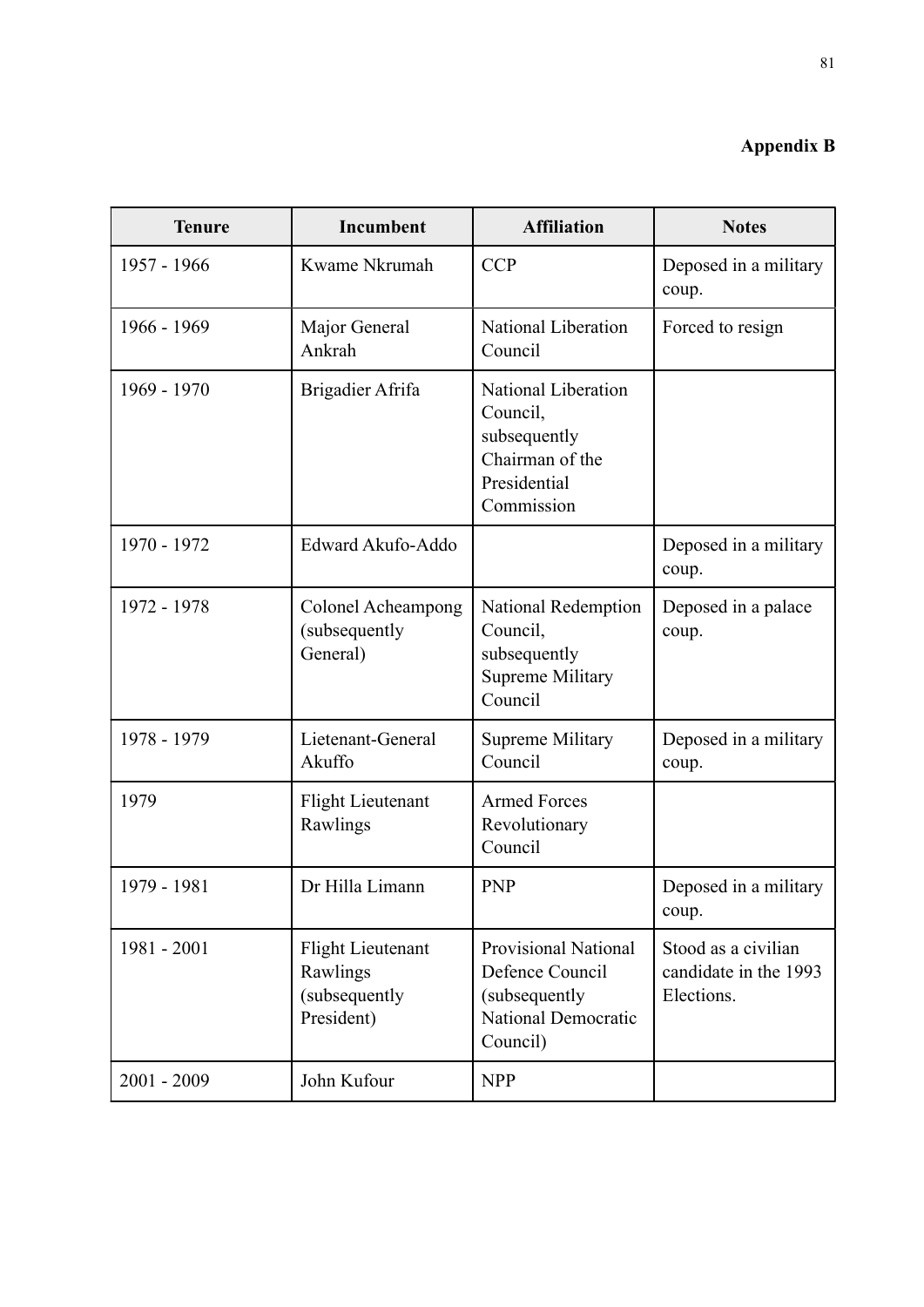**Appendix B**

| Tenure | Incumbent | Affiliation | Notes |
|---|---|---|---|
| 1957 - 1966 | Kwame Nkrumah | CCP | Deposed in a military coup. |
| 1966 - 1969 | Major General Ankrah | National Liberation Council | Forced to resign |
| 1969 - 1970 | Brigadier Afrifa | National Liberation Council, subsequently Chairman of the Presidential Commission | |
| 1970 - 1972 | Edward Akufo-Addo | | Deposed in a military coup. |
| 1972 - 1978 | Colonel Acheampong (subsequently General) | National Redemption Council, subsequently Supreme Military Council | Deposed in a palace coup. |
| 1978 - 1979 | Lietenant-General Akuffo | Supreme Military Council | Deposed in a military coup. |
| 1979 | Flight Lieutenant Rawlings | Armed Forces Revolutionary Council | |
| 1979 - 1981 | Dr Hilla Limann | PNP | Deposed in a military coup. |
| 1981 - 2001 | Flight Lieutenant Rawlings (subsequently President) | Provisional National Defence Council (subsequently National Democratic Council) | Stood as a civilian candidate in the 1993 Elections. |
| 2001 - 2009 | John Kufour | NPP | |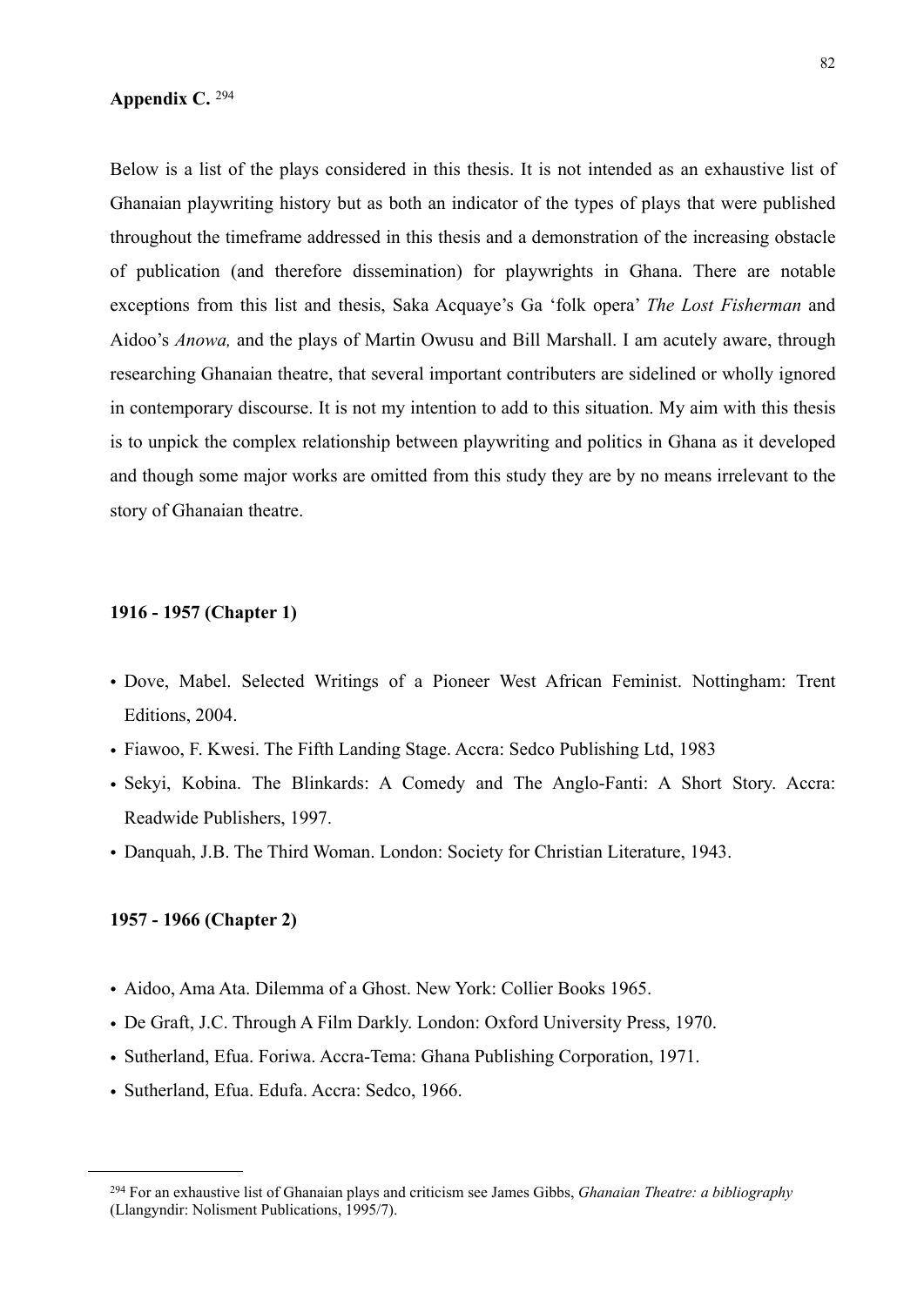## Appendix C. [294]

Below is a list of the plays considered in this thesis. It is not intended as an exhaustive list of Ghanaian playwriting history but as both an indicator of the types of plays that were published throughout the timeframe addressed in this thesis and a demonstration of the increasing obstacle of publication (and therefore dissemination) for playwrights in Ghana. There are notable exceptions from this list and thesis, Saka Acquaye's Ga 'folk opera' *The Lost Fisherman* and Aidoo's *Anowa,* and the plays of Martin Owusu and Bill Marshall. I am acutely aware, through researching Ghanaian theatre, that several important contributers are sidelined or wholly ignored in contemporary discourse. It is not my intention to add to this situation. My aim with this thesis is to unpick the complex relationship between playwriting and politics in Ghana as it developed and though some major works are omitted from this study they are by no means irrelevant to the story of Ghanaian theatre.

### 1916 - 1957 (Chapter 1)

- Dove, Mabel. Selected Writings of a Pioneer West African Feminist. Nottingham: Trent Editions, 2004.
- Fiawoo, F. Kwesi. The Fifth Landing Stage. Accra: Sedco Publishing Ltd, 1983
- Sekyi, Kobina. The Blinkards: A Comedy and The Anglo-Fanti: A Short Story. Accra: Readwide Publishers, 1997.
- Danquah, J.B. The Third Woman. London: Society for Christian Literature, 1943.

### 1957 - 1966 (Chapter 2)

- Aidoo, Ama Ata. Dilemma of a Ghost. New York: Collier Books 1965.
- De Graft, J.C. Through A Film Darkly. London: Oxford University Press, 1970.
- Sutherland, Efua. Foriwa. Accra-Tema: Ghana Publishing Corporation, 1971.
- Sutherland, Efua. Edufa. Accra: Sedco, 1966.

[294] For an exhaustive list of Ghanaian plays and criticism see James Gibbs, *Ghanaian Theatre: a bibliography* (Llangyndir: Nolisment Publications, 1995/7).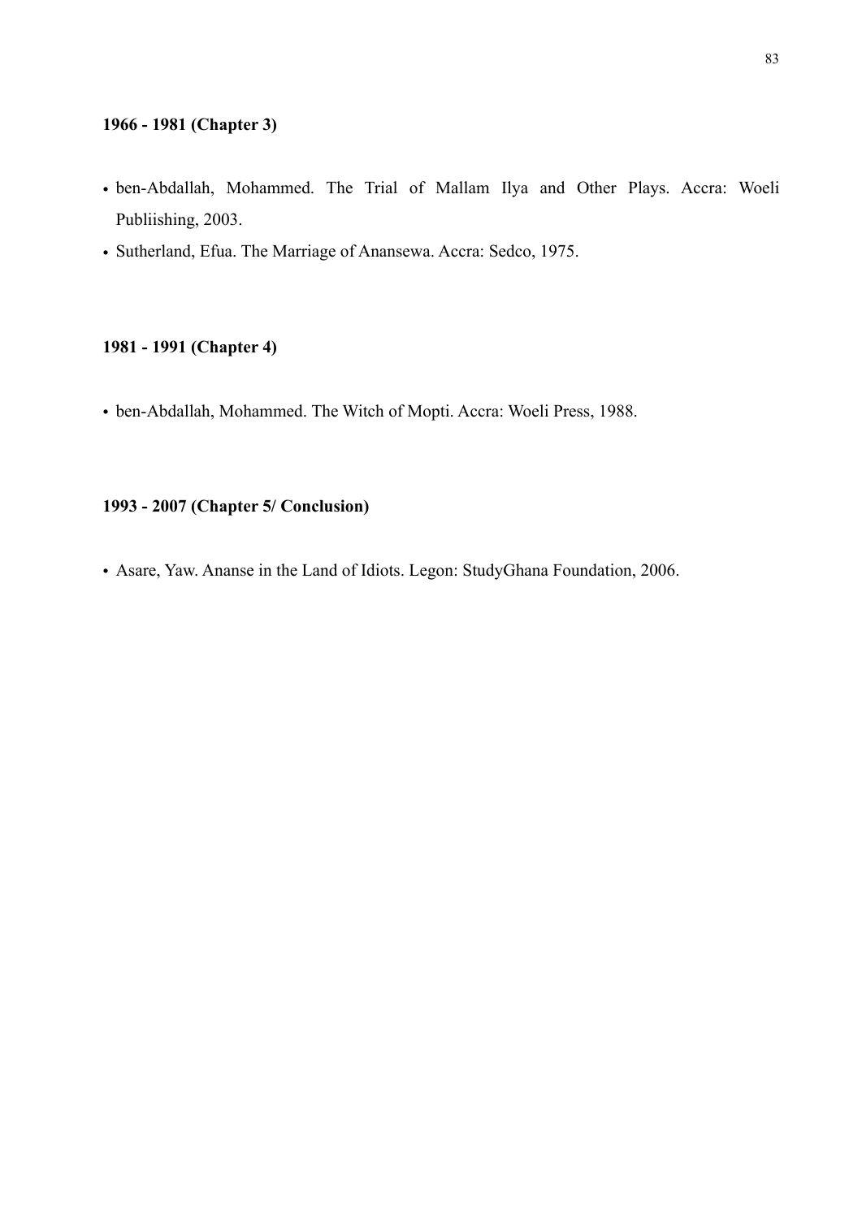**1966 - 1981 (Chapter 3)**

- ben-Abdallah, Mohammed. The Trial of Mallam Ilya and Other Plays. Accra: Woeli Publiishing, 2003.
- Sutherland, Efua. The Marriage of Anansewa. Accra: Sedco, 1975.

**1981 - 1991 (Chapter 4)**

- ben-Abdallah, Mohammed. The Witch of Mopti. Accra: Woeli Press, 1988.

**1993 - 2007 (Chapter 5/ Conclusion)**

- Asare, Yaw. Ananse in the Land of Idiots. Legon: StudyGhana Foundation, 2006.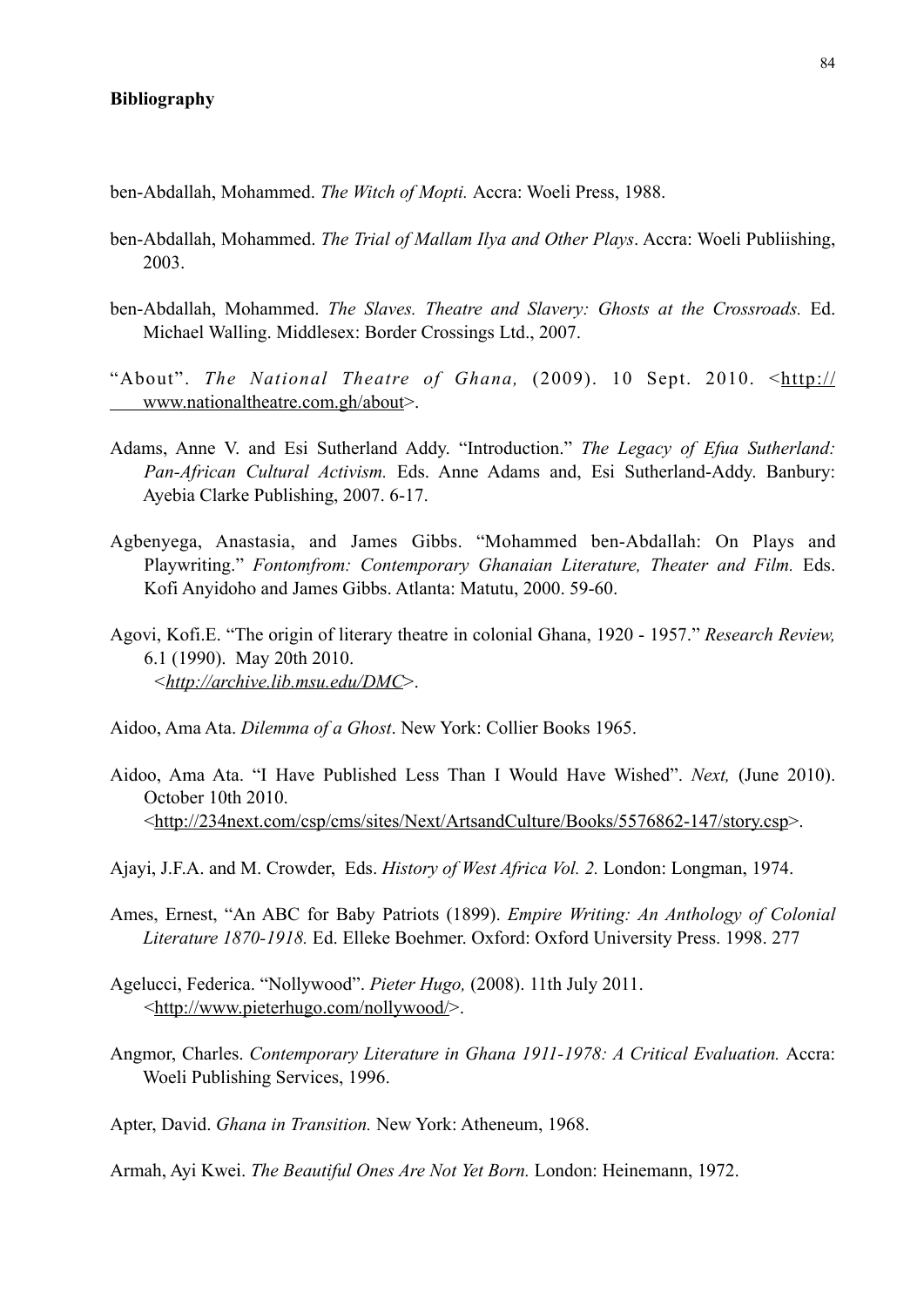**Bibliography**

ben-Abdallah, Mohammed. *The Witch of Mopti.* Accra: Woeli Press, 1988.

ben-Abdallah, Mohammed. *The Trial of Mallam Ilya and Other Plays*. Accra: Woeli Publiishing, 2003.

ben-Abdallah, Mohammed. *The Slaves. Theatre and Slavery: Ghosts at the Crossroads.* Ed. Michael Walling. Middlesex: Border Crossings Ltd., 2007.

"About". *The National Theatre of Ghana,* (2009). 10 Sept. 2010. <http://www.nationaltheatre.com.gh/about>.

Adams, Anne V. and Esi Sutherland Addy. "Introduction." *The Legacy of Efua Sutherland: Pan-African Cultural Activism.* Eds. Anne Adams and, Esi Sutherland-Addy. Banbury: Ayebia Clarke Publishing, 2007. 6-17.

Agbenyega, Anastasia, and James Gibbs. "Mohammed ben-Abdallah: On Plays and Playwriting." *Fontomfrom: Contemporary Ghanaian Literature, Theater and Film.* Eds. Kofi Anyidoho and James Gibbs. Atlanta: Matutu, 2000. 59-60.

Agovi, Kofi.E. "The origin of literary theatre in colonial Ghana, 1920 - 1957." *Research Review,* 6.1 (1990). May 20th 2010. <*http://archive.lib.msu.edu/DMC*>.

Aidoo, Ama Ata. *Dilemma of a Ghost*. New York: Collier Books 1965.

Aidoo, Ama Ata. "I Have Published Less Than I Would Have Wished". *Next,* (June 2010). October 10th 2010. <http://234next.com/csp/cms/sites/Next/ArtsandCulture/Books/5576862-147/story.csp>.

Ajayi, J.F.A. and M. Crowder, Eds. *History of West Africa Vol. 2.* London: Longman, 1974.

Ames, Ernest, "An ABC for Baby Patriots (1899). *Empire Writing: An Anthology of Colonial Literature 1870-1918.* Ed. Elleke Boehmer. Oxford: Oxford University Press. 1998. 277

Agelucci, Federica. "Nollywood". *Pieter Hugo,* (2008). 11th July 2011. <http://www.pieterhugo.com/nollywood/>.

Angmor, Charles. *Contemporary Literature in Ghana 1911-1978: A Critical Evaluation.* Accra: Woeli Publishing Services, 1996.

Apter, David. *Ghana in Transition.* New York: Atheneum, 1968.

Armah, Ayi Kwei. *The Beautiful Ones Are Not Yet Born.* London: Heinemann, 1972.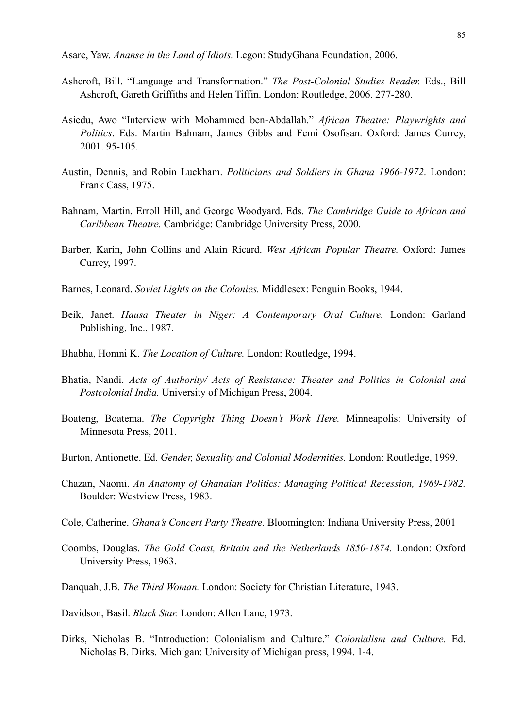Asare, Yaw. *Ananse in the Land of Idiots.* Legon: StudyGhana Foundation, 2006.

Ashcroft, Bill. "Language and Transformation." *The Post-Colonial Studies Reader.* Eds., Bill Ashcroft, Gareth Griffiths and Helen Tiffin. London: Routledge, 2006. 277-280.

Asiedu, Awo "Interview with Mohammed ben-Abdallah." *African Theatre: Playwrights and Politics*. Eds. Martin Bahnam, James Gibbs and Femi Osofisan. Oxford: James Currey, 2001. 95-105.

Austin, Dennis, and Robin Luckham. *Politicians and Soldiers in Ghana 1966-1972*. London: Frank Cass, 1975.

Bahnam, Martin, Erroll Hill, and George Woodyard. Eds. *The Cambridge Guide to African and Caribbean Theatre.* Cambridge: Cambridge University Press, 2000.

Barber, Karin, John Collins and Alain Ricard. *West African Popular Theatre.* Oxford: James Currey, 1997.

Barnes, Leonard. *Soviet Lights on the Colonies.* Middlesex: Penguin Books, 1944.

Beik, Janet. *Hausa Theater in Niger: A Contemporary Oral Culture.* London: Garland Publishing, Inc., 1987.

Bhabha, Homni K. *The Location of Culture.* London: Routledge, 1994.

Bhatia, Nandi. *Acts of Authority/ Acts of Resistance: Theater and Politics in Colonial and Postcolonial India.* University of Michigan Press, 2004.

Boateng, Boatema. *The Copyright Thing Doesn't Work Here.* Minneapolis: University of Minnesota Press, 2011.

Burton, Antionette. Ed. *Gender, Sexuality and Colonial Modernities.* London: Routledge, 1999.

Chazan, Naomi. *An Anatomy of Ghanaian Politics: Managing Political Recession, 1969-1982.* Boulder: Westview Press, 1983.

Cole, Catherine. *Ghana's Concert Party Theatre.* Bloomington: Indiana University Press, 2001

Coombs, Douglas. *The Gold Coast, Britain and the Netherlands 1850-1874.* London: Oxford University Press, 1963.

Danquah, J.B. *The Third Woman.* London: Society for Christian Literature, 1943.

Davidson, Basil. *Black Star.* London: Allen Lane, 1973.

Dirks, Nicholas B. "Introduction: Colonialism and Culture." *Colonialism and Culture.* Ed. Nicholas B. Dirks. Michigan: University of Michigan press, 1994. 1-4.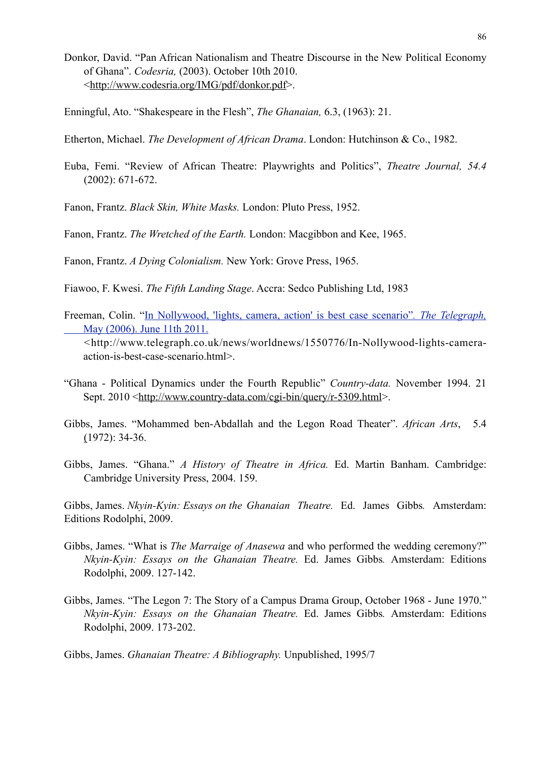Donkor, David. "Pan African Nationalism and Theatre Discourse in the New Political Economy of Ghana". *Codesria,* (2003). October 10th 2010. <http://www.codesria.org/IMG/pdf/donkor.pdf>.

Enningful, Ato. "Shakespeare in the Flesh", *The Ghanaian,* 6.3, (1963): 21.

Etherton, Michael. *The Development of African Drama*. London: Hutchinson & Co., 1982.

Euba, Femi. "Review of African Theatre: Playwrights and Politics", *Theatre Journal, 54.4* (2002): 671-672.

Fanon, Frantz. *Black Skin, White Masks.* London: Pluto Press, 1952.

Fanon, Frantz. *The Wretched of the Earth.* London: Macgibbon and Kee, 1965.

Fanon, Frantz. *A Dying Colonialism.* New York: Grove Press, 1965.

Fiawoo, F. Kwesi. *The Fifth Landing Stage*. Accra: Sedco Publishing Ltd, 1983

Freeman, Colin. "In Nollywood, 'lights, camera, action' is best case scenario". *The Telegraph,* May (2006). June 11th 2011. <http://www.telegraph.co.uk/news/worldnews/1550776/In-Nollywood-lights-camera-action-is-best-case-scenario.html>.

"Ghana - Political Dynamics under the Fourth Republic" *Country-data.* November 1994. 21 Sept. 2010 <http://www.country-data.com/cgi-bin/query/r-5309.html>.

Gibbs, James. "Mohammed ben-Abdallah and the Legon Road Theater". *African Arts*, 5.4 (1972): 34-36.

Gibbs, James. "Ghana." *A History of Theatre in Africa.* Ed. Martin Banham. Cambridge: Cambridge University Press, 2004. 159.

Gibbs, James. *Nkyin-Kyin: Essays on the Ghanaian Theatre.* Ed. James Gibbs*.* Amsterdam: Editions Rodolphi, 2009.

Gibbs, James. "What is *The Marraige of Anasewa* and who performed the wedding ceremony?" *Nkyin-Kyin: Essays on the Ghanaian Theatre.* Ed. James Gibbs*.* Amsterdam: Editions Rodolphi, 2009. 127-142.

Gibbs, James. "The Legon 7: The Story of a Campus Drama Group, October 1968 - June 1970." *Nkyin-Kyin: Essays on the Ghanaian Theatre.* Ed. James Gibbs*.* Amsterdam: Editions Rodolphi, 2009. 173-202.

Gibbs, James. *Ghanaian Theatre: A Bibliography.* Unpublished, 1995/7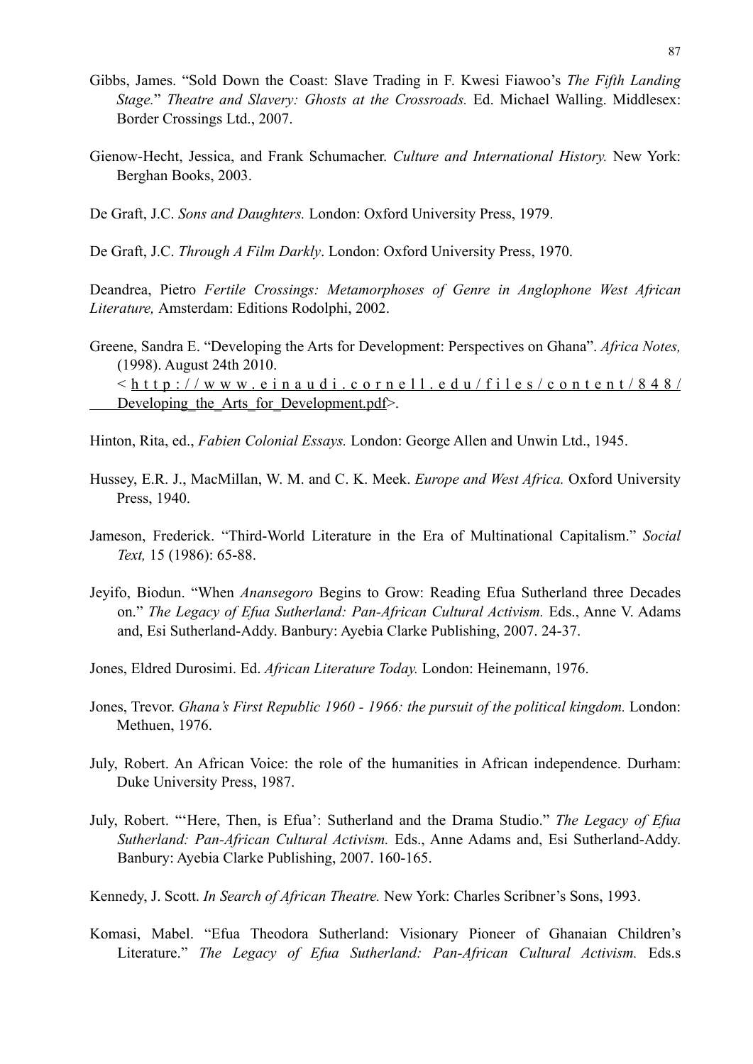Gibbs, James. "Sold Down the Coast: Slave Trading in F. Kwesi Fiawoo's *The Fifth Landing Stage.*" *Theatre and Slavery: Ghosts at the Crossroads.* Ed. Michael Walling. Middlesex: Border Crossings Ltd., 2007.

Gienow-Hecht, Jessica, and Frank Schumacher. *Culture and International History.* New York: Berghan Books, 2003.

De Graft, J.C. *Sons and Daughters.* London: Oxford University Press, 1979.

De Graft, J.C. *Through A Film Darkly*. London: Oxford University Press, 1970.

Deandrea, Pietro *Fertile Crossings: Metamorphoses of Genre in Anglophone West African Literature,* Amsterdam: Editions Rodolphi, 2002.

Greene, Sandra E. "Developing the Arts for Development: Perspectives on Ghana". *Africa Notes,* (1998). August 24th 2010. <http://www.einaudi.cornell.edu/files/content/848/Developing_the_Arts_for_Development.pdf>.

Hinton, Rita, ed., *Fabien Colonial Essays.* London: George Allen and Unwin Ltd., 1945.

Hussey, E.R. J., MacMillan, W. M. and C. K. Meek. *Europe and West Africa.* Oxford University Press, 1940.

Jameson, Frederick. "Third-World Literature in the Era of Multinational Capitalism." *Social Text,* 15 (1986): 65-88.

Jeyifo, Biodun. "When *Anansegoro* Begins to Grow: Reading Efua Sutherland three Decades on." *The Legacy of Efua Sutherland: Pan-African Cultural Activism.* Eds., Anne V. Adams and, Esi Sutherland-Addy. Banbury: Ayebia Clarke Publishing, 2007. 24-37.

Jones, Eldred Durosimi. Ed. *African Literature Today.* London: Heinemann, 1976.

Jones, Trevor. *Ghana's First Republic 1960 - 1966: the pursuit of the political kingdom.* London: Methuen, 1976.

July, Robert. An African Voice: the role of the humanities in African independence. Durham: Duke University Press, 1987.

July, Robert. "'Here, Then, is Efua': Sutherland and the Drama Studio." *The Legacy of Efua Sutherland: Pan-African Cultural Activism.* Eds., Anne Adams and, Esi Sutherland-Addy. Banbury: Ayebia Clarke Publishing, 2007. 160-165.

Kennedy, J. Scott. *In Search of African Theatre.* New York: Charles Scribner's Sons, 1993.

Komasi, Mabel. "Efua Theodora Sutherland: Visionary Pioneer of Ghanaian Children's Literature." *The Legacy of Efua Sutherland: Pan-African Cultural Activism.* Eds.s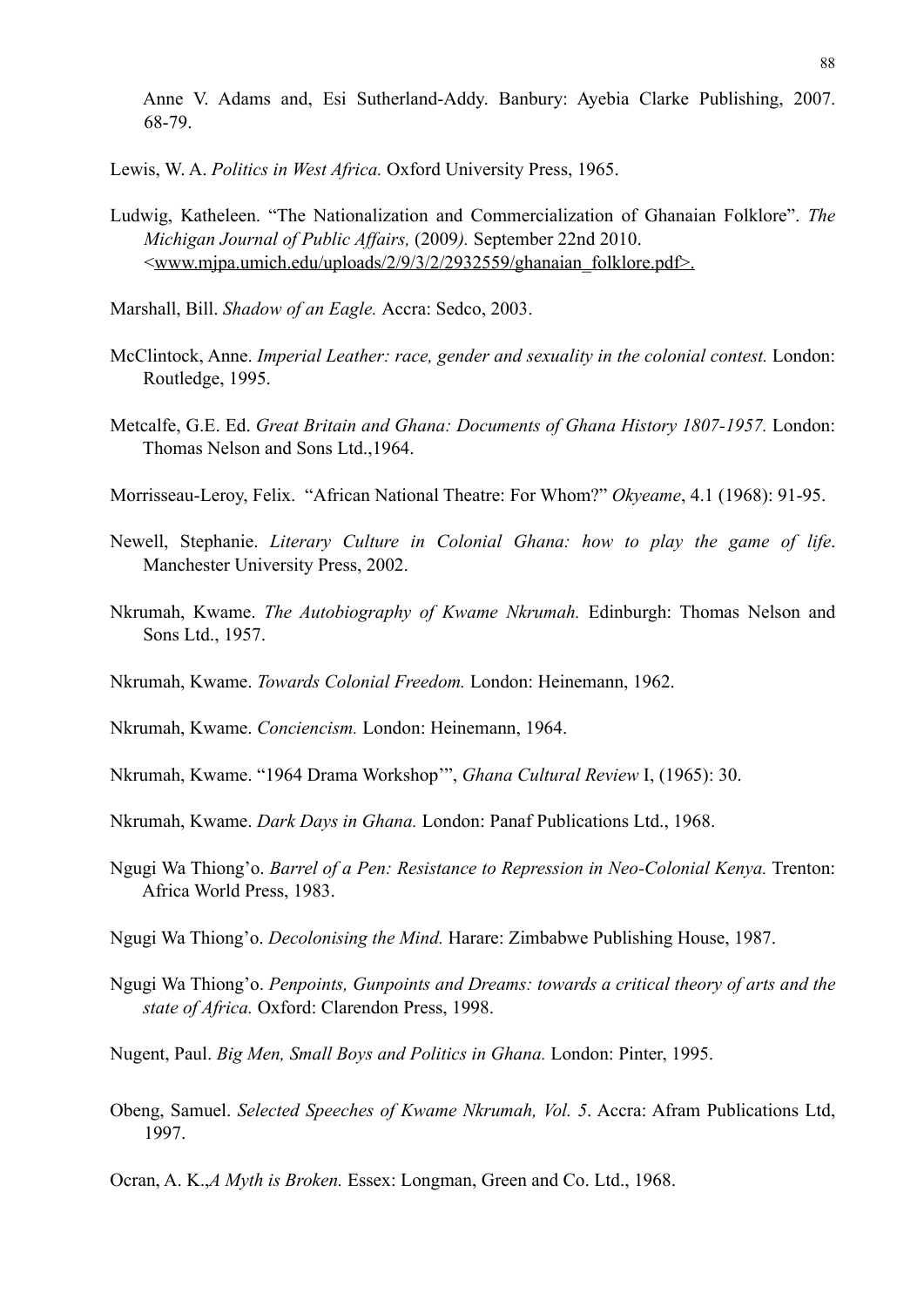Anne V. Adams and, Esi Sutherland-Addy. Banbury: Ayebia Clarke Publishing, 2007. 68-79.

Lewis, W. A. *Politics in West Africa.* Oxford University Press, 1965.

Ludwig, Katheleen. "The Nationalization and Commercialization of Ghanaian Folklore". *The Michigan Journal of Public Affairs,* (2009*).* September 22nd 2010. <www.mjpa.umich.edu/uploads/2/9/3/2/2932559/ghanaian_folklore.pdf>.

Marshall, Bill. *Shadow of an Eagle.* Accra: Sedco, 2003.

McClintock, Anne. *Imperial Leather: race, gender and sexuality in the colonial contest.* London: Routledge, 1995.

Metcalfe, G.E. Ed. *Great Britain and Ghana: Documents of Ghana History 1807-1957.* London: Thomas Nelson and Sons Ltd.,1964.

Morrisseau-Leroy, Felix. "African National Theatre: For Whom?" *Okyeame*, 4.1 (1968): 91-95.

Newell, Stephanie. *Literary Culture in Colonial Ghana: how to play the game of life*. Manchester University Press, 2002.

Nkrumah, Kwame. *The Autobiography of Kwame Nkrumah.* Edinburgh: Thomas Nelson and Sons Ltd., 1957.

Nkrumah, Kwame. *Towards Colonial Freedom.* London: Heinemann, 1962.

Nkrumah, Kwame. *Conciencism.* London: Heinemann, 1964.

Nkrumah, Kwame. "1964 Drama Workshop'", *Ghana Cultural Review* I, (1965): 30.

Nkrumah, Kwame. *Dark Days in Ghana.* London: Panaf Publications Ltd., 1968.

Ngugi Wa Thiong'o. *Barrel of a Pen: Resistance to Repression in Neo-Colonial Kenya.* Trenton: Africa World Press, 1983.

Ngugi Wa Thiong'o. *Decolonising the Mind.* Harare: Zimbabwe Publishing House, 1987.

Ngugi Wa Thiong'o. *Penpoints, Gunpoints and Dreams: towards a critical theory of arts and the state of Africa.* Oxford: Clarendon Press, 1998.

Nugent, Paul. *Big Men, Small Boys and Politics in Ghana.* London: Pinter, 1995.

Obeng, Samuel. *Selected Speeches of Kwame Nkrumah, Vol. 5*. Accra: Afram Publications Ltd, 1997.

Ocran, A. K.,*A Myth is Broken.* Essex: Longman, Green and Co. Ltd., 1968.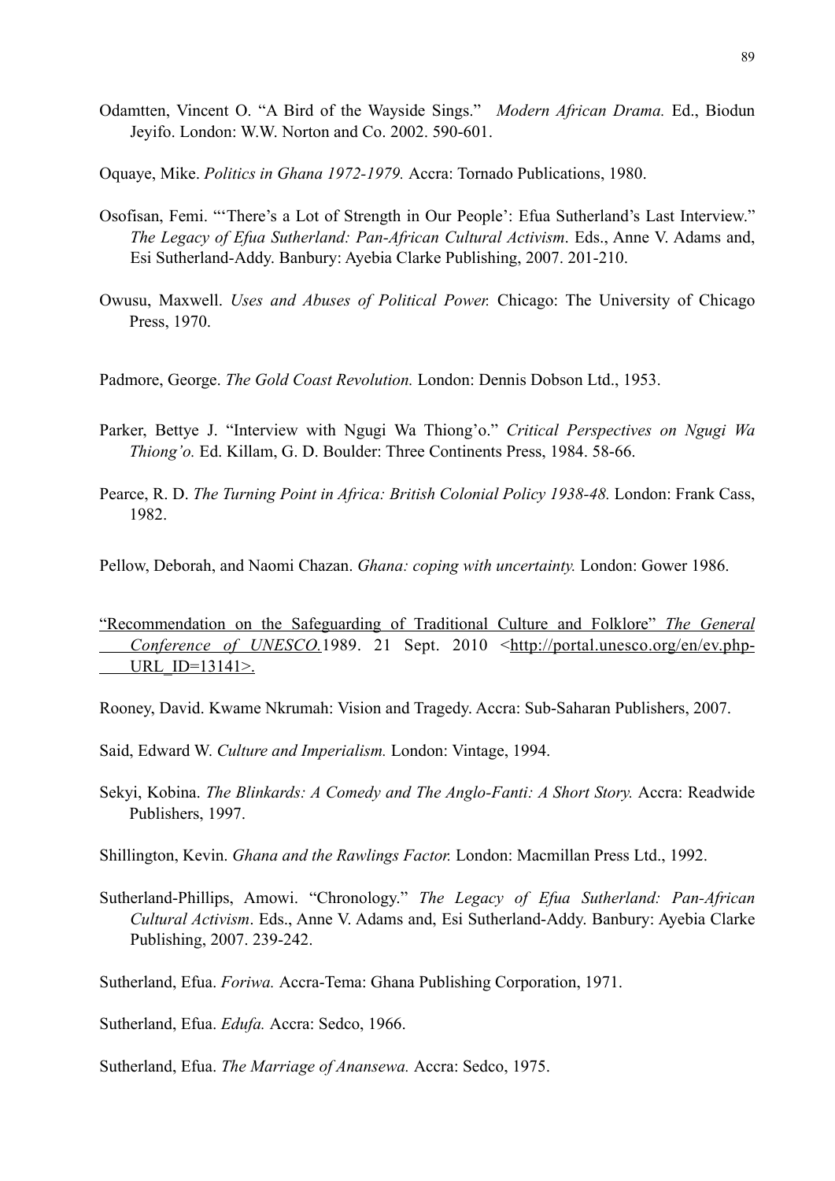Odamtten, Vincent O. "A Bird of the Wayside Sings." *Modern African Drama.* Ed., Biodun Jeyifo. London: W.W. Norton and Co. 2002. 590-601.

Oquaye, Mike. *Politics in Ghana 1972-1979.* Accra: Tornado Publications, 1980.

Osofisan, Femi. "'There's a Lot of Strength in Our People': Efua Sutherland's Last Interview." *The Legacy of Efua Sutherland: Pan-African Cultural Activism*. Eds., Anne V. Adams and, Esi Sutherland-Addy. Banbury: Ayebia Clarke Publishing, 2007. 201-210.

Owusu, Maxwell. *Uses and Abuses of Political Power.* Chicago: The University of Chicago Press, 1970.

Padmore, George. *The Gold Coast Revolution.* London: Dennis Dobson Ltd., 1953.

Parker, Bettye J. "Interview with Ngugi Wa Thiong'o." *Critical Perspectives on Ngugi Wa Thiong'o.* Ed. Killam, G. D. Boulder: Three Continents Press, 1984. 58-66.

Pearce, R. D. *The Turning Point in Africa: British Colonial Policy 1938-48.* London: Frank Cass, 1982.

Pellow, Deborah, and Naomi Chazan. *Ghana: coping with uncertainty.* London: Gower 1986.

"Recommendation on the Safeguarding of Traditional Culture and Folklore" *The General Conference of UNESCO.* 1989. 21 Sept. 2010 <http://portal.unesco.org/en/ev.php-URL_ID=13141>.

Rooney, David. Kwame Nkrumah: Vision and Tragedy. Accra: Sub-Saharan Publishers, 2007.

Said, Edward W. *Culture and Imperialism.* London: Vintage, 1994.

Sekyi, Kobina. *The Blinkards: A Comedy and The Anglo-Fanti: A Short Story.* Accra: Readwide Publishers, 1997.

Shillington, Kevin. *Ghana and the Rawlings Factor.* London: Macmillan Press Ltd., 1992.

Sutherland-Phillips, Amowi. "Chronology." *The Legacy of Efua Sutherland: Pan-African Cultural Activism*. Eds., Anne V. Adams and, Esi Sutherland-Addy. Banbury: Ayebia Clarke Publishing, 2007. 239-242.

Sutherland, Efua. *Foriwa.* Accra-Tema: Ghana Publishing Corporation, 1971.

Sutherland, Efua. *Edufa.* Accra: Sedco, 1966.

Sutherland, Efua. *The Marriage of Anansewa.* Accra: Sedco, 1975.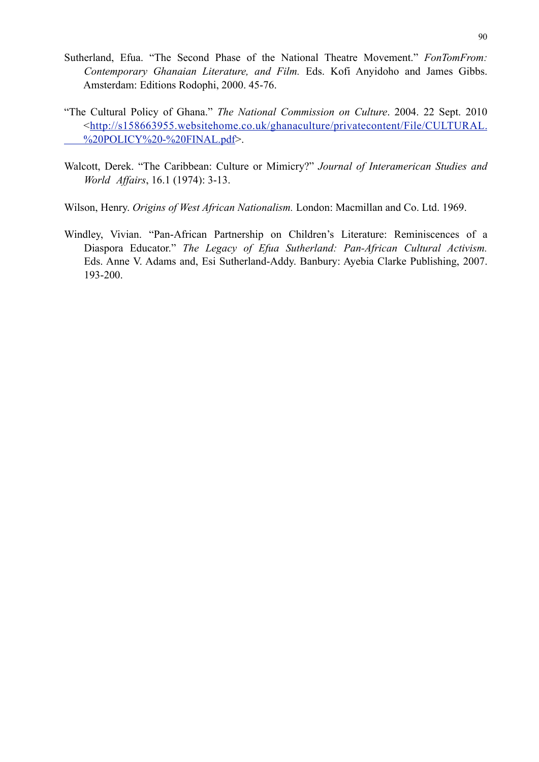Sutherland, Efua. "The Second Phase of the National Theatre Movement." *FonTomFrom: Contemporary Ghanaian Literature, and Film.* Eds. Kofi Anyidoho and James Gibbs. Amsterdam: Editions Rodophi, 2000. 45-76.

"The Cultural Policy of Ghana." *The National Commission on Culture*. 2004. 22 Sept. 2010 <http://s158663955.websitehome.co.uk/ghanaculture/privatecontent/File/CULTURAL.%20POLICY%20-%20FINAL.pdf>.

Walcott, Derek. "The Caribbean: Culture or Mimicry?" *Journal of Interamerican Studies and World Affairs*, 16.1 (1974): 3-13.

Wilson, Henry. *Origins of West African Nationalism.* London: Macmillan and Co. Ltd. 1969.

Windley, Vivian. "Pan-African Partnership on Children's Literature: Reminiscences of a Diaspora Educator." *The Legacy of Efua Sutherland: Pan-African Cultural Activism.* Eds. Anne V. Adams and, Esi Sutherland-Addy. Banbury: Ayebia Clarke Publishing, 2007. 193-200.